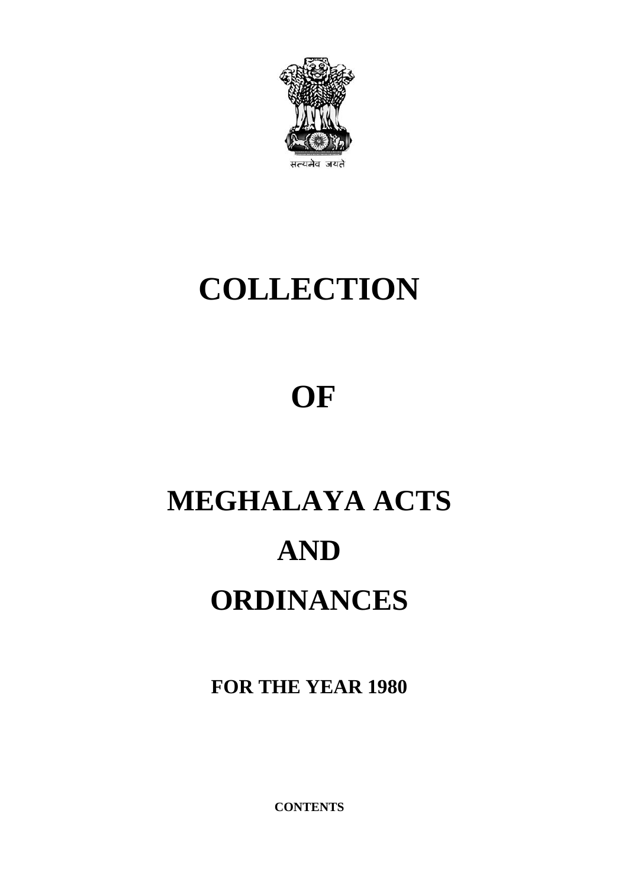सत्यमेव जयते

# COLLECTION

# OF

# MEGHALAYA ACTS

# AND

# ORDINANCES

## FOR THE YEAR 1980

**CONTENTS**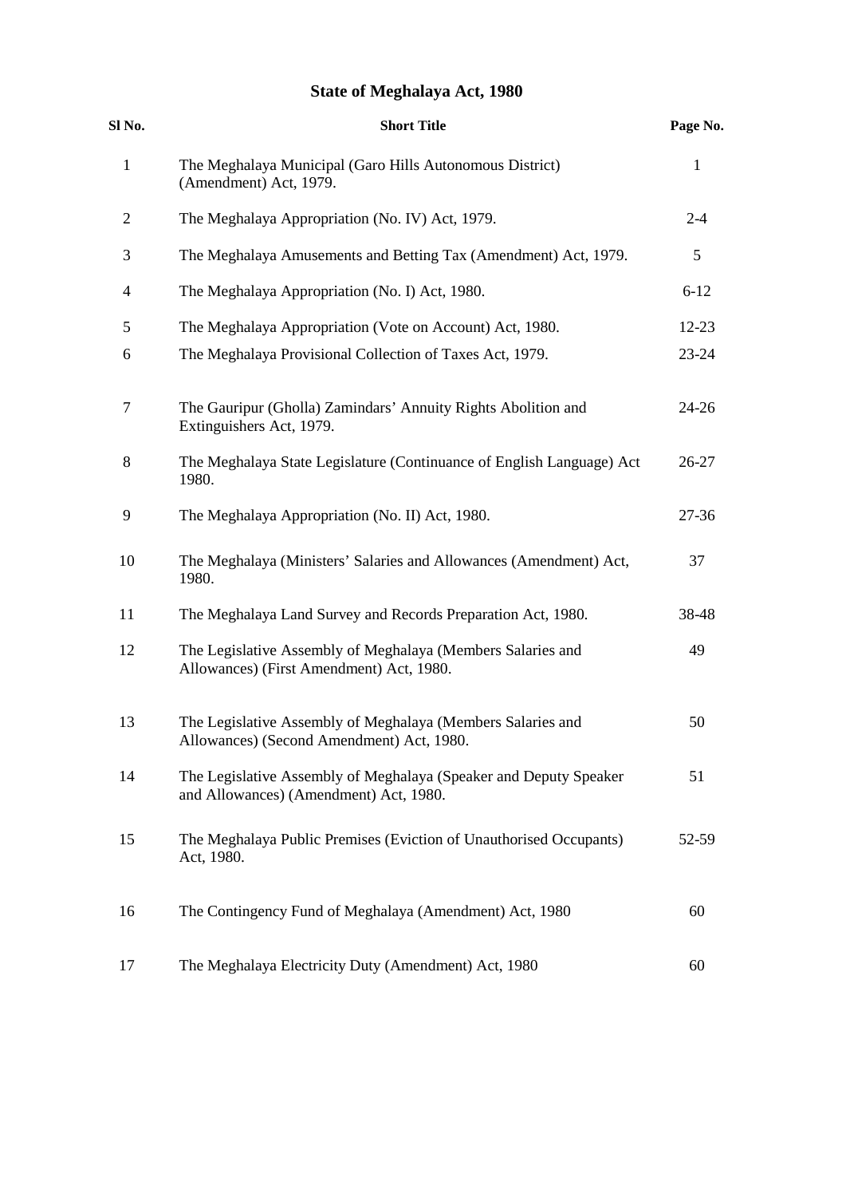# State of Meghalaya Act, 1980

| Sl No. | Short Title | Page No. |
|---|---|---|
| 1 | The Meghalaya Municipal (Garo Hills Autonomous District) (Amendment) Act, 1979. | 1 |
| 2 | The Meghalaya Appropriation (No. IV) Act, 1979. | 2-4 |
| 3 | The Meghalaya Amusements and Betting Tax (Amendment) Act, 1979. | 5 |
| 4 | The Meghalaya Appropriation (No. I) Act, 1980. | 6-12 |
| 5 | The Meghalaya Appropriation (Vote on Account) Act, 1980. | 12-23 |
| 6 | The Meghalaya Provisional Collection of Taxes Act, 1979. | 23-24 |
| 7 | The Gauripur (Gholla) Zamindars' Annuity Rights Abolition and Extinguishers Act, 1979. | 24-26 |
| 8 | The Meghalaya State Legislature (Continuance of English Language) Act 1980. | 26-27 |
| 9 | The Meghalaya Appropriation (No. II) Act, 1980. | 27-36 |
| 10 | The Meghalaya (Ministers' Salaries and Allowances (Amendment) Act, 1980. | 37 |
| 11 | The Meghalaya Land Survey and Records Preparation Act, 1980. | 38-48 |
| 12 | The Legislative Assembly of Meghalaya (Members Salaries and Allowances) (First Amendment) Act, 1980. | 49 |
| 13 | The Legislative Assembly of Meghalaya (Members Salaries and Allowances) (Second Amendment) Act, 1980. | 50 |
| 14 | The Legislative Assembly of Meghalaya (Speaker and Deputy Speaker and Allowances) (Amendment) Act, 1980. | 51 |
| 15 | The Meghalaya Public Premises (Eviction of Unauthorised Occupants) Act, 1980. | 52-59 |
| 16 | The Contingency Fund of Meghalaya (Amendment) Act, 1980 | 60 |
| 17 | The Meghalaya Electricity Duty (Amendment) Act, 1980 | 60 |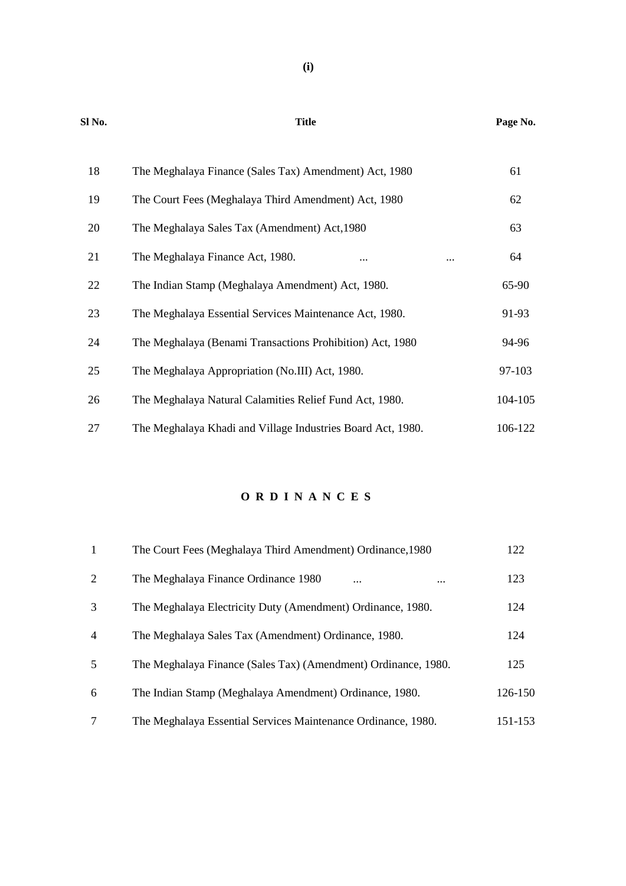| Sl No. | Title | Page No. |
|---|---|---|
| 18 | The Meghalaya Finance (Sales Tax) Amendment) Act, 1980 | 61 |
| 19 | The Court Fees (Meghalaya Third Amendment) Act, 1980 | 62 |
| 20 | The Meghalaya Sales Tax (Amendment) Act,1980 | 63 |
| 21 | The Meghalaya Finance Act, 1980. ... ... | 64 |
| 22 | The Indian Stamp (Meghalaya Amendment) Act, 1980. | 65-90 |
| 23 | The Meghalaya Essential Services Maintenance Act, 1980. | 91-93 |
| 24 | The Meghalaya (Benami Transactions Prohibition) Act, 1980 | 94-96 |
| 25 | The Meghalaya Appropriation (No.III) Act, 1980. | 97-103 |
| 26 | The Meghalaya Natural Calamities Relief Fund Act, 1980. | 104-105 |
| 27 | The Meghalaya Khadi and Village Industries Board Act, 1980. | 106-122 |

## O R D I N A N C E S

| Sl No. | Title | Page No. |
|---|---|---|
| 1 | The Court Fees (Meghalaya Third Amendment) Ordinance,1980 | 122 |
| 2 | The Meghalaya Finance Ordinance 1980 ... ... | 123 |
| 3 | The Meghalaya Electricity Duty (Amendment) Ordinance, 1980. | 124 |
| 4 | The Meghalaya Sales Tax (Amendment) Ordinance, 1980. | 124 |
| 5 | The Meghalaya Finance (Sales Tax) (Amendment) Ordinance, 1980. | 125 |
| 6 | The Indian Stamp (Meghalaya Amendment) Ordinance, 1980. | 126-150 |
| 7 | The Meghalaya Essential Services Maintenance Ordinance, 1980. | 151-153 |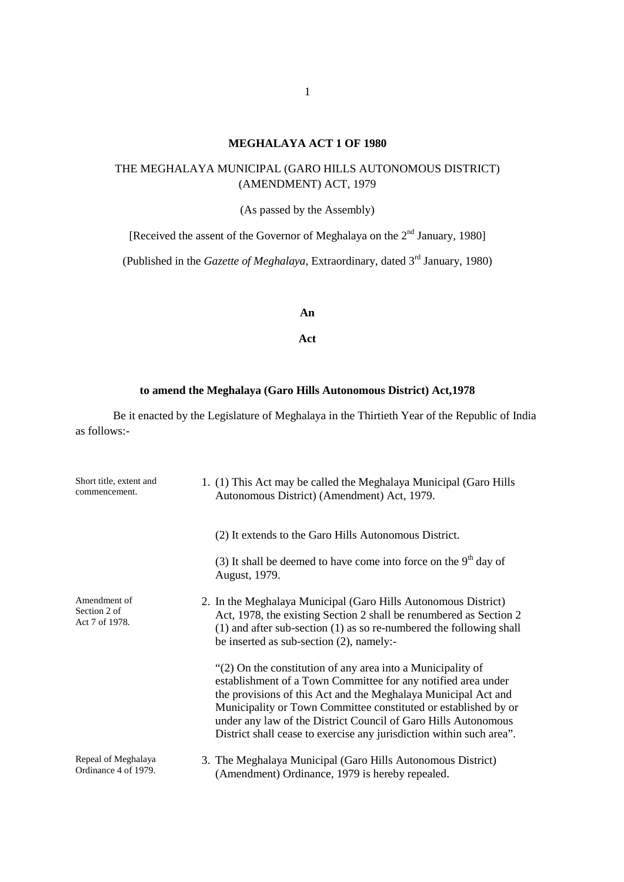# MEGHALAYA ACT 1 OF 1980

THE MEGHALAYA MUNICIPAL (GARO HILLS AUTONOMOUS DISTRICT) (AMENDMENT) ACT, 1979

(As passed by the Assembly)

[Received the assent of the Governor of Meghalaya on the 2nd January, 1980]

(Published in the *Gazette of Meghalaya*, Extraordinary, dated 3rd January, 1980)

**An**

**Act**

**to amend the Meghalaya (Garo Hills Autonomous District) Act,1978**

Be it enacted by the Legislature of Meghalaya in the Thirtieth Year of the Republic of India as follows:-

Short title, extent and commencement.

1. (1) This Act may be called the Meghalaya Municipal (Garo Hills Autonomous District) (Amendment) Act, 1979.

   (2) It extends to the Garo Hills Autonomous District.

   (3) It shall be deemed to have come into force on the 9th day of August, 1979.

Amendment of Section 2 of Act 7 of 1978.

2. In the Meghalaya Municipal (Garo Hills Autonomous District) Act, 1978, the existing Section 2 shall be renumbered as Section 2 (1) and after sub-section (1) as so re-numbered the following shall be inserted as sub-section (2), namely:-

   "(2) On the constitution of any area into a Municipality of establishment of a Town Committee for any notified area under the provisions of this Act and the Meghalaya Municipal Act and Municipality or Town Committee constituted or established by or under any law of the District Council of Garo Hills Autonomous District shall cease to exercise any jurisdiction within such area".

Repeal of Meghalaya Ordinance 4 of 1979.

3. The Meghalaya Municipal (Garo Hills Autonomous District) (Amendment) Ordinance, 1979 is hereby repealed.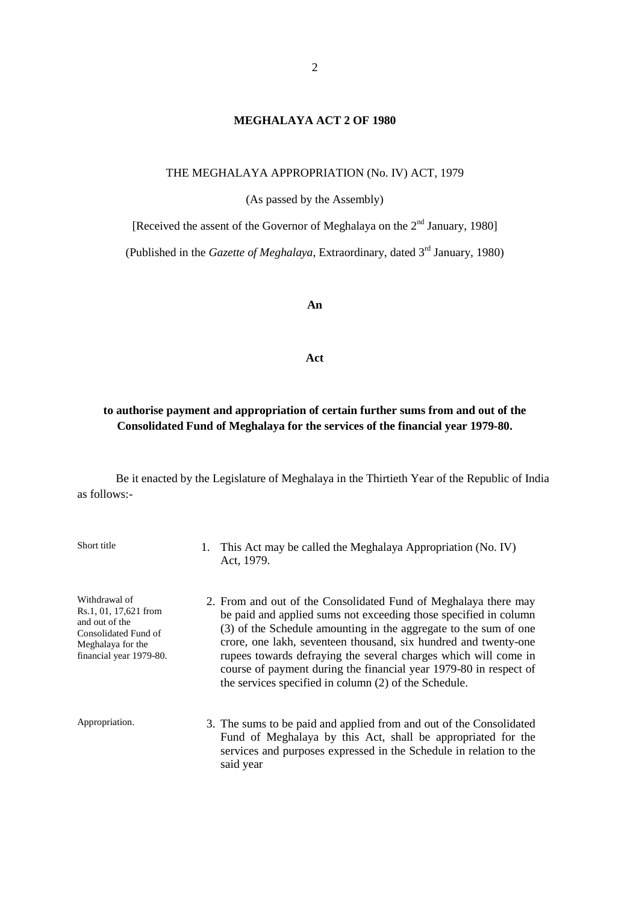## MEGHALAYA ACT 2 OF 1980

THE MEGHALAYA APPROPRIATION (No. IV) ACT, 1979

(As passed by the Assembly)

[Received the assent of the Governor of Meghalaya on the 2nd January, 1980]

(Published in the *Gazette of Meghalaya*, Extraordinary, dated 3rd January, 1980)

**An**

**Act**

**to authorise payment and appropriation of certain further sums from and out of the Consolidated Fund of Meghalaya for the services of the financial year 1979-80.**

Be it enacted by the Legislature of Meghalaya in the Thirtieth Year of the Republic of India as follows:-

Short title

1. This Act may be called the Meghalaya Appropriation (No. IV) Act, 1979.

Withdrawal of Rs.1, 01, 17,621 from and out of the Consolidated Fund of Meghalaya for the financial year 1979-80.

2. From and out of the Consolidated Fund of Meghalaya there may be paid and applied sums not exceeding those specified in column (3) of the Schedule amounting in the aggregate to the sum of one crore, one lakh, seventeen thousand, six hundred and twenty-one rupees towards defraying the several charges which will come in course of payment during the financial year 1979-80 in respect of the services specified in column (2) of the Schedule.

Appropriation.

3. The sums to be paid and applied from and out of the Consolidated Fund of Meghalaya by this Act, shall be appropriated for the services and purposes expressed in the Schedule in relation to the said year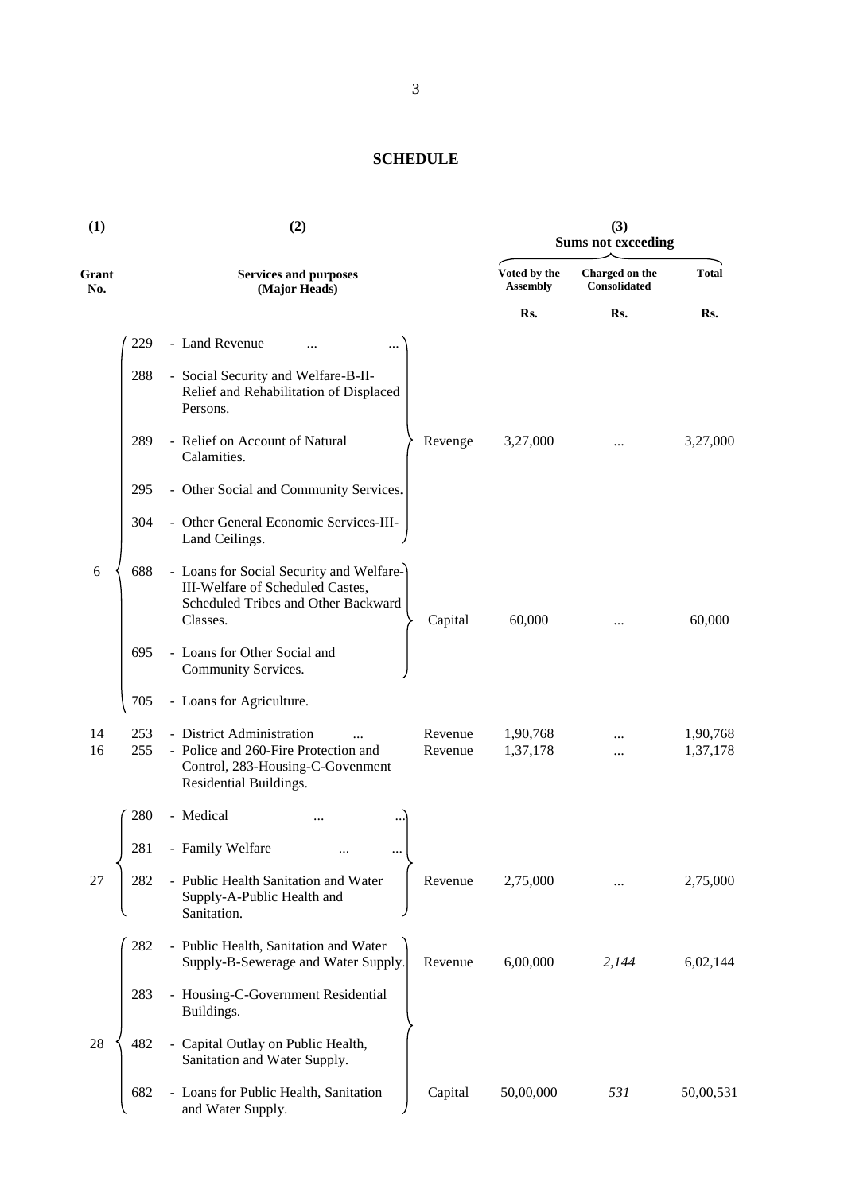## SCHEDULE

| (1) | (2) | | | (3) Sums not exceeding | | |
|---|---|---|---|---|---|---|
| Grant No. | Services and purposes (Major Heads) | | | Voted by the Assembly | Charged on the Consolidated | Total |
| | | | | Rs. | Rs. | Rs. |
| 6 | 229 | - Land Revenue ... ... | Revenge | 3,27,000 | ... | 3,27,000 |
| | 288 | - Social Security and Welfare-B-II-Relief and Rehabilitation of Displaced Persons. | | | | |
| | 289 | - Relief on Account of Natural Calamities. | | | | |
| | 295 | - Other Social and Community Services. | | | | |
| | 304 | - Other General Economic Services-III-Land Ceilings. | | | | |
| | 688 | - Loans for Social Security and Welfare-III-Welfare of Scheduled Castes, Scheduled Tribes and Other Backward Classes. | Capital | 60,000 | ... | 60,000 |
| | 695 | - Loans for Other Social and Community Services. | | | | |
| | 705 | - Loans for Agriculture. | | | | |
| 14 | 253 | - District Administration ... | Revenue | 1,90,768 | ... | 1,90,768 |
| 16 | 255 | - Police and 260-Fire Protection and Control, 283-Housing-C-Govenment Residential Buildings. | Revenue | 1,37,178 | ... | 1,37,178 |
| 27 | 280 | - Medical ... ... | Revenue | 2,75,000 | ... | 2,75,000 |
| | 281 | - Family Welfare ... ... | | | | |
| | 282 | - Public Health Sanitation and Water Supply-A-Public Health and Sanitation. | | | | |
| 28 | 282 | - Public Health, Sanitation and Water Supply-B-Sewerage and Water Supply. | Revenue | 6,00,000 | *2,144* | 6,02,144 |
| | 283 | - Housing-C-Government Residential Buildings. | | | | |
| | 482 | - Capital Outlay on Public Health, Sanitation and Water Supply. | Capital | 50,00,000 | *531* | 50,00,531 |
| | 682 | - Loans for Public Health, Sanitation and Water Supply. | | | | |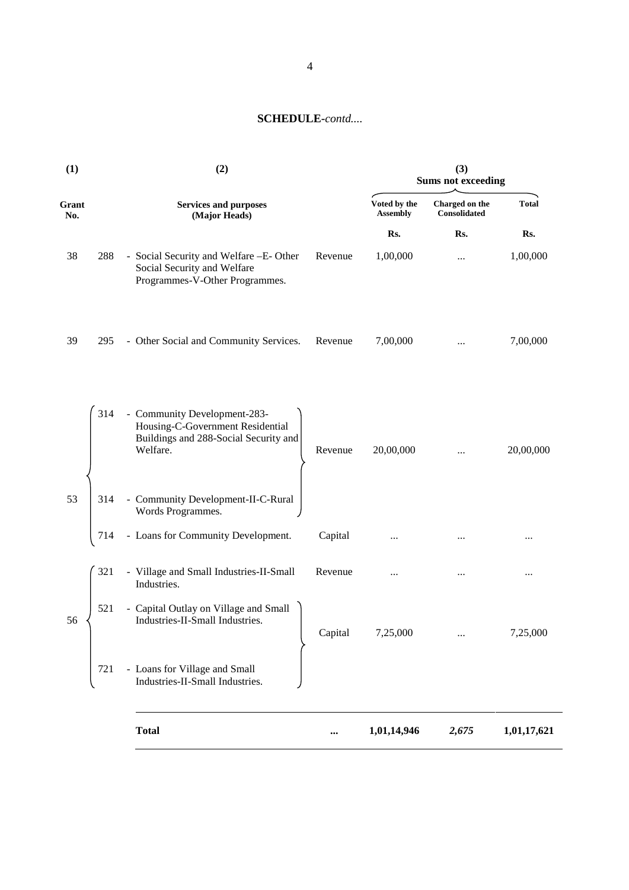**SCHEDULE-*contd....***

| (1) | | (2) | | (3) Sums not exceeding | | |
|---|---|---|---|---|---|---|
| Grant No. | | Services and purposes (Major Heads) | | Voted by the Assembly | Charged on the Consolidated | Total |
| | | | | Rs. | Rs. | Rs. |
| 38 | 288 | - Social Security and Welfare –E- Other Social Security and Welfare Programmes-V-Other Programmes. | Revenue | 1,00,000 | ... | 1,00,000 |
| 39 | 295 | - Other Social and Community Services. | Revenue | 7,00,000 | ... | 7,00,000 |
| 53 | 314 | - Community Development-283-Housing-C-Government Residential Buildings and 288-Social Security and Welfare. | Revenue | 20,00,000 | ... | 20,00,000 |
| | 314 | - Community Development-II-C-Rural Words Programmes. | | | | |
| | 714 | - Loans for Community Development. | Capital | ... | ... | ... |
| 56 | 321 | - Village and Small Industries-II-Small Industries. | Revenue | ... | ... | ... |
| | 521 | - Capital Outlay on Village and Small Industries-II-Small Industries. | Capital | 7,25,000 | ... | 7,25,000 |
| | 721 | - Loans for Village and Small Industries-II-Small Industries. | | | | |
| | | **Total** | **...** | **1,01,14,946** | ***2,675*** | **1,01,17,621** |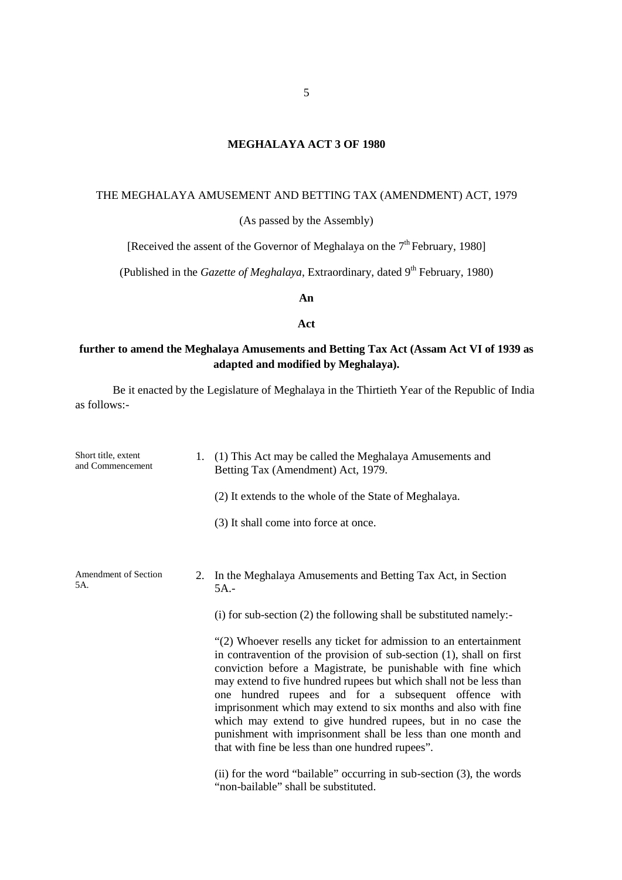# MEGHALAYA ACT 3 OF 1980

THE MEGHALAYA AMUSEMENT AND BETTING TAX (AMENDMENT) ACT, 1979

(As passed by the Assembly)

[Received the assent of the Governor of Meghalaya on the 7th February, 1980]

(Published in the *Gazette of Meghalaya*, Extraordinary, dated 9th February, 1980)

**An**

**Act**

**further to amend the Meghalaya Amusements and Betting Tax Act (Assam Act VI of 1939 as adapted and modified by Meghalaya).**

Be it enacted by the Legislature of Meghalaya in the Thirtieth Year of the Republic of India as follows:-

Short title, extent and Commencement

1. (1) This Act may be called the Meghalaya Amusements and Betting Tax (Amendment) Act, 1979.

   (2) It extends to the whole of the State of Meghalaya.

   (3) It shall come into force at once.

Amendment of Section 5A.

2. In the Meghalaya Amusements and Betting Tax Act, in Section 5A.-

   (i) for sub-section (2) the following shall be substituted namely:-

   "(2) Whoever resells any ticket for admission to an entertainment in contravention of the provision of sub-section (1), shall on first conviction before a Magistrate, be punishable with fine which may extend to five hundred rupees but which shall not be less than one hundred rupees and for a subsequent offence with imprisonment which may extend to six months and also with fine which may extend to give hundred rupees, but in no case the punishment with imprisonment shall be less than one month and that with fine be less than one hundred rupees".

   (ii) for the word "bailable" occurring in sub-section (3), the words "non-bailable" shall be substituted.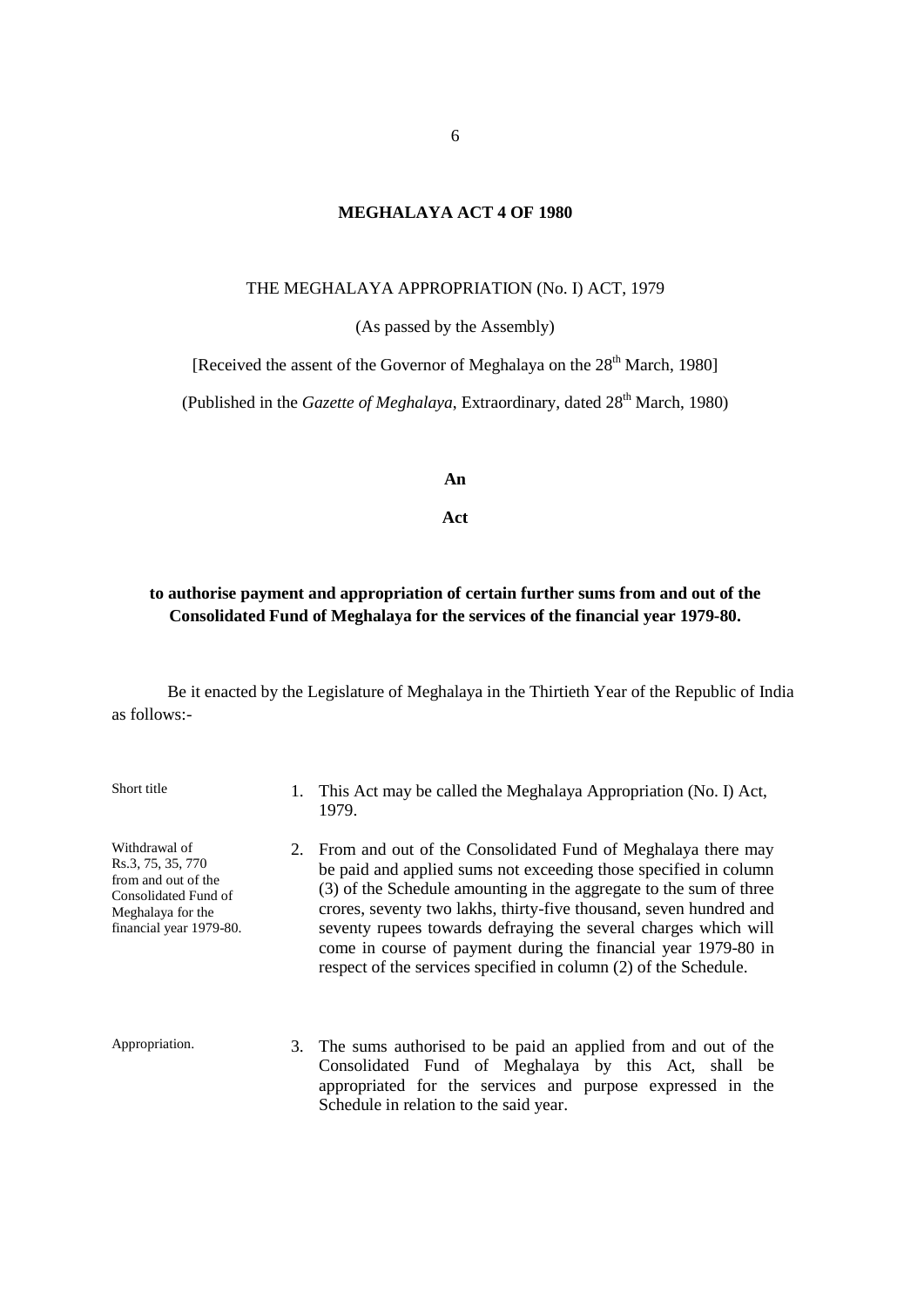# MEGHALAYA ACT 4 OF 1980

THE MEGHALAYA APPROPRIATION (No. I) ACT, 1979

(As passed by the Assembly)

[Received the assent of the Governor of Meghalaya on the 28th March, 1980]

(Published in the *Gazette of Meghalaya*, Extraordinary, dated 28th March, 1980)

**An**

**Act**

**to authorise payment and appropriation of certain further sums from and out of the Consolidated Fund of Meghalaya for the services of the financial year 1979-80.**

Be it enacted by the Legislature of Meghalaya in the Thirtieth Year of the Republic of India as follows:-

Short title

1. This Act may be called the Meghalaya Appropriation (No. I) Act, 1979.

Withdrawal of Rs.3, 75, 35, 770 from and out of the Consolidated Fund of Meghalaya for the financial year 1979-80.

2. From and out of the Consolidated Fund of Meghalaya there may be paid and applied sums not exceeding those specified in column (3) of the Schedule amounting in the aggregate to the sum of three crores, seventy two lakhs, thirty-five thousand, seven hundred and seventy rupees towards defraying the several charges which will come in course of payment during the financial year 1979-80 in respect of the services specified in column (2) of the Schedule.

Appropriation.

3. The sums authorised to be paid an applied from and out of the Consolidated Fund of Meghalaya by this Act, shall be appropriated for the services and purpose expressed in the Schedule in relation to the said year.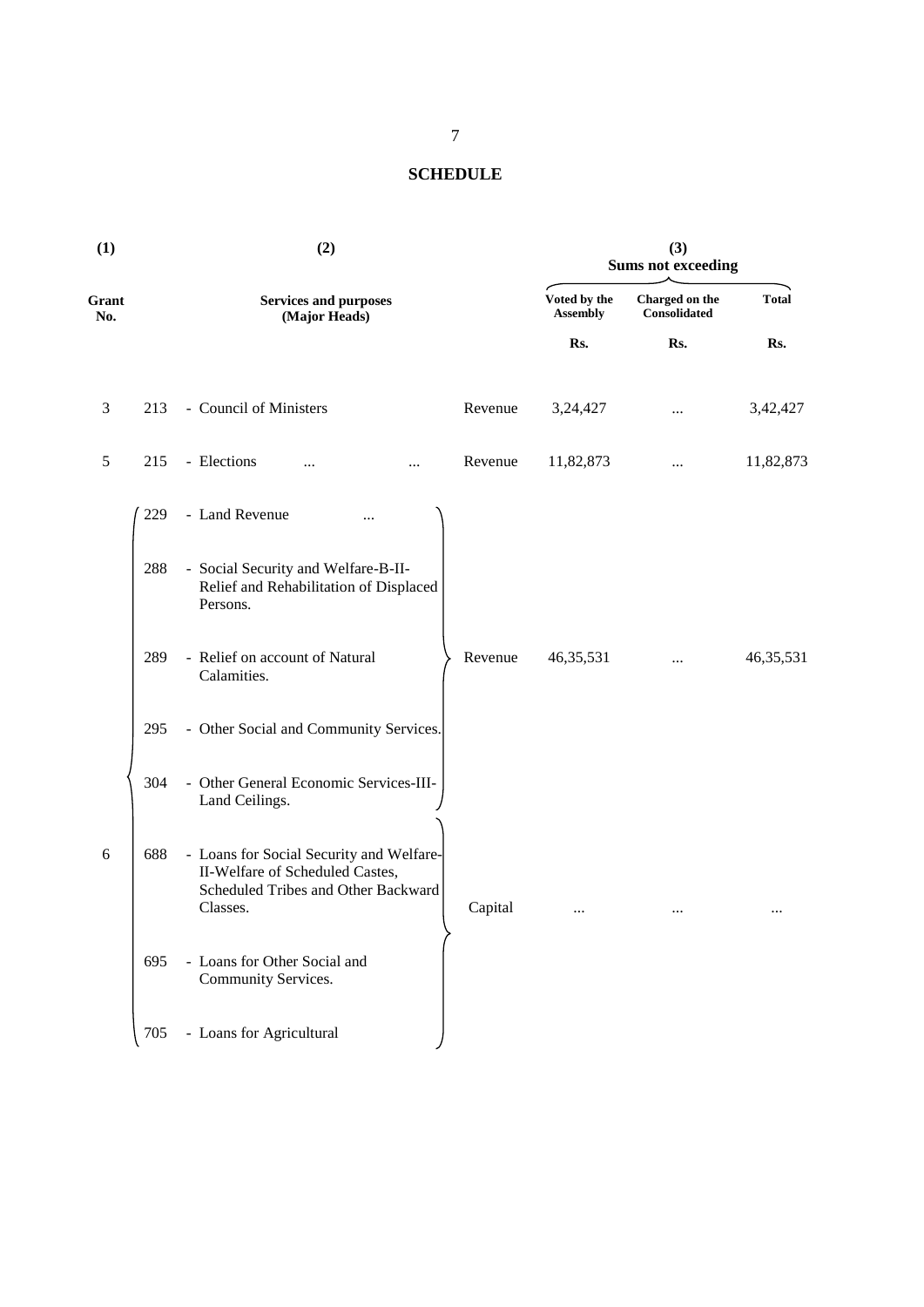## SCHEDULE

| (1) | | (2) | | (3) Sums not exceeding | | |
|---|---|---|---|---|---|---|
| Grant No. | | Services and purposes (Major Heads) | | Voted by the Assembly | Charged on the Consolidated | Total |
| | | | | Rs. | Rs. | Rs. |
| 3 | 213 | - Council of Ministers | Revenue | 3,24,427 | ... | 3,42,427 |
| 5 | 215 | - Elections ... ... | Revenue | 11,82,873 | ... | 11,82,873 |
| 6 | 229 | - Land Revenue ... | Revenue | 46,35,531 | ... | 46,35,531 |
| | 288 | - Social Security and Welfare-B-II-Relief and Rehabilitation of Displaced Persons. | | | | |
| | 289 | - Relief on account of Natural Calamities. | | | | |
| | 295 | - Other Social and Community Services. | | | | |
| | 304 | - Other General Economic Services-III-Land Ceilings. | | | | |
| | 688 | - Loans for Social Security and Welfare-II-Welfare of Scheduled Castes, Scheduled Tribes and Other Backward Classes. | Capital | ... | ... | ... |
| | 695 | - Loans for Other Social and Community Services. | | | | |
| | 705 | - Loans for Agricultural | | | | |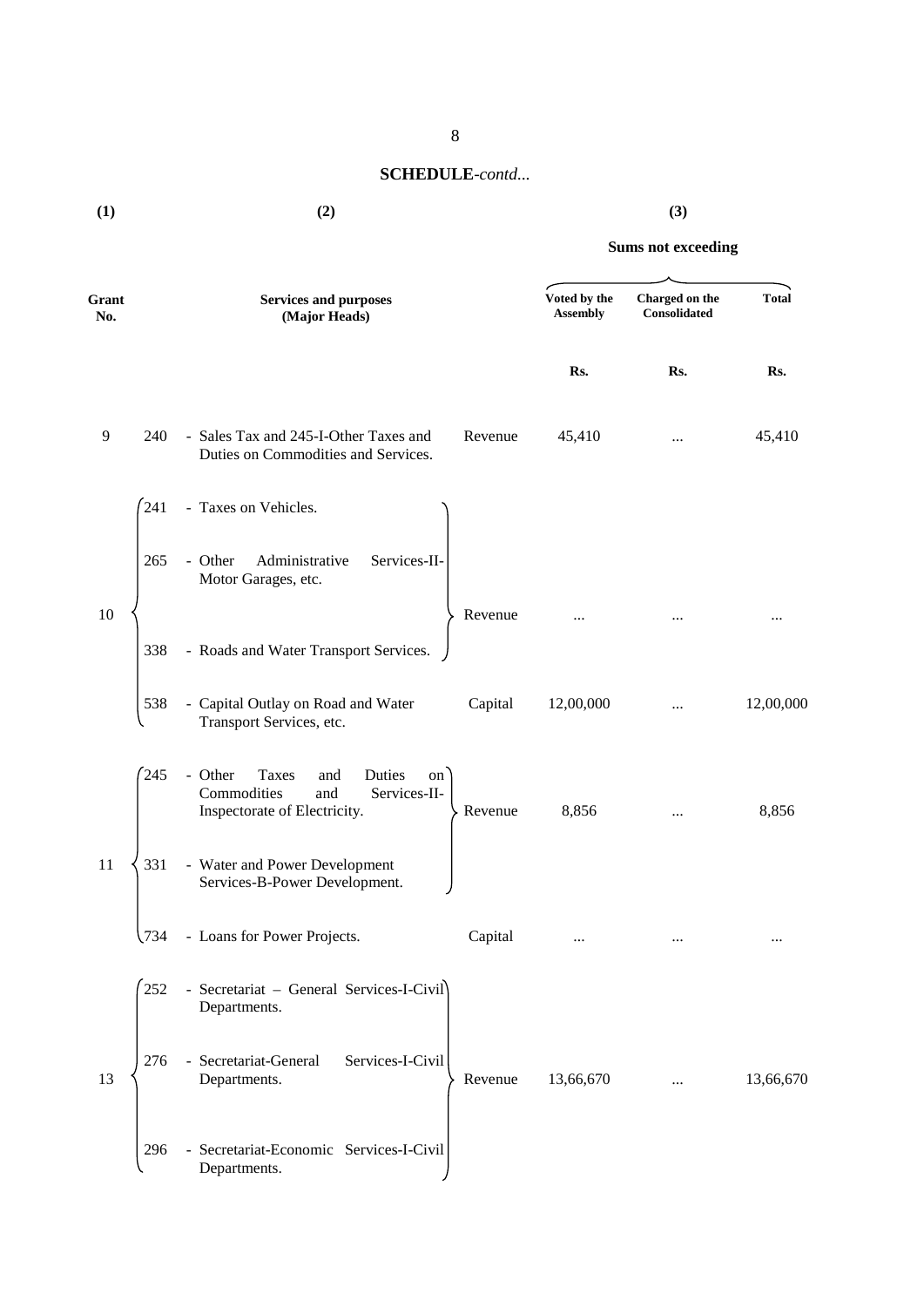## SCHEDULE-*contd...*

| (1) | | (2) | | (3) | | |
|---|---|---|---|---|---|---|
| | | | | **Sums not exceeding** | | |
| **Grant No.** | | **Services and purposes (Major Heads)** | | **Voted by the Assembly** | **Charged on the Consolidated** | **Total** |
| | | | | **Rs.** | **Rs.** | **Rs.** |
| 9 | 240 | - Sales Tax and 245-I-Other Taxes and Duties on Commodities and Services. | Revenue | 45,410 | ... | 45,410 |
| 10 | 241 | - Taxes on Vehicles. | Revenue | ... | ... | ... |
| | 265 | - Other Administrative Services-II-Motor Garages, etc. | | | | |
| | 338 | - Roads and Water Transport Services. | | | | |
| | 538 | - Capital Outlay on Road and Water Transport Services, etc. | Capital | 12,00,000 | ... | 12,00,000 |
| 11 | 245 | - Other Taxes and Duties on Commodities and Services-II-Inspectorate of Electricity. | Revenue | 8,856 | ... | 8,856 |
| | 331 | - Water and Power Development Services-B-Power Development. | | | | |
| | 734 | - Loans for Power Projects. | Capital | ... | ... | ... |
| 13 | 252 | - Secretariat – General Services-I-Civil Departments. | Revenue | 13,66,670 | ... | 13,66,670 |
| | 276 | - Secretariat-General Services-I-Civil Departments. | | | | |
| | 296 | - Secretariat-Economic Services-I-Civil Departments. | | | | |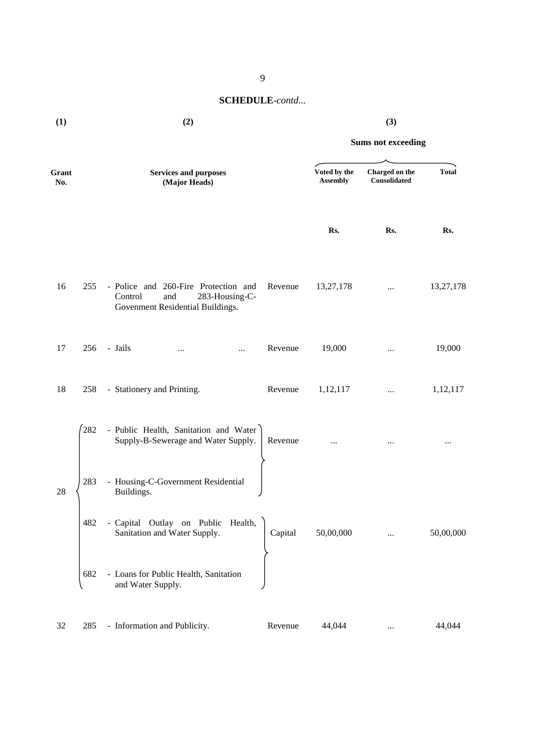## SCHEDULE-*contd...*

| (1) | | (2) | | (3) | | |
|---|---|---|---|---|---|---|
| | | | | Sums not exceeding | | |
| Grant No. | | Services and purposes (Major Heads) | | Voted by the Assembly | Charged on the Consolidated | Total |
| | | | | Rs. | Rs. | Rs. |
| 16 | 255 | - Police and 260-Fire Protection and Control and 283-Housing-C-Govenment Residential Buildings. | Revenue | 13,27,178 | ... | 13,27,178 |
| 17 | 256 | - Jails ... ... | Revenue | 19,000 | ... | 19,000 |
| 18 | 258 | - Stationery and Printing. | Revenue | 1,12,117 | ... | 1,12,117 |
| 28 | 282 | - Public Health, Sanitation and Water Supply-B-Sewerage and Water Supply. | Revenue | ... | ... | ... |
| | 283 | - Housing-C-Government Residential Buildings. | | | | |
| | 482 | - Capital Outlay on Public Health, Sanitation and Water Supply. | Capital | 50,00,000 | ... | 50,00,000 |
| | 682 | - Loans for Public Health, Sanitation and Water Supply. | | | | |
| 32 | 285 | - Information and Publicity. | Revenue | 44,044 | ... | 44,044 |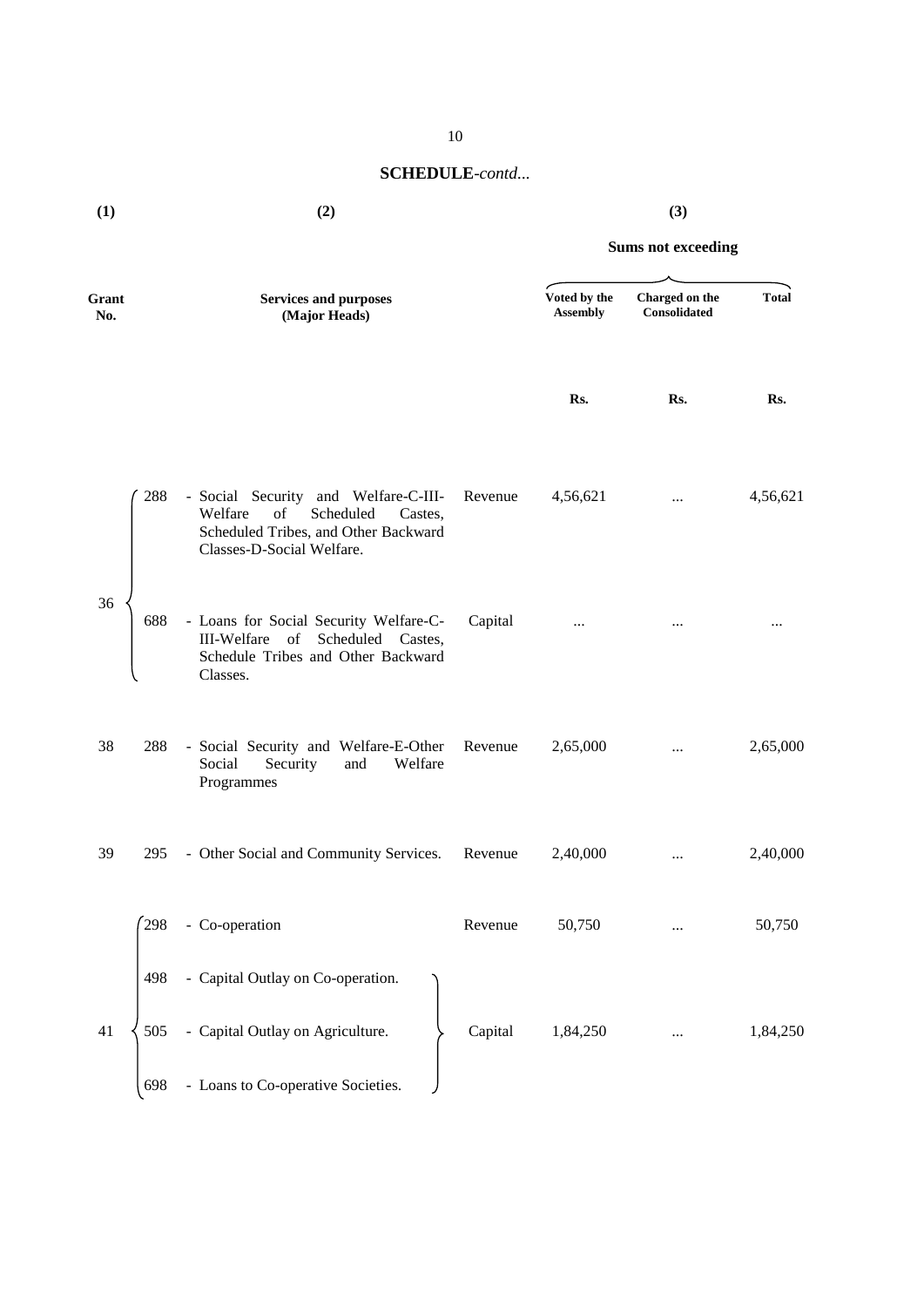## SCHEDULE-*contd...*

| (1) | | (2) | | (3) | | |
|---|---|---|---|---|---|---|
| | | | | **Sums not exceeding** | | |
| **Grant No.** | | **Services and purposes (Major Heads)** | | **Voted by the Assembly** | **Charged on the Consolidated** | **Total** |
| | | | | **Rs.** | **Rs.** | **Rs.** |
| 36 | 288 | - Social Security and Welfare-C-III-Welfare of Scheduled Castes, Scheduled Tribes, and Other Backward Classes-D-Social Welfare. | Revenue | 4,56,621 | ... | 4,56,621 |
| | 688 | - Loans for Social Security Welfare-C-III-Welfare of Scheduled Castes, Schedule Tribes and Other Backward Classes. | Capital | ... | ... | ... |
| 38 | 288 | - Social Security and Welfare-E-Other Social Security and Welfare Programmes | Revenue | 2,65,000 | ... | 2,65,000 |
| 39 | 295 | - Other Social and Community Services. | Revenue | 2,40,000 | ... | 2,40,000 |
| 41 | 298 | - Co-operation | Revenue | 50,750 | ... | 50,750 |
| | 498 | - Capital Outlay on Co-operation. | | | | |
| | 505 | - Capital Outlay on Agriculture. | Capital | 1,84,250 | ... | 1,84,250 |
| | 698 | - Loans to Co-operative Societies. | | | | |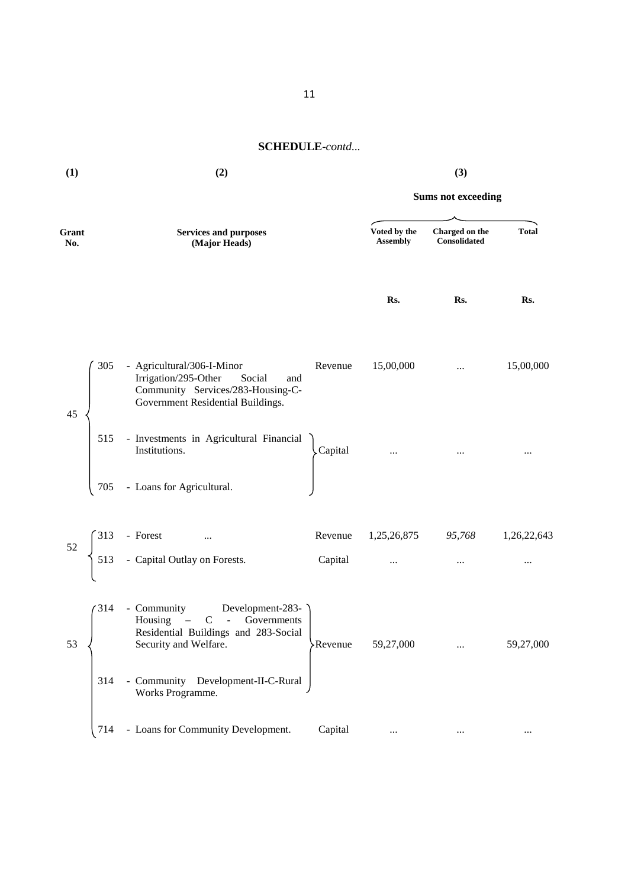## SCHEDULE-*contd...*

| (1) | (2) | | | (3) | | |
|---|---|---|---|---|---|---|
| | | | | Sums not exceeding | | |
| Grant No. | | Services and purposes (Major Heads) | | Voted by the Assembly | Charged on the Consolidated | Total |
| | | | | Rs. | Rs. | Rs. |
| 45 | 305 | - Agricultural/306-I-Minor Irrigation/295-Other Social and Community Services/283-Housing-C-Government Residential Buildings. | Revenue | 15,00,000 | ... | 15,00,000 |
| | 515 | - Investments in Agricultural Financial Institutions. | Capital | ... | ... | ... |
| | 705 | - Loans for Agricultural. | | | | |
| 52 | 313 | - Forest ... | Revenue | 1,25,26,875 | *95,768* | 1,26,22,643 |
| | 513 | - Capital Outlay on Forests. | Capital | ... | ... | ... |
| 53 | 314 | - Community Development-283-Housing – C - Governments Residential Buildings and 283-Social Security and Welfare. | Revenue | 59,27,000 | ... | 59,27,000 |
| | 314 | - Community Development-II-C-Rural Works Programme. | | | | |
| | 714 | - Loans for Community Development. | Capital | ... | ... | ... |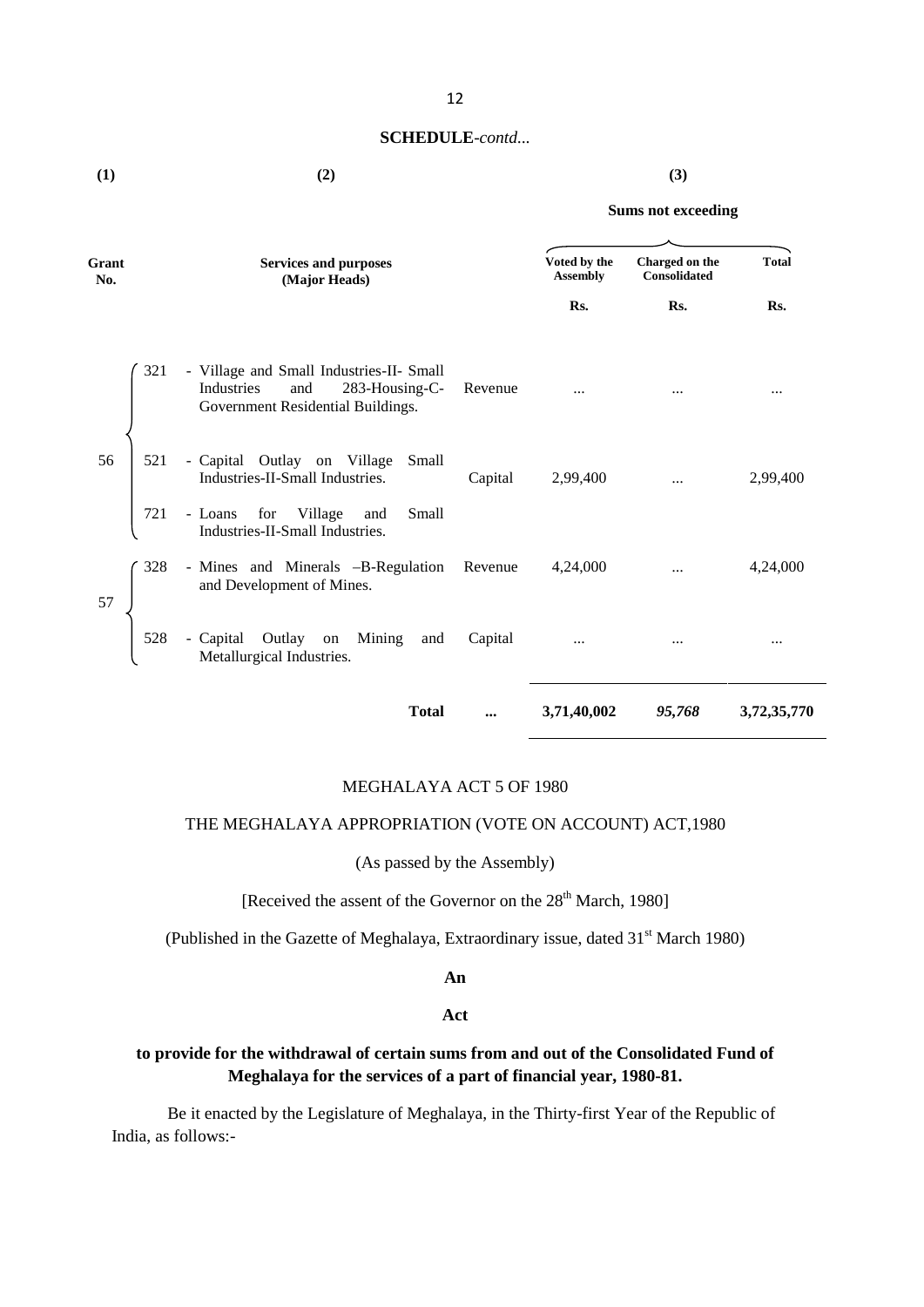**SCHEDULE**-*contd...*

| (1) | | (2) | | (3) | | |
|---|---|---|---|---|---|---|
| | | | | Sums not exceeding | | |
| Grant No. | | Services and purposes (Major Heads) | | Voted by the Assembly | Charged on the Consolidated | Total |
| | | | | Rs. | Rs. | Rs. |
| 56 | 321 | - Village and Small Industries-II- Small Industries and 283-Housing-C-Government Residential Buildings. | Revenue | ... | ... | ... |
| | 521 | - Capital Outlay on Village Small Industries-II-Small Industries. | Capital | 2,99,400 | ... | 2,99,400 |
| | 721 | - Loans for Village and Small Industries-II-Small Industries. | | | | |
| 57 | 328 | - Mines and Minerals –B-Regulation and Development of Mines. | Revenue | 4,24,000 | ... | 4,24,000 |
| | 528 | - Capital Outlay on Mining and Metallurgical Industries. | Capital | ... | ... | ... |
| | | **Total** | **...** | **3,71,40,002** | ***95,768*** | **3,72,35,770** |

MEGHALAYA ACT 5 OF 1980

THE MEGHALAYA APPROPRIATION (VOTE ON ACCOUNT) ACT,1980

(As passed by the Assembly)

[Received the assent of the Governor on the 28th March, 1980]

(Published in the Gazette of Meghalaya, Extraordinary issue, dated 31st March 1980)

**An**

**Act**

**to provide for the withdrawal of certain sums from and out of the Consolidated Fund of Meghalaya for the services of a part of financial year, 1980-81.**

Be it enacted by the Legislature of Meghalaya, in the Thirty-first Year of the Republic of India, as follows:-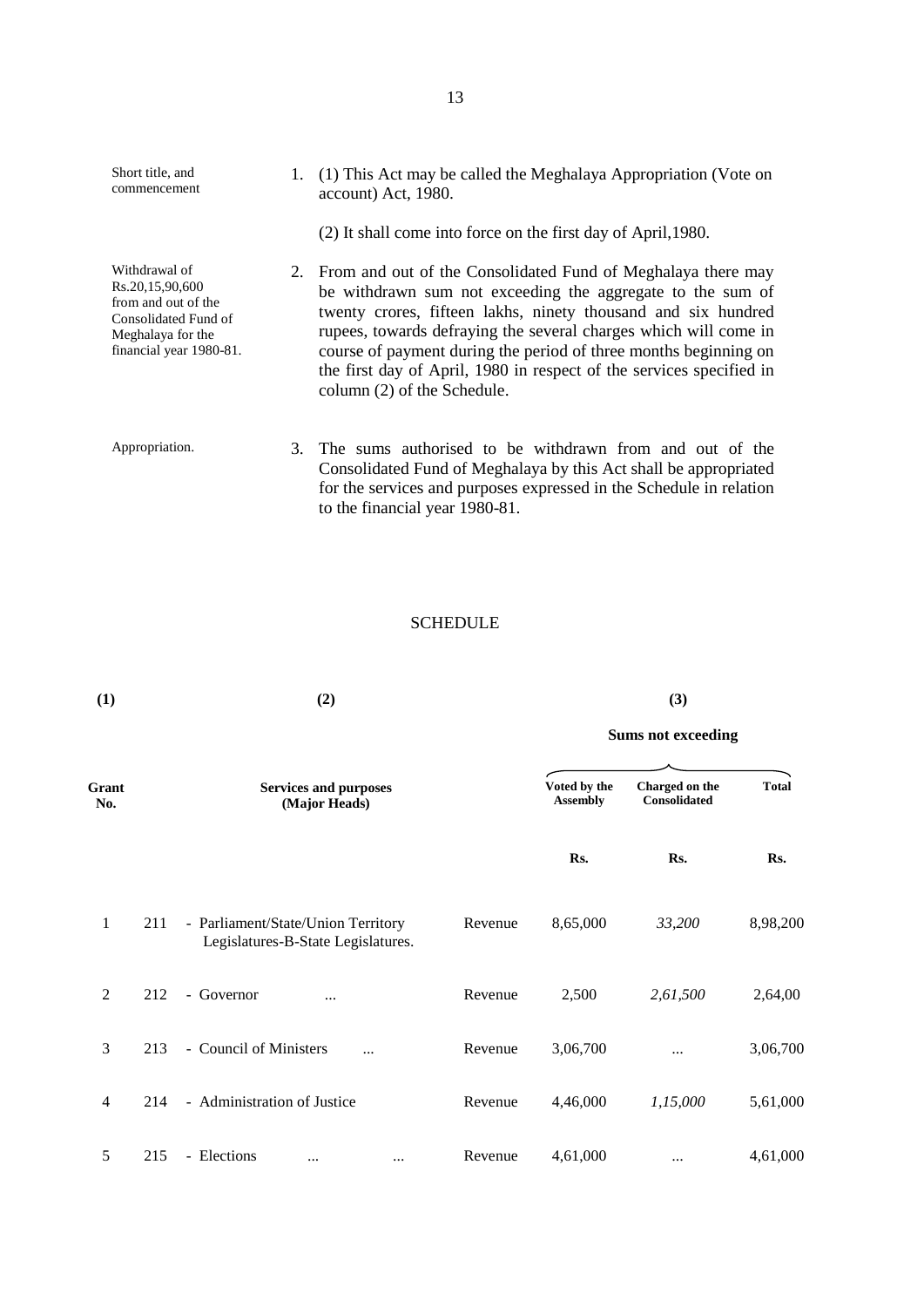| | |
|---|---|
| Short title, and commencement | 1. (1) This Act may be called the Meghalaya Appropriation (Vote on account) Act, 1980. |
| | (2) It shall come into force on the first day of April,1980. |
| Withdrawal of Rs.20,15,90,600 from and out of the Consolidated Fund of Meghalaya for the financial year 1980-81. | 2. From and out of the Consolidated Fund of Meghalaya there may be withdrawn sum not exceeding the aggregate to the sum of twenty crores, fifteen lakhs, ninety thousand and six hundred rupees, towards defraying the several charges which will come in course of payment during the period of three months beginning on the first day of April, 1980 in respect of the services specified in column (2) of the Schedule. |
| Appropriation. | 3. The sums authorised to be withdrawn from and out of the Consolidated Fund of Meghalaya by this Act shall be appropriated for the services and purposes expressed in the Schedule in relation to the financial year 1980-81. |

## SCHEDULE

| (1) | | (2) | | (3) | | |
|---|---|---|---|---|---|---|
| | | | | Sums not exceeding | | |
| Grant No. | | Services and purposes (Major Heads) | | Voted by the Assembly | Charged on the Consolidated | Total |
| | | | | Rs. | Rs. | Rs. |
| 1 | 211 | - Parliament/State/Union Territory Legislatures-B-State Legislatures. | Revenue | 8,65,000 | *33,200* | 8,98,200 |
| 2 | 212 | - Governor ... | Revenue | 2,500 | *2,61,500* | 2,64,00 |
| 3 | 213 | - Council of Ministers ... | Revenue | 3,06,700 | ... | 3,06,700 |
| 4 | 214 | - Administration of Justice | Revenue | 4,46,000 | *1,15,000* | 5,61,000 |
| 5 | 215 | - Elections ... ... | Revenue | 4,61,000 | ... | 4,61,000 |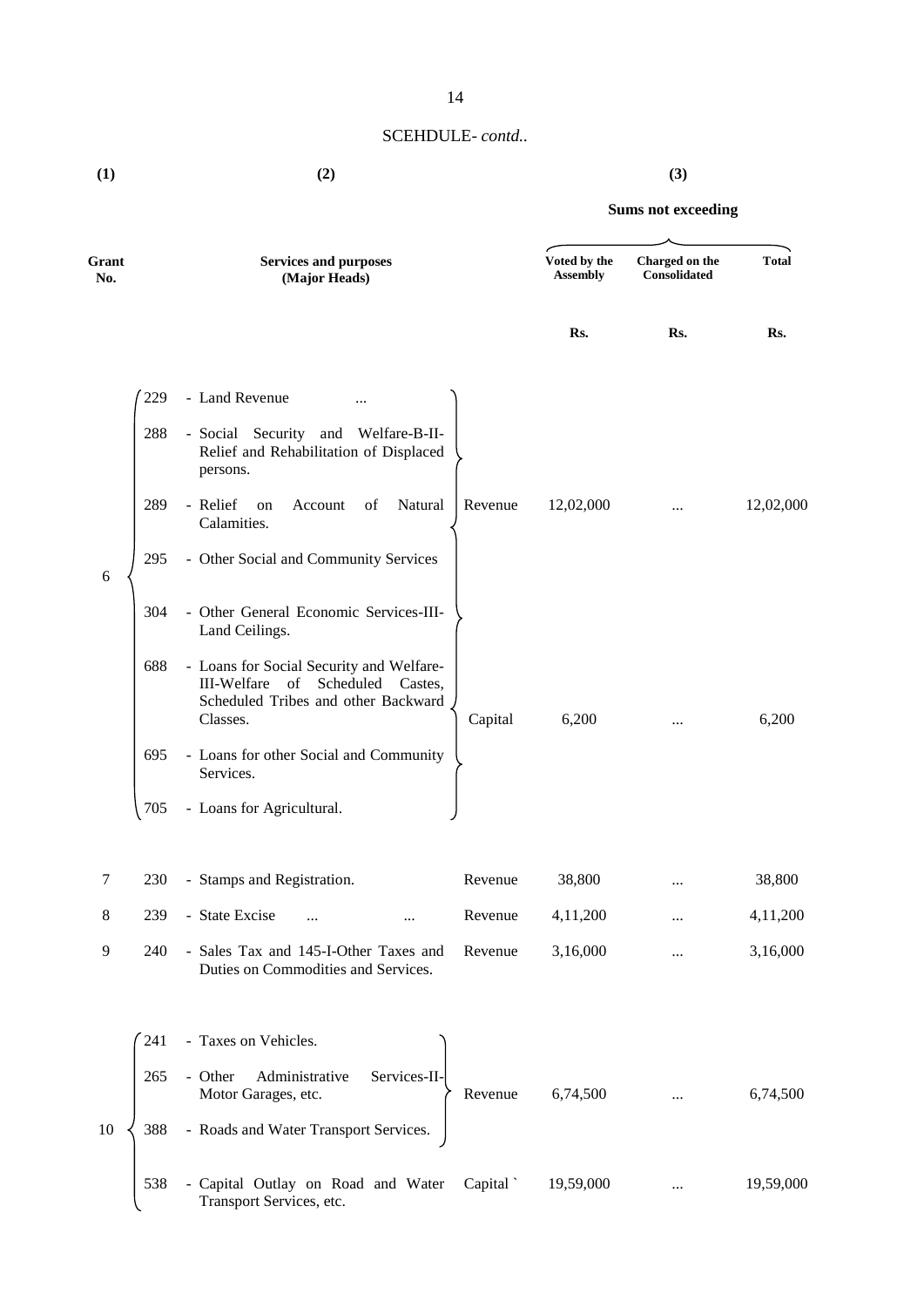SCEHDULE- *contd..*

| (1) | (2) | | | (3) | | |
|---|---|---|---|---|---|---|
| | | | | **Sums not exceeding** | | |
| **Grant No.** | | **Services and purposes (Major Heads)** | | **Voted by the Assembly** | **Charged on the Consolidated** | **Total** |
| | | | | **Rs.** | **Rs.** | **Rs.** |
| 6 | 229 | - Land Revenue ... | Revenue | 12,02,000 | ... | 12,02,000 |
| | 288 | - Social Security and Welfare-B-II-Relief and Rehabilitation of Displaced persons. | | | | |
| | 289 | - Relief on Account of Natural Calamities. | | | | |
| | 295 | - Other Social and Community Services | | | | |
| | 304 | - Other General Economic Services-III-Land Ceilings. | | | | |
| | 688 | - Loans for Social Security and Welfare-III-Welfare of Scheduled Castes, Scheduled Tribes and other Backward Classes. | Capital | 6,200 | ... | 6,200 |
| | 695 | - Loans for other Social and Community Services. | | | | |
| | 705 | - Loans for Agricultural. | | | | |
| 7 | 230 | - Stamps and Registration. | Revenue | 38,800 | ... | 38,800 |
| 8 | 239 | - State Excise ... ... | Revenue | 4,11,200 | ... | 4,11,200 |
| 9 | 240 | - Sales Tax and 145-I-Other Taxes and Duties on Commodities and Services. | Revenue | 3,16,000 | ... | 3,16,000 |
| 10 | 241 | - Taxes on Vehicles. | Revenue | 6,74,500 | ... | 6,74,500 |
| | 265 | - Other Administrative Services-II-Motor Garages, etc. | | | | |
| | 388 | - Roads and Water Transport Services. | | | | |
| | 538 | - Capital Outlay on Road and Water Transport Services, etc. | Capital ` | 19,59,000 | ... | 19,59,000 |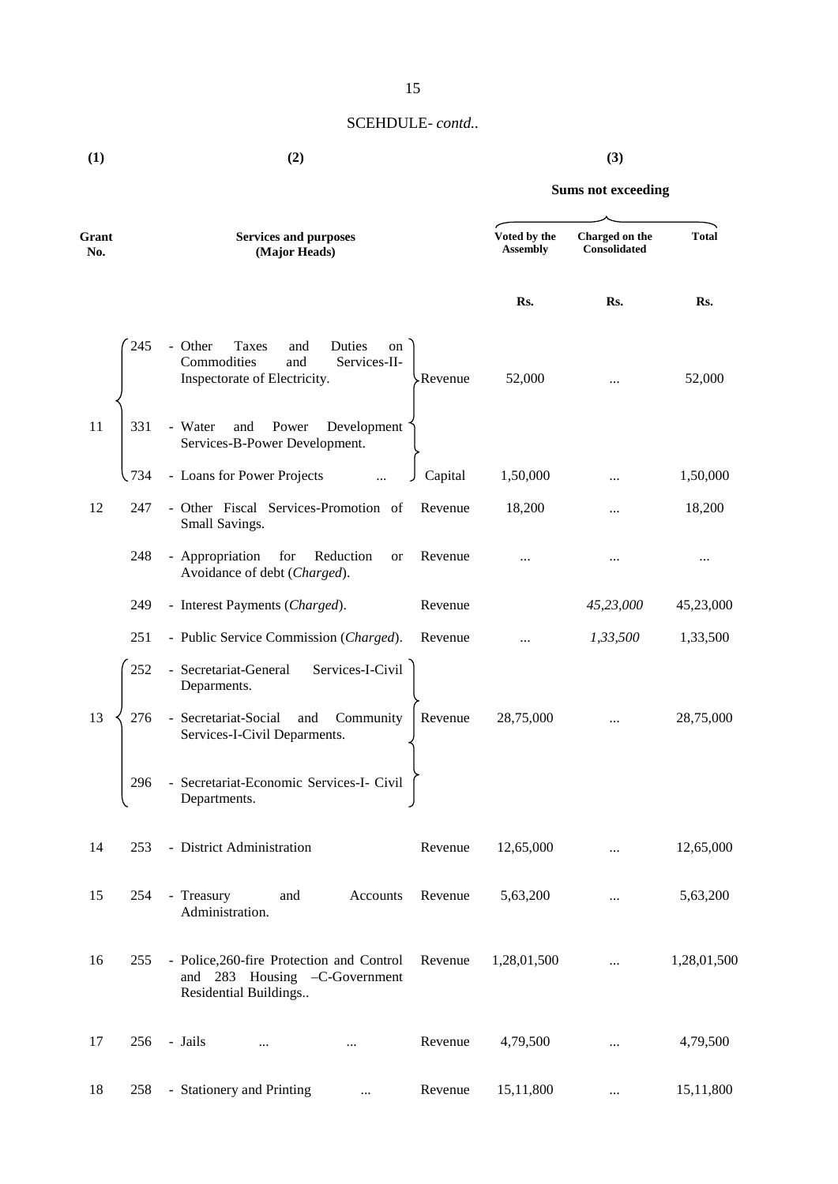SCEHDULE- *contd..*

| (1) | | (2) | | (3) | | |
|---|---|---|---|---|---|---|
| | | | | **Sums not exceeding** | | |
| **Grant No.** | | **Services and purposes (Major Heads)** | | **Voted by the Assembly** | **Charged on the Consolidated** | **Total** |
| | | | | **Rs.** | **Rs.** | **Rs.** |
| 11 | 245 | - Other Taxes and Duties on Commodities and Services-II-Inspectorate of Electricity. | Revenue | 52,000 | ... | 52,000 |
| | 331 | - Water and Power Development Services-B-Power Development. | | | | |
| | 734 | - Loans for Power Projects ... | Capital | 1,50,000 | ... | 1,50,000 |
| 12 | 247 | - Other Fiscal Services-Promotion of Small Savings. | Revenue | 18,200 | ... | 18,200 |
| | 248 | - Appropriation for Reduction or Avoidance of debt (*Charged*). | Revenue | ... | ... | ... |
| | 249 | - Interest Payments (*Charged*). | Revenue | | *45,23,000* | 45,23,000 |
| | 251 | - Public Service Commission (*Charged*). | Revenue | ... | *1,33,500* | 1,33,500 |
| 13 | 252 | - Secretariat-General Services-I-Civil Deparments. | Revenue | 28,75,000 | ... | 28,75,000 |
| | 276 | - Secretariat-Social and Community Services-I-Civil Deparments. | | | | |
| | 296 | - Secretariat-Economic Services-I- Civil Departments. | | | | |
| 14 | 253 | - District Administration | Revenue | 12,65,000 | ... | 12,65,000 |
| 15 | 254 | - Treasury and Accounts Administration. | Revenue | 5,63,200 | ... | 5,63,200 |
| 16 | 255 | - Police,260-fire Protection and Control and 283 Housing –C-Government Residential Buildings.. | Revenue | 1,28,01,500 | ... | 1,28,01,500 |
| 17 | 256 | - Jails ... ... | Revenue | 4,79,500 | ... | 4,79,500 |
| 18 | 258 | - Stationery and Printing ... | Revenue | 15,11,800 | ... | 15,11,800 |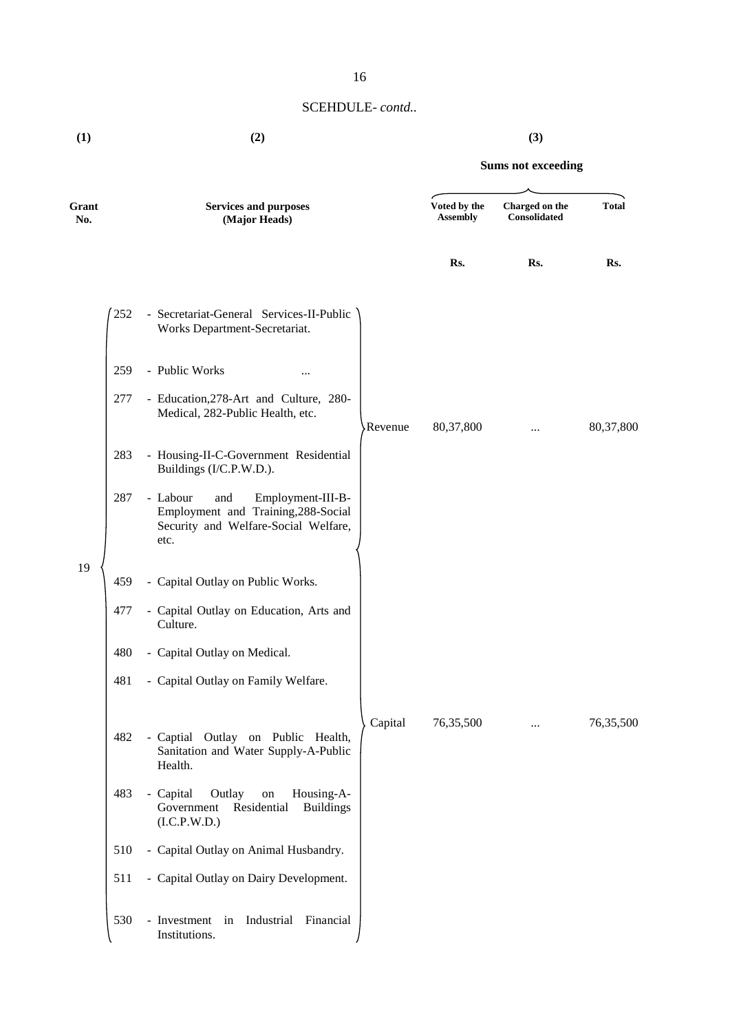SCEHDULE- *contd..*

| (1) | (2) | | (3) | | |
|---|---|---|---|---|---|
| | | | Sums not exceeding | | |
| Grant No. | Services and purposes (Major Heads) | | Voted by the Assembly | Charged on the Consolidated | Total |
| | | | Rs. | Rs. | Rs. |
| 19 | 252 - Secretariat-General Services-II-Public Works Department-Secretariat. 259 - Public Works ... 277 - Education,278-Art and Culture, 280-Medical, 282-Public Health, etc. 283 - Housing-II-C-Government Residential Buildings (I/C.P.W.D.). 287 - Labour and Employment-III-B-Employment and Training,288-Social Security and Welfare-Social Welfare, etc. | Revenue | 80,37,800 | ... | 80,37,800 |
| | 459 - Capital Outlay on Public Works. 477 - Capital Outlay on Education, Arts and Culture. 480 - Capital Outlay on Medical. 481 - Capital Outlay on Family Welfare. 482 - Captial Outlay on Public Health, Sanitation and Water Supply-A-Public Health. 483 - Capital Outlay on Housing-A-Government Residential Buildings (I.C.P.W.D.) 510 - Capital Outlay on Animal Husbandry. 511 - Capital Outlay on Dairy Development. 530 - Investment in Industrial Financial Institutions. | Capital | 76,35,500 | ... | 76,35,500 |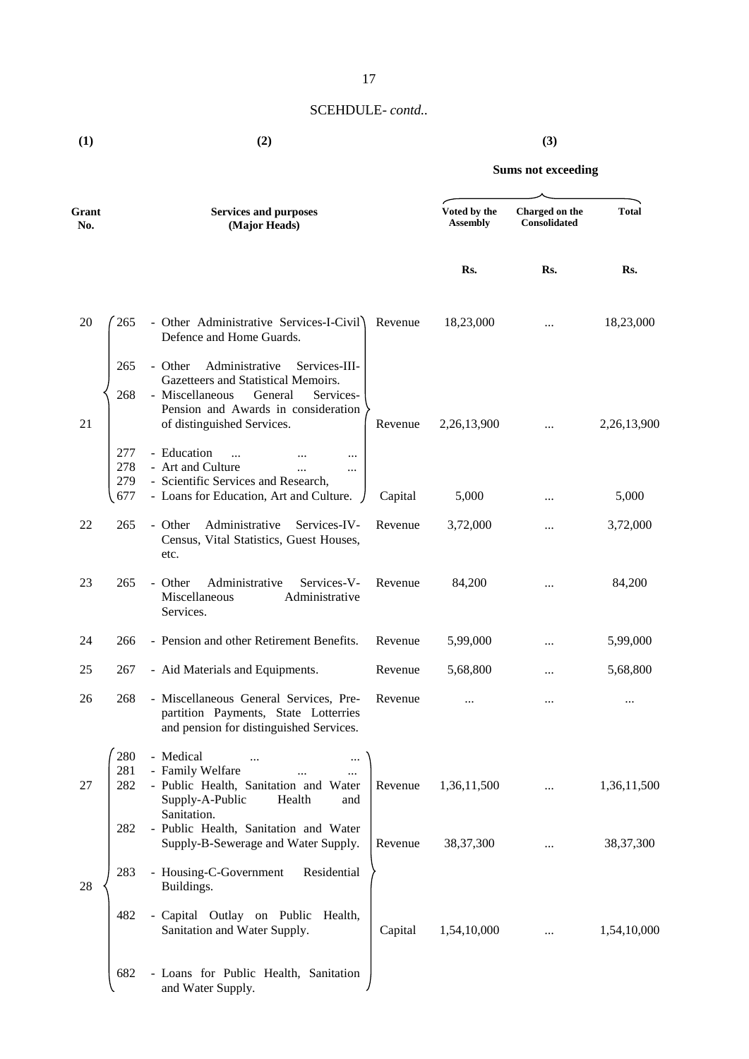SCEHDULE- *contd..*

| (1) | | (2) | | (3) | | |
|---|---|---|---|---|---|---|
| | | | | **Sums not exceeding** | | |
| **Grant No.** | | **Services and purposes (Major Heads)** | | **Voted by the Assembly** | **Charged on the Consolidated** | **Total** |
| | | | | **Rs.** | **Rs.** | **Rs.** |
| 20 | 265 | - Other Administrative Services-I-Civil Defence and Home Guards. | Revenue | 18,23,000 | ... | 18,23,000 |
| 21 | 265 | - Other Administrative Services-III-Gazetteers and Statistical Memoirs. | | | | |
| | 268 | - Miscellaneous General Services-Pension and Awards in consideration of distinguished Services. | Revenue | 2,26,13,900 | ... | 2,26,13,900 |
| | 277 | - Education ... ... ... | | | | |
| | 278 | - Art and Culture ... ... | | | | |
| | 279 | - Scientific Services and Research, | | | | |
| | 677 | - Loans for Education, Art and Culture. | Capital | 5,000 | ... | 5,000 |
| 22 | 265 | - Other Administrative Services-IV-Census, Vital Statistics, Guest Houses, etc. | Revenue | 3,72,000 | ... | 3,72,000 |
| 23 | 265 | - Other Administrative Services-V-Miscellaneous Administrative Services. | Revenue | 84,200 | ... | 84,200 |
| 24 | 266 | - Pension and other Retirement Benefits. | Revenue | 5,99,000 | ... | 5,99,000 |
| 25 | 267 | - Aid Materials and Equipments. | Revenue | 5,68,800 | ... | 5,68,800 |
| 26 | 268 | - Miscellaneous General Services, Pre-partition Payments, State Lotterries and pension for distinguished Services. | Revenue | ... | ... | ... |
| 27 | 280 | - Medical ... ... | | | | |
| | 281 | - Family Welfare ... ... | | | | |
| | 282 | - Public Health, Sanitation and Water Supply-A-Public Health and Sanitation. | Revenue | 1,36,11,500 | ... | 1,36,11,500 |
| 28 | 282 | - Public Health, Sanitation and Water Supply-B-Sewerage and Water Supply. | Revenue | 38,37,300 | ... | 38,37,300 |
| | 283 | - Housing-C-Government Residential Buildings. | | | | |
| | 482 | - Capital Outlay on Public Health, Sanitation and Water Supply. | Capital | 1,54,10,000 | ... | 1,54,10,000 |
| | 682 | - Loans for Public Health, Sanitation and Water Supply. | | | | |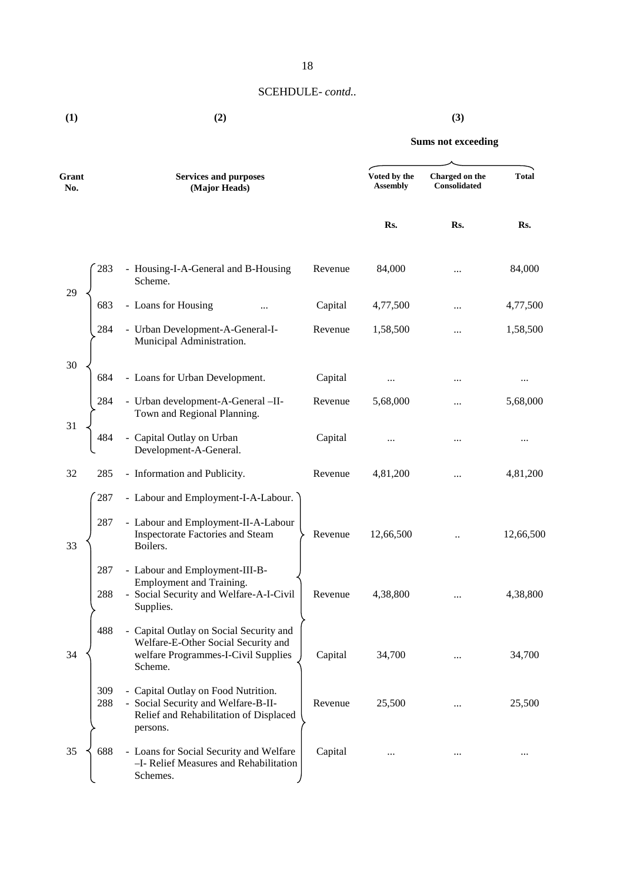SCEHDULE- *contd..*

| (1) | | (2) | | (3) | | |
|---|---|---|---|---|---|---|
| | | | | Sums not exceeding | | |
| Grant No. | | Services and purposes (Major Heads) | | Voted by the Assembly | Charged on the Consolidated | Total |
| | | | | Rs. | Rs. | Rs. |
| 29 | 283 | - Housing-I-A-General and B-Housing Scheme. | Revenue | 84,000 | ... | 84,000 |
| | 683 | - Loans for Housing ... | Capital | 4,77,500 | ... | 4,77,500 |
| 30 | 284 | - Urban Development-A-General-I-Municipal Administration. | Revenue | 1,58,500 | ... | 1,58,500 |
| | 684 | - Loans for Urban Development. | Capital | ... | ... | ... |
| 31 | 284 | - Urban development-A-General –II-Town and Regional Planning. | Revenue | 5,68,000 | ... | 5,68,000 |
| | 484 | - Capital Outlay on Urban Development-A-General. | Capital | ... | ... | ... |
| 32 | 285 | - Information and Publicity. | Revenue | 4,81,200 | ... | 4,81,200 |
| 33 | 287 | - Labour and Employment-I-A-Labour. | | | | |
| | 287 | - Labour and Employment-II-A-Labour Inspectorate Factories and Steam Boilers. | Revenue | 12,66,500 | .. | 12,66,500 |
| | 287 | - Labour and Employment-III-B-Employment and Training. | | | | |
| 34 | 288 | - Social Security and Welfare-A-I-Civil Supplies. | Revenue | 4,38,800 | ... | 4,38,800 |
| | 488 | - Capital Outlay on Social Security and Welfare-E-Other Social Security and welfare Programmes-I-Civil Supplies Scheme. | Capital | 34,700 | ... | 34,700 |
| | 309 | - Capital Outlay on Food Nutrition. | | | | |
| 35 | 288 | - Social Security and Welfare-B-II-Relief and Rehabilitation of Displaced persons. | Revenue | 25,500 | ... | 25,500 |
| | 688 | - Loans for Social Security and Welfare –I- Relief Measures and Rehabilitation Schemes. | Capital | ... | ... | ... |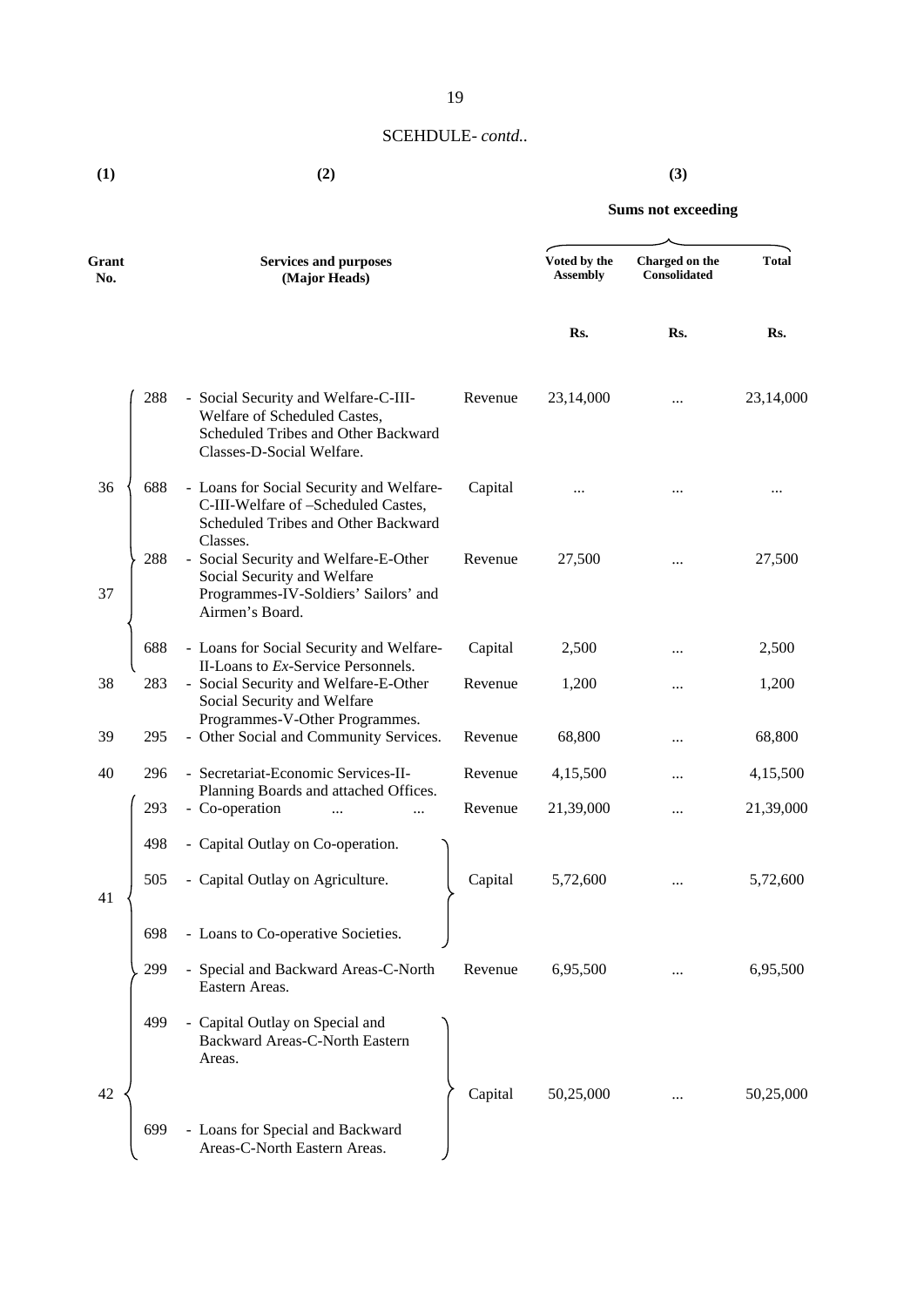SCEHDULE- *contd..*

| (1) | | (2) | | (3) | | |
|---|---|---|---|---|---|---|
| | | | | Sums not exceeding | | |
| Grant No. | | Services and purposes (Major Heads) | | Voted by the Assembly | Charged on the Consolidated | Total |
| | | | | Rs. | Rs. | Rs. |
| 36 | 288 | - Social Security and Welfare-C-III-Welfare of Scheduled Castes, Scheduled Tribes and Other Backward Classes-D-Social Welfare. | Revenue | 23,14,000 | ... | 23,14,000 |
| | 688 | - Loans for Social Security and Welfare-C-III-Welfare of –Scheduled Castes, Scheduled Tribes and Other Backward Classes. | Capital | ... | ... | ... |
| 37 | 288 | - Social Security and Welfare-E-Other Social Security and Welfare Programmes-IV-Soldiers' Sailors' and Airmen's Board. | Revenue | 27,500 | ... | 27,500 |
| | 688 | - Loans for Social Security and Welfare-II-Loans to *Ex*-Service Personnels. | Capital | 2,500 | ... | 2,500 |
| 38 | 283 | - Social Security and Welfare-E-Other Social Security and Welfare Programmes-V-Other Programmes. | Revenue | 1,200 | ... | 1,200 |
| 39 | 295 | - Other Social and Community Services. | Revenue | 68,800 | ... | 68,800 |
| 40 | 296 | - Secretariat-Economic Services-II-Planning Boards and attached Offices. | Revenue | 4,15,500 | ... | 4,15,500 |
| 41 | 293 | - Co-operation ... ... | Revenue | 21,39,000 | ... | 21,39,000 |
| | 498 | - Capital Outlay on Co-operation. | | | | |
| | 505 | - Capital Outlay on Agriculture. | Capital | 5,72,600 | ... | 5,72,600 |
| | 698 | - Loans to Co-operative Societies. | | | | |
| 42 | 299 | - Special and Backward Areas-C-North Eastern Areas. | Revenue | 6,95,500 | ... | 6,95,500 |
| | 499 | - Capital Outlay on Special and Backward Areas-C-North Eastern Areas. | | | | |
| | | | Capital | 50,25,000 | ... | 50,25,000 |
| | 699 | - Loans for Special and Backward Areas-C-North Eastern Areas. | | | | |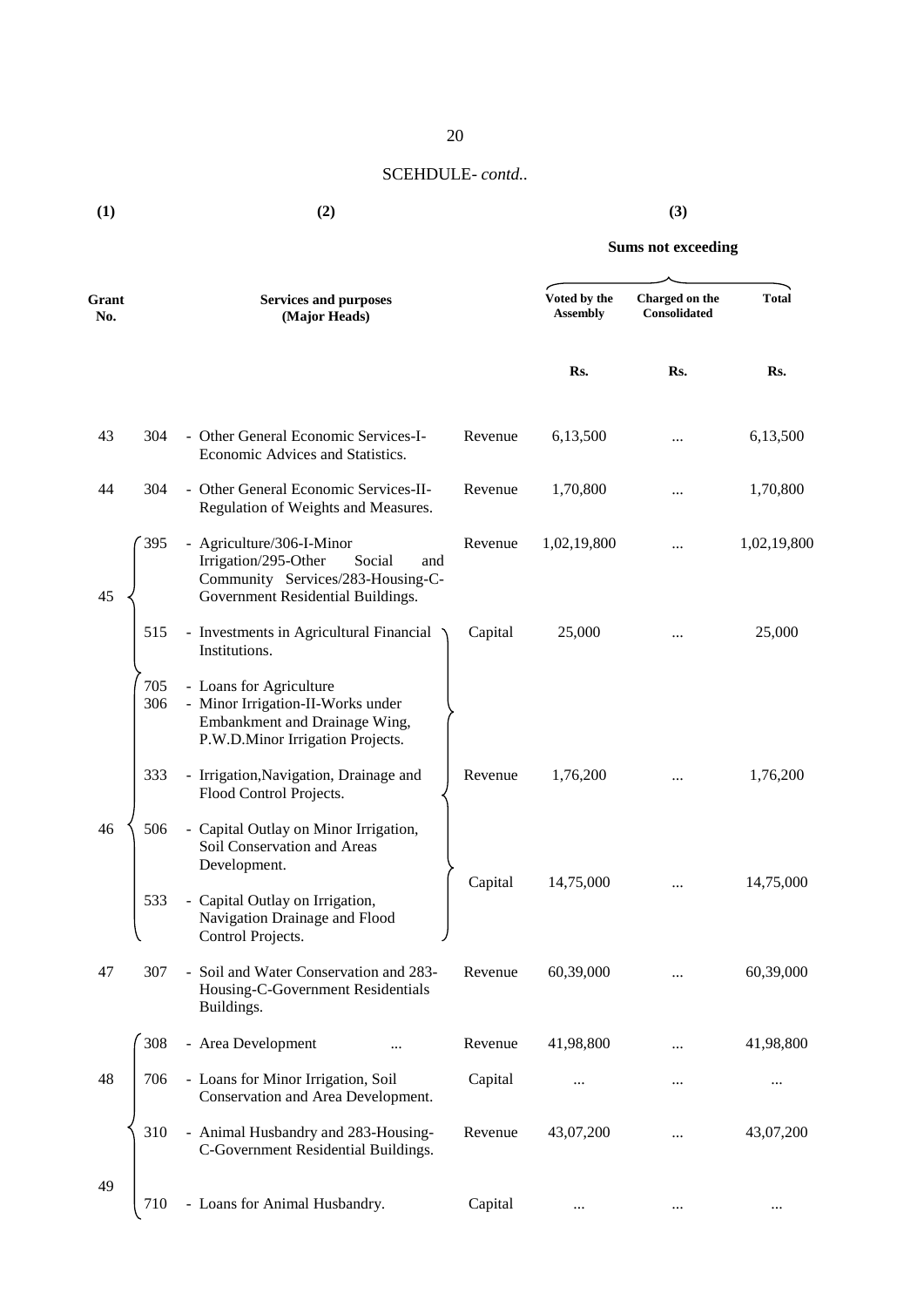SCEHDULE- *contd..*

| (1) | | (2) | | (3) | | |
|---|---|---|---|---|---|---|
| | | | | Sums not exceeding | | |
| Grant No. | | Services and purposes (Major Heads) | | Voted by the Assembly | Charged on the Consolidated | Total |
| | | | | Rs. | Rs. | Rs. |
| 43 | 304 | - Other General Economic Services-I-Economic Advices and Statistics. | Revenue | 6,13,500 | ... | 6,13,500 |
| 44 | 304 | - Other General Economic Services-II-Regulation of Weights and Measures. | Revenue | 1,70,800 | ... | 1,70,800 |
| 45 | 395 | - Agriculture/306-I-Minor Irrigation/295-Other Social and Community Services/283-Housing-C-Government Residential Buildings. | Revenue | 1,02,19,800 | ... | 1,02,19,800 |
| | 515 | - Investments in Agricultural Financial Institutions. | Capital | 25,000 | ... | 25,000 |
| | 705 | - Loans for Agriculture | | | | |
| 46 | 306 | - Minor Irrigation-II-Works under Embankment and Drainage Wing, P.W.D.Minor Irrigation Projects. | Revenue | 1,76,200 | ... | 1,76,200 |
| | 333 | - Irrigation,Navigation, Drainage and Flood Control Projects. | | | | |
| | 506 | - Capital Outlay on Minor Irrigation, Soil Conservation and Areas Development. | Capital | 14,75,000 | ... | 14,75,000 |
| | 533 | - Capital Outlay on Irrigation, Navigation Drainage and Flood Control Projects. | | | | |
| 47 | 307 | - Soil and Water Conservation and 283-Housing-C-Government Residentials Buildings. | Revenue | 60,39,000 | ... | 60,39,000 |
| 48 | 308 | - Area Development ... | Revenue | 41,98,800 | ... | 41,98,800 |
| | 706 | - Loans for Minor Irrigation, Soil Conservation and Area Development. | Capital | ... | ... | ... |
| 49 | 310 | - Animal Husbandry and 283-Housing-C-Government Residential Buildings. | Revenue | 43,07,200 | ... | 43,07,200 |
| | 710 | - Loans for Animal Husbandry. | Capital | ... | ... | ... |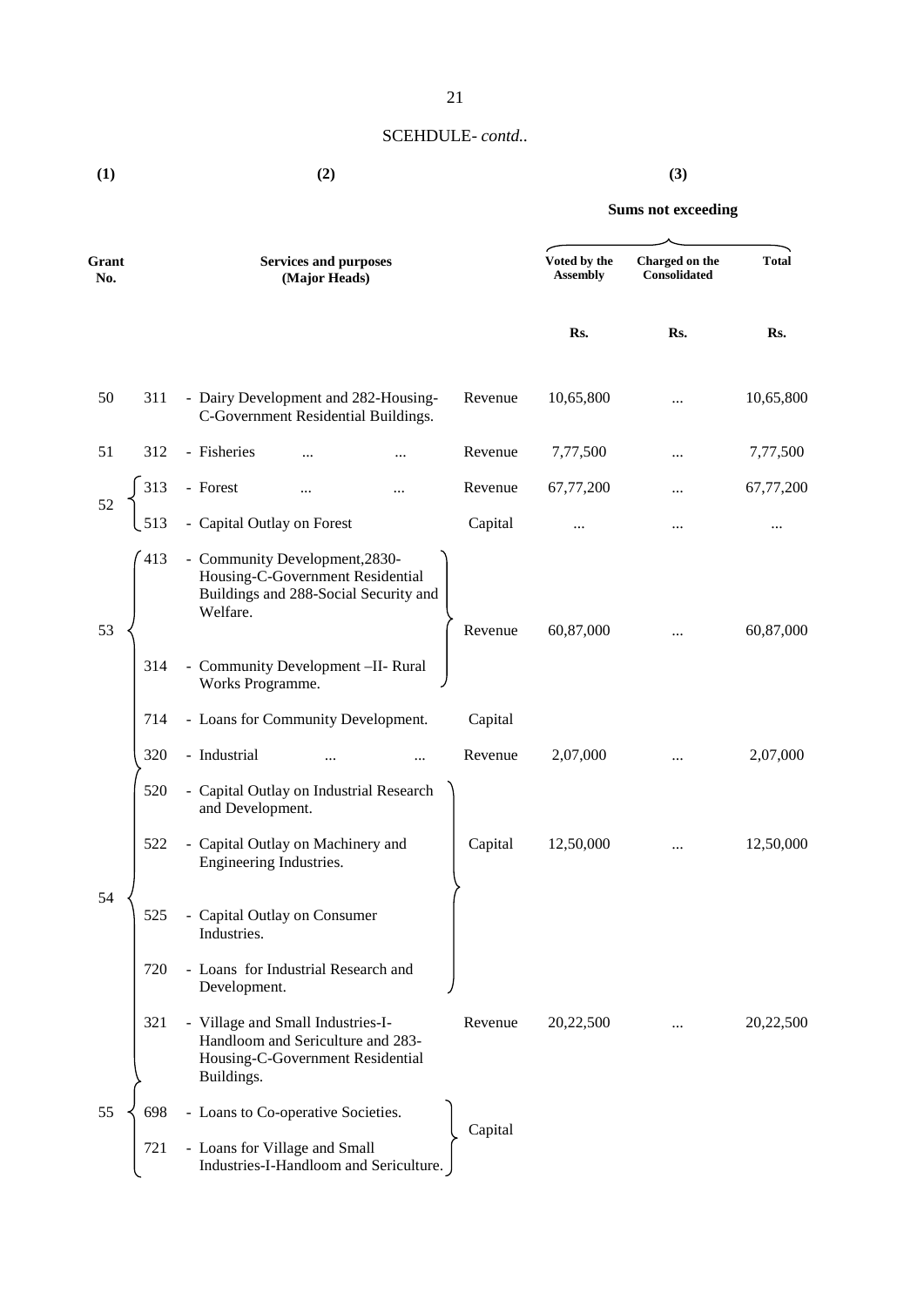SCEHDULE- *contd..*

| (1) | | (2) | | (3) | | |
|---|---|---|---|---|---|---|
| | | | | Sums not exceeding | | |
| Grant No. | | Services and purposes (Major Heads) | | Voted by the Assembly | Charged on the Consolidated | Total |
| | | | | Rs. | Rs. | Rs. |
| 50 | 311 | - Dairy Development and 282-Housing-C-Government Residential Buildings. | Revenue | 10,65,800 | ... | 10,65,800 |
| 51 | 312 | - Fisheries ... ... | Revenue | 7,77,500 | ... | 7,77,500 |
| 52 | 313 | - Forest ... ... | Revenue | 67,77,200 | ... | 67,77,200 |
| | 513 | - Capital Outlay on Forest | Capital | ... | ... | ... |
| 53 | 413 | - Community Development,2830-Housing-C-Government Residential Buildings and 288-Social Security and Welfare. | Revenue | 60,87,000 | ... | 60,87,000 |
| | 314 | - Community Development –II- Rural Works Programme. | | | | |
| | 714 | - Loans for Community Development. | Capital | | | |
| 54 | 320 | - Industrial ... ... | Revenue | 2,07,000 | ... | 2,07,000 |
| | 520 | - Capital Outlay on Industrial Research and Development. | Capital | 12,50,000 | ... | 12,50,000 |
| | 522 | - Capital Outlay on Machinery and Engineering Industries. | | | | |
| | 525 | - Capital Outlay on Consumer Industries. | | | | |
| | 720 | - Loans for Industrial Research and Development. | | | | |
| 55 | 321 | - Village and Small Industries-I-Handloom and Sericulture and 283-Housing-C-Government Residential Buildings. | Revenue | 20,22,500 | ... | 20,22,500 |
| | 698 | - Loans to Co-operative Societies. | Capital | | | |
| | 721 | - Loans for Village and Small Industries-I-Handloom and Sericulture. | | | | |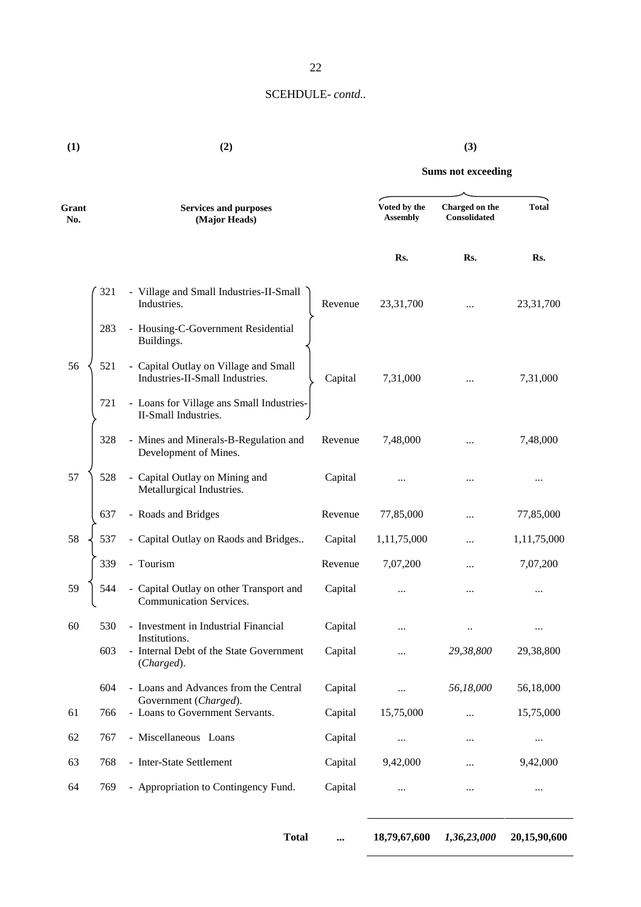SCEHDULE- *contd.*.

| (1) | | (2) | | (3) | | |
|---|---|---|---|---|---|---|
| | | | | Sums not exceeding | | |
| **Grant No.** | | **Services and purposes (Major Heads)** | | **Voted by the Assembly** | **Charged on the Consolidated** | **Total** |
| | | | | **Rs.** | **Rs.** | **Rs.** |
| 56 | 321 | - Village and Small Industries-II-Small Industries. | Revenue | 23,31,700 | ... | 23,31,700 |
| | 283 | - Housing-C-Government Residential Buildings. | Capital | 7,31,000 | ... | 7,31,000 |
| | 521 | - Capital Outlay on Village and Small Industries-II-Small Industries. | | | | |
| | 721 | - Loans for Village ans Small Industries-II-Small Industries. | | | | |
| 57 | 328 | - Mines and Minerals-B-Regulation and Development of Mines. | Revenue | 7,48,000 | ... | 7,48,000 |
| | 528 | - Capital Outlay on Mining and Metallurgical Industries. | Capital | ... | ... | ... |
| 58 | 637 | - Roads and Bridges | Revenue | 77,85,000 | ... | 77,85,000 |
| | 537 | - Capital Outlay on Raods and Bridges.. | Capital | 1,11,75,000 | ... | 1,11,75,000 |
| 59 | 339 | - Tourism | Revenue | 7,07,200 | ... | 7,07,200 |
| | 544 | - Capital Outlay on other Transport and Communication Services. | Capital | ... | ... | ... |
| 60 | 530 | - Investment in Industrial Financial Institutions. | Capital | ... | .. | ... |
| | 603 | - Internal Debt of the State Government (*Charged*). | Capital | ... | *29,38,800* | 29,38,800 |
| | 604 | - Loans and Advances from the Central Government (*Charged*). | Capital | ... | *56,18,000* | 56,18,000 |
| 61 | 766 | - Loans to Government Servants. | Capital | 15,75,000 | ... | 15,75,000 |
| 62 | 767 | - Miscellaneous Loans | Capital | ... | ... | ... |
| 63 | 768 | - Inter-State Settlement | Capital | 9,42,000 | ... | 9,42,000 |
| 64 | 769 | - Appropriation to Contingency Fund. | Capital | ... | ... | ... |
| | | **Total** | ... | **18,79,67,600** | ***1,36,23,000*** | **20,15,90,600** |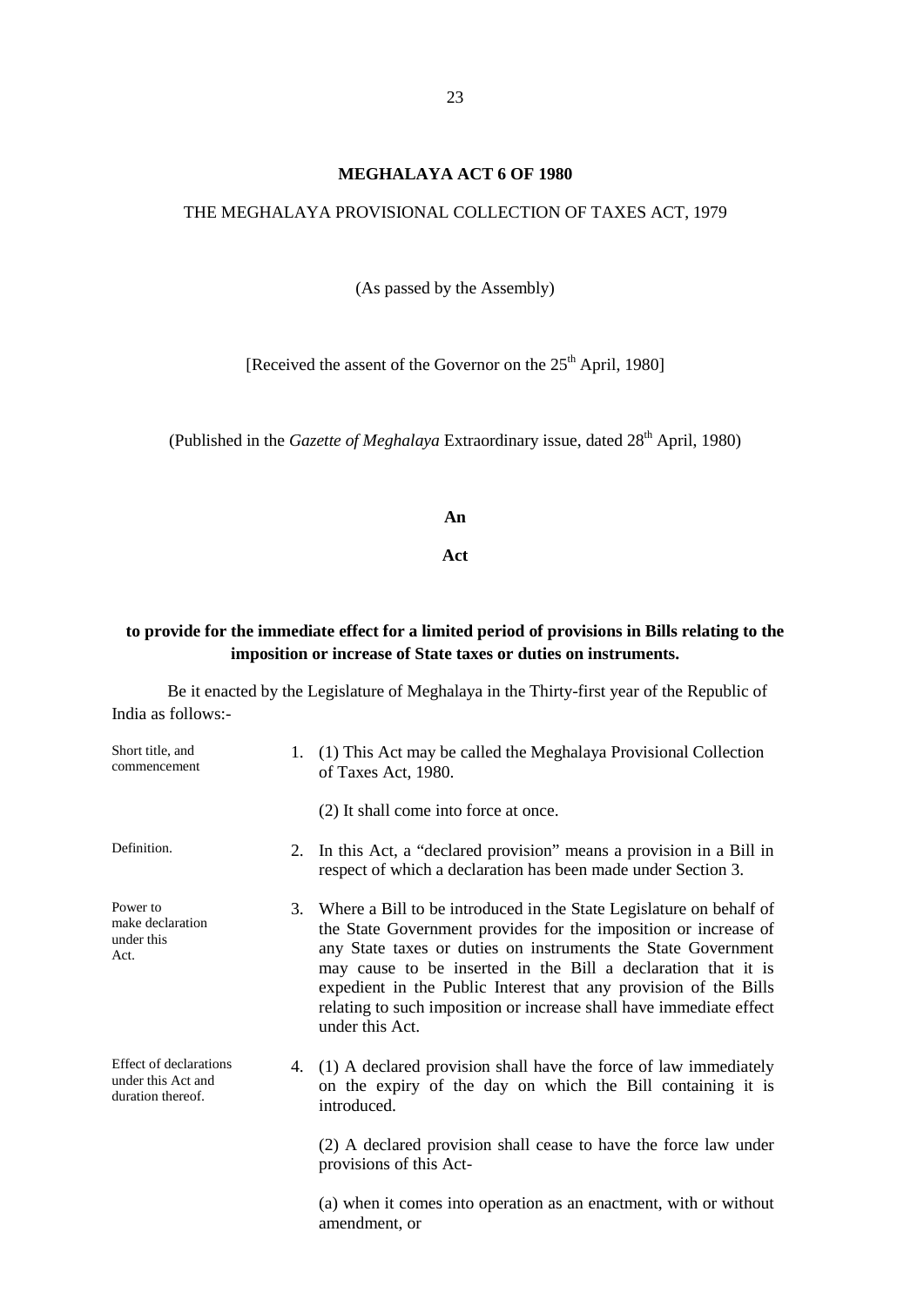# MEGHALAYA ACT 6 OF 1980

THE MEGHALAYA PROVISIONAL COLLECTION OF TAXES ACT, 1979

(As passed by the Assembly)

[Received the assent of the Governor on the 25th April, 1980]

(Published in the *Gazette of Meghalaya* Extraordinary issue, dated 28th April, 1980)

**An**

**Act**

**to provide for the immediate effect for a limited period of provisions in Bills relating to the imposition or increase of State taxes or duties on instruments.**

Be it enacted by the Legislature of Meghalaya in the Thirty-first year of the Republic of India as follows:-

Short title, and commencement

1. (1) This Act may be called the Meghalaya Provisional Collection of Taxes Act, 1980.

   (2) It shall come into force at once.

Definition.

2. In this Act, a "declared provision" means a provision in a Bill in respect of which a declaration has been made under Section 3.

Power to make declaration under this Act.

3. Where a Bill to be introduced in the State Legislature on behalf of the State Government provides for the imposition or increase of any State taxes or duties on instruments the State Government may cause to be inserted in the Bill a declaration that it is expedient in the Public Interest that any provision of the Bills relating to such imposition or increase shall have immediate effect under this Act.

Effect of declarations under this Act and duration thereof.

4. (1) A declared provision shall have the force of law immediately on the expiry of the day on which the Bill containing it is introduced.

   (2) A declared provision shall cease to have the force law under provisions of this Act-

   (a) when it comes into operation as an enactment, with or without amendment, or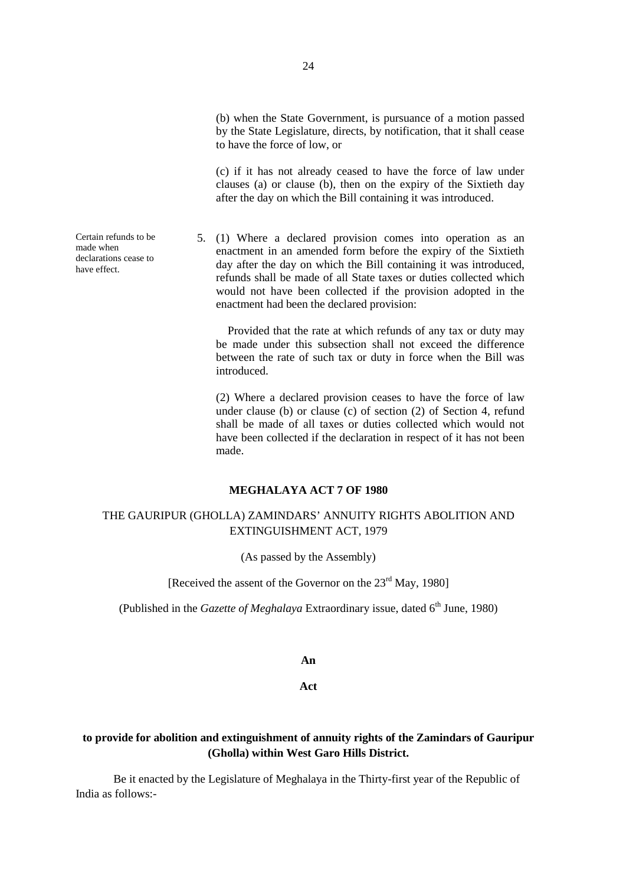(b) when the State Government, is pursuance of a motion passed by the State Legislature, directs, by notification, that it shall cease to have the force of low, or

(c) if it has not already ceased to have the force of law under clauses (a) or clause (b), then on the expiry of the Sixtieth day after the day on which the Bill containing it was introduced.

Certain refunds to be made when declarations cease to have effect.

5. (1) Where a declared provision comes into operation as an enactment in an amended form before the expiry of the Sixtieth day after the day on which the Bill containing it was introduced, refunds shall be made of all State taxes or duties collected which would not have been collected if the provision adopted in the enactment had been the declared provision:

Provided that the rate at which refunds of any tax or duty may be made under this subsection shall not exceed the difference between the rate of such tax or duty in force when the Bill was introduced.

(2) Where a declared provision ceases to have the force of law under clause (b) or clause (c) of section (2) of Section 4, refund shall be made of all taxes or duties collected which would not have been collected if the declaration in respect of it has not been made.

**MEGHALAYA ACT 7 OF 1980**

THE GAURIPUR (GHOLLA) ZAMINDARS' ANNUITY RIGHTS ABOLITION AND EXTINGUISHMENT ACT, 1979

(As passed by the Assembly)

[Received the assent of the Governor on the 23rd May, 1980]

(Published in the *Gazette of Meghalaya* Extraordinary issue, dated 6th June, 1980)

**An**

**Act**

**to provide for abolition and extinguishment of annuity rights of the Zamindars of Gauripur (Gholla) within West Garo Hills District.**

Be it enacted by the Legislature of Meghalaya in the Thirty-first year of the Republic of India as follows:-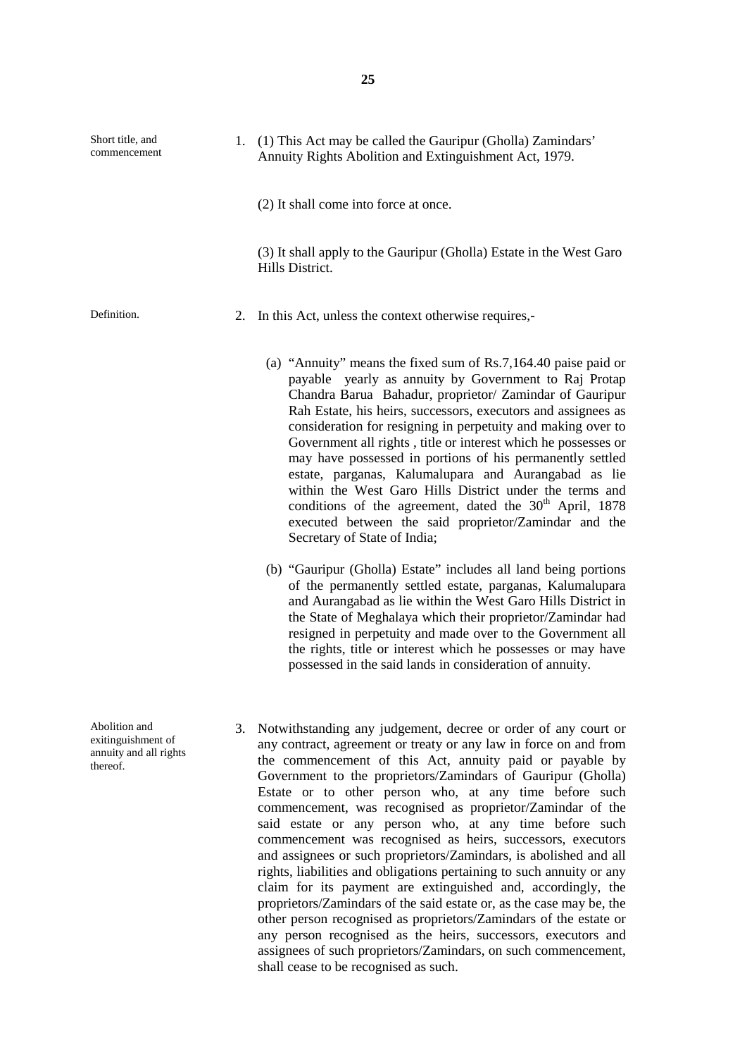**Short title, and commencement**

1. (1) This Act may be called the Gauripur (Gholla) Zamindars' Annuity Rights Abolition and Extinguishment Act, 1979.

   (2) It shall come into force at once.

   (3) It shall apply to the Gauripur (Gholla) Estate in the West Garo Hills District.

**Definition.**

2. In this Act, unless the context otherwise requires,-

   (a) "Annuity" means the fixed sum of Rs.7,164.40 paise paid or payable yearly as annuity by Government to Raj Protap Chandra Barua Bahadur, proprietor/ Zamindar of Gauripur Rah Estate, his heirs, successors, executors and assignees as consideration for resigning in perpetuity and making over to Government all rights , title or interest which he possesses or may have possessed in portions of his permanently settled estate, parganas, Kalumalupara and Aurangabad as lie within the West Garo Hills District under the terms and conditions of the agreement, dated the 30th April, 1878 executed between the said proprietor/Zamindar and the Secretary of State of India;

   (b) "Gauripur (Gholla) Estate" includes all land being portions of the permanently settled estate, parganas, Kalumalupara and Aurangabad as lie within the West Garo Hills District in the State of Meghalaya which their proprietor/Zamindar had resigned in perpetuity and made over to the Government all the rights, title or interest which he possesses or may have possessed in the said lands in consideration of annuity.

**Abolition and exitinguishment of annuity and all rights thereof.**

3. Notwithstanding any judgement, decree or order of any court or any contract, agreement or treaty or any law in force on and from the commencement of this Act, annuity paid or payable by Government to the proprietors/Zamindars of Gauripur (Gholla) Estate or to other person who, at any time before such commencement, was recognised as proprietor/Zamindar of the said estate or any person who, at any time before such commencement was recognised as heirs, successors, executors and assignees or such proprietors/Zamindars, is abolished and all rights, liabilities and obligations pertaining to such annuity or any claim for its payment are extinguished and, accordingly, the proprietors/Zamindars of the said estate or, as the case may be, the other person recognised as proprietors/Zamindars of the estate or any person recognised as the heirs, successors, executors and assignees of such proprietors/Zamindars, on such commencement, shall cease to be recognised as such.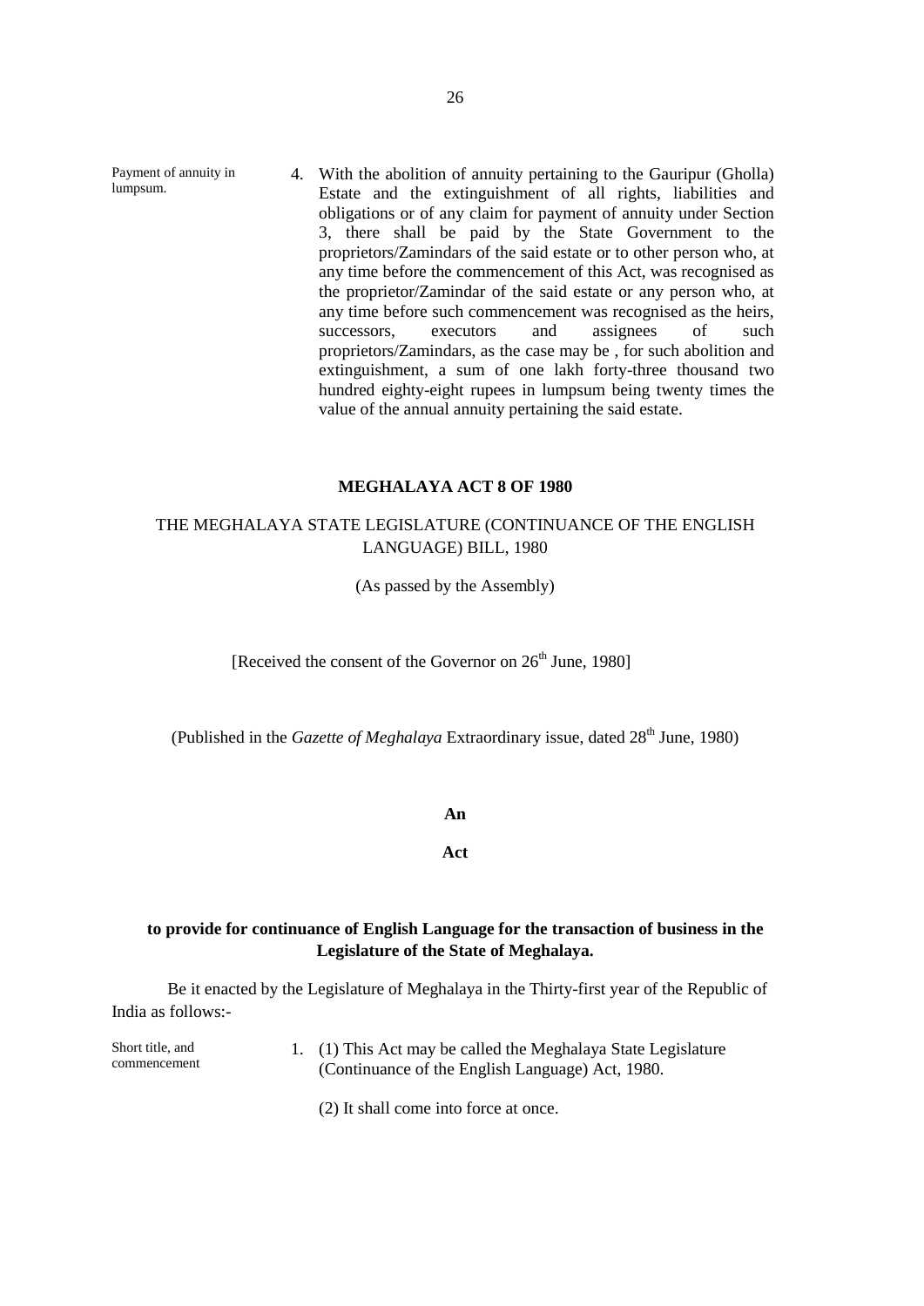Payment of annuity in lumpsum.

4. With the abolition of annuity pertaining to the Gauripur (Gholla) Estate and the extinguishment of all rights, liabilities and obligations or of any claim for payment of annuity under Section 3, there shall be paid by the State Government to the proprietors/Zamindars of the said estate or to other person who, at any time before the commencement of this Act, was recognised as the proprietor/Zamindar of the said estate or any person who, at any time before such commencement was recognised as the heirs, successors, executors and assignees of such proprietors/Zamindars, as the case may be , for such abolition and extinguishment, a sum of one lakh forty-three thousand two hundred eighty-eight rupees in lumpsum being twenty times the value of the annual annuity pertaining the said estate.

**MEGHALAYA ACT 8 OF 1980**

THE MEGHALAYA STATE LEGISLATURE (CONTINUANCE OF THE ENGLISH LANGUAGE) BILL, 1980

(As passed by the Assembly)

[Received the consent of the Governor on 26th June, 1980]

(Published in the *Gazette of Meghalaya* Extraordinary issue, dated 28th June, 1980)

**An**

**Act**

**to provide for continuance of English Language for the transaction of business in the Legislature of the State of Meghalaya.**

Be it enacted by the Legislature of Meghalaya in the Thirty-first year of the Republic of India as follows:-

Short title, and commencement

1. (1) This Act may be called the Meghalaya State Legislature (Continuance of the English Language) Act, 1980.

   (2) It shall come into force at once.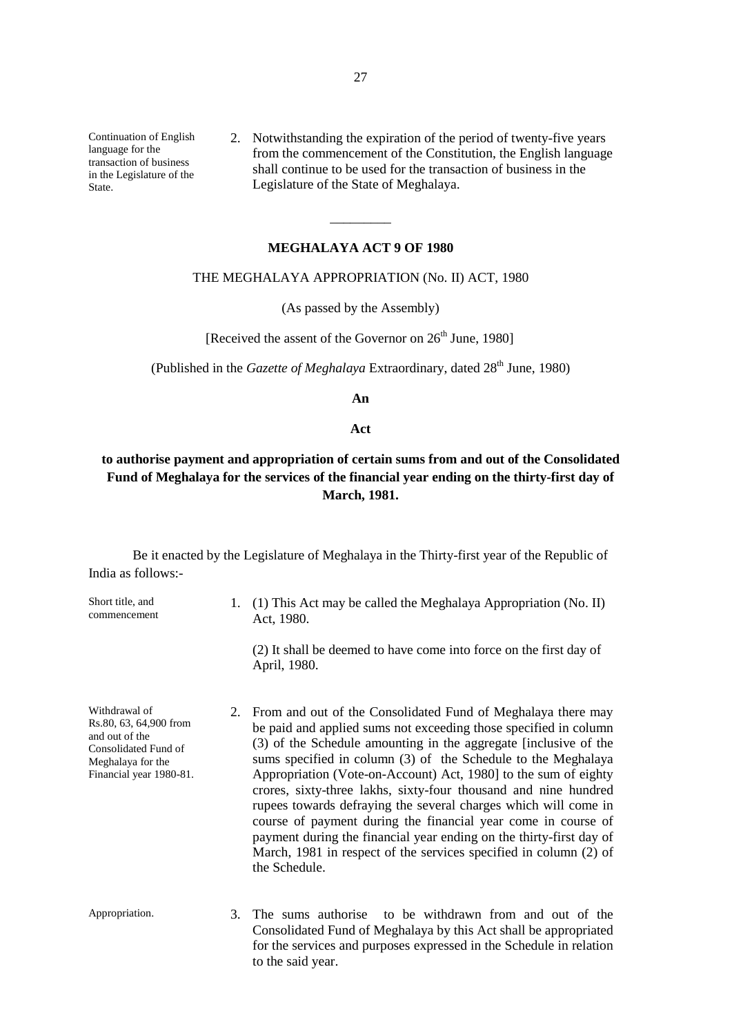Continuation of English language for the transaction of business in the Legislature of the State.

2. Notwithstanding the expiration of the period of twenty-five years from the commencement of the Constitution, the English language shall continue to be used for the transaction of business in the Legislature of the State of Meghalaya.

---

## MEGHALAYA ACT 9 OF 1980

THE MEGHALAYA APPROPRIATION (No. II) ACT, 1980

(As passed by the Assembly)

[Received the assent of the Governor on 26th June, 1980]

(Published in the *Gazette of Meghalaya* Extraordinary, dated 28th June, 1980)

**An**

**Act**

**to authorise payment and appropriation of certain sums from and out of the Consolidated Fund of Meghalaya for the services of the financial year ending on the thirty-first day of March, 1981.**

Be it enacted by the Legislature of Meghalaya in the Thirty-first year of the Republic of India as follows:-

Short title, and commencement

1. (1) This Act may be called the Meghalaya Appropriation (No. II) Act, 1980.

   (2) It shall be deemed to have come into force on the first day of April, 1980.

Withdrawal of Rs.80, 63, 64,900 from and out of the Consolidated Fund of Meghalaya for the Financial year 1980-81.

2. From and out of the Consolidated Fund of Meghalaya there may be paid and applied sums not exceeding those specified in column (3) of the Schedule amounting in the aggregate [inclusive of the sums specified in column (3) of the Schedule to the Meghalaya Appropriation (Vote-on-Account) Act, 1980] to the sum of eighty crores, sixty-three lakhs, sixty-four thousand and nine hundred rupees towards defraying the several charges which will come in course of payment during the financial year come in course of payment during the financial year ending on the thirty-first day of March, 1981 in respect of the services specified in column (2) of the Schedule.

Appropriation.

3. The sums authorise to be withdrawn from and out of the Consolidated Fund of Meghalaya by this Act shall be appropriated for the services and purposes expressed in the Schedule in relation to the said year.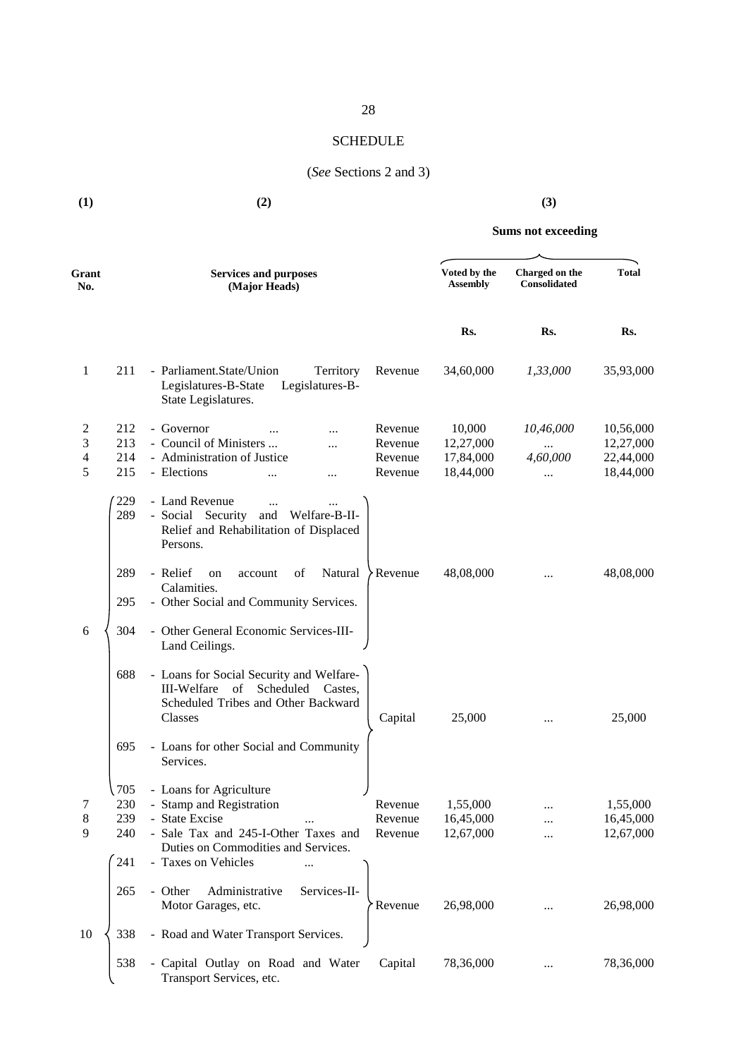## SCHEDULE

(*See* Sections 2 and 3)

| (1) | | (2) | | (3) | | |
|---|---|---|---|---|---|---|
| | | | | Sums not exceeding | | |
| Grant No. | | Services and purposes (Major Heads) | | Voted by the Assembly | Charged on the Consolidated | Total |
| | | | | Rs. | Rs. | Rs. |
| 1 | 211 | - Parliament.State/Union Territory Legislatures-B-State Legislatures-B-State Legislatures. | Revenue | 34,60,000 | *1,33,000* | 35,93,000 |
| 2 | 212 | - Governor ... ... | Revenue | 10,000 | *10,46,000* | 10,56,000 |
| 3 | 213 | - Council of Ministers ... ... | Revenue | 12,27,000 | ... | 12,27,000 |
| 4 | 214 | - Administration of Justice | Revenue | 17,84,000 | *4,60,000* | 22,44,000 |
| 5 | 215 | - Elections ... ... | Revenue | 18,44,000 | ... | 18,44,000 |
| 6 | 229 | - Land Revenue ... ... | Revenue | 48,08,000 | ... | 48,08,000 |
| | 289 | - Social Security and Welfare-B-II-Relief and Rehabilitation of Displaced Persons. | | | | |
| | 289 | - Relief on account of Natural Calamities. | | | | |
| | 295 | - Other Social and Community Services. | | | | |
| | 304 | - Other General Economic Services-III-Land Ceilings. | | | | |
| | 688 | - Loans for Social Security and Welfare-III-Welfare of Scheduled Castes, Scheduled Tribes and Other Backward Classes | Capital | 25,000 | ... | 25,000 |
| | 695 | - Loans for other Social and Community Services. | | | | |
| | 705 | - Loans for Agriculture | | | | |
| 7 | 230 | - Stamp and Registration | Revenue | 1,55,000 | ... | 1,55,000 |
| 8 | 239 | - State Excise ... | Revenue | 16,45,000 | ... | 16,45,000 |
| 9 | 240 | - Sale Tax and 245-I-Other Taxes and Duties on Commodities and Services. | Revenue | 12,67,000 | ... | 12,67,000 |
| 10 | 241 | - Taxes on Vehicles ... | Revenue | 26,98,000 | ... | 26,98,000 |
| | 265 | - Other Administrative Services-II-Motor Garages, etc. | | | | |
| | 338 | - Road and Water Transport Services. | | | | |
| | 538 | - Capital Outlay on Road and Water Transport Services, etc. | Capital | 78,36,000 | ... | 78,36,000 |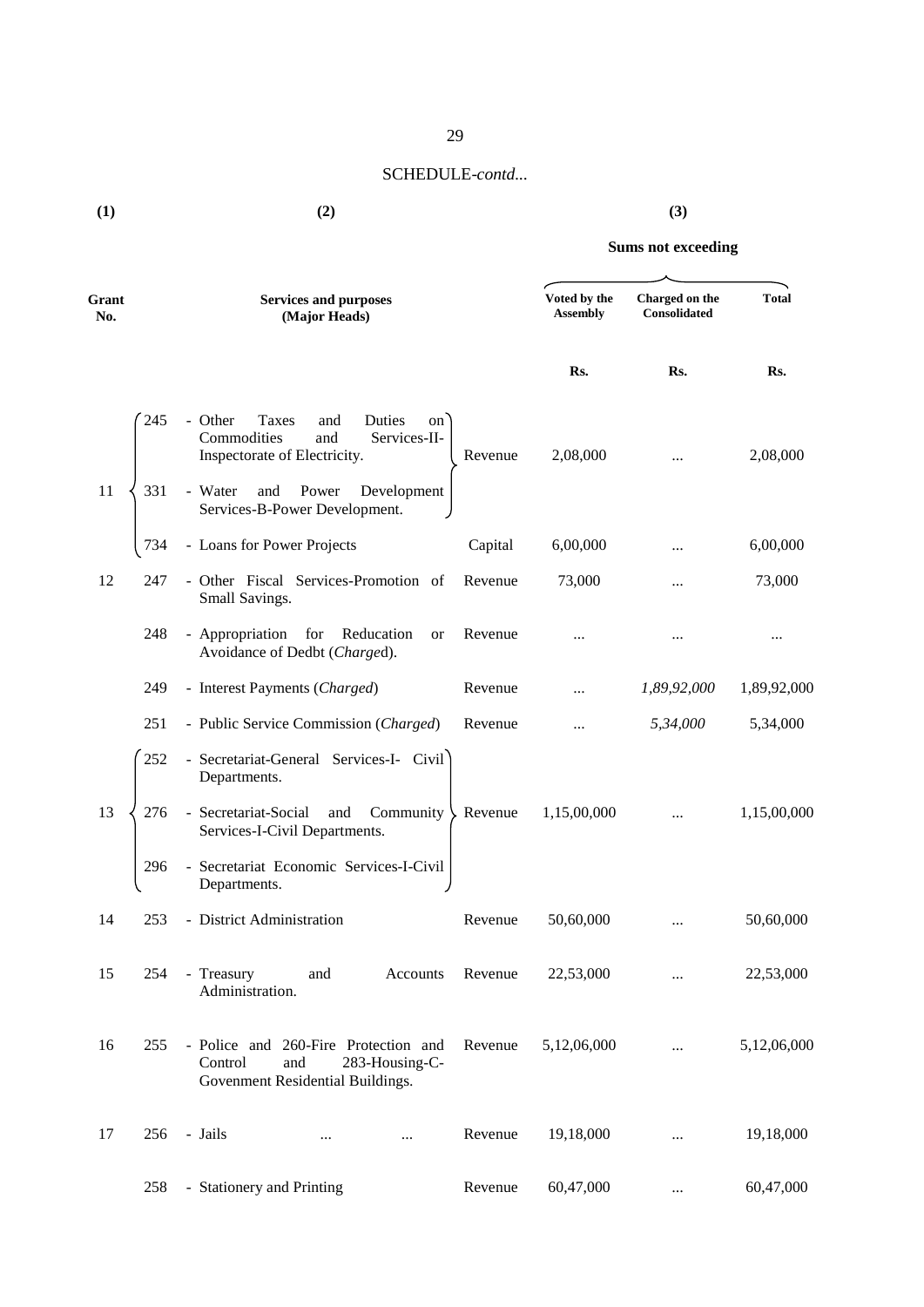SCHEDULE-*contd*...

| (1) | | (2) | | (3) | | |
|---|---|---|---|---|---|---|
| | | | | Sums not exceeding | | |
| Grant No. | | Services and purposes (Major Heads) | | Voted by the Assembly | Charged on the Consolidated | Total |
| | | | | Rs. | Rs. | Rs. |
| 11 | 245 | - Other Taxes and Duties on Commodities and Services-II-Inspectorate of Electricity. | Revenue | 2,08,000 | ... | 2,08,000 |
| | 331 | - Water and Power Development Services-B-Power Development. | | | | |
| | 734 | - Loans for Power Projects | Capital | 6,00,000 | ... | 6,00,000 |
| 12 | 247 | - Other Fiscal Services-Promotion of Small Savings. | Revenue | 73,000 | ... | 73,000 |
| | 248 | - Appropriation for Reducation or Avoidance of Dedbt (*Charged*). | Revenue | ... | ... | ... |
| | 249 | - Interest Payments (*Charged*) | Revenue | ... | *1,89,92,000* | 1,89,92,000 |
| | 251 | - Public Service Commission (*Charged*) | Revenue | ... | *5,34,000* | 5,34,000 |
| 13 | 252 | - Secretariat-General Services-I- Civil Departments. | Revenue | 1,15,00,000 | ... | 1,15,00,000 |
| | 276 | - Secretariat-Social and Community Services-I-Civil Departments. | | | | |
| | 296 | - Secretariat Economic Services-I-Civil Departments. | | | | |
| 14 | 253 | - District Administration | Revenue | 50,60,000 | ... | 50,60,000 |
| 15 | 254 | - Treasury and Accounts Administration. | Revenue | 22,53,000 | ... | 22,53,000 |
| 16 | 255 | - Police and 260-Fire Protection and Control and 283-Housing-C-Govenment Residential Buildings. | Revenue | 5,12,06,000 | ... | 5,12,06,000 |
| 17 | 256 | - Jails ... ... | Revenue | 19,18,000 | ... | 19,18,000 |
| | 258 | - Stationery and Printing | Revenue | 60,47,000 | ... | 60,47,000 |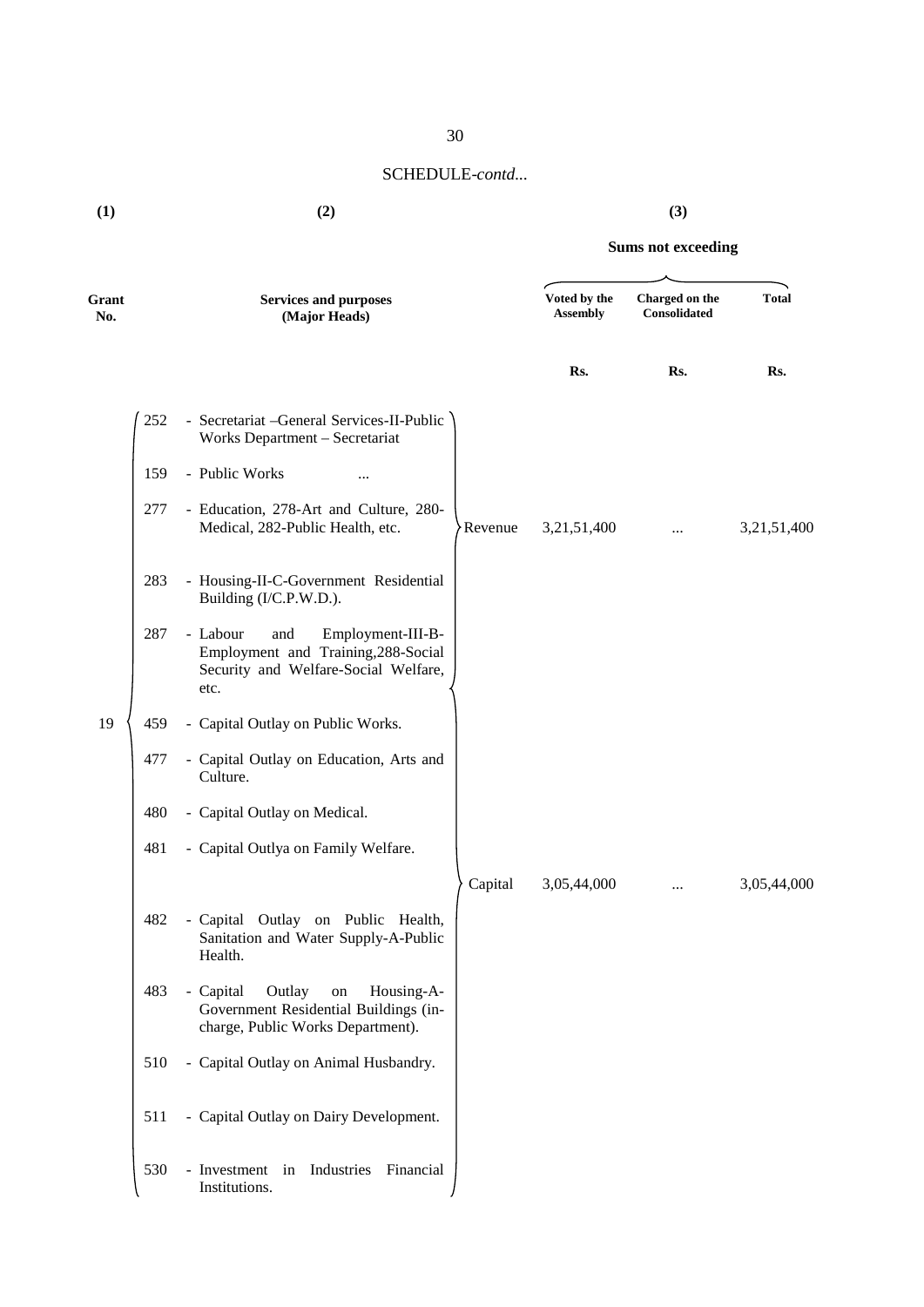SCHEDULE-*contd...*

| (1) | | (2) | | (3) | | |
|---|---|---|---|---|---|---|
| | | | | Sums not exceeding | | |
| Grant No. | | Services and purposes (Major Heads) | | Voted by the Assembly | Charged on the Consolidated | Total |
| | | | | Rs. | Rs. | Rs. |
| 19 | 252 | - Secretariat –General Services-II-Public Works Department – Secretariat | Revenue | 3,21,51,400 | ... | 3,21,51,400 |
| | 159 | - Public Works ... | | | | |
| | 277 | - Education, 278-Art and Culture, 280-Medical, 282-Public Health, etc. | | | | |
| | 283 | - Housing-II-C-Government Residential Building (I/C.P.W.D.). | | | | |
| | 287 | - Labour and Employment-III-B-Employment and Training,288-Social Security and Welfare-Social Welfare, etc. | | | | |
| | 459 | - Capital Outlay on Public Works. | Capital | 3,05,44,000 | ... | 3,05,44,000 |
| | 477 | - Capital Outlay on Education, Arts and Culture. | | | | |
| | 480 | - Capital Outlay on Medical. | | | | |
| | 481 | - Capital Outlya on Family Welfare. | | | | |
| | 482 | - Capital Outlay on Public Health, Sanitation and Water Supply-A-Public Health. | | | | |
| | 483 | - Capital Outlay on Housing-A-Government Residential Buildings (in-charge, Public Works Department). | | | | |
| | 510 | - Capital Outlay on Animal Husbandry. | | | | |
| | 511 | - Capital Outlay on Dairy Development. | | | | |
| | 530 | - Investment in Industries Financial Institutions. | | | | |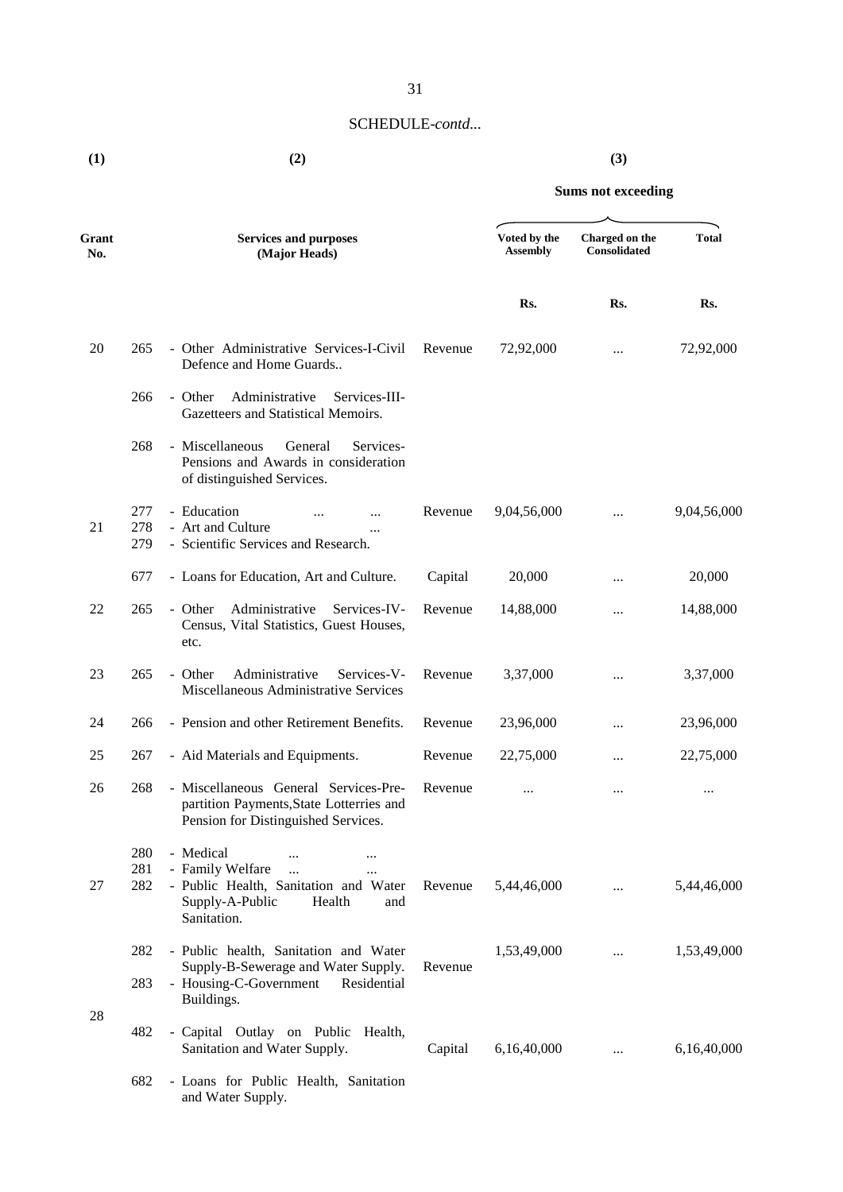SCHEDULE-*contd...*

| (1) | | (2) | | (3) | | |
|---|---|---|---|---|---|---|
| | | | | Sums not exceeding | | |
| Grant No. | | Services and purposes (Major Heads) | | Voted by the Assembly | Charged on the Consolidated | Total |
| | | | | Rs. | Rs. | Rs. |
| 20 | 265 | - Other Administrative Services-I-Civil Defence and Home Guards.. | Revenue | 72,92,000 | ... | 72,92,000 |
| | 266 | - Other Administrative Services-III-Gazetteers and Statistical Memoirs. | | | | |
| | 268 | - Miscellaneous General Services-Pensions and Awards in consideration of distinguished Services. | | | | |
| 21 | 277 | - Education ... ... | Revenue | 9,04,56,000 | ... | 9,04,56,000 |
| | 278 | - Art and Culture ... | | | | |
| | 279 | - Scientific Services and Research. | | | | |
| | 677 | - Loans for Education, Art and Culture. | Capital | 20,000 | ... | 20,000 |
| 22 | 265 | - Other Administrative Services-IV-Census, Vital Statistics, Guest Houses, etc. | Revenue | 14,88,000 | ... | 14,88,000 |
| 23 | 265 | - Other Administrative Services-V-Miscellaneous Administrative Services | Revenue | 3,37,000 | ... | 3,37,000 |
| 24 | 266 | - Pension and other Retirement Benefits. | Revenue | 23,96,000 | ... | 23,96,000 |
| 25 | 267 | - Aid Materials and Equipments. | Revenue | 22,75,000 | ... | 22,75,000 |
| 26 | 268 | - Miscellaneous General Services-Pre-partition Payments,State Lotterries and Pension for Distinguished Services. | Revenue | ... | ... | ... |
| 27 | 280 | - Medical ... ... | | | | |
| | 281 | - Family Welfare ... ... | | | | |
| | 282 | - Public Health, Sanitation and Water Supply-A-Public Health and Sanitation. | Revenue | 5,44,46,000 | ... | 5,44,46,000 |
| 28 | 282 | - Public health, Sanitation and Water Supply-B-Sewerage and Water Supply. | Revenue | 1,53,49,000 | ... | 1,53,49,000 |
| | 283 | - Housing-C-Government Residential Buildings. | | | | |
| | 482 | - Capital Outlay on Public Health, Sanitation and Water Supply. | Capital | 6,16,40,000 | ... | 6,16,40,000 |
| | 682 | - Loans for Public Health, Sanitation and Water Supply. | | | | |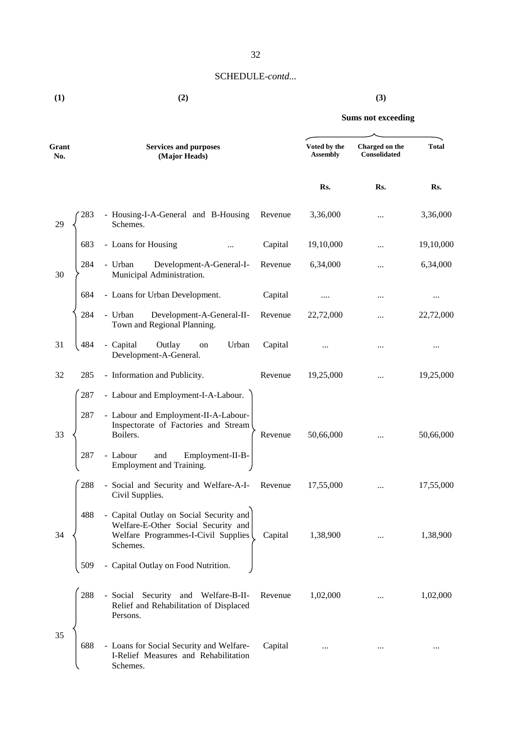SCHEDULE-*contd*...

| (1) | | (2) | | (3) | | |
|---|---|---|---|---|---|---|
| | | | | Sums not exceeding | | |
| Grant No. | | Services and purposes (Major Heads) | | Voted by the Assembly | Charged on the Consolidated | Total |
| | | | | Rs. | Rs. | Rs. |
| 29 | 283 | - Housing-I-A-General and B-Housing Schemes. | Revenue | 3,36,000 | ... | 3,36,000 |
| | 683 | - Loans for Housing ... | Capital | 19,10,000 | ... | 19,10,000 |
| 30 | 284 | - Urban Development-A-General-I-Municipal Administration. | Revenue | 6,34,000 | ... | 6,34,000 |
| | 684 | - Loans for Urban Development. | Capital | .... | ... | ... |
| 31 | 284 | - Urban Development-A-General-II-Town and Regional Planning. | Revenue | 22,72,000 | ... | 22,72,000 |
| | 484 | - Capital Outlay on Urban Development-A-General. | Capital | ... | ... | ... |
| 32 | 285 | - Information and Publicity. | Revenue | 19,25,000 | ... | 19,25,000 |
| 33 | 287 | - Labour and Employment-I-A-Labour. | Revenue | 50,66,000 | ... | 50,66,000 |
| | 287 | - Labour and Employment-II-A-Labour-Inspectorate of Factories and Stream Boilers. | | | | |
| | 287 | - Labour and Employment-II-B-Employment and Training. | | | | |
| 34 | 288 | - Social and Security and Welfare-A-I-Civil Supplies. | Revenue | 17,55,000 | ... | 17,55,000 |
| | 488 | - Capital Outlay on Social Security and Welfare-E-Other Social Security and Welfare Programmes-I-Civil Supplies Schemes. | Capital | 1,38,900 | ... | 1,38,900 |
| | 509 | - Capital Outlay on Food Nutrition. | | | | |
| 35 | 288 | - Social Security and Welfare-B-II-Relief and Rehabilitation of Displaced Persons. | Revenue | 1,02,000 | ... | 1,02,000 |
| | 688 | - Loans for Social Security and Welfare-I-Relief Measures and Rehabilitation Schemes. | Capital | ... | ... | ... |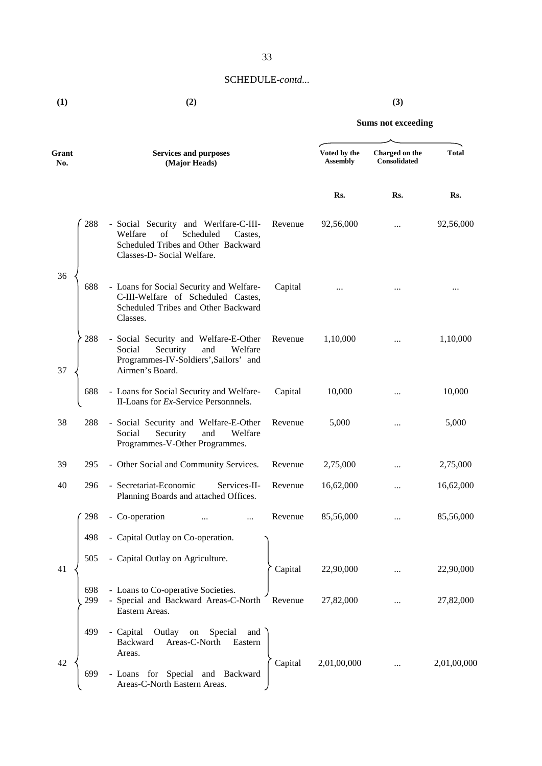SCHEDULE-*contd...*

| (1) | | (2) | | (3) | | |
|---|---|---|---|---|---|---|
| | | | | **Sums not exceeding** | | |
| **Grant No.** | | **Services and purposes (Major Heads)** | | **Voted by the Assembly** | **Charged on the Consolidated** | **Total** |
| | | | | **Rs.** | **Rs.** | **Rs.** |
| 36 | 288 | - Social Security and Werlfare-C-III-Welfare of Scheduled Castes, Scheduled Tribes and Other Backward Classes-D- Social Welfare. | Revenue | 92,56,000 | ... | 92,56,000 |
| | 688 | - Loans for Social Security and Welfare-C-III-Welfare of Scheduled Castes, Scheduled Tribes and Other Backward Classes. | Capital | ... | ... | ... |
| 37 | 288 | - Social Security and Welfare-E-Other Social Security and Welfare Programmes-IV-Soldiers',Sailors' and Airmen's Board. | Revenue | 1,10,000 | ... | 1,10,000 |
| | 688 | - Loans for Social Security and Welfare-II-Loans for *Ex*-Service Personnnels. | Capital | 10,000 | ... | 10,000 |
| 38 | 288 | - Social Security and Welfare-E-Other Social Security and Welfare Programmes-V-Other Programmes. | Revenue | 5,000 | ... | 5,000 |
| 39 | 295 | - Other Social and Community Services. | Revenue | 2,75,000 | ... | 2,75,000 |
| 40 | 296 | - Secretariat-Economic Services-II-Planning Boards and attached Offices. | Revenue | 16,62,000 | ... | 16,62,000 |
| 41 | 298 | - Co-operation ... ... | Revenue | 85,56,000 | ... | 85,56,000 |
| | 498 | - Capital Outlay on Co-operation. | | | | |
| | 505 | - Capital Outlay on Agriculture. | Capital | 22,90,000 | ... | 22,90,000 |
| | 698 | - Loans to Co-operative Societies. | | | | |
| 42 | 299 | - Special and Backward Areas-C-North Eastern Areas. | Revenue | 27,82,000 | ... | 27,82,000 |
| | 499 | - Capital Outlay on Special and Backward Areas-C-North Eastern Areas. | | | | |
| | 699 | - Loans for Special and Backward Areas-C-North Eastern Areas. | Capital | 2,01,00,000 | ... | 2,01,00,000 |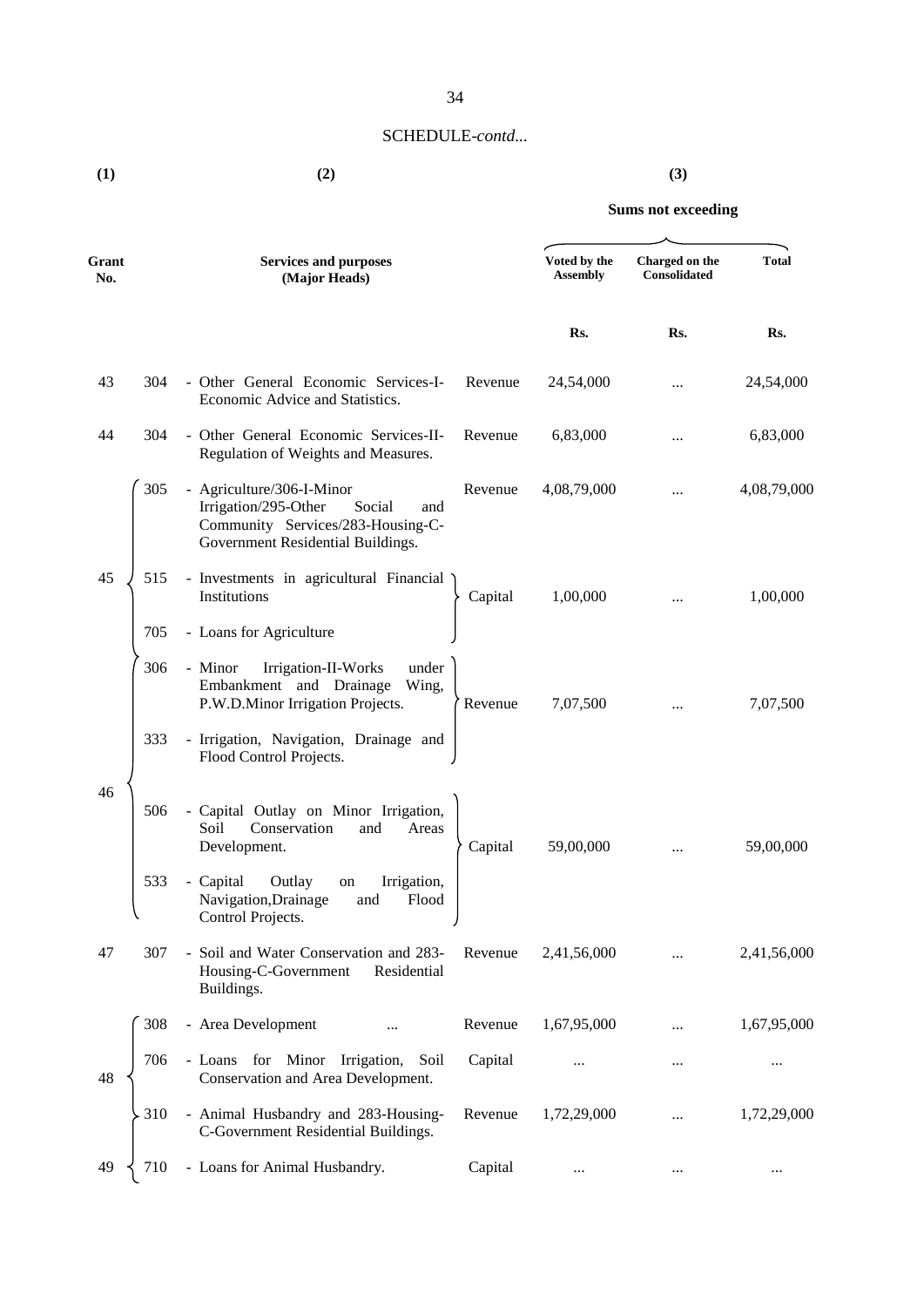SCHEDULE-*contd...*

| (1) | | (2) | | (3) | | |
|---|---|---|---|---|---|---|
| | | | | Sums not exceeding | | |
| Grant No. | | Services and purposes (Major Heads) | | Voted by the Assembly | Charged on the Consolidated | Total |
| | | | | Rs. | Rs. | Rs. |
| 43 | 304 | - Other General Economic Services-I-Economic Advice and Statistics. | Revenue | 24,54,000 | ... | 24,54,000 |
| 44 | 304 | - Other General Economic Services-II-Regulation of Weights and Measures. | Revenue | 6,83,000 | ... | 6,83,000 |
| 45 | 305 | - Agriculture/306-I-Minor Irrigation/295-Other Social and Community Services/283-Housing-C-Government Residential Buildings. | Revenue | 4,08,79,000 | ... | 4,08,79,000 |
| | 515 | - Investments in agricultural Financial Institutions | Capital | 1,00,000 | ... | 1,00,000 |
| | 705 | - Loans for Agriculture | | | | |
| 46 | 306 | - Minor Irrigation-II-Works under Embankment and Drainage Wing, P.W.D.Minor Irrigation Projects. | Revenue | 7,07,500 | ... | 7,07,500 |
| | 333 | - Irrigation, Navigation, Drainage and Flood Control Projects. | | | | |
| | 506 | - Capital Outlay on Minor Irrigation, Soil Conservation and Areas Development. | Capital | 59,00,000 | ... | 59,00,000 |
| | 533 | - Capital Outlay on Irrigation, Navigation,Drainage and Flood Control Projects. | | | | |
| 47 | 307 | - Soil and Water Conservation and 283-Housing-C-Government Residential Buildings. | Revenue | 2,41,56,000 | ... | 2,41,56,000 |
| 48 | 308 | - Area Development ... | Revenue | 1,67,95,000 | ... | 1,67,95,000 |
| | 706 | - Loans for Minor Irrigation, Soil Conservation and Area Development. | Capital | ... | ... | ... |
| 49 | 310 | - Animal Husbandry and 283-Housing-C-Government Residential Buildings. | Revenue | 1,72,29,000 | ... | 1,72,29,000 |
| | 710 | - Loans for Animal Husbandry. | Capital | ... | ... | ... |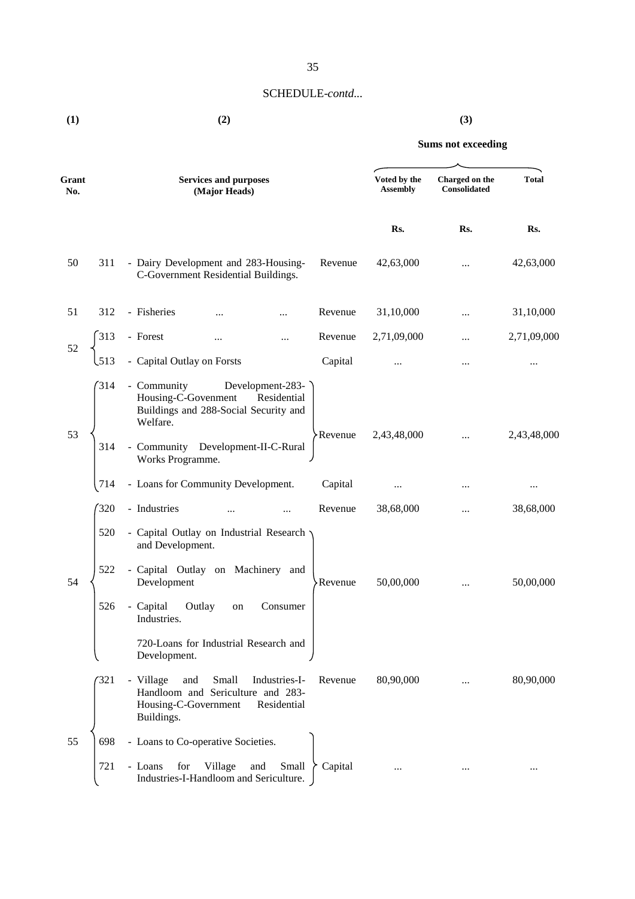SCHEDULE-*contd*...

| (1) | | (2) | | (3) | | |
|---|---|---|---|---|---|---|
| | | | | Sums not exceeding | | |
| Grant No. | | Services and purposes (Major Heads) | | Voted by the Assembly | Charged on the Consolidated | Total |
| | | | | Rs. | Rs. | Rs. |
| 50 | 311 | - Dairy Development and 283-Housing-C-Government Residential Buildings. | Revenue | 42,63,000 | ... | 42,63,000 |
| 51 | 312 | - Fisheries ... ... | Revenue | 31,10,000 | ... | 31,10,000 |
| 52 | 313 | - Forest ... ... | Revenue | 2,71,09,000 | ... | 2,71,09,000 |
| | 513 | - Capital Outlay on Forsts | Capital | ... | ... | ... |
| 53 | 314 | - Community Development-283-Housing-C-Govenment Residential Buildings and 288-Social Security and Welfare. | Revenue | 2,43,48,000 | ... | 2,43,48,000 |
| | 314 | - Community Development-II-C-Rural Works Programme. | | | | |
| | 714 | - Loans for Community Development. | Capital | ... | ... | ... |
| 54 | 320 | - Industries ... ... | Revenue | 38,68,000 | ... | 38,68,000 |
| | 520 | - Capital Outlay on Industrial Research and Development. | Revenue | 50,00,000 | ... | 50,00,000 |
| | 522 | - Capital Outlay on Machinery and Development | | | | |
| | 526 | - Capital Outlay on Consumer Industries. | | | | |
| | | 720-Loans for Industrial Research and Development. | | | | |
| 55 | 321 | - Village and Small Industries-I-Handloom and Sericulture and 283-Housing-C-Government Residential Buildings. | Revenue | 80,90,000 | ... | 80,90,000 |
| | 698 | - Loans to Co-operative Societies. | Capital | ... | ... | ... |
| | 721 | - Loans for Village and Small Industries-I-Handloom and Sericulture. | | | | |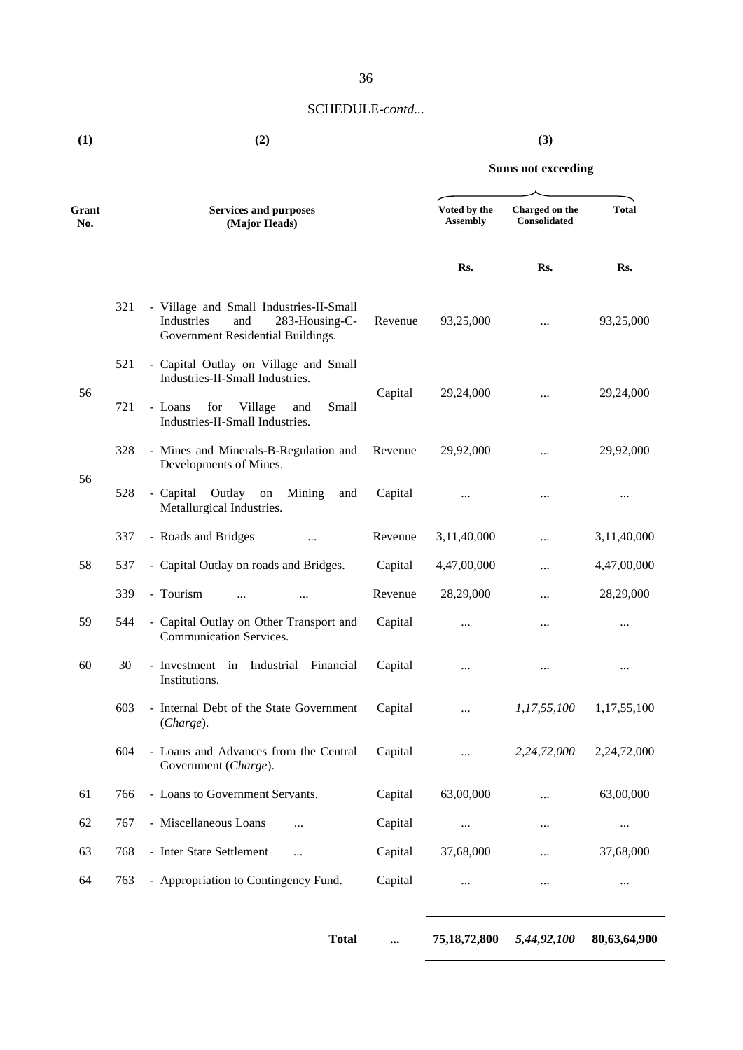SCHEDULE-*contd*...

| (1) | | (2) | | (3) | | |
|---|---|---|---|---|---|---|
| | | | | Sums not exceeding | | |
| Grant No. | | Services and purposes (Major Heads) | | Voted by the Assembly | Charged on the Consolidated | Total |
| | | | | Rs. | Rs. | Rs. |
| | 321 | - Village and Small Industries-II-Small Industries and 283-Housing-C-Government Residential Buildings. | Revenue | 93,25,000 | ... | 93,25,000 |
| 56 | 521 | - Capital Outlay on Village and Small Industries-II-Small Industries. | Capital | 29,24,000 | ... | 29,24,000 |
| | 721 | - Loans for Village and Small Industries-II-Small Industries. | | | | |
| 56 | 328 | - Mines and Minerals-B-Regulation and Developments of Mines. | Revenue | 29,92,000 | ... | 29,92,000 |
| | 528 | - Capital Outlay on Mining and Metallurgical Industries. | Capital | ... | ... | ... |
| | 337 | - Roads and Bridges ... | Revenue | 3,11,40,000 | ... | 3,11,40,000 |
| 58 | 537 | - Capital Outlay on roads and Bridges. | Capital | 4,47,00,000 | ... | 4,47,00,000 |
| | 339 | - Tourism ... ... | Revenue | 28,29,000 | ... | 28,29,000 |
| 59 | 544 | - Capital Outlay on Other Transport and Communication Services. | Capital | ... | ... | ... |
| 60 | 30 | - Investment in Industrial Financial Institutions. | Capital | ... | ... | ... |
| | 603 | - Internal Debt of the State Government (*Charge*). | Capital | ... | *1,17,55,100* | 1,17,55,100 |
| | 604 | - Loans and Advances from the Central Government (*Charge*). | Capital | ... | *2,24,72,000* | 2,24,72,000 |
| 61 | 766 | - Loans to Government Servants. | Capital | 63,00,000 | ... | 63,00,000 |
| 62 | 767 | - Miscellaneous Loans ... | Capital | ... | ... | ... |
| 63 | 768 | - Inter State Settlement ... | Capital | 37,68,000 | ... | 37,68,000 |
| 64 | 763 | - Appropriation to Contingency Fund. | Capital | ... | ... | ... |
| | | **Total** | ... | **75,18,72,800** | ***5,44,92,100*** | **80,63,64,900** |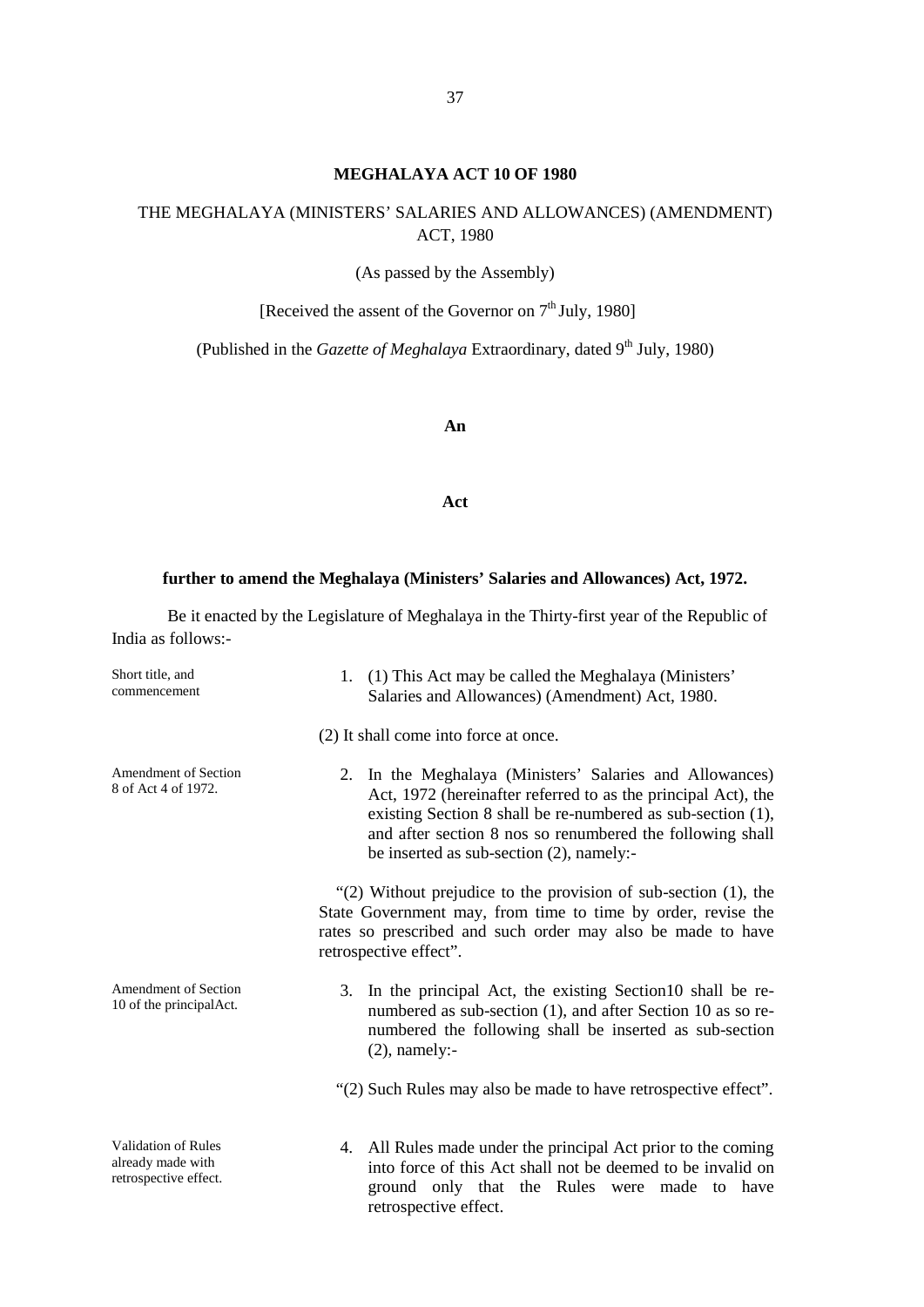## MEGHALAYA ACT 10 OF 1980

THE MEGHALAYA (MINISTERS' SALARIES AND ALLOWANCES) (AMENDMENT) ACT, 1980

(As passed by the Assembly)

[Received the assent of the Governor on 7th July, 1980]

(Published in the *Gazette of Meghalaya* Extraordinary, dated 9th July, 1980)

**An**

**Act**

**further to amend the Meghalaya (Ministers' Salaries and Allowances) Act, 1972.**

Be it enacted by the Legislature of Meghalaya in the Thirty-first year of the Republic of India as follows:-

Short title, and commencement

1. (1) This Act may be called the Meghalaya (Ministers' Salaries and Allowances) (Amendment) Act, 1980.

(2) It shall come into force at once.

Amendment of Section 8 of Act 4 of 1972.

2. In the Meghalaya (Ministers' Salaries and Allowances) Act, 1972 (hereinafter referred to as the principal Act), the existing Section 8 shall be re-numbered as sub-section (1), and after section 8 nos so renumbered the following shall be inserted as sub-section (2), namely:-

"(2) Without prejudice to the provision of sub-section (1), the State Government may, from time to time by order, revise the rates so prescribed and such order may also be made to have retrospective effect".

Amendment of Section 10 of the principalAct.

3. In the principal Act, the existing Section10 shall be re-numbered as sub-section (1), and after Section 10 as so re-numbered the following shall be inserted as sub-section (2), namely:-

"(2) Such Rules may also be made to have retrospective effect".

Validation of Rules already made with retrospective effect.

4. All Rules made under the principal Act prior to the coming into force of this Act shall not be deemed to be invalid on ground only that the Rules were made to have retrospective effect.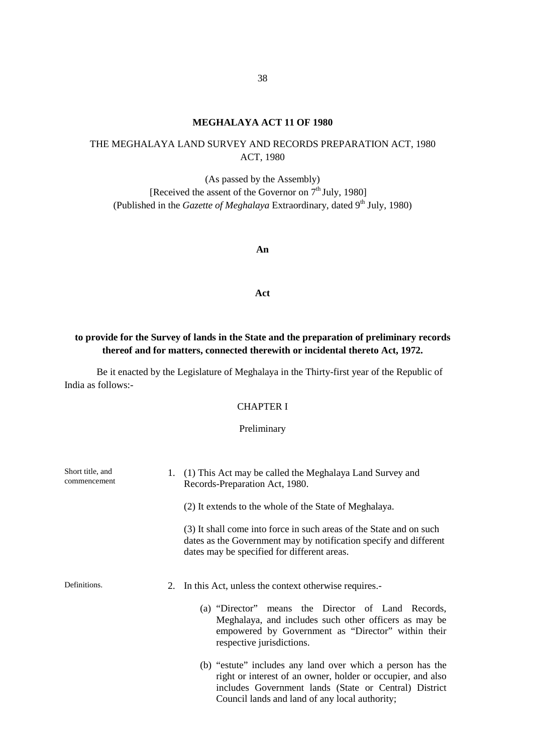**MEGHALAYA ACT 11 OF 1980**

THE MEGHALAYA LAND SURVEY AND RECORDS PREPARATION ACT, 1980 ACT, 1980

(As passed by the Assembly)
[Received the assent of the Governor on 7th July, 1980]
(Published in the *Gazette of Meghalaya* Extraordinary, dated 9th July, 1980)

**An**

**Act**

**to provide for the Survey of lands in the State and the preparation of preliminary records thereof and for matters, connected therewith or incidental thereto Act, 1972.**

Be it enacted by the Legislature of Meghalaya in the Thirty-first year of the Republic of India as follows:-

CHAPTER I

Preliminary

Short title, and commencement

1. (1) This Act may be called the Meghalaya Land Survey and Records-Preparation Act, 1980.

   (2) It extends to the whole of the State of Meghalaya.

   (3) It shall come into force in such areas of the State and on such dates as the Government may by notification specify and different dates may be specified for different areas.

Definitions.

2. In this Act, unless the context otherwise requires.-

   (a) "Director" means the Director of Land Records, Meghalaya, and includes such other officers as may be empowered by Government as "Director" within their respective jurisdictions.

   (b) "estute" includes any land over which a person has the right or interest of an owner, holder or occupier, and also includes Government lands (State or Central) District Council lands and land of any local authority;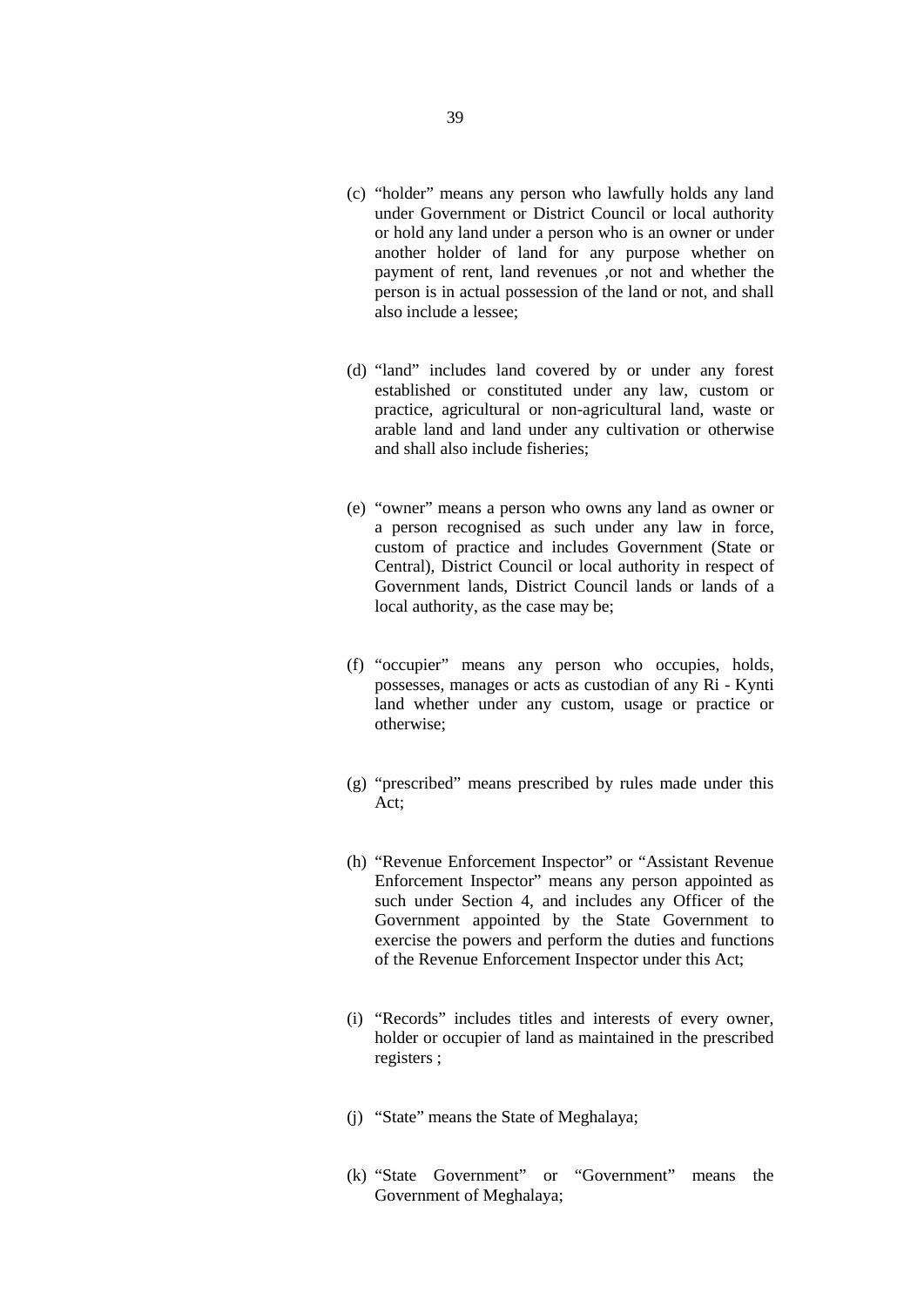(c) "holder" means any person who lawfully holds any land under Government or District Council or local authority or hold any land under a person who is an owner or under another holder of land for any purpose whether on payment of rent, land revenues ,or not and whether the person is in actual possession of the land or not, and shall also include a lessee;

(d) "land" includes land covered by or under any forest established or constituted under any law, custom or practice, agricultural or non-agricultural land, waste or arable land and land under any cultivation or otherwise and shall also include fisheries;

(e) "owner" means a person who owns any land as owner or a person recognised as such under any law in force, custom of practice and includes Government (State or Central), District Council or local authority in respect of Government lands, District Council lands or lands of a local authority, as the case may be;

(f) "occupier" means any person who occupies, holds, possesses, manages or acts as custodian of any Ri - Kynti land whether under any custom, usage or practice or otherwise;

(g) "prescribed" means prescribed by rules made under this Act;

(h) "Revenue Enforcement Inspector" or "Assistant Revenue Enforcement Inspector" means any person appointed as such under Section 4, and includes any Officer of the Government appointed by the State Government to exercise the powers and perform the duties and functions of the Revenue Enforcement Inspector under this Act;

(i) "Records" includes titles and interests of every owner, holder or occupier of land as maintained in the prescribed registers ;

(j) "State" means the State of Meghalaya;

(k) "State Government" or "Government" means the Government of Meghalaya;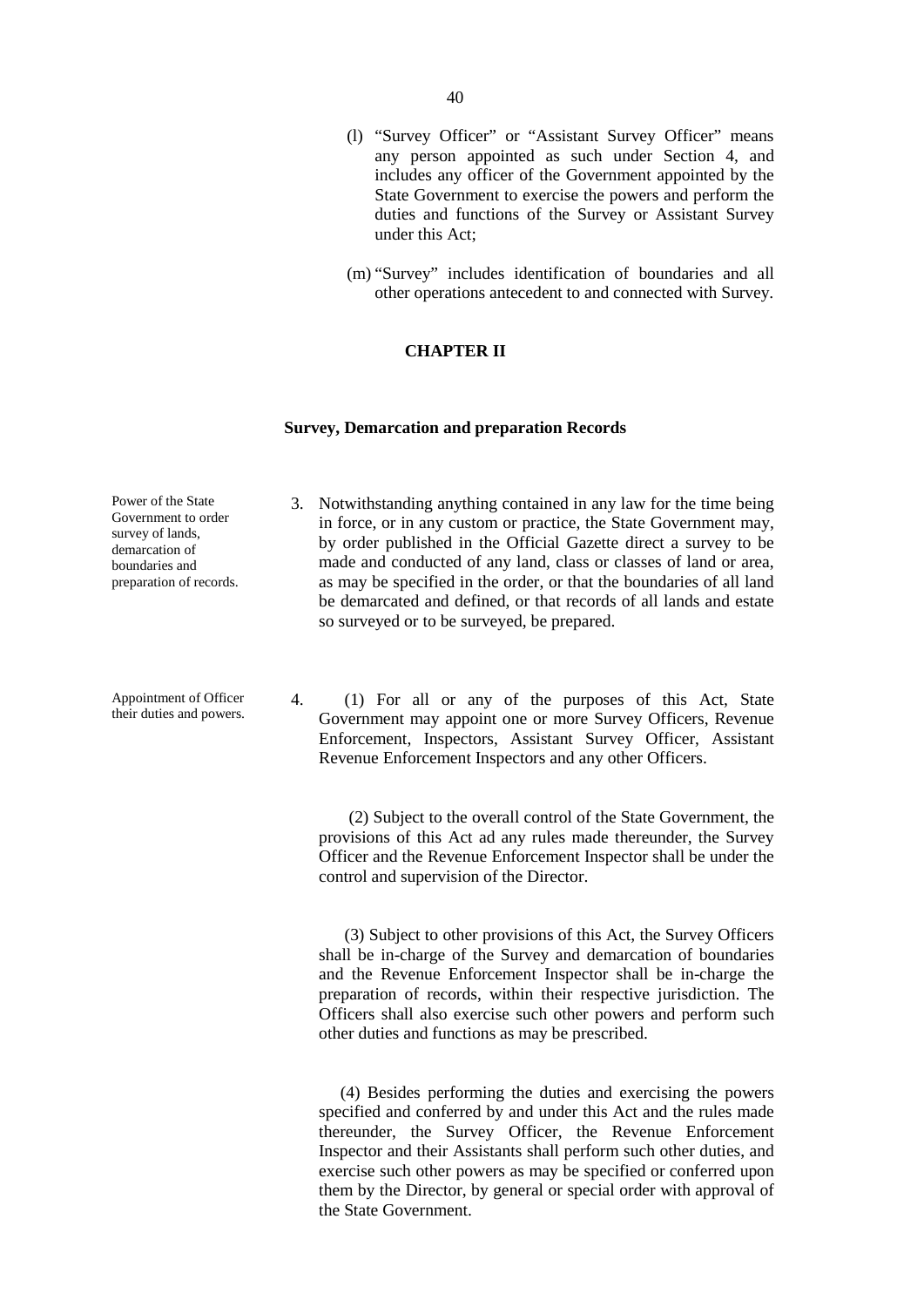(l) "Survey Officer" or "Assistant Survey Officer" means any person appointed as such under Section 4, and includes any officer of the Government appointed by the State Government to exercise the powers and perform the duties and functions of the Survey or Assistant Survey under this Act;

(m) "Survey" includes identification of boundaries and all other operations antecedent to and connected with Survey.

## CHAPTER II

### Survey, Demarcation and preparation Records

*Power of the State Government to order survey of lands, demarcation of boundaries and preparation of records.*

3. Notwithstanding anything contained in any law for the time being in force, or in any custom or practice, the State Government may, by order published in the Official Gazette direct a survey to be made and conducted of any land, class or classes of land or area, as may be specified in the order, or that the boundaries of all land be demarcated and defined, or that records of all lands and estate so surveyed or to be surveyed, be prepared.

*Appointment of Officer their duties and powers.*

4. (1) For all or any of the purposes of this Act, State Government may appoint one or more Survey Officers, Revenue Enforcement, Inspectors, Assistant Survey Officer, Assistant Revenue Enforcement Inspectors and any other Officers.

(2) Subject to the overall control of the State Government, the provisions of this Act ad any rules made thereunder, the Survey Officer and the Revenue Enforcement Inspector shall be under the control and supervision of the Director.

(3) Subject to other provisions of this Act, the Survey Officers shall be in-charge of the Survey and demarcation of boundaries and the Revenue Enforcement Inspector shall be in-charge the preparation of records, within their respective jurisdiction. The Officers shall also exercise such other powers and perform such other duties and functions as may be prescribed.

(4) Besides performing the duties and exercising the powers specified and conferred by and under this Act and the rules made thereunder, the Survey Officer, the Revenue Enforcement Inspector and their Assistants shall perform such other duties, and exercise such other powers as may be specified or conferred upon them by the Director, by general or special order with approval of the State Government.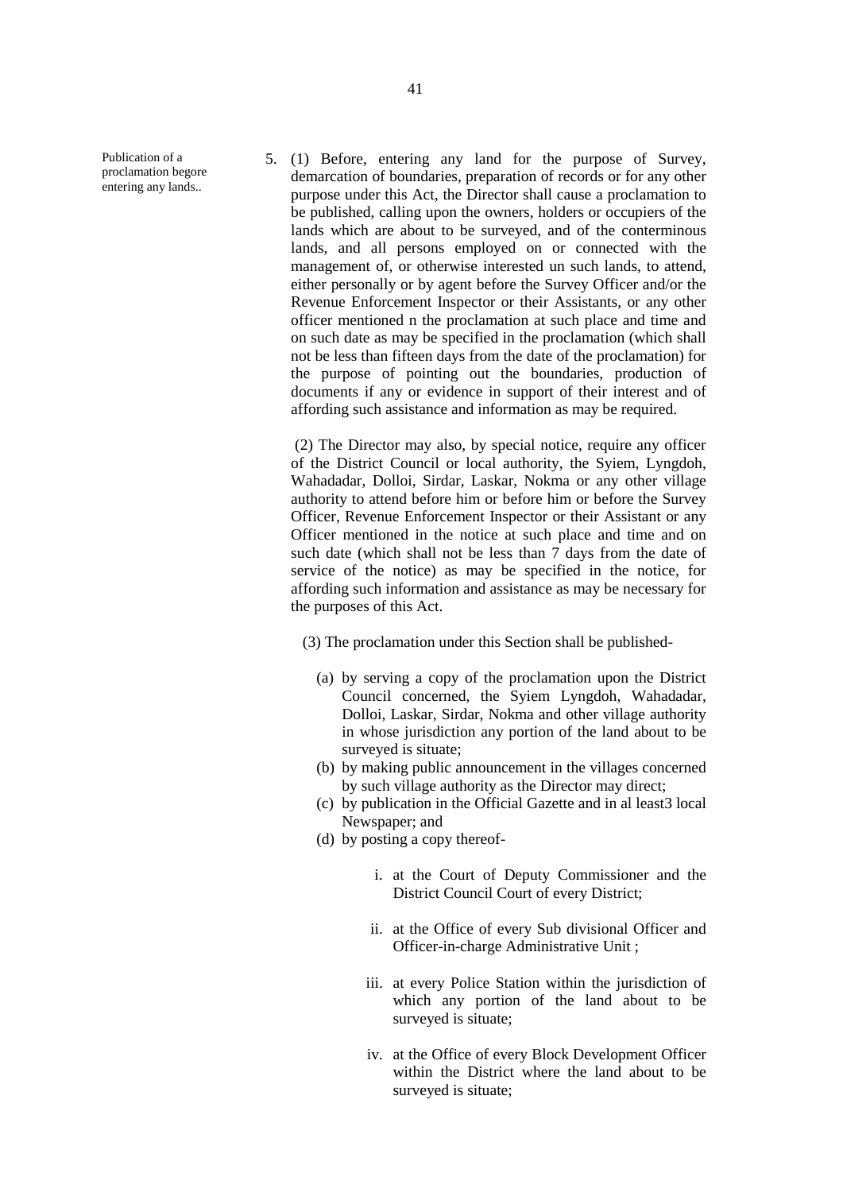Publication of a proclamation begore entering any lands..

5. (1) Before, entering any land for the purpose of Survey, demarcation of boundaries, preparation of records or for any other purpose under this Act, the Director shall cause a proclamation to be published, calling upon the owners, holders or occupiers of the lands which are about to be surveyed, and of the conterminous lands, and all persons employed on or connected with the management of, or otherwise interested un such lands, to attend, either personally or by agent before the Survey Officer and/or the Revenue Enforcement Inspector or their Assistants, or any other officer mentioned n the proclamation at such place and time and on such date as may be specified in the proclamation (which shall not be less than fifteen days from the date of the proclamation) for the purpose of pointing out the boundaries, production of documents if any or evidence in support of their interest and of affording such assistance and information as may be required.

(2) The Director may also, by special notice, require any officer of the District Council or local authority, the Syiem, Lyngdoh, Wahadadar, Dolloi, Sirdar, Laskar, Nokma or any other village authority to attend before him or before him or before the Survey Officer, Revenue Enforcement Inspector or their Assistant or any Officer mentioned in the notice at such place and time and on such date (which shall not be less than 7 days from the date of service of the notice) as may be specified in the notice, for affording such information and assistance as may be necessary for the purposes of this Act.

(3) The proclamation under this Section shall be published-

(a) by serving a copy of the proclamation upon the District Council concerned, the Syiem Lyngdoh, Wahadadar, Dolloi, Laskar, Sirdar, Nokma and other village authority in whose jurisdiction any portion of the land about to be surveyed is situate;
(b) by making public announcement in the villages concerned by such village authority as the Director may direct;
(c) by publication in the Official Gazette and in al least3 local Newspaper; and
(d) by posting a copy thereof-

i. at the Court of Deputy Commissioner and the District Council Court of every District;

ii. at the Office of every Sub divisional Officer and Officer-in-charge Administrative Unit ;

iii. at every Police Station within the jurisdiction of which any portion of the land about to be surveyed is situate;

iv. at the Office of every Block Development Officer within the District where the land about to be surveyed is situate;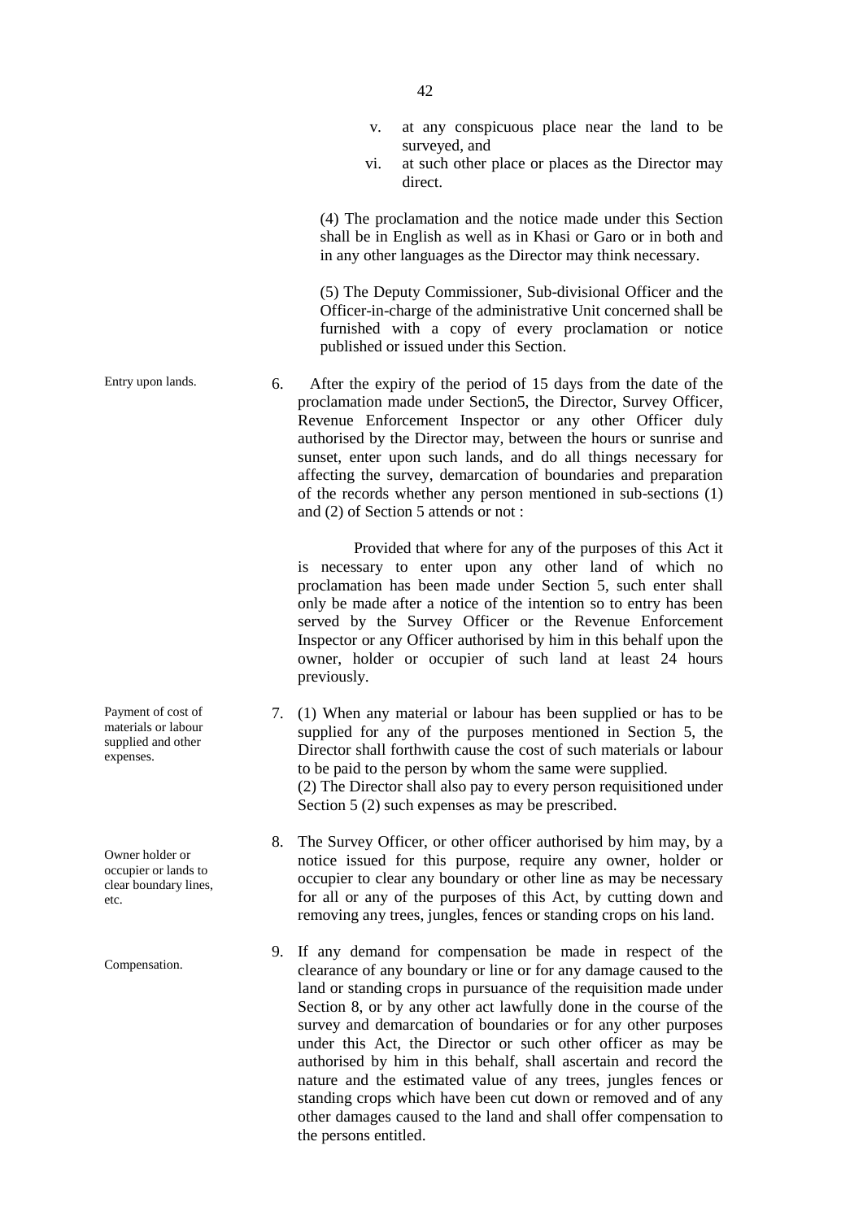v. at any conspicuous place near the land to be surveyed, and

vi. at such other place or places as the Director may direct.

(4) The proclamation and the notice made under this Section shall be in English as well as in Khasi or Garo or in both and in any other languages as the Director may think necessary.

(5) The Deputy Commissioner, Sub-divisional Officer and the Officer-in-charge of the administrative Unit concerned shall be furnished with a copy of every proclamation or notice published or issued under this Section.

*Entry upon lands.*

6. After the expiry of the period of 15 days from the date of the proclamation made under Section5, the Director, Survey Officer, Revenue Enforcement Inspector or any other Officer duly authorised by the Director may, between the hours or sunrise and sunset, enter upon such lands, and do all things necessary for affecting the survey, demarcation of boundaries and preparation of the records whether any person mentioned in sub-sections (1) and (2) of Section 5 attends or not :

Provided that where for any of the purposes of this Act it is necessary to enter upon any other land of which no proclamation has been made under Section 5, such enter shall only be made after a notice of the intention so to entry has been served by the Survey Officer or the Revenue Enforcement Inspector or any Officer authorised by him in this behalf upon the owner, holder or occupier of such land at least 24 hours previously.

*Payment of cost of materials or labour supplied and other expenses.*

7. (1) When any material or labour has been supplied or has to be supplied for any of the purposes mentioned in Section 5, the Director shall forthwith cause the cost of such materials or labour to be paid to the person by whom the same were supplied.
(2) The Director shall also pay to every person requisitioned under Section 5 (2) such expenses as may be prescribed.

*Owner holder or occupier or lands to clear boundary lines, etc.*

8. The Survey Officer, or other officer authorised by him may, by a notice issued for this purpose, require any owner, holder or occupier to clear any boundary or other line as may be necessary for all or any of the purposes of this Act, by cutting down and removing any trees, jungles, fences or standing crops on his land.

*Compensation.*

9. If any demand for compensation be made in respect of the clearance of any boundary or line or for any damage caused to the land or standing crops in pursuance of the requisition made under Section 8, or by any other act lawfully done in the course of the survey and demarcation of boundaries or for any other purposes under this Act, the Director or such other officer as may be authorised by him in this behalf, shall ascertain and record the nature and the estimated value of any trees, jungles fences or standing crops which have been cut down or removed and of any other damages caused to the land and shall offer compensation to the persons entitled.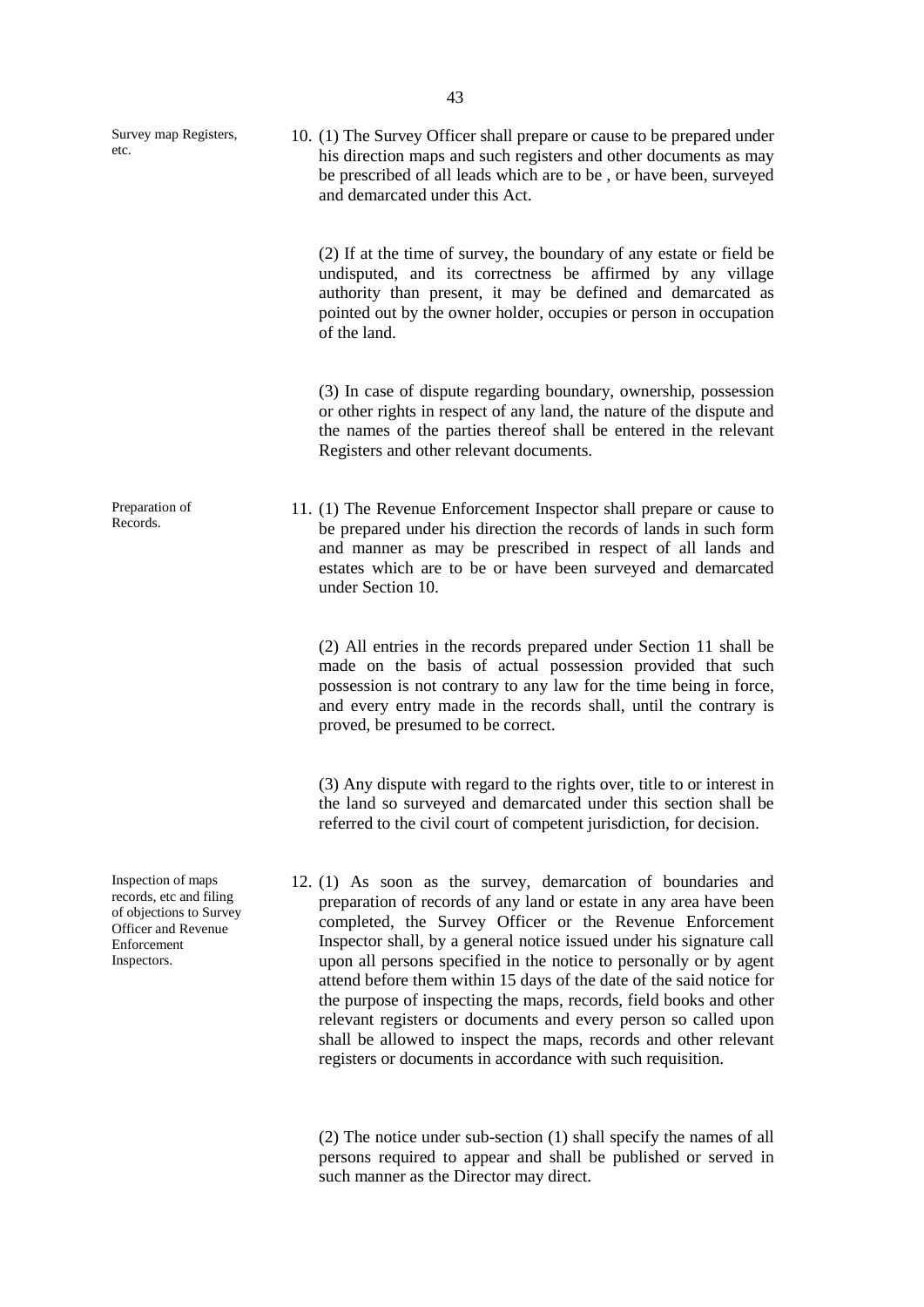Survey map Registers, etc.

10. (1) The Survey Officer shall prepare or cause to be prepared under his direction maps and such registers and other documents as may be prescribed of all leads which are to be , or have been, surveyed and demarcated under this Act.

(2) If at the time of survey, the boundary of any estate or field be undisputed, and its correctness be affirmed by any village authority than present, it may be defined and demarcated as pointed out by the owner holder, occupies or person in occupation of the land.

(3) In case of dispute regarding boundary, ownership, possession or other rights in respect of any land, the nature of the dispute and the names of the parties thereof shall be entered in the relevant Registers and other relevant documents.

Preparation of Records.

11. (1) The Revenue Enforcement Inspector shall prepare or cause to be prepared under his direction the records of lands in such form and manner as may be prescribed in respect of all lands and estates which are to be or have been surveyed and demarcated under Section 10.

(2) All entries in the records prepared under Section 11 shall be made on the basis of actual possession provided that such possession is not contrary to any law for the time being in force, and every entry made in the records shall, until the contrary is proved, be presumed to be correct.

(3) Any dispute with regard to the rights over, title to or interest in the land so surveyed and demarcated under this section shall be referred to the civil court of competent jurisdiction, for decision.

Inspection of maps records, etc and filing of objections to Survey Officer and Revenue Enforcement Inspectors.

12. (1) As soon as the survey, demarcation of boundaries and preparation of records of any land or estate in any area have been completed, the Survey Officer or the Revenue Enforcement Inspector shall, by a general notice issued under his signature call upon all persons specified in the notice to personally or by agent attend before them within 15 days of the date of the said notice for the purpose of inspecting the maps, records, field books and other relevant registers or documents and every person so called upon shall be allowed to inspect the maps, records and other relevant registers or documents in accordance with such requisition.

(2) The notice under sub-section (1) shall specify the names of all persons required to appear and shall be published or served in such manner as the Director may direct.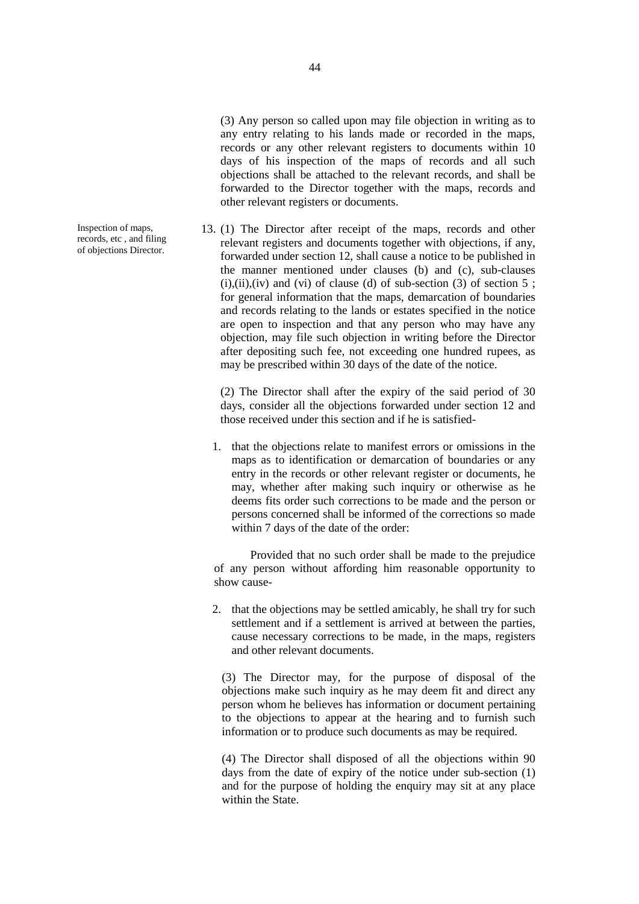(3) Any person so called upon may file objection in writing as to any entry relating to his lands made or recorded in the maps, records or any other relevant registers to documents within 10 days of his inspection of the maps of records and all such objections shall be attached to the relevant records, and shall be forwarded to the Director together with the maps, records and other relevant registers or documents.

Inspection of maps, records, etc , and filing of objections Director.

13. (1) The Director after receipt of the maps, records and other relevant registers and documents together with objections, if any, forwarded under section 12, shall cause a notice to be published in the manner mentioned under clauses (b) and (c), sub-clauses (i),(ii),(iv) and (vi) of clause (d) of sub-section (3) of section 5 ; for general information that the maps, demarcation of boundaries and records relating to the lands or estates specified in the notice are open to inspection and that any person who may have any objection, may file such objection in writing before the Director after depositing such fee, not exceeding one hundred rupees, as may be prescribed within 30 days of the date of the notice.

(2) The Director shall after the expiry of the said period of 30 days, consider all the objections forwarded under section 12 and those received under this section and if he is satisfied-

1. that the objections relate to manifest errors or omissions in the maps as to identification or demarcation of boundaries or any entry in the records or other relevant register or documents, he may, whether after making such inquiry or otherwise as he deems fits order such corrections to be made and the person or persons concerned shall be informed of the corrections so made within 7 days of the date of the order:

   Provided that no such order shall be made to the prejudice of any person without affording him reasonable opportunity to show cause-

2. that the objections may be settled amicably, he shall try for such settlement and if a settlement is arrived at between the parties, cause necessary corrections to be made, in the maps, registers and other relevant documents.

(3) The Director may, for the purpose of disposal of the objections make such inquiry as he may deem fit and direct any person whom he believes has information or document pertaining to the objections to appear at the hearing and to furnish such information or to produce such documents as may be required.

(4) The Director shall disposed of all the objections within 90 days from the date of expiry of the notice under sub-section (1) and for the purpose of holding the enquiry may sit at any place within the State.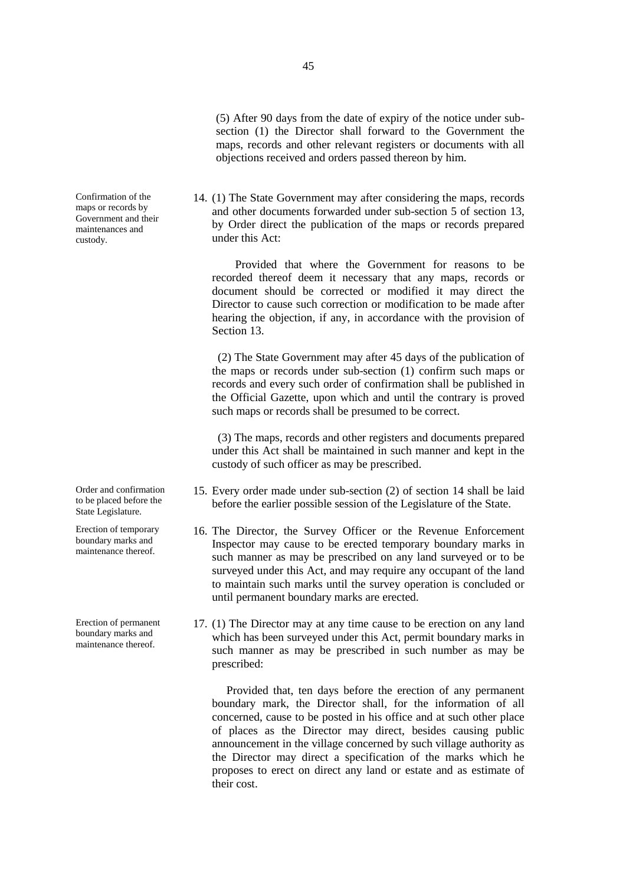(5) After 90 days from the date of expiry of the notice under sub-section (1) the Director shall forward to the Government the maps, records and other relevant registers or documents with all objections received and orders passed thereon by him.

*Confirmation of the maps or records by Government and their maintenances and custody.*

14. (1) The State Government may after considering the maps, records and other documents forwarded under sub-section 5 of section 13, by Order direct the publication of the maps or records prepared under this Act:

Provided that where the Government for reasons to be recorded thereof deem it necessary that any maps, records or document should be corrected or modified it may direct the Director to cause such correction or modification to be made after hearing the objection, if any, in accordance with the provision of Section 13.

(2) The State Government may after 45 days of the publication of the maps or records under sub-section (1) confirm such maps or records and every such order of confirmation shall be published in the Official Gazette, upon which and until the contrary is proved such maps or records shall be presumed to be correct.

(3) The maps, records and other registers and documents prepared under this Act shall be maintained in such manner and kept in the custody of such officer as may be prescribed.

*Order and confirmation to be placed before the State Legislature.*

15. Every order made under sub-section (2) of section 14 shall be laid before the earlier possible session of the Legislature of the State.

*Erection of temporary boundary marks and maintenance thereof.*

16. The Director, the Survey Officer or the Revenue Enforcement Inspector may cause to be erected temporary boundary marks in such manner as may be prescribed on any land surveyed or to be surveyed under this Act, and may require any occupant of the land to maintain such marks until the survey operation is concluded or until permanent boundary marks are erected.

*Erection of permanent boundary marks and maintenance thereof.*

17. (1) The Director may at any time cause to be erection on any land which has been surveyed under this Act, permit boundary marks in such manner as may be prescribed in such number as may be prescribed:

Provided that, ten days before the erection of any permanent boundary mark, the Director shall, for the information of all concerned, cause to be posted in his office and at such other place of places as the Director may direct, besides causing public announcement in the village concerned by such village authority as the Director may direct a specification of the marks which he proposes to erect on direct any land or estate and as estimate of their cost.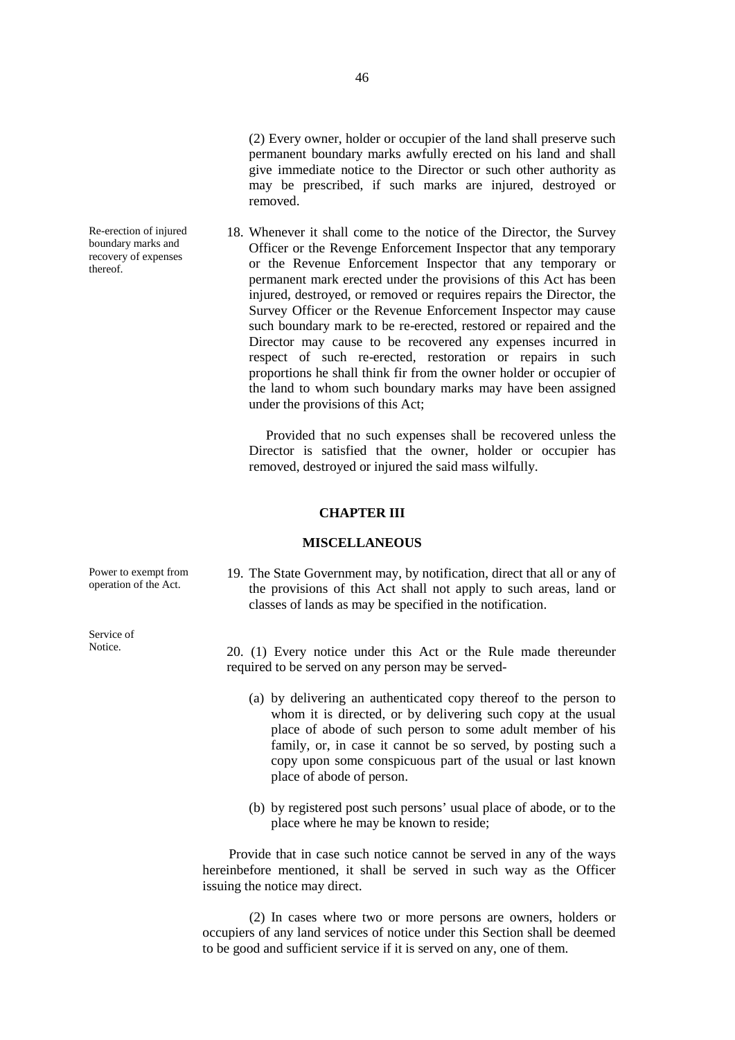(2) Every owner, holder or occupier of the land shall preserve such permanent boundary marks awfully erected on his land and shall give immediate notice to the Director or such other authority as may be prescribed, if such marks are injured, destroyed or removed.

Re-erection of injured boundary marks and recovery of expenses thereof.

18. Whenever it shall come to the notice of the Director, the Survey Officer or the Revenge Enforcement Inspector that any temporary or the Revenue Enforcement Inspector that any temporary or permanent mark erected under the provisions of this Act has been injured, destroyed, or removed or requires repairs the Director, the Survey Officer or the Revenue Enforcement Inspector may cause such boundary mark to be re-erected, restored or repaired and the Director may cause to be recovered any expenses incurred in respect of such re-erected, restoration or repairs in such proportions he shall think fir from the owner holder or occupier of the land to whom such boundary marks may have been assigned under the provisions of this Act;

Provided that no such expenses shall be recovered unless the Director is satisfied that the owner, holder or occupier has removed, destroyed or injured the said mass wilfully.

## CHAPTER III

## MISCELLANEOUS

Power to exempt from operation of the Act.

19. The State Government may, by notification, direct that all or any of the provisions of this Act shall not apply to such areas, land or classes of lands as may be specified in the notification.

Service of Notice.

20. (1) Every notice under this Act or the Rule made thereunder required to be served on any person may be served-

(a) by delivering an authenticated copy thereof to the person to whom it is directed, or by delivering such copy at the usual place of abode of such person to some adult member of his family, or, in case it cannot be so served, by posting such a copy upon some conspicuous part of the usual or last known place of abode of person.

(b) by registered post such persons' usual place of abode, or to the place where he may be known to reside;

Provide that in case such notice cannot be served in any of the ways hereinbefore mentioned, it shall be served in such way as the Officer issuing the notice may direct.

(2) In cases where two or more persons are owners, holders or occupiers of any land services of notice under this Section shall be deemed to be good and sufficient service if it is served on any, one of them.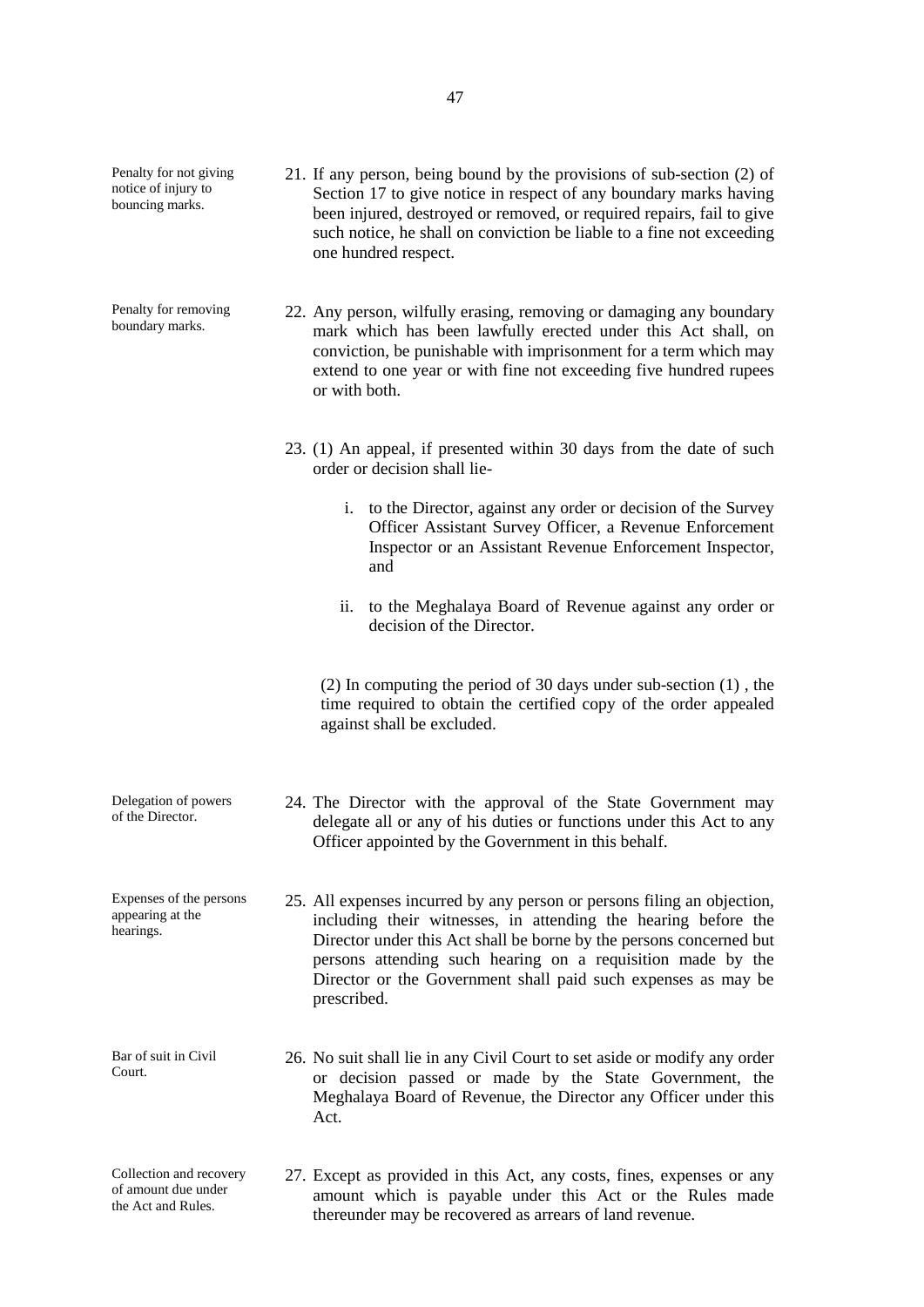**Penalty for not giving notice of injury to bouncing marks.**

21. If any person, being bound by the provisions of sub-section (2) of Section 17 to give notice in respect of any boundary marks having been injured, destroyed or removed, or required repairs, fail to give such notice, he shall on conviction be liable to a fine not exceeding one hundred respect.

**Penalty for removing boundary marks.**

22. Any person, wilfully erasing, removing or damaging any boundary mark which has been lawfully erected under this Act shall, on conviction, be punishable with imprisonment for a term which may extend to one year or with fine not exceeding five hundred rupees or with both.

23. (1) An appeal, if presented within 30 days from the date of such order or decision shall lie-

   i. to the Director, against any order or decision of the Survey Officer Assistant Survey Officer, a Revenue Enforcement Inspector or an Assistant Revenue Enforcement Inspector, and

   ii. to the Meghalaya Board of Revenue against any order or decision of the Director.

(2) In computing the period of 30 days under sub-section (1) , the time required to obtain the certified copy of the order appealed against shall be excluded.

**Delegation of powers of the Director.**

24. The Director with the approval of the State Government may delegate all or any of his duties or functions under this Act to any Officer appointed by the Government in this behalf.

**Expenses of the persons appearing at the hearings.**

25. All expenses incurred by any person or persons filing an objection, including their witnesses, in attending the hearing before the Director under this Act shall be borne by the persons concerned but persons attending such hearing on a requisition made by the Director or the Government shall paid such expenses as may be prescribed.

**Bar of suit in Civil Court.**

26. No suit shall lie in any Civil Court to set aside or modify any order or decision passed or made by the State Government, the Meghalaya Board of Revenue, the Director any Officer under this Act.

**Collection and recovery of amount due under the Act and Rules.**

27. Except as provided in this Act, any costs, fines, expenses or any amount which is payable under this Act or the Rules made thereunder may be recovered as arrears of land revenue.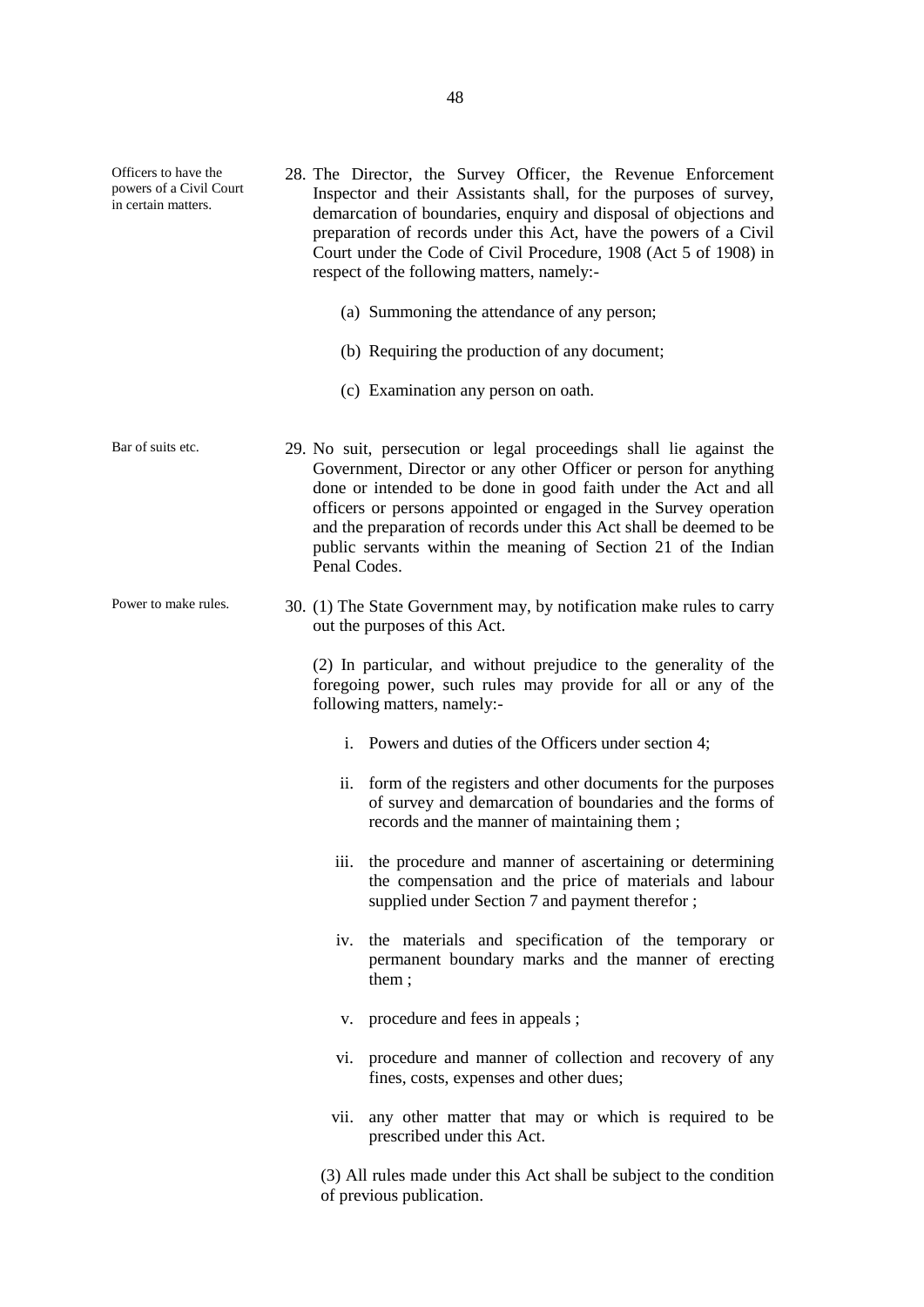**Officers to have the powers of a Civil Court in certain matters.**

28. The Director, the Survey Officer, the Revenue Enforcement Inspector and their Assistants shall, for the purposes of survey, demarcation of boundaries, enquiry and disposal of objections and preparation of records under this Act, have the powers of a Civil Court under the Code of Civil Procedure, 1908 (Act 5 of 1908) in respect of the following matters, namely:-

   (a) Summoning the attendance of any person;

   (b) Requiring the production of any document;

   (c) Examination any person on oath.

**Bar of suits etc.**

29. No suit, persecution or legal proceedings shall lie against the Government, Director or any other Officer or person for anything done or intended to be done in good faith under the Act and all officers or persons appointed or engaged in the Survey operation and the preparation of records under this Act shall be deemed to be public servants within the meaning of Section 21 of the Indian Penal Codes.

**Power to make rules.**

30. (1) The State Government may, by notification make rules to carry out the purposes of this Act.

   (2) In particular, and without prejudice to the generality of the foregoing power, such rules may provide for all or any of the following matters, namely:-

   i. Powers and duties of the Officers under section 4;

   ii. form of the registers and other documents for the purposes of survey and demarcation of boundaries and the forms of records and the manner of maintaining them ;

   iii. the procedure and manner of ascertaining or determining the compensation and the price of materials and labour supplied under Section 7 and payment therefor ;

   iv. the materials and specification of the temporary or permanent boundary marks and the manner of erecting them ;

   v. procedure and fees in appeals ;

   vi. procedure and manner of collection and recovery of any fines, costs, expenses and other dues;

   vii. any other matter that may or which is required to be prescribed under this Act.

   (3) All rules made under this Act shall be subject to the condition of previous publication.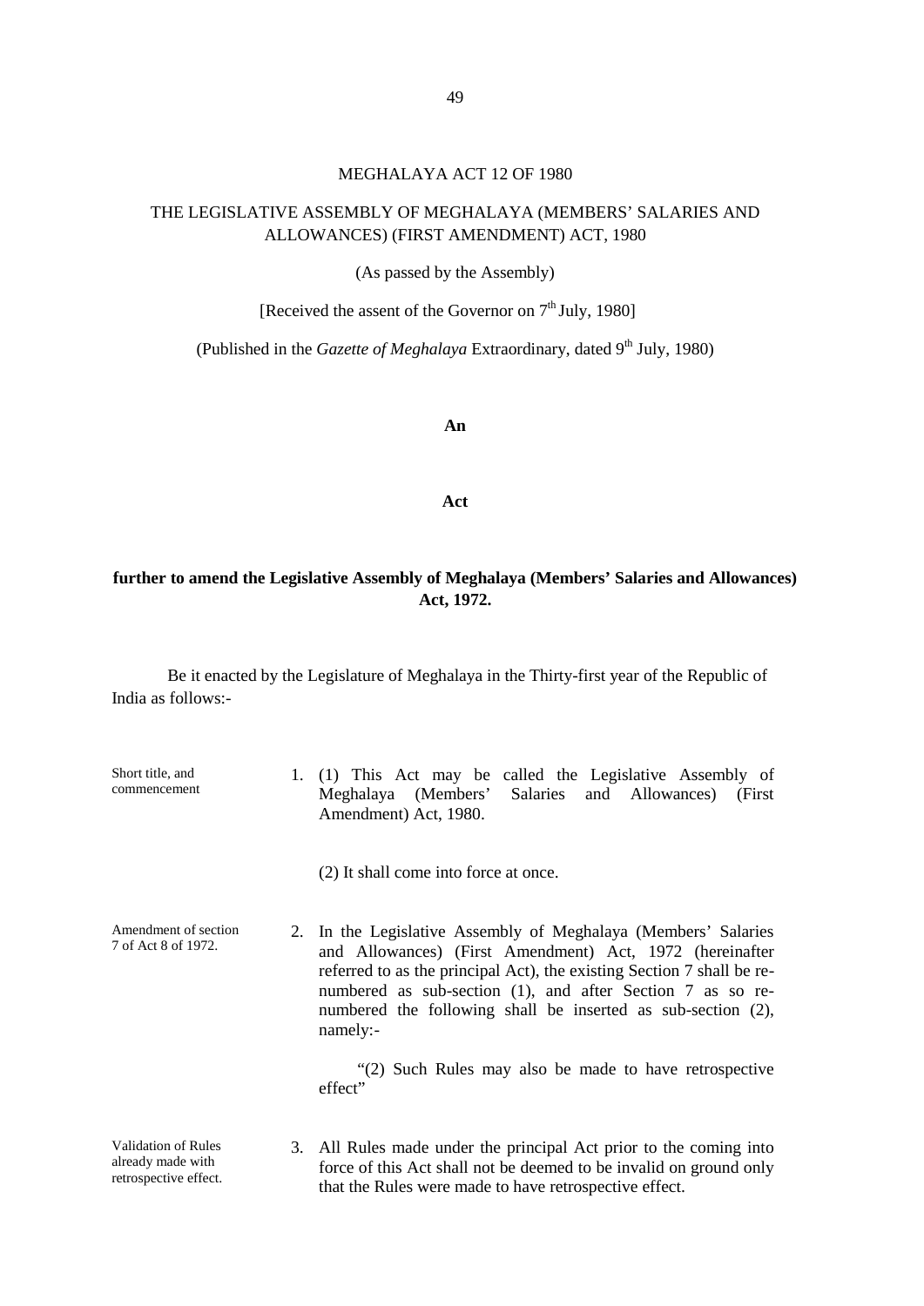# MEGHALAYA ACT 12 OF 1980

## THE LEGISLATIVE ASSEMBLY OF MEGHALAYA (MEMBERS' SALARIES AND ALLOWANCES) (FIRST AMENDMENT) ACT, 1980

(As passed by the Assembly)

[Received the assent of the Governor on 7th July, 1980]

(Published in the *Gazette of Meghalaya* Extraordinary, dated 9th July, 1980)

**An**

**Act**

**further to amend the Legislative Assembly of Meghalaya (Members' Salaries and Allowances) Act, 1972.**

Be it enacted by the Legislature of Meghalaya in the Thirty-first year of the Republic of India as follows:-

*Short title, and commencement*

1. (1) This Act may be called the Legislative Assembly of Meghalaya (Members' Salaries and Allowances) (First Amendment) Act, 1980.

   (2) It shall come into force at once.

*Amendment of section 7 of Act 8 of 1972.*

2. In the Legislative Assembly of Meghalaya (Members' Salaries and Allowances) (First Amendment) Act, 1972 (hereinafter referred to as the principal Act), the existing Section 7 shall be re-numbered as sub-section (1), and after Section 7 as so re-numbered the following shall be inserted as sub-section (2), namely:-

   "(2) Such Rules may also be made to have retrospective effect"

*Validation of Rules already made with retrospective effect.*

3. All Rules made under the principal Act prior to the coming into force of this Act shall not be deemed to be invalid on ground only that the Rules were made to have retrospective effect.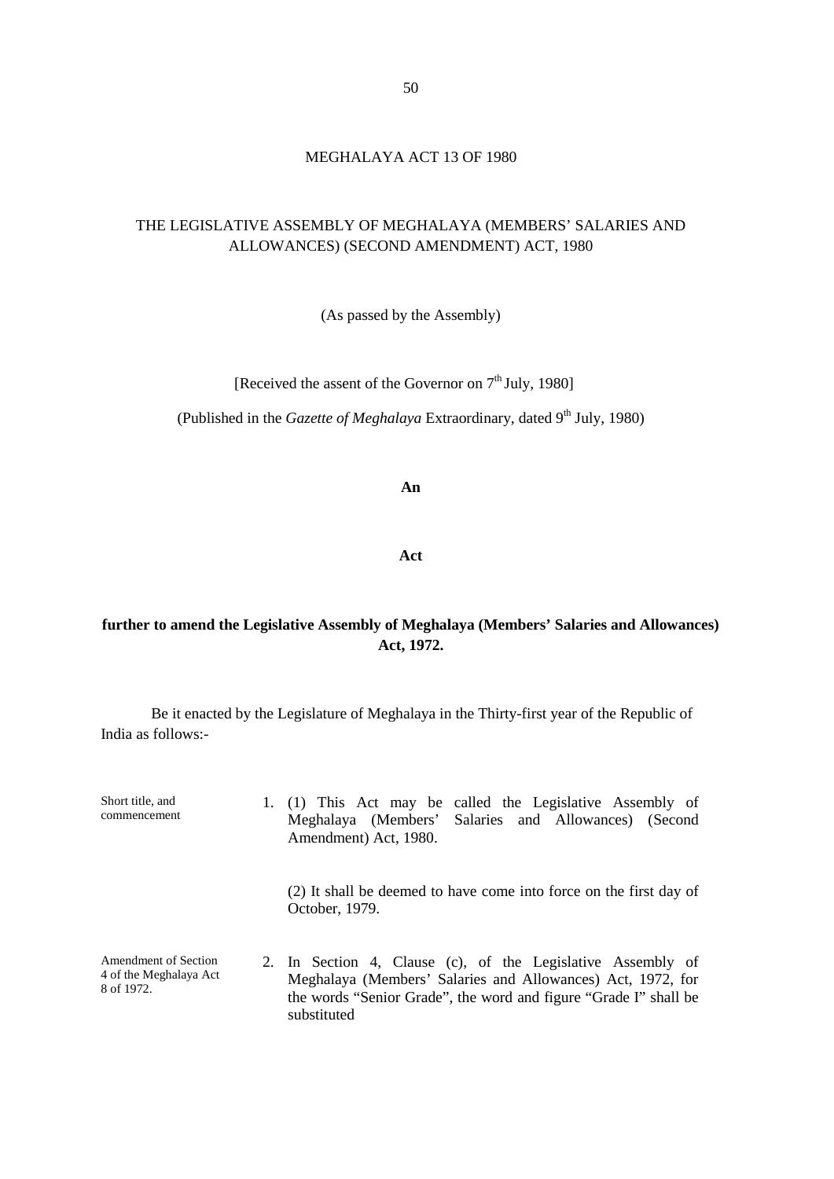# MEGHALAYA ACT 13 OF 1980

## THE LEGISLATIVE ASSEMBLY OF MEGHALAYA (MEMBERS' SALARIES AND ALLOWANCES) (SECOND AMENDMENT) ACT, 1980

(As passed by the Assembly)

[Received the assent of the Governor on 7th July, 1980]

(Published in the *Gazette of Meghalaya* Extraordinary, dated 9th July, 1980)

**An**

**Act**

**further to amend the Legislative Assembly of Meghalaya (Members' Salaries and Allowances) Act, 1972.**

Be it enacted by the Legislature of Meghalaya in the Thirty-first year of the Republic of India as follows:-

Short title, and commencement

1. (1) This Act may be called the Legislative Assembly of Meghalaya (Members' Salaries and Allowances) (Second Amendment) Act, 1980.

   (2) It shall be deemed to have come into force on the first day of October, 1979.

Amendment of Section 4 of the Meghalaya Act 8 of 1972.

2. In Section 4, Clause (c), of the Legislative Assembly of Meghalaya (Members' Salaries and Allowances) Act, 1972, for the words "Senior Grade", the word and figure "Grade I" shall be substituted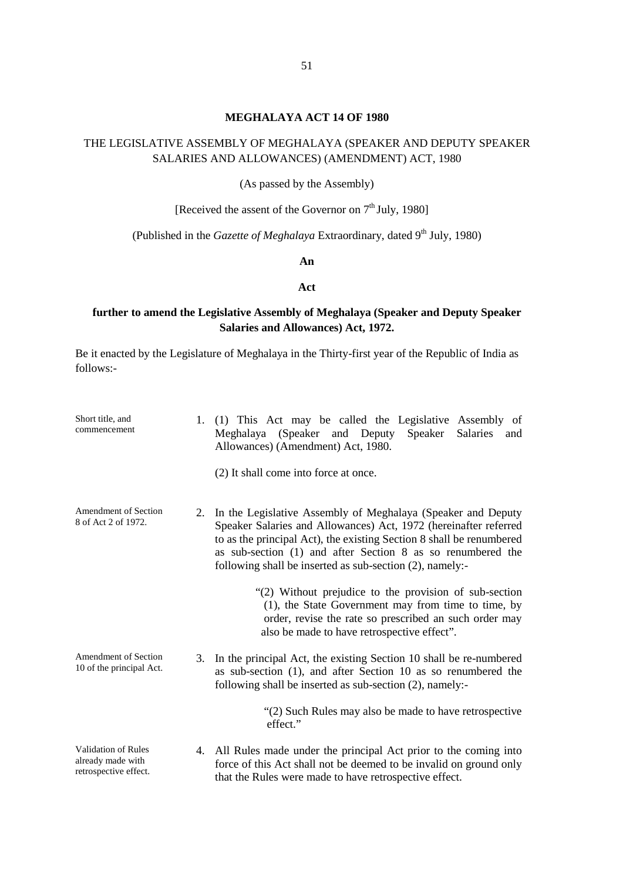# MEGHALAYA ACT 14 OF 1980

THE LEGISLATIVE ASSEMBLY OF MEGHALAYA (SPEAKER AND DEPUTY SPEAKER SALARIES AND ALLOWANCES) (AMENDMENT) ACT, 1980

(As passed by the Assembly)

[Received the assent of the Governor on 7th July, 1980]

(Published in the *Gazette of Meghalaya* Extraordinary, dated 9th July, 1980)

**An**

**Act**

**further to amend the Legislative Assembly of Meghalaya (Speaker and Deputy Speaker Salaries and Allowances) Act, 1972.**

Be it enacted by the Legislature of Meghalaya in the Thirty-first year of the Republic of India as follows:-

*Short title, and commencement*

1. (1) This Act may be called the Legislative Assembly of Meghalaya (Speaker and Deputy Speaker Salaries and Allowances) (Amendment) Act, 1980.

   (2) It shall come into force at once.

*Amendment of Section 8 of Act 2 of 1972.*

2. In the Legislative Assembly of Meghalaya (Speaker and Deputy Speaker Salaries and Allowances) Act, 1972 (hereinafter referred to as the principal Act), the existing Section 8 shall be renumbered as sub-section (1) and after Section 8 as so renumbered the following shall be inserted as sub-section (2), namely:-

   "(2) Without prejudice to the provision of sub-section (1), the State Government may from time to time, by order, revise the rate so prescribed an such order may also be made to have retrospective effect".

*Amendment of Section 10 of the principal Act.*

3. In the principal Act, the existing Section 10 shall be re-numbered as sub-section (1), and after Section 10 as so renumbered the following shall be inserted as sub-section (2), namely:-

   "(2) Such Rules may also be made to have retrospective effect."

*Validation of Rules already made with retrospective effect.*

4. All Rules made under the principal Act prior to the coming into force of this Act shall not be deemed to be invalid on ground only that the Rules were made to have retrospective effect.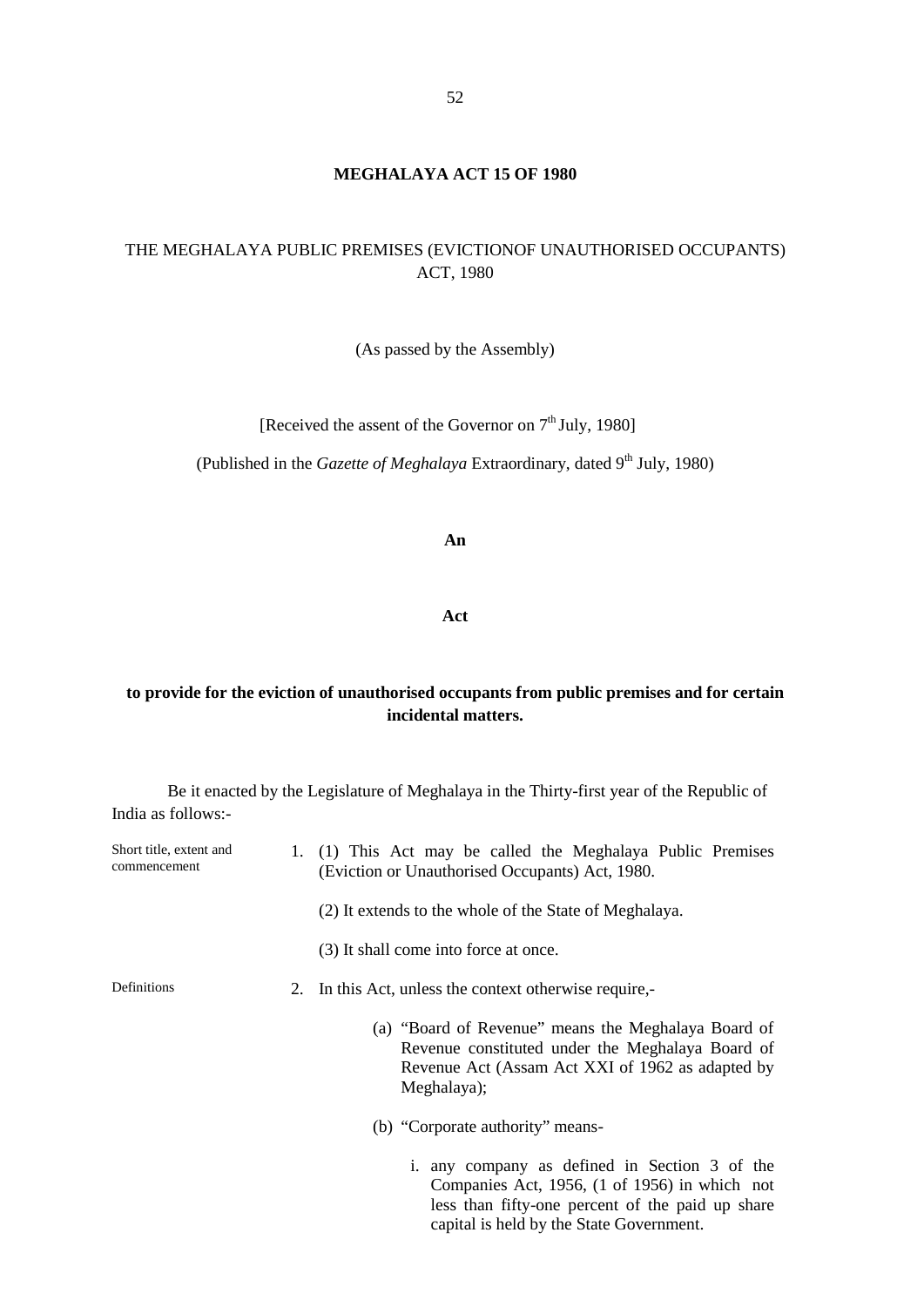# MEGHALAYA ACT 15 OF 1980

## THE MEGHALAYA PUBLIC PREMISES (EVICTIONOF UNAUTHORISED OCCUPANTS) ACT, 1980

(As passed by the Assembly)

[Received the assent of the Governor on 7th July, 1980]

(Published in the *Gazette of Meghalaya* Extraordinary, dated 9th July, 1980)

**An**

**Act**

**to provide for the eviction of unauthorised occupants from public premises and for certain incidental matters.**

Be it enacted by the Legislature of Meghalaya in the Thirty-first year of the Republic of India as follows:-

Short title, extent and commencement

1. (1) This Act may be called the Meghalaya Public Premises (Eviction or Unauthorised Occupants) Act, 1980.

   (2) It extends to the whole of the State of Meghalaya.

   (3) It shall come into force at once.

Definitions

2. In this Act, unless the context otherwise require,-

   (a) "Board of Revenue" means the Meghalaya Board of Revenue constituted under the Meghalaya Board of Revenue Act (Assam Act XXI of 1962 as adapted by Meghalaya);

   (b) "Corporate authority" means-

      i. any company as defined in Section 3 of the Companies Act, 1956, (1 of 1956) in which not less than fifty-one percent of the paid up share capital is held by the State Government.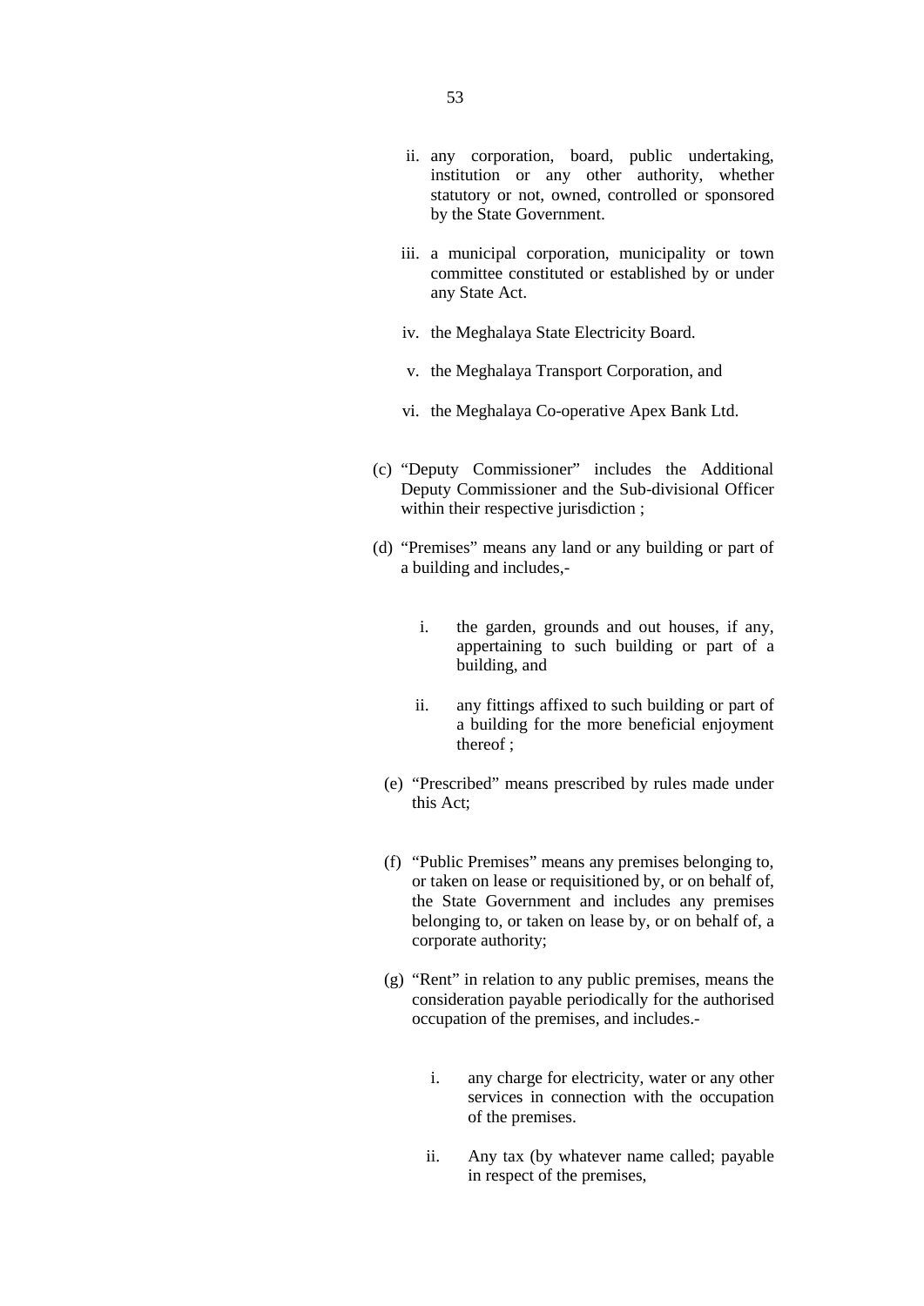ii. any corporation, board, public undertaking, institution or any other authority, whether statutory or not, owned, controlled or sponsored by the State Government.

iii. a municipal corporation, municipality or town committee constituted or established by or under any State Act.

iv. the Meghalaya State Electricity Board.

v. the Meghalaya Transport Corporation, and

vi. the Meghalaya Co-operative Apex Bank Ltd.

(c) "Deputy Commissioner" includes the Additional Deputy Commissioner and the Sub-divisional Officer within their respective jurisdiction ;

(d) "Premises" means any land or any building or part of a building and includes,-

i. the garden, grounds and out houses, if any, appertaining to such building or part of a building, and

ii. any fittings affixed to such building or part of a building for the more beneficial enjoyment thereof ;

(e) "Prescribed" means prescribed by rules made under this Act;

(f) "Public Premises" means any premises belonging to, or taken on lease or requisitioned by, or on behalf of, the State Government and includes any premises belonging to, or taken on lease by, or on behalf of, a corporate authority;

(g) "Rent" in relation to any public premises, means the consideration payable periodically for the authorised occupation of the premises, and includes.-

i. any charge for electricity, water or any other services in connection with the occupation of the premises.

ii. Any tax (by whatever name called; payable in respect of the premises,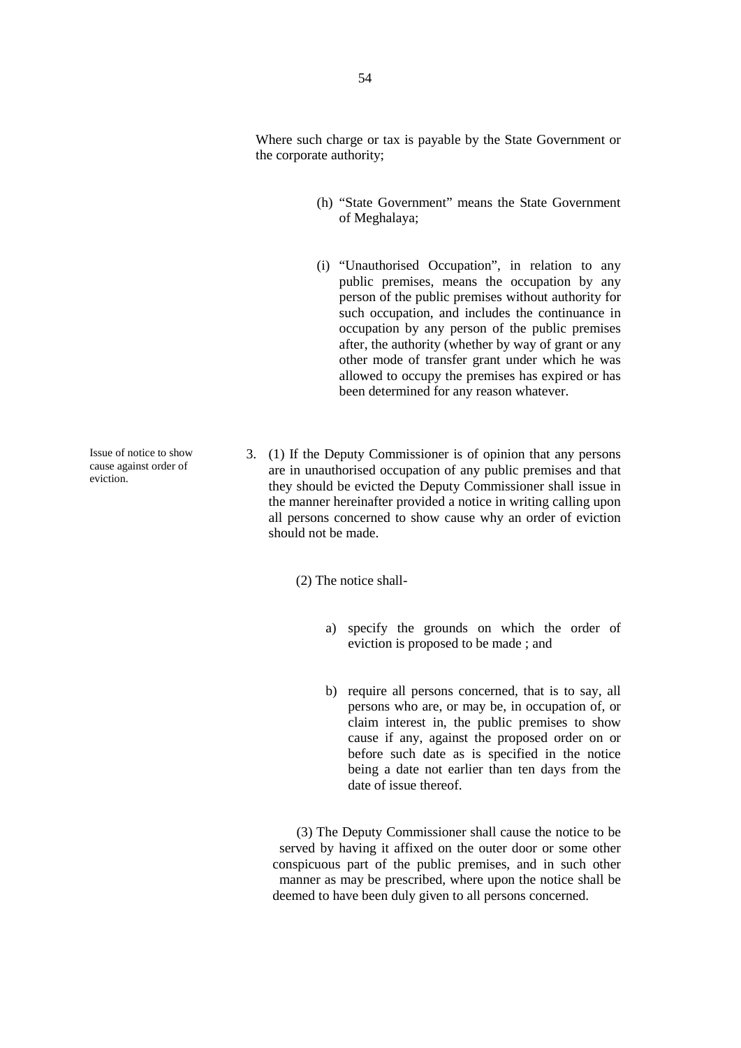Where such charge or tax is payable by the State Government or the corporate authority;

(h) "State Government" means the State Government of Meghalaya;

(i) "Unauthorised Occupation", in relation to any public premises, means the occupation by any person of the public premises without authority for such occupation, and includes the continuance in occupation by any person of the public premises after, the authority (whether by way of grant or any other mode of transfer grant under which he was allowed to occupy the premises has expired or has been determined for any reason whatever.

Issue of notice to show cause against order of eviction.

3. (1) If the Deputy Commissioner is of opinion that any persons are in unauthorised occupation of any public premises and that they should be evicted the Deputy Commissioner shall issue in the manner hereinafter provided a notice in writing calling upon all persons concerned to show cause why an order of eviction should not be made.

(2) The notice shall-

a) specify the grounds on which the order of eviction is proposed to be made ; and

b) require all persons concerned, that is to say, all persons who are, or may be, in occupation of, or claim interest in, the public premises to show cause if any, against the proposed order on or before such date as is specified in the notice being a date not earlier than ten days from the date of issue thereof.

(3) The Deputy Commissioner shall cause the notice to be served by having it affixed on the outer door or some other conspicuous part of the public premises, and in such other manner as may be prescribed, where upon the notice shall be deemed to have been duly given to all persons concerned.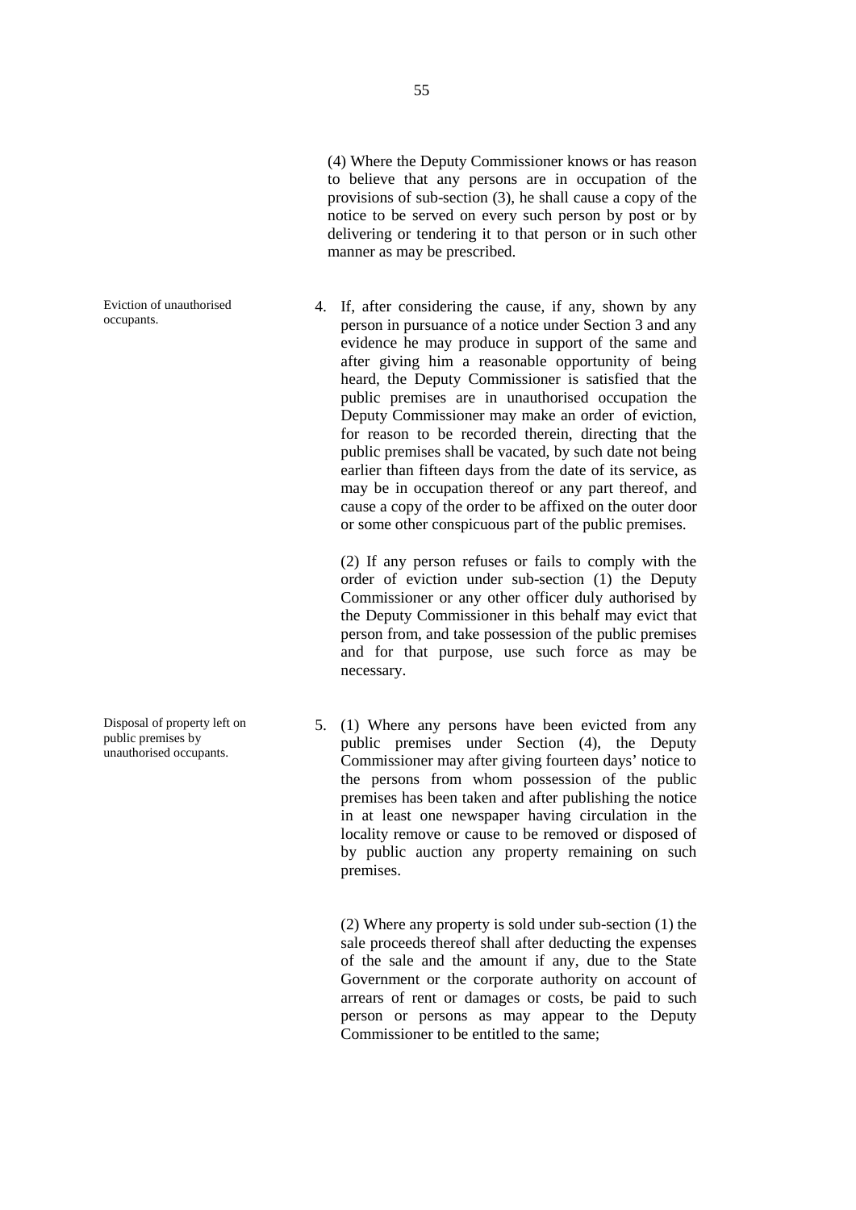(4) Where the Deputy Commissioner knows or has reason to believe that any persons are in occupation of the provisions of sub-section (3), he shall cause a copy of the notice to be served on every such person by post or by delivering or tendering it to that person or in such other manner as may be prescribed.

*Eviction of unauthorised occupants.*

4. If, after considering the cause, if any, shown by any person in pursuance of a notice under Section 3 and any evidence he may produce in support of the same and after giving him a reasonable opportunity of being heard, the Deputy Commissioner is satisfied that the public premises are in unauthorised occupation the Deputy Commissioner may make an order of eviction, for reason to be recorded therein, directing that the public premises shall be vacated, by such date not being earlier than fifteen days from the date of its service, as may be in occupation thereof or any part thereof, and cause a copy of the order to be affixed on the outer door or some other conspicuous part of the public premises.

(2) If any person refuses or fails to comply with the order of eviction under sub-section (1) the Deputy Commissioner or any other officer duly authorised by the Deputy Commissioner in this behalf may evict that person from, and take possession of the public premises and for that purpose, use such force as may be necessary.

*Disposal of property left on public premises by unauthorised occupants.*

5. (1) Where any persons have been evicted from any public premises under Section (4), the Deputy Commissioner may after giving fourteen days' notice to the persons from whom possession of the public premises has been taken and after publishing the notice in at least one newspaper having circulation in the locality remove or cause to be removed or disposed of by public auction any property remaining on such premises.

(2) Where any property is sold under sub-section (1) the sale proceeds thereof shall after deducting the expenses of the sale and the amount if any, due to the State Government or the corporate authority on account of arrears of rent or damages or costs, be paid to such person or persons as may appear to the Deputy Commissioner to be entitled to the same;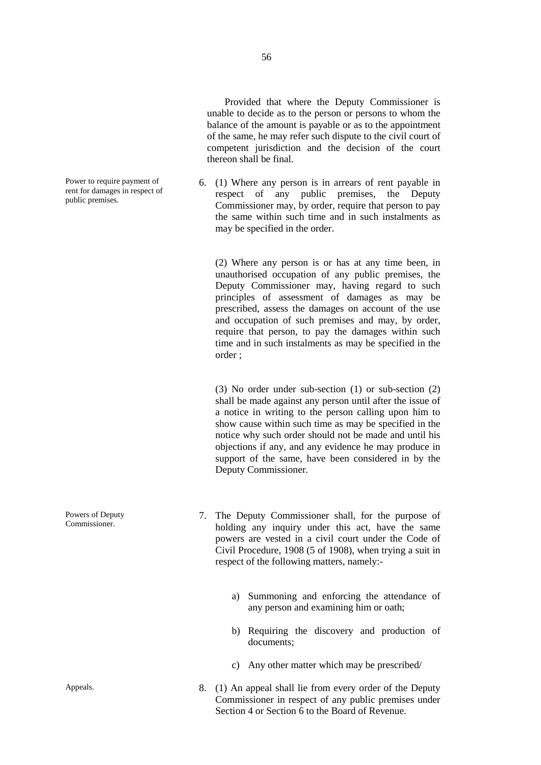Provided that where the Deputy Commissioner is unable to decide as to the person or persons to whom the balance of the amount is payable or as to the appointment of the same, he may refer such dispute to the civil court of competent jurisdiction and the decision of the court thereon shall be final.

*Power to require payment of rent for damages in respect of public premises.*

6. (1) Where any person is in arrears of rent payable in respect of any public premises, the Deputy Commissioner may, by order, require that person to pay the same within such time and in such instalments as may be specified in the order.

(2) Where any person is or has at any time been, in unauthorised occupation of any public premises, the Deputy Commissioner may, having regard to such principles of assessment of damages as may be prescribed, assess the damages on account of the use and occupation of such premises and may, by order, require that person, to pay the damages within such time and in such instalments as may be specified in the order ;

(3) No order under sub-section (1) or sub-section (2) shall be made against any person until after the issue of a notice in writing to the person calling upon him to show cause within such time as may be specified in the notice why such order should not be made and until his objections if any, and any evidence he may produce in support of the same, have been considered in by the Deputy Commissioner.

*Powers of Deputy Commissioner.*

7. The Deputy Commissioner shall, for the purpose of holding any inquiry under this act, have the same powers are vested in a civil court under the Code of Civil Procedure, 1908 (5 of 1908), when trying a suit in respect of the following matters, namely:-

   a) Summoning and enforcing the attendance of any person and examining him or oath;

   b) Requiring the discovery and production of documents;

   c) Any other matter which may be prescribed/

*Appeals.*

8. (1) An appeal shall lie from every order of the Deputy Commissioner in respect of any public premises under Section 4 or Section 6 to the Board of Revenue.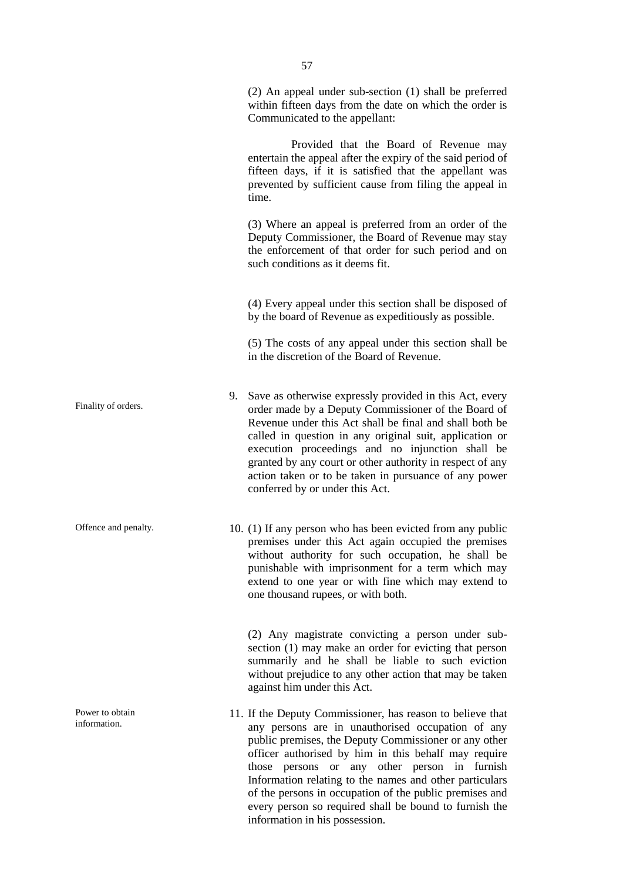(2) An appeal under sub-section (1) shall be preferred within fifteen days from the date on which the order is Communicated to the appellant:

Provided that the Board of Revenue may entertain the appeal after the expiry of the said period of fifteen days, if it is satisfied that the appellant was prevented by sufficient cause from filing the appeal in time.

(3) Where an appeal is preferred from an order of the Deputy Commissioner, the Board of Revenue may stay the enforcement of that order for such period and on such conditions as it deems fit.

(4) Every appeal under this section shall be disposed of by the board of Revenue as expeditiously as possible.

(5) The costs of any appeal under this section shall be in the discretion of the Board of Revenue.

Finality of orders.

9. Save as otherwise expressly provided in this Act, every order made by a Deputy Commissioner of the Board of Revenue under this Act shall be final and shall both be called in question in any original suit, application or execution proceedings and no injunction shall be granted by any court or other authority in respect of any action taken or to be taken in pursuance of any power conferred by or under this Act.

Offence and penalty.

10. (1) If any person who has been evicted from any public premises under this Act again occupied the premises without authority for such occupation, he shall be punishable with imprisonment for a term which may extend to one year or with fine which may extend to one thousand rupees, or with both.

(2) Any magistrate convicting a person under sub-section (1) may make an order for evicting that person summarily and he shall be liable to such eviction without prejudice to any other action that may be taken against him under this Act.

Power to obtain information.

11. If the Deputy Commissioner, has reason to believe that any persons are in unauthorised occupation of any public premises, the Deputy Commissioner or any other officer authorised by him in this behalf may require those persons or any other person in furnish Information relating to the names and other particulars of the persons in occupation of the public premises and every person so required shall be bound to furnish the information in his possession.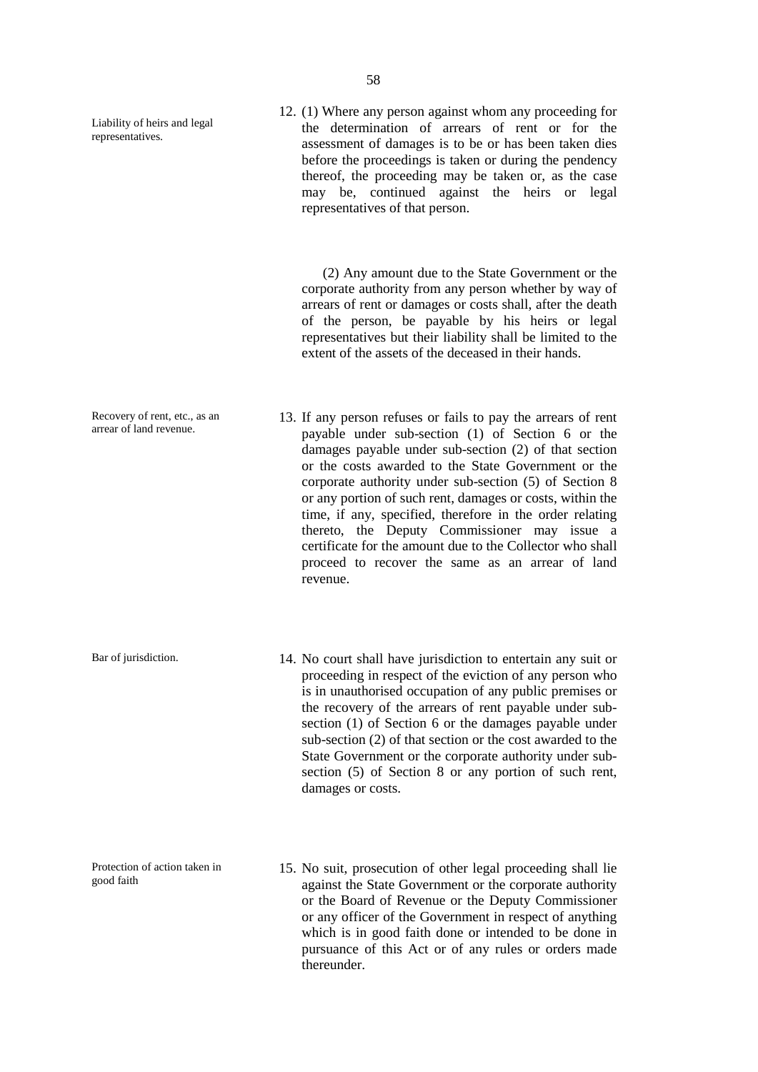**Liability of heirs and legal representatives.**

12. (1) Where any person against whom any proceeding for the determination of arrears of rent or for the assessment of damages is to be or has been taken dies before the proceedings is taken or during the pendency thereof, the proceeding may be taken or, as the case may be, continued against the heirs or legal representatives of that person.

(2) Any amount due to the State Government or the corporate authority from any person whether by way of arrears of rent or damages or costs shall, after the death of the person, be payable by his heirs or legal representatives but their liability shall be limited to the extent of the assets of the deceased in their hands.

**Recovery of rent, etc., as an arrear of land revenue.**

13. If any person refuses or fails to pay the arrears of rent payable under sub-section (1) of Section 6 or the damages payable under sub-section (2) of that section or the costs awarded to the State Government or the corporate authority under sub-section (5) of Section 8 or any portion of such rent, damages or costs, within the time, if any, specified, therefore in the order relating thereto, the Deputy Commissioner may issue a certificate for the amount due to the Collector who shall proceed to recover the same as an arrear of land revenue.

**Bar of jurisdiction.**

14. No court shall have jurisdiction to entertain any suit or proceeding in respect of the eviction of any person who is in unauthorised occupation of any public premises or the recovery of the arrears of rent payable under sub-section (1) of Section 6 or the damages payable under sub-section (2) of that section or the cost awarded to the State Government or the corporate authority under sub-section (5) of Section 8 or any portion of such rent, damages or costs.

**Protection of action taken in good faith**

15. No suit, prosecution of other legal proceeding shall lie against the State Government or the corporate authority or the Board of Revenue or the Deputy Commissioner or any officer of the Government in respect of anything which is in good faith done or intended to be done in pursuance of this Act or of any rules or orders made thereunder.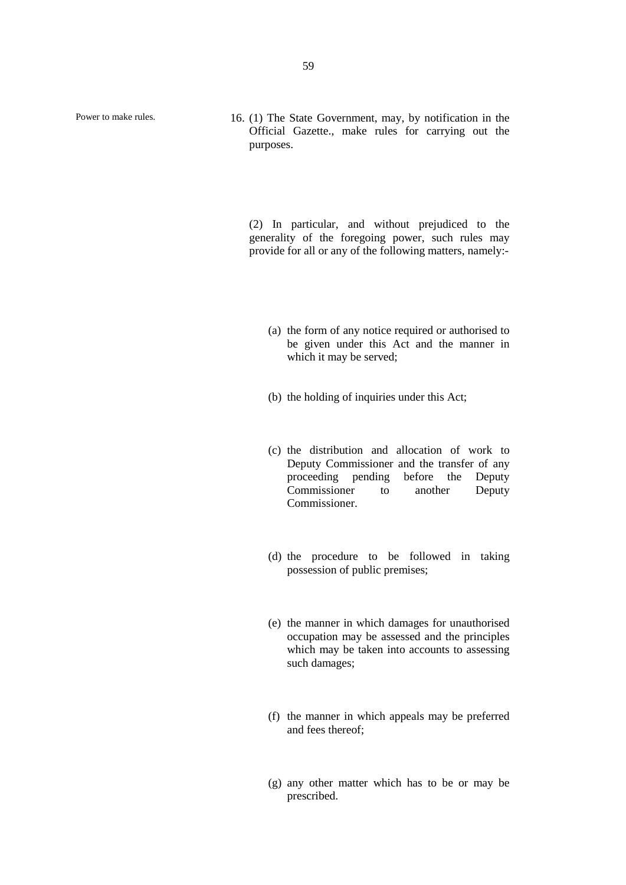Power to make rules.

16. (1) The State Government, may, by notification in the Official Gazette., make rules for carrying out the purposes.

(2) In particular, and without prejudiced to the generality of the foregoing power, such rules may provide for all or any of the following matters, namely:-

(a) the form of any notice required or authorised to be given under this Act and the manner in which it may be served;

(b) the holding of inquiries under this Act;

(c) the distribution and allocation of work to Deputy Commissioner and the transfer of any proceeding pending before the Deputy Commissioner to another Deputy Commissioner.

(d) the procedure to be followed in taking possession of public premises;

(e) the manner in which damages for unauthorised occupation may be assessed and the principles which may be taken into accounts to assessing such damages;

(f) the manner in which appeals may be preferred and fees thereof;

(g) any other matter which has to be or may be prescribed.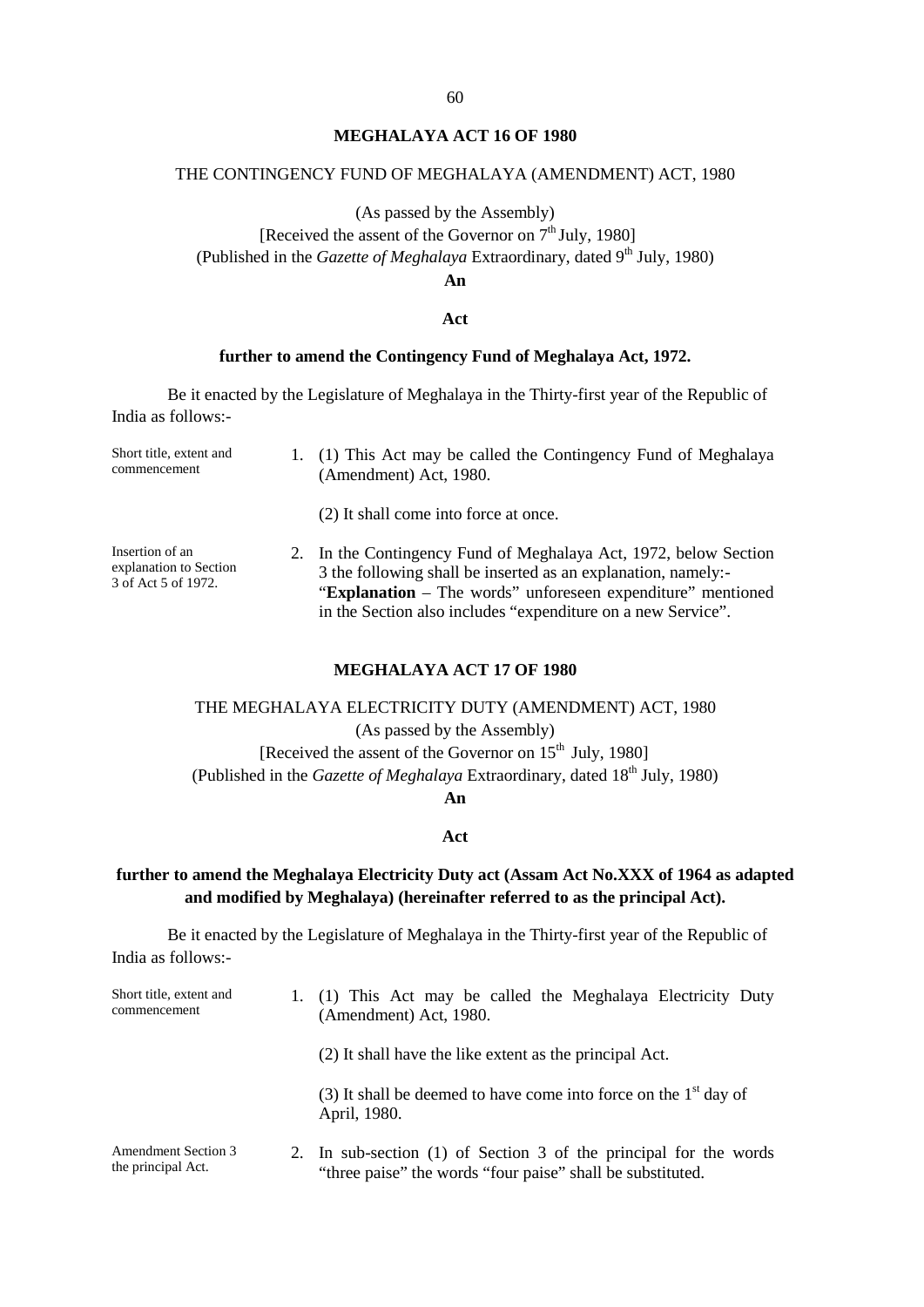## MEGHALAYA ACT 16 OF 1980

THE CONTINGENCY FUND OF MEGHALAYA (AMENDMENT) ACT, 1980

(As passed by the Assembly)
[Received the assent of the Governor on 7th July, 1980]
(Published in the *Gazette of Meghalaya* Extraordinary, dated 9th July, 1980)

**An**

**Act**

**further to amend the Contingency Fund of Meghalaya Act, 1972.**

Be it enacted by the Legislature of Meghalaya in the Thirty-first year of the Republic of India as follows:-

Short title, extent and commencement

1. (1) This Act may be called the Contingency Fund of Meghalaya (Amendment) Act, 1980.

   (2) It shall come into force at once.

Insertion of an explanation to Section 3 of Act 5 of 1972.

2. In the Contingency Fund of Meghalaya Act, 1972, below Section 3 the following shall be inserted as an explanation, namely:- "**Explanation** – The words" unforeseen expenditure" mentioned in the Section also includes "expenditure on a new Service".

## MEGHALAYA ACT 17 OF 1980

THE MEGHALAYA ELECTRICITY DUTY (AMENDMENT) ACT, 1980

(As passed by the Assembly)
[Received the assent of the Governor on 15th July, 1980]
(Published in the *Gazette of Meghalaya* Extraordinary, dated 18th July, 1980)

**An**

**Act**

**further to amend the Meghalaya Electricity Duty act (Assam Act No.XXX of 1964 as adapted and modified by Meghalaya) (hereinafter referred to as the principal Act).**

Be it enacted by the Legislature of Meghalaya in the Thirty-first year of the Republic of India as follows:-

Short title, extent and commencement

1. (1) This Act may be called the Meghalaya Electricity Duty (Amendment) Act, 1980.

   (2) It shall have the like extent as the principal Act.

   (3) It shall be deemed to have come into force on the 1st day of April, 1980.

Amendment Section 3 the principal Act.

2. In sub-section (1) of Section 3 of the principal for the words "three paise" the words "four paise" shall be substituted.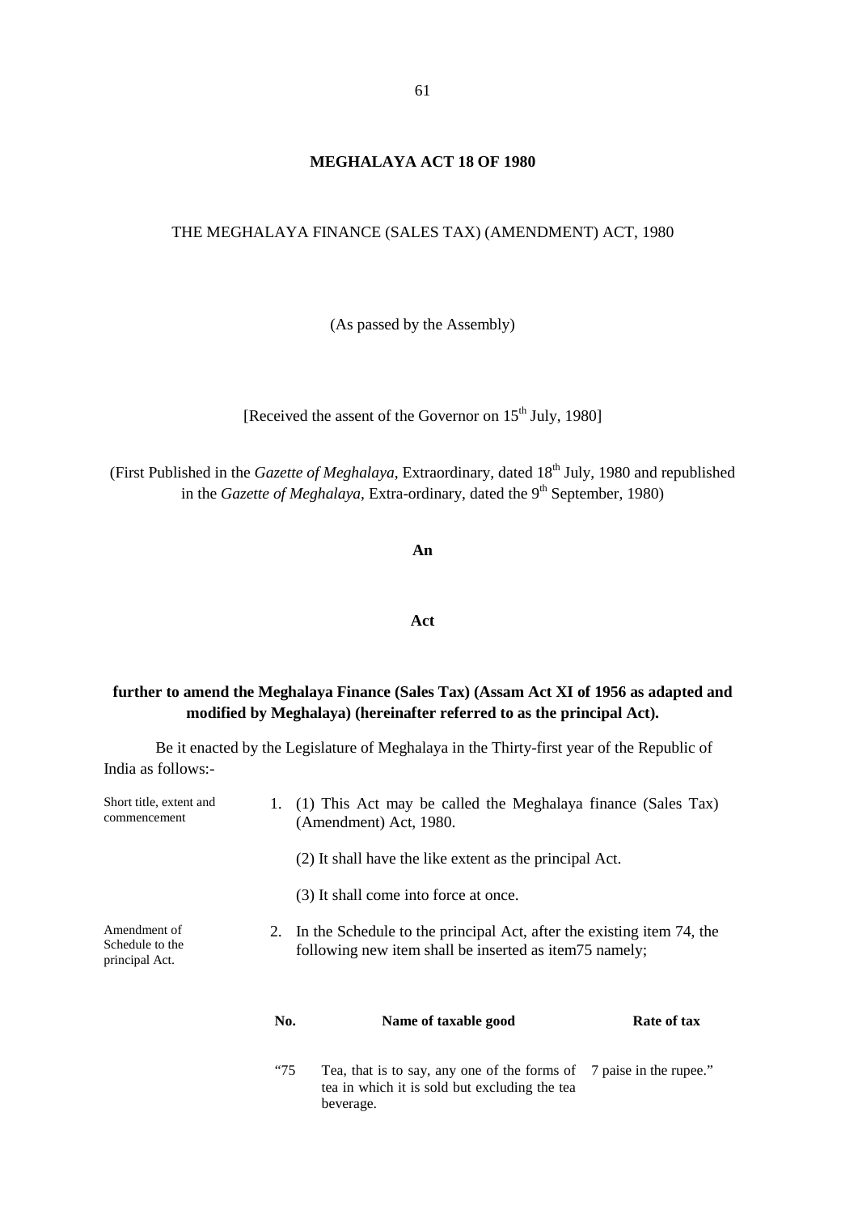# MEGHALAYA ACT 18 OF 1980

THE MEGHALAYA FINANCE (SALES TAX) (AMENDMENT) ACT, 1980

(As passed by the Assembly)

[Received the assent of the Governor on 15th July, 1980]

(First Published in the *Gazette of Meghalaya*, Extraordinary, dated 18th July, 1980 and republished in the *Gazette of Meghalaya*, Extra-ordinary, dated the 9th September, 1980)

**An**

**Act**

**further to amend the Meghalaya Finance (Sales Tax) (Assam Act XI of 1956 as adapted and modified by Meghalaya) (hereinafter referred to as the principal Act).**

Be it enacted by the Legislature of Meghalaya in the Thirty-first year of the Republic of India as follows:-

Short title, extent and commencement

1. (1) This Act may be called the Meghalaya finance (Sales Tax) (Amendment) Act, 1980.

   (2) It shall have the like extent as the principal Act.

   (3) It shall come into force at once.

Amendment of Schedule to the principal Act.

2. In the Schedule to the principal Act, after the existing item 74, the following new item shall be inserted as item75 namely;

| No. | Name of taxable good | Rate of tax |
|---|---|---|
| "75 | Tea, that is to say, any one of the forms of tea in which it is sold but excluding the tea beverage. | 7 paise in the rupee." |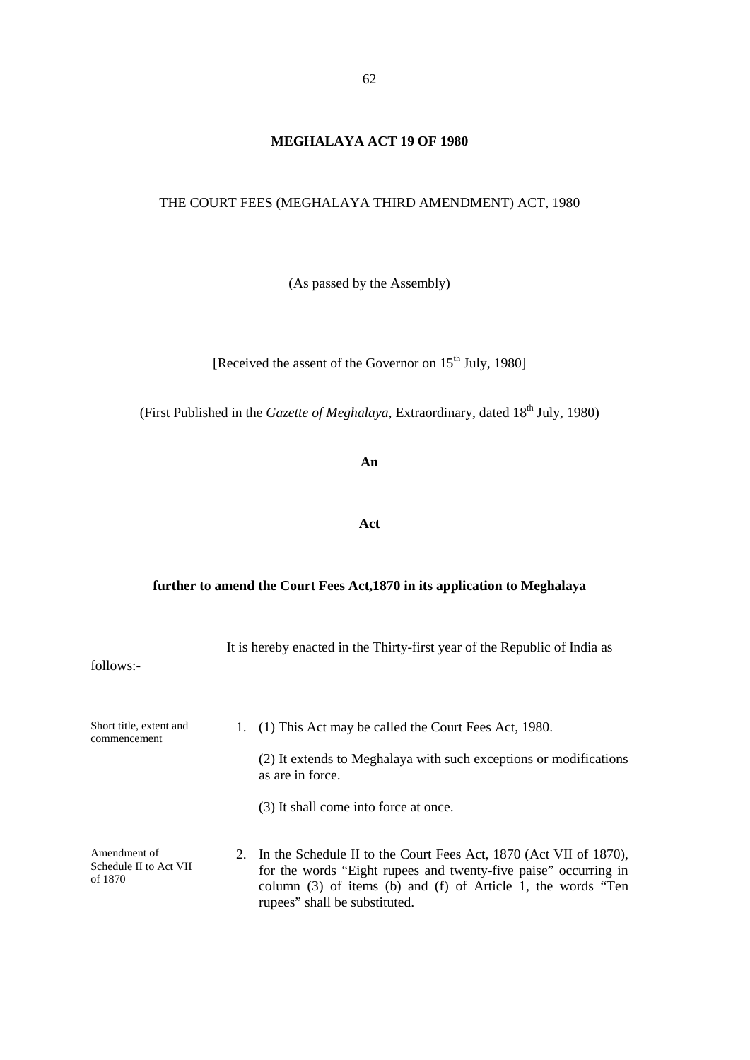# MEGHALAYA ACT 19 OF 1980

THE COURT FEES (MEGHALAYA THIRD AMENDMENT) ACT, 1980

(As passed by the Assembly)

[Received the assent of the Governor on 15th July, 1980]

(First Published in the *Gazette of Meghalaya*, Extraordinary, dated 18th July, 1980)

**An**

**Act**

**further to amend the Court Fees Act,1870 in its application to Meghalaya**

It is hereby enacted in the Thirty-first year of the Republic of India as follows:-

Short title, extent and commencement

1. (1) This Act may be called the Court Fees Act, 1980.

   (2) It extends to Meghalaya with such exceptions or modifications as are in force.

   (3) It shall come into force at once.

Amendment of Schedule II to Act VII of 1870

2. In the Schedule II to the Court Fees Act, 1870 (Act VII of 1870), for the words "Eight rupees and twenty-five paise" occurring in column (3) of items (b) and (f) of Article 1, the words "Ten rupees" shall be substituted.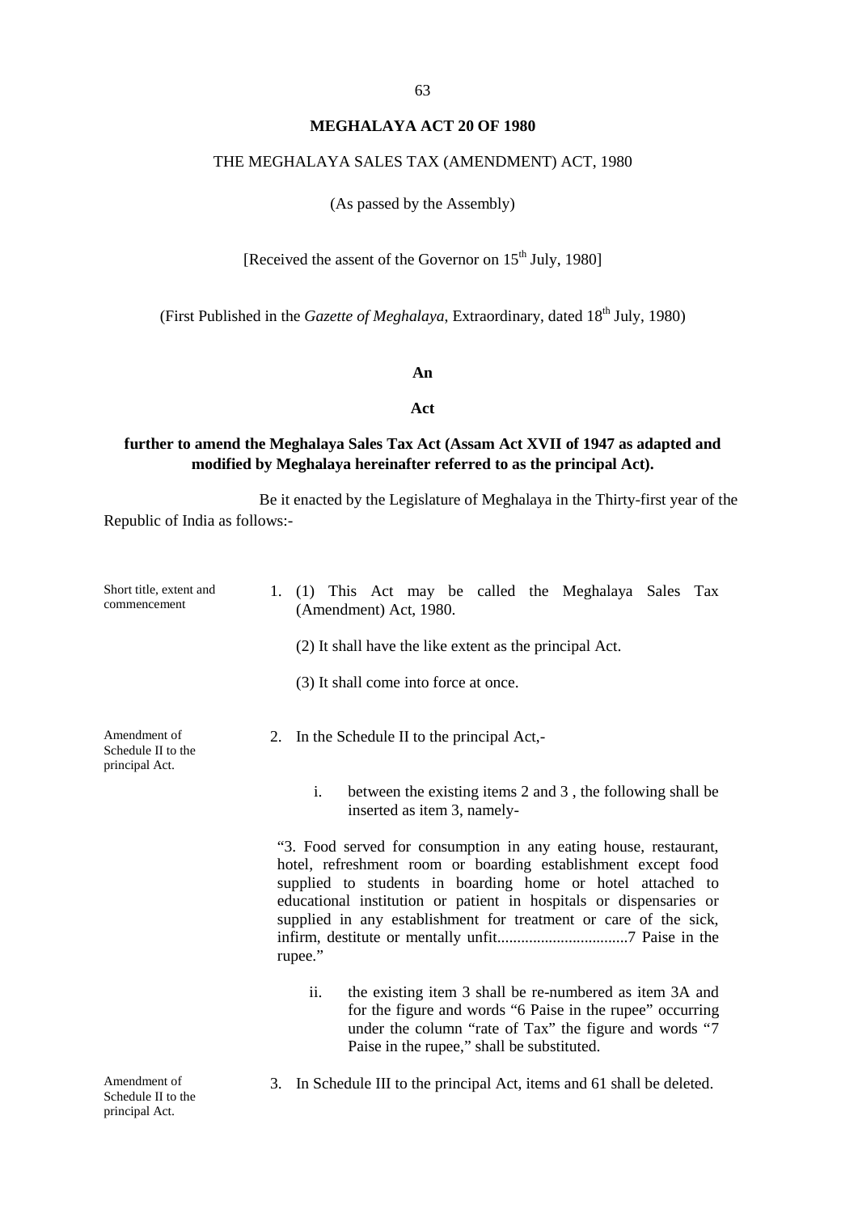# MEGHALAYA ACT 20 OF 1980

THE MEGHALAYA SALES TAX (AMENDMENT) ACT, 1980

(As passed by the Assembly)

[Received the assent of the Governor on 15th July, 1980]

(First Published in the *Gazette of Meghalaya*, Extraordinary, dated 18th July, 1980)

**An**

**Act**

**further to amend the Meghalaya Sales Tax Act (Assam Act XVII of 1947 as adapted and modified by Meghalaya hereinafter referred to as the principal Act).**

Be it enacted by the Legislature of Meghalaya in the Thirty-first year of the Republic of India as follows:-

Short title, extent and commencement

1. (1) This Act may be called the Meghalaya Sales Tax (Amendment) Act, 1980.

   (2) It shall have the like extent as the principal Act.

   (3) It shall come into force at once.

Amendment of Schedule II to the principal Act.

2. In the Schedule II to the principal Act,-

   i. between the existing items 2 and 3 , the following shall be inserted as item 3, namely-

   "3. Food served for consumption in any eating house, restaurant, hotel, refreshment room or boarding establishment except food supplied to students in boarding home or hotel attached to educational institution or patient in hospitals or dispensaries or supplied in any establishment for treatment or care of the sick, infirm, destitute or mentally unfit................................7 Paise in the rupee."

   ii. the existing item 3 shall be re-numbered as item 3A and for the figure and words "6 Paise in the rupee" occurring under the column "rate of Tax" the figure and words "7 Paise in the rupee," shall be substituted.

Amendment of Schedule II to the principal Act.

3. In Schedule III to the principal Act, items and 61 shall be deleted.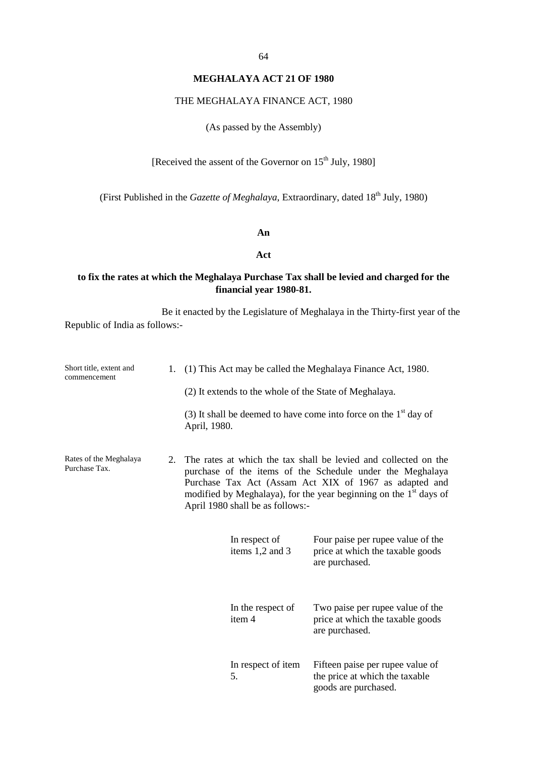# MEGHALAYA ACT 21 OF 1980

THE MEGHALAYA FINANCE ACT, 1980

(As passed by the Assembly)

[Received the assent of the Governor on 15th July, 1980]

(First Published in the *Gazette of Meghalaya*, Extraordinary, dated 18th July, 1980)

**An**

**Act**

**to fix the rates at which the Meghalaya Purchase Tax shall be levied and charged for the financial year 1980-81.**

Be it enacted by the Legislature of Meghalaya in the Thirty-first year of the Republic of India as follows:-

Short title, extent and commencement

1. (1) This Act may be called the Meghalaya Finance Act, 1980.

   (2) It extends to the whole of the State of Meghalaya.

   (3) It shall be deemed to have come into force on the 1st day of April, 1980.

Rates of the Meghalaya Purchase Tax.

2. The rates at which the tax shall be levied and collected on the purchase of the items of the Schedule under the Meghalaya Purchase Tax Act (Assam Act XIX of 1967 as adapted and modified by Meghalaya), for the year beginning on the 1st days of April 1980 shall be as follows:-

| | |
|---|---|
| In respect of items 1,2 and 3 | Four paise per rupee value of the price at which the taxable goods are purchased. |
| In the respect of item 4 | Two paise per rupee value of the price at which the taxable goods are purchased. |
| In respect of item 5. | Fifteen paise per rupee value of the price at which the taxable goods are purchased. |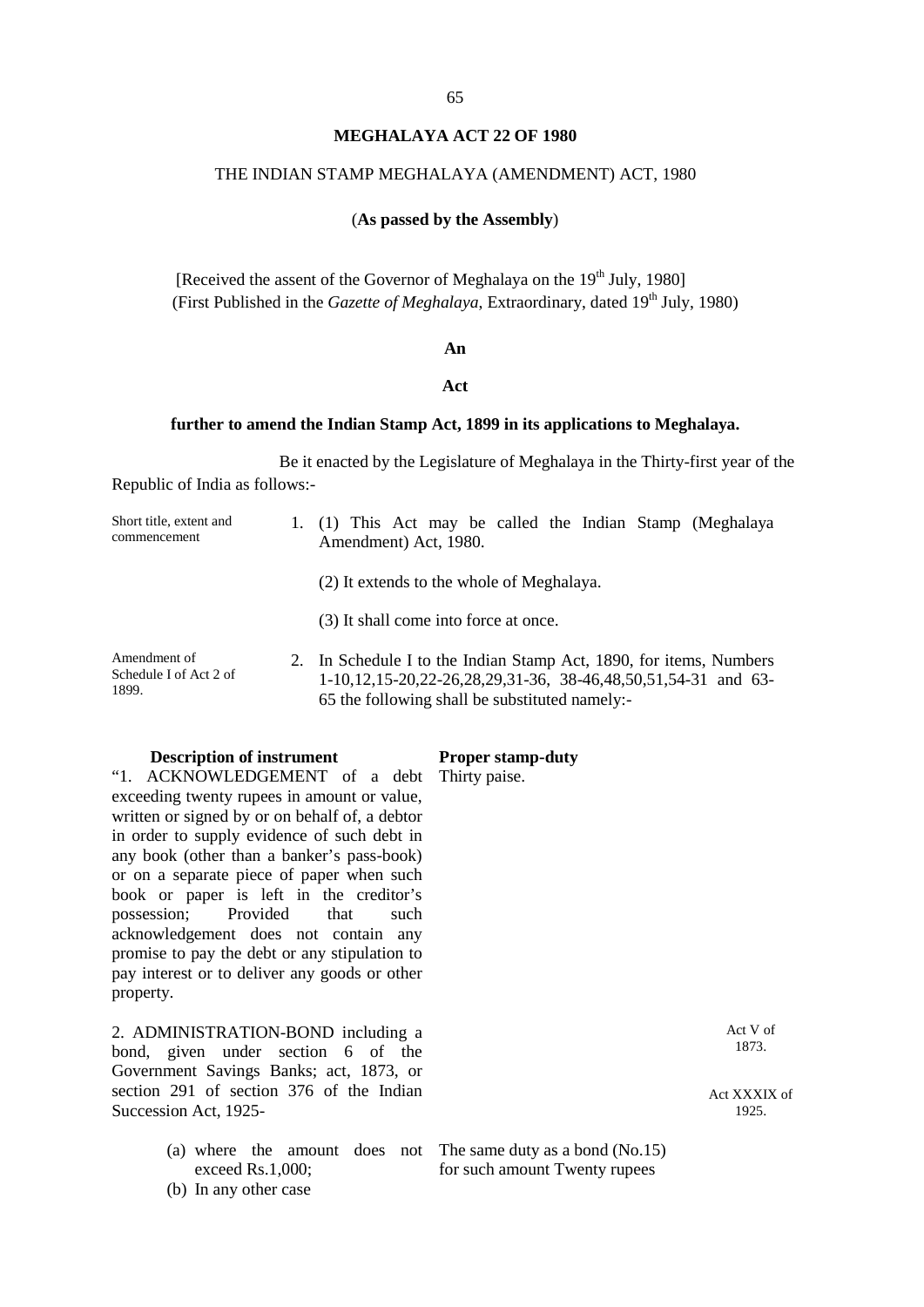## MEGHALAYA ACT 22 OF 1980

THE INDIAN STAMP MEGHALAYA (AMENDMENT) ACT, 1980

(**As passed by the Assembly**)

[Received the assent of the Governor of Meghalaya on the 19th July, 1980]
(First Published in the *Gazette of Meghalaya*, Extraordinary, dated 19th July, 1980)

**An**

**Act**

**further to amend the Indian Stamp Act, 1899 in its applications to Meghalaya.**

Be it enacted by the Legislature of Meghalaya in the Thirty-first year of the Republic of India as follows:-

Short title, extent and commencement

1. (1) This Act may be called the Indian Stamp (Meghalaya Amendment) Act, 1980.

(2) It extends to the whole of Meghalaya.

(3) It shall come into force at once.

Amendment of Schedule I of Act 2 of 1899.

2. In Schedule I to the Indian Stamp Act, 1890, for items, Numbers 1-10,12,15-20,22-26,28,29,31-36, 38-46,48,50,51,54-31 and 63-65 the following shall be substituted namely:-

| Description of instrument | Proper stamp-duty |
|---|---|
| "1. ACKNOWLEDGEMENT of a debt exceeding twenty rupees in amount or value, written or signed by or on behalf of, a debtor in order to supply evidence of such debt in any book (other than a banker's pass-book) or on a separate piece of paper when such book or paper is left in the creditor's possession; Provided that such acknowledgement does not contain any promise to pay the debt or any stipulation to pay interest or to deliver any goods or other property. | Thirty paise. |
| 2. ADMINISTRATION-BOND including a bond, given under section 6 of the Government Savings Banks; act, 1873, or section 291 of section 376 of the Indian Succession Act, 1925- | |
| (a) where the amount does not exceed Rs.1,000; | The same duty as a bond (No.15) for such amount |
| (b) In any other case | Twenty rupees |

Act V of 1873.

Act XXXIX of 1925.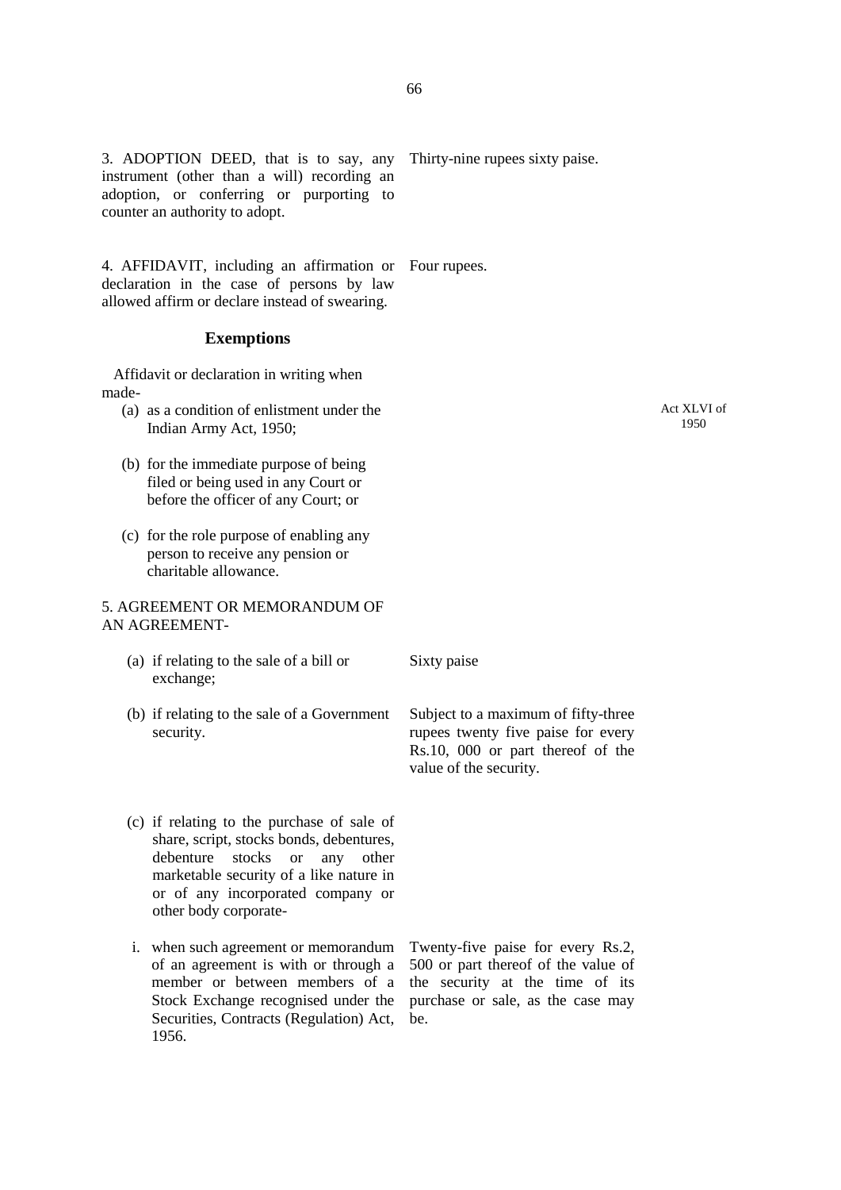| Description of Instrument | Proper Stamp-duty |
|---|---|
| 3. ADOPTION DEED, that is to say, any instrument (other than a will) recording an adoption, or conferring or purporting to counter an authority to adopt. | Thirty-nine rupees sixty paise. |
| 4. AFFIDAVIT, including an affirmation or declaration in the case of persons by law allowed affirm or declare instead of swearing. | Four rupees. |

### Exemptions

Affidavit or declaration in writing when made-

(a) as a condition of enlistment under the Indian Army Act, 1950; (Act XLVI of 1950)

(b) for the immediate purpose of being filed or being used in any Court or before the officer of any Court; or

(c) for the role purpose of enabling any person to receive any pension or charitable allowance.

5. AGREEMENT OR MEMORANDUM OF AN AGREEMENT-

| Description of Instrument | Proper Stamp-duty |
|---|---|
| (a) if relating to the sale of a bill or exchange; | Sixty paise |
| (b) if relating to the sale of a Government security. | Subject to a maximum of fifty-three rupees twenty five paise for every Rs.10, 000 or part thereof of the value of the security. |
| (c) if relating to the purchase of sale of share, script, stocks bonds, debentures, debenture stocks or any other marketable security of a like nature in or of any incorporated company or other body corporate- | |
| i. when such agreement or memorandum of an agreement is with or through a member or between members of a Stock Exchange recognised under the Securities, Contracts (Regulation) Act, 1956. | Twenty-five paise for every Rs.2, 500 or part thereof of the value of the security at the time of its purchase or sale, as the case may be. |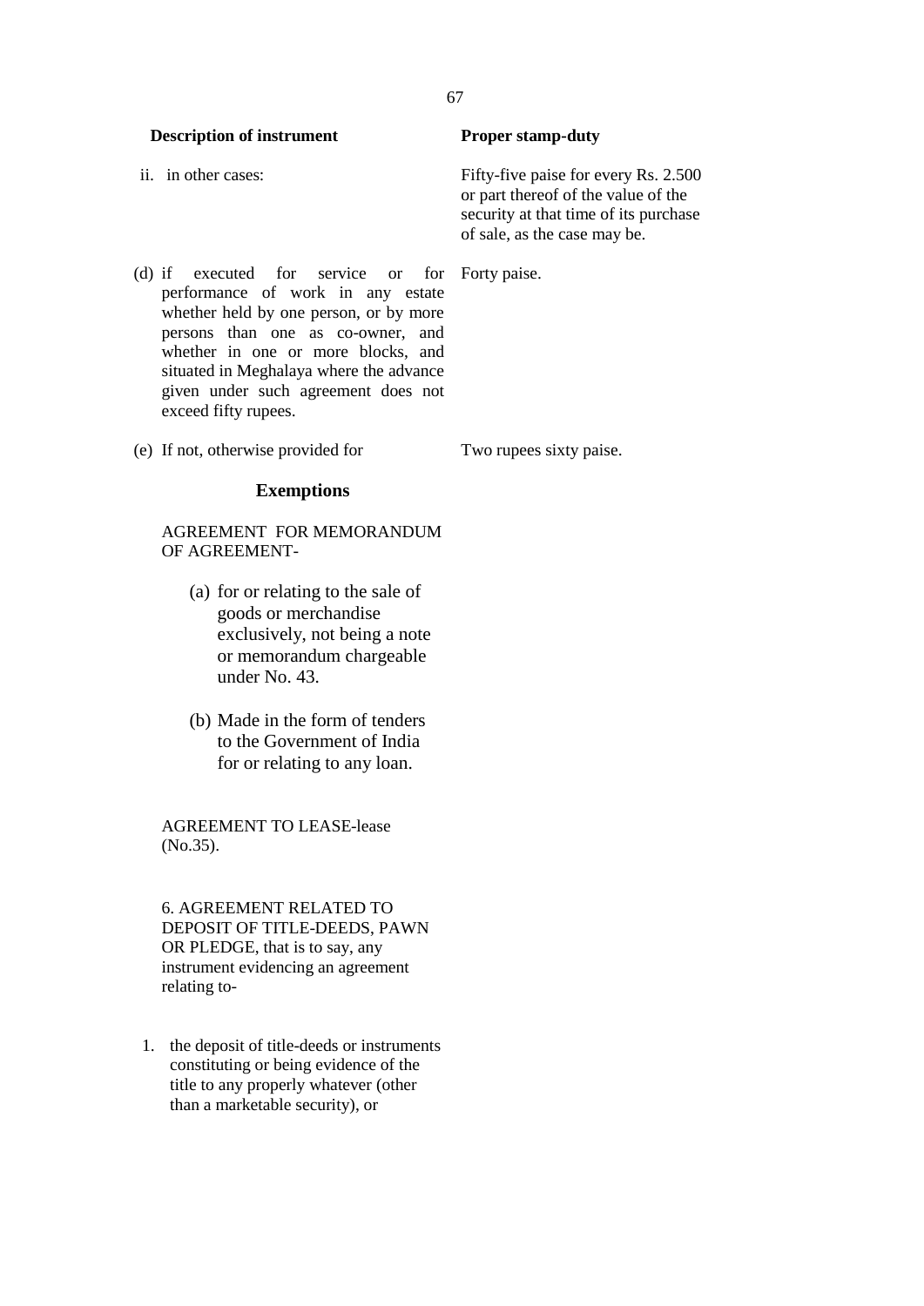| Description of instrument | Proper stamp-duty |
|---|---|
| ii. in other cases: | Fifty-five paise for every Rs. 2.500 or part thereof of the value of the security at that time of its purchase of sale, as the case may be. |
| (d) if executed for service or for performance of work in any estate whether held by one person, or by more persons than one as co-owner, and whether in one or more blocks, and situated in Meghalaya where the advance given under such agreement does not exceed fifty rupees. | Forty paise. |
| (e) If not, otherwise provided for | Two rupees sixty paise. |

**Exemptions**

AGREEMENT FOR MEMORANDUM OF AGREEMENT-

(a) for or relating to the sale of goods or merchandise exclusively, not being a note or memorandum chargeable under No. 43.

(b) Made in the form of tenders to the Government of India for or relating to any loan.

AGREEMENT TO LEASE-lease (No.35).

6. AGREEMENT RELATED TO DEPOSIT OF TITLE-DEEDS, PAWN OR PLEDGE, that is to say, any instrument evidencing an agreement relating to-

1. the deposit of title-deeds or instruments constituting or being evidence of the title to any properly whatever (other than a marketable security), or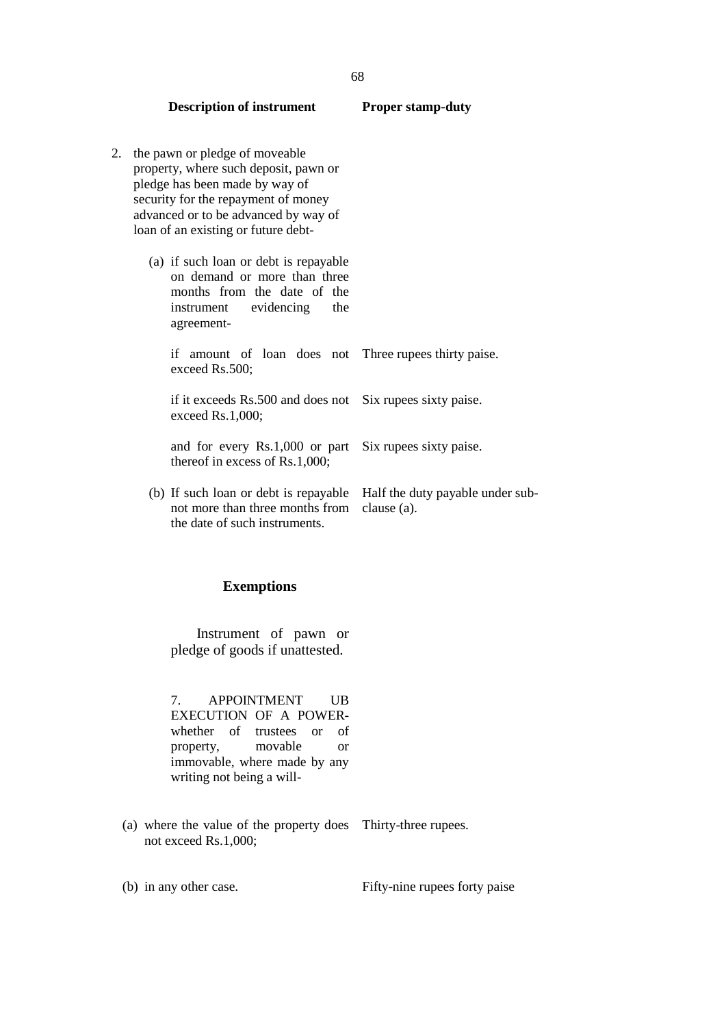| Description of instrument | Proper stamp-duty |
|---|---|
| 2. the pawn or pledge of moveable property, where such deposit, pawn or pledge has been made by way of security for the repayment of money advanced or to be advanced by way of loan of an existing or future debt- | |
| (a) if such loan or debt is repayable on demand or more than three months from the date of the instrument evidencing the agreement- | |
| if amount of loan does not exceed Rs.500; | Three rupees thirty paise. |
| if it exceeds Rs.500 and does not exceed Rs.1,000; | Six rupees sixty paise. |
| and for every Rs.1,000 or part thereof in excess of Rs.1,000; | Six rupees sixty paise. |
| (b) If such loan or debt is repayable not more than three months from the date of such instruments. | Half the duty payable under sub-clause (a). |

**Exemptions**

Instrument of pawn or pledge of goods if unattested.

7. APPOINTMENT UB EXECUTION OF A POWER- whether of trustees or of property, movable or immovable, where made by any writing not being a will-

| | |
|---|---|
| (a) where the value of the property does not exceed Rs.1,000; | Thirty-three rupees. |
| (b) in any other case. | Fifty-nine rupees forty paise |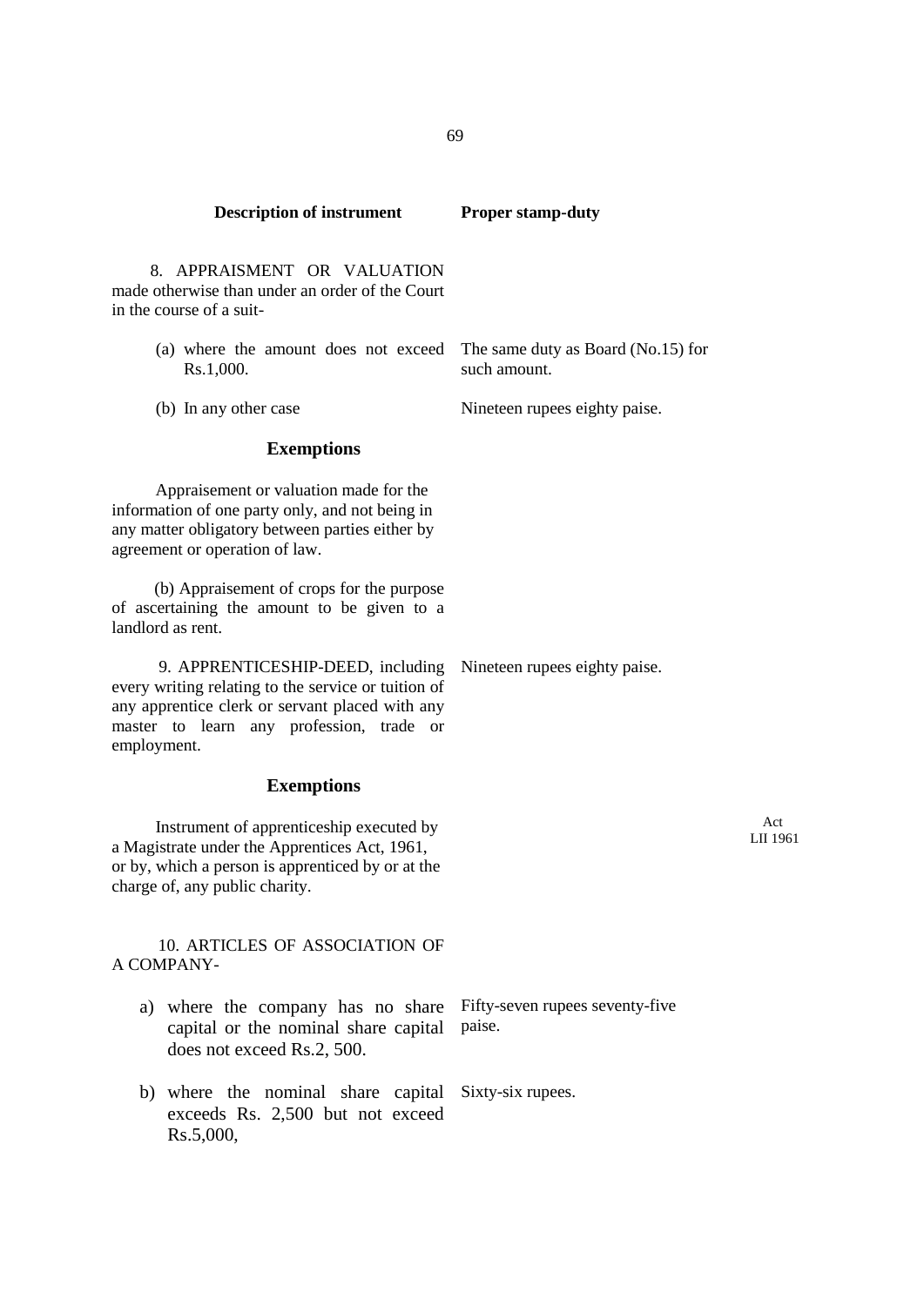| Description of instrument | Proper stamp-duty |
|---|---|
| 8. APPRAISMENT OR VALUATION made otherwise than under an order of the Court in the course of a suit- | |
| (a) where the amount does not exceed Rs.1,000. | The same duty as Board (No.15) for such amount. |
| (b) In any other case | Nineteen rupees eighty paise. |

### Exemptions

Appraisement or valuation made for the information of one party only, and not being in any matter obligatory between parties either by agreement or operation of law.

(b) Appraisement of crops for the purpose of ascertaining the amount to be given to a landlord as rent.

| | |
|---|---|
| 9. APPRENTICESHIP-DEED, including every writing relating to the service or tuition of any apprentice clerk or servant placed with any master to learn any profession, trade or employment. | Nineteen rupees eighty paise. |

### Exemptions

Instrument of apprenticeship executed by a Magistrate under the Apprentices Act, 1961, or by, which a person is apprenticed by or at the charge of, any public charity.

Act LII 1961

| | |
|---|---|
| 10. ARTICLES OF ASSOCIATION OF A COMPANY- | |
| a) where the company has no share capital or the nominal share capital does not exceed Rs.2, 500. | Fifty-seven rupees seventy-five paise. |
| b) where the nominal share capital exceeds Rs. 2,500 but not exceed Rs.5,000, | Sixty-six rupees. |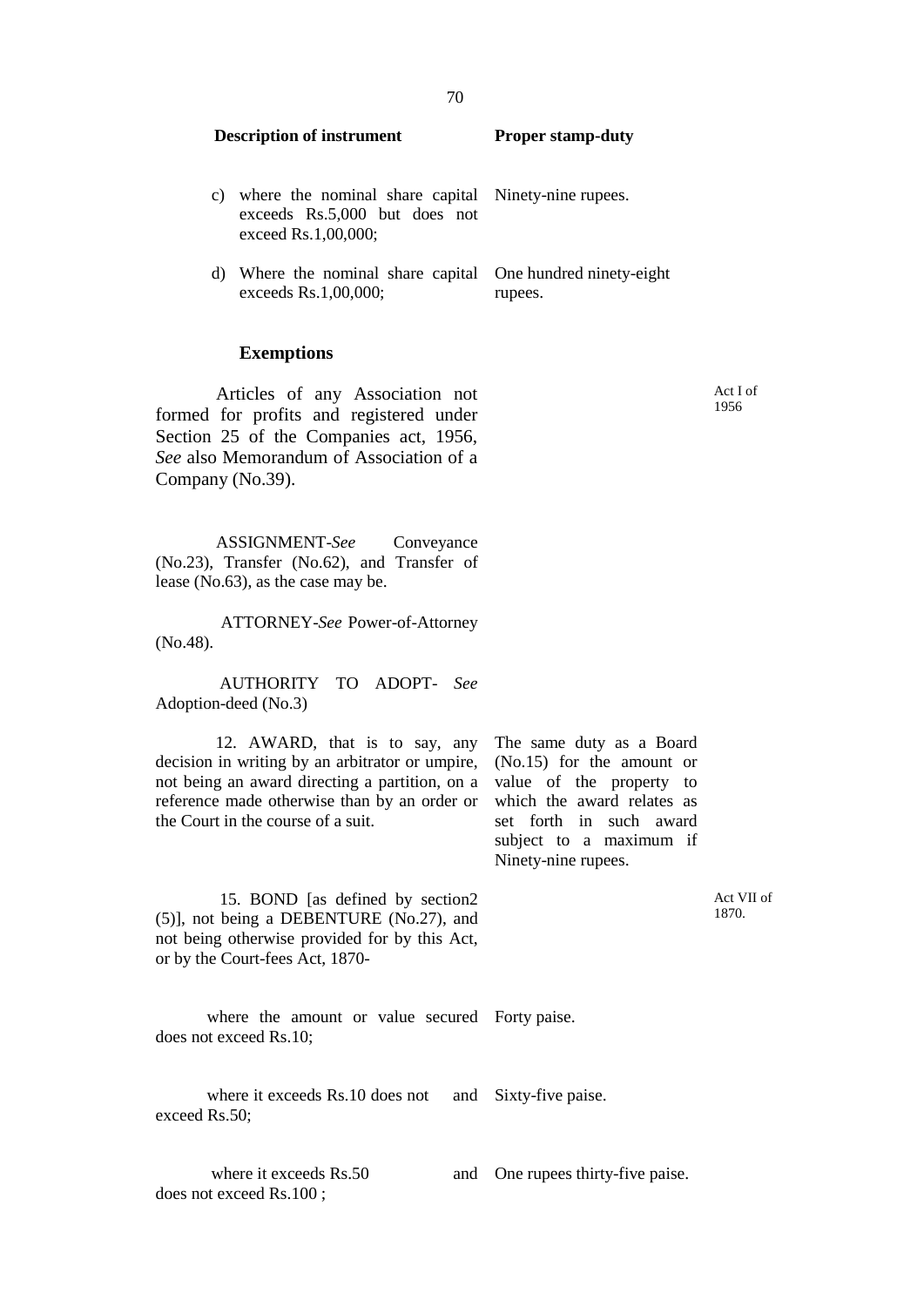| Description of instrument | Proper stamp-duty | |
|---|---|---|
| c) where the nominal share capital exceeds Rs.5,000 but does not exceed Rs.1,00,000; | Ninety-nine rupees. | |
| d) Where the nominal share capital exceeds Rs.1,00,000; | One hundred ninety-eight rupees. | |

**Exemptions**

Articles of any Association not formed for profits and registered under Section 25 of the Companies act, 1956, *See* also Memorandum of Association of a Company (No.39).

Act I of 1956

ASSIGNMENT-*See* Conveyance (No.23), Transfer (No.62), and Transfer of lease (No.63), as the case may be.

ATTORNEY-*See* Power-of-Attorney (No.48).

AUTHORITY TO ADOPT- *See* Adoption-deed (No.3)

| | | |
|---|---|---|
| 12. AWARD, that is to say, any decision in writing by an arbitrator or umpire, not being an award directing a partition, on a reference made otherwise than by an order or the Court in the course of a suit. | The same duty as a Board (No.15) for the amount or value of the property to which the award relates as set forth in such award subject to a maximum if Ninety-nine rupees. | |
| 15. BOND [as defined by section2 (5)], not being a DEBENTURE (No.27), and not being otherwise provided for by this Act, or by the Court-fees Act, 1870- | | Act VII of 1870. |
| where the amount or value secured does not exceed Rs.10; | Forty paise. | |
| where it exceeds Rs.10 does not and exceed Rs.50; | Sixty-five paise. | |
| where it exceeds Rs.50 and does not exceed Rs.100 ; | One rupees thirty-five paise. | |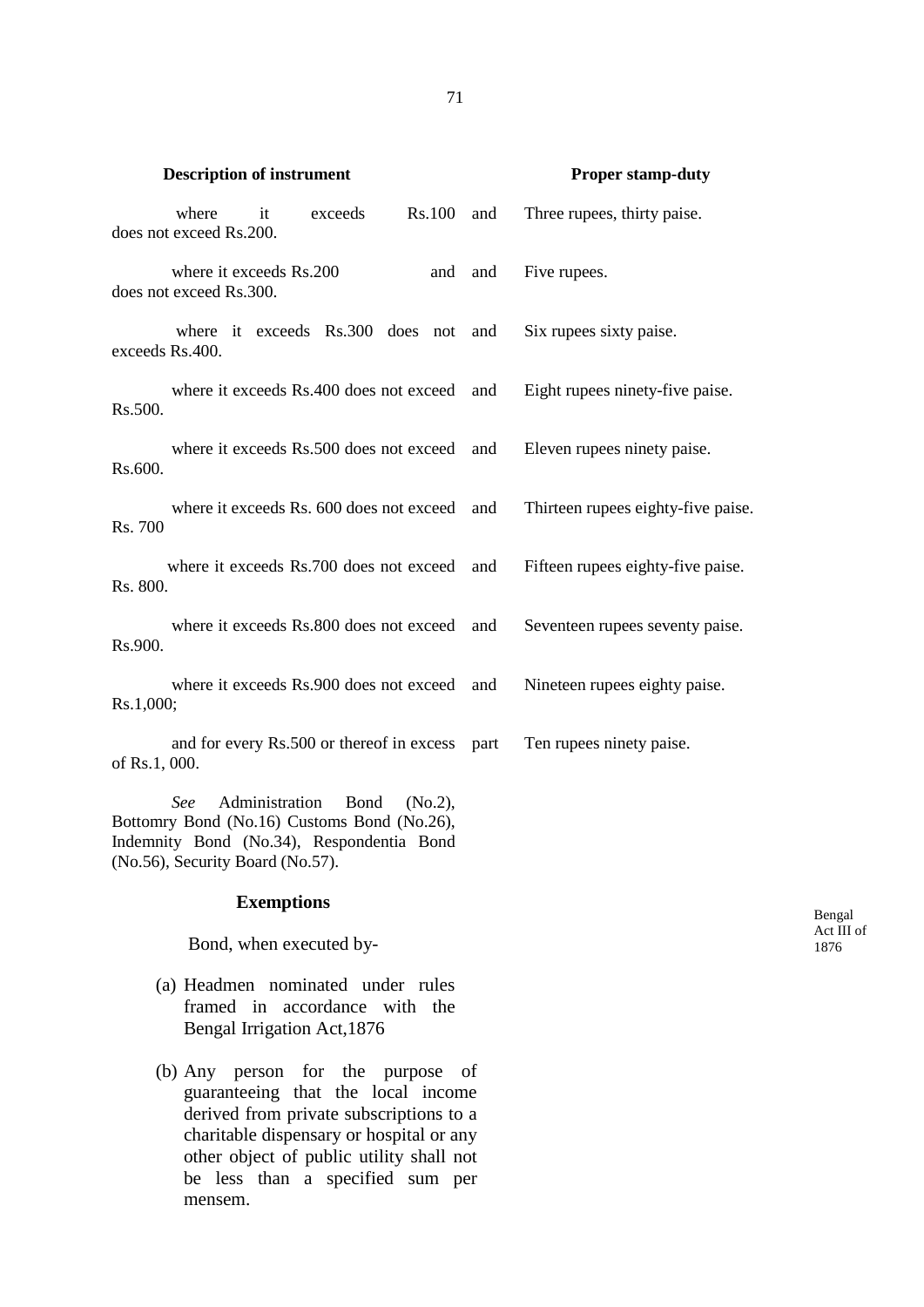| Description of instrument | Proper stamp-duty |
|---|---|
| where it exceeds Rs.100 and does not exceed Rs.200. | Three rupees, thirty paise. |
| where it exceeds Rs.200 and does not exceed Rs.300. | Five rupees. |
| where it exceeds Rs.300 does not and exceeds Rs.400. | Six rupees sixty paise. |
| where it exceeds Rs.400 does not exceed and Rs.500. | Eight rupees ninety-five paise. |
| where it exceeds Rs.500 does not exceed and Rs.600. | Eleven rupees ninety paise. |
| where it exceeds Rs. 600 does not exceed and Rs. 700 | Thirteen rupees eighty-five paise. |
| where it exceeds Rs.700 does not exceed and Rs. 800. | Fifteen rupees eighty-five paise. |
| where it exceeds Rs.800 does not exceed and Rs.900. | Seventeen rupees seventy paise. |
| where it exceeds Rs.900 does not exceed and Rs.1,000; | Nineteen rupees eighty paise. |
| and for every Rs.500 or thereof in excess part of Rs.1, 000. | Ten rupees ninety paise. |

*See* Administration Bond (No.2), Bottomry Bond (No.16) Customs Bond (No.26), Indemnity Bond (No.34), Respondentia Bond (No.56), Security Board (No.57).

**Exemptions**

Bond, when executed by-

(a) Headmen nominated under rules framed in accordance with the Bengal Irrigation Act,1876

(b) Any person for the purpose of guaranteeing that the local income derived from private subscriptions to a charitable dispensary or hospital or any other object of public utility shall not be less than a specified sum per mensem.

Bengal Act III of 1876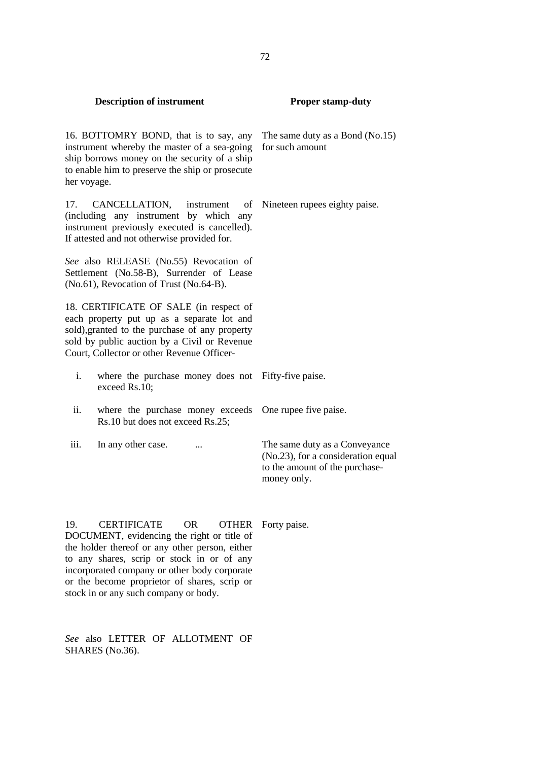| Description of instrument | Proper stamp-duty |
|---|---|
| 16. BOTTOMRY BOND, that is to say, any instrument whereby the master of a sea-going ship borrows money on the security of a ship to enable him to preserve the ship or prosecute her voyage. | The same duty as a Bond (No.15) for such amount |
| 17. CANCELLATION, instrument of (including any instrument by which any instrument previously executed is cancelled). If attested and not otherwise provided for. | Nineteen rupees eighty paise. |
| *See* also RELEASE (No.55) Revocation of Settlement (No.58-B), Surrender of Lease (No.61), Revocation of Trust (No.64-B). | |
| 18. CERTIFICATE OF SALE (in respect of each property put up as a separate lot and sold),granted to the purchase of any property sold by public auction by a Civil or Revenue Court, Collector or other Revenue Officer- | |
| i. where the purchase money does not exceed Rs.10; | Fifty-five paise. |
| ii. where the purchase money exceeds Rs.10 but does not exceed Rs.25; | One rupee five paise. |
| iii. In any other case. ... | The same duty as a Conveyance (No.23), for a consideration equal to the amount of the purchase-money only. |
| 19. CERTIFICATE OR OTHER DOCUMENT, evidencing the right or title of the holder thereof or any other person, either to any shares, scrip or stock in or of any incorporated company or other body corporate or the become proprietor of shares, scrip or stock in or any such company or body. | Forty paise. |
| *See* also LETTER OF ALLOTMENT OF SHARES (No.36). | |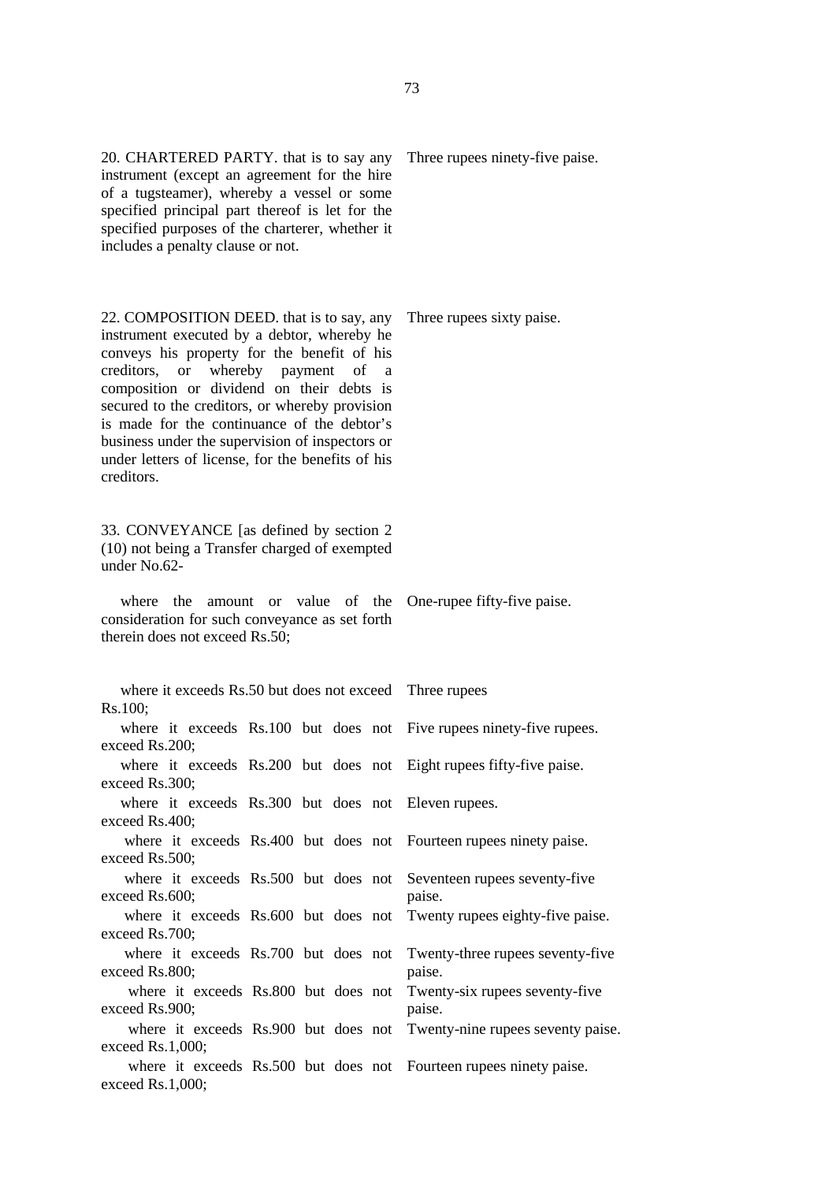| | |
|---|---|
| 20. CHARTERED PARTY. that is to say any instrument (except an agreement for the hire of a tugsteamer), whereby a vessel or some specified principal part thereof is let for the specified purposes of the charterer, whether it includes a penalty clause or not. | Three rupees ninety-five paise. |
| 22. COMPOSITION DEED. that is to say, any instrument executed by a debtor, whereby he conveys his property for the benefit of his creditors, or whereby payment of a composition or dividend on their debts is secured to the creditors, or whereby provision is made for the continuance of the debtor's business under the supervision of inspectors or under letters of license, for the benefits of his creditors. | Three rupees sixty paise. |
| 33. CONVEYANCE [as defined by section 2 (10) not being a Transfer charged of exempted under No.62- | |
| where the amount or value of the consideration for such conveyance as set forth therein does not exceed Rs.50; | One-rupee fifty-five paise. |
| where it exceeds Rs.50 but does not exceed Rs.100; | Three rupees |
| where it exceeds Rs.100 but does not exceed Rs.200; | Five rupees ninety-five rupees. |
| where it exceeds Rs.200 but does not exceed Rs.300; | Eight rupees fifty-five paise. |
| where it exceeds Rs.300 but does not exceed Rs.400; | Eleven rupees. |
| where it exceeds Rs.400 but does not exceed Rs.500; | Fourteen rupees ninety paise. |
| where it exceeds Rs.500 but does not exceed Rs.600; | Seventeen rupees seventy-five paise. |
| where it exceeds Rs.600 but does not exceed Rs.700; | Twenty rupees eighty-five paise. |
| where it exceeds Rs.700 but does not exceed Rs.800; | Twenty-three rupees seventy-five paise. |
| where it exceeds Rs.800 but does not exceed Rs.900; | Twenty-six rupees seventy-five paise. |
| where it exceeds Rs.900 but does not exceed Rs.1,000; | Twenty-nine rupees seventy paise. |
| where it exceeds Rs.500 but does not exceed Rs.1,000; | Fourteen rupees ninety paise. |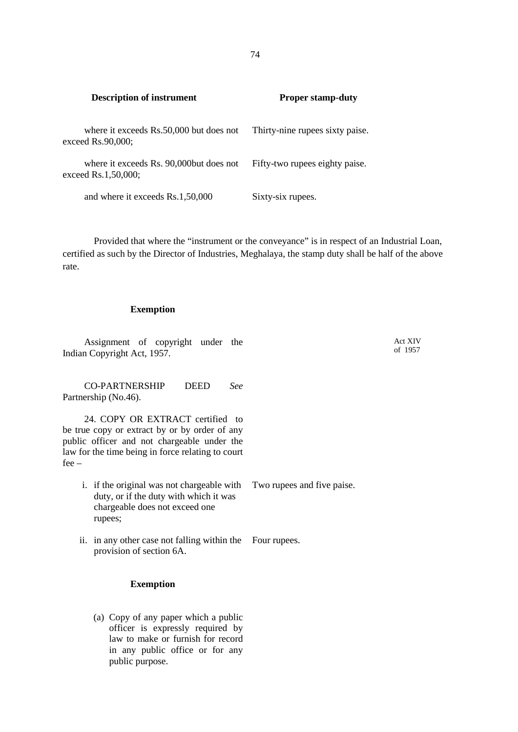| Description of instrument | Proper stamp-duty |
|---|---|
| where it exceeds Rs.50,000 but does not exceed Rs.90,000; | Thirty-nine rupees sixty paise. |
| where it exceeds Rs. 90,000but does not exceed Rs.1,50,000; | Fifty-two rupees eighty paise. |
| and where it exceeds Rs.1,50,000 | Sixty-six rupees. |

Provided that where the "instrument or the conveyance" is in respect of an Industrial Loan, certified as such by the Director of Industries, Meghalaya, the stamp duty shall be half of the above rate.

**Exemption**

Assignment of copyright under the Indian Copyright Act, 1957. Act XIV of 1957

CO-PARTNERSHIP DEED *See* Partnership (No.46).

24. COPY OR EXTRACT certified to be true copy or extract by or by order of any public officer and not chargeable under the law for the time being in force relating to court fee –

| | |
|---|---|
| i. if the original was not chargeable with duty, or if the duty with which it was chargeable does not exceed one rupees; | Two rupees and five paise. |
| ii. in any other case not falling within the provision of section 6A. | Four rupees. |

**Exemption**

(a) Copy of any paper which a public officer is expressly required by law to make or furnish for record in any public office or for any public purpose.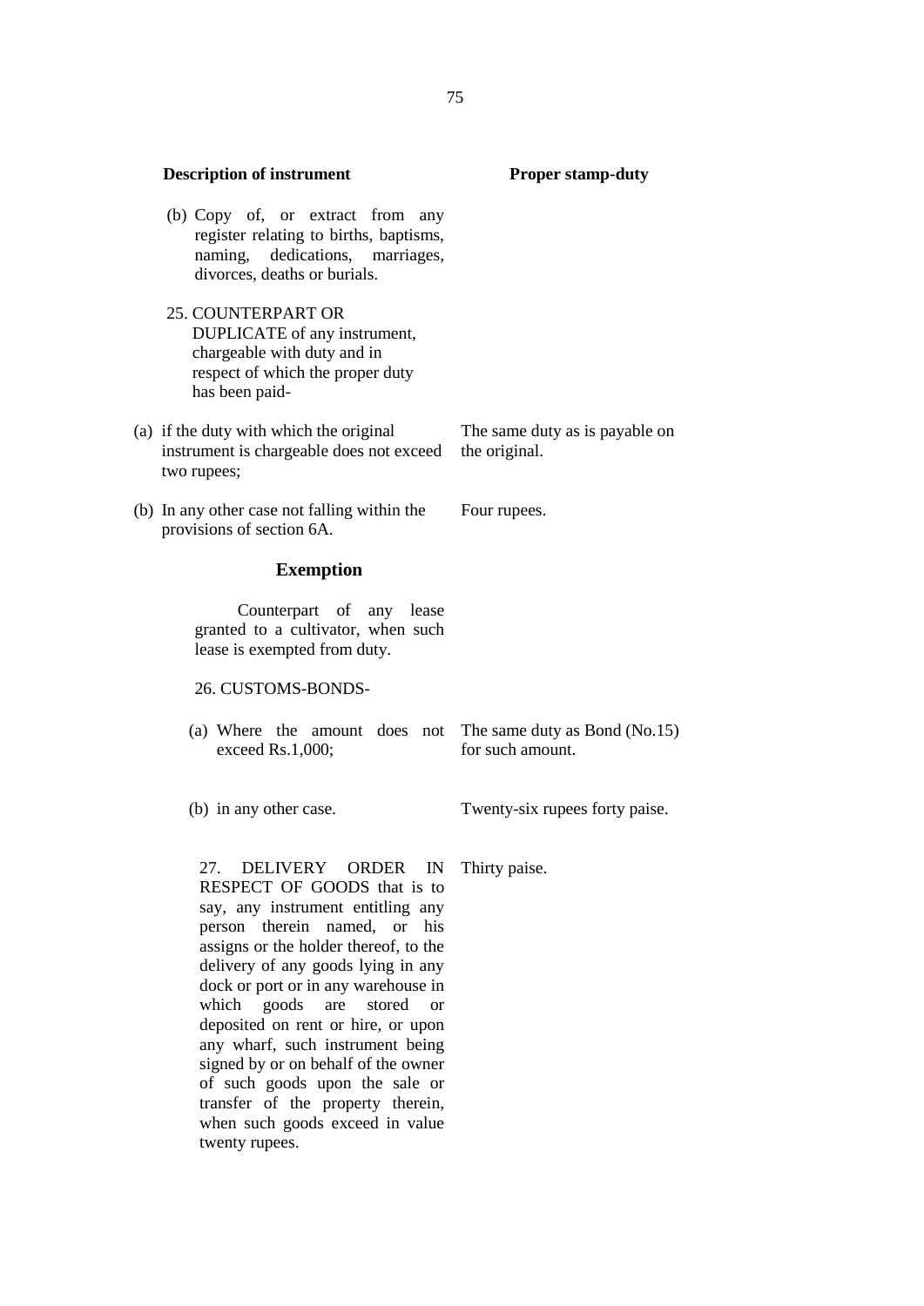| Description of instrument | Proper stamp-duty |
|---|---|
| (b) Copy of, or extract from any register relating to births, baptisms, naming, dedications, marriages, divorces, deaths or burials. | |
| 25. COUNTERPART OR DUPLICATE of any instrument, chargeable with duty and in respect of which the proper duty has been paid- | |
| (a) if the duty with which the original instrument is chargeable does not exceed two rupees; | The same duty as is payable on the original. |
| (b) In any other case not falling within the provisions of section 6A. | Four rupees. |

**Exemption**

Counterpart of any lease granted to a cultivator, when such lease is exempted from duty.

| Description of instrument | Proper stamp-duty |
|---|---|
| 26. CUSTOMS-BONDS- | |
| (a) Where the amount does not exceed Rs.1,000; | The same duty as Bond (No.15) for such amount. |
| (b) in any other case. | Twenty-six rupees forty paise. |
| 27. DELIVERY ORDER IN RESPECT OF GOODS that is to say, any instrument entitling any person therein named, or his assigns or the holder thereof, to the delivery of any goods lying in any dock or port or in any warehouse in which goods are stored or deposited on rent or hire, or upon any wharf, such instrument being signed by or on behalf of the owner of such goods upon the sale or transfer of the property therein, when such goods exceed in value twenty rupees. | Thirty paise. |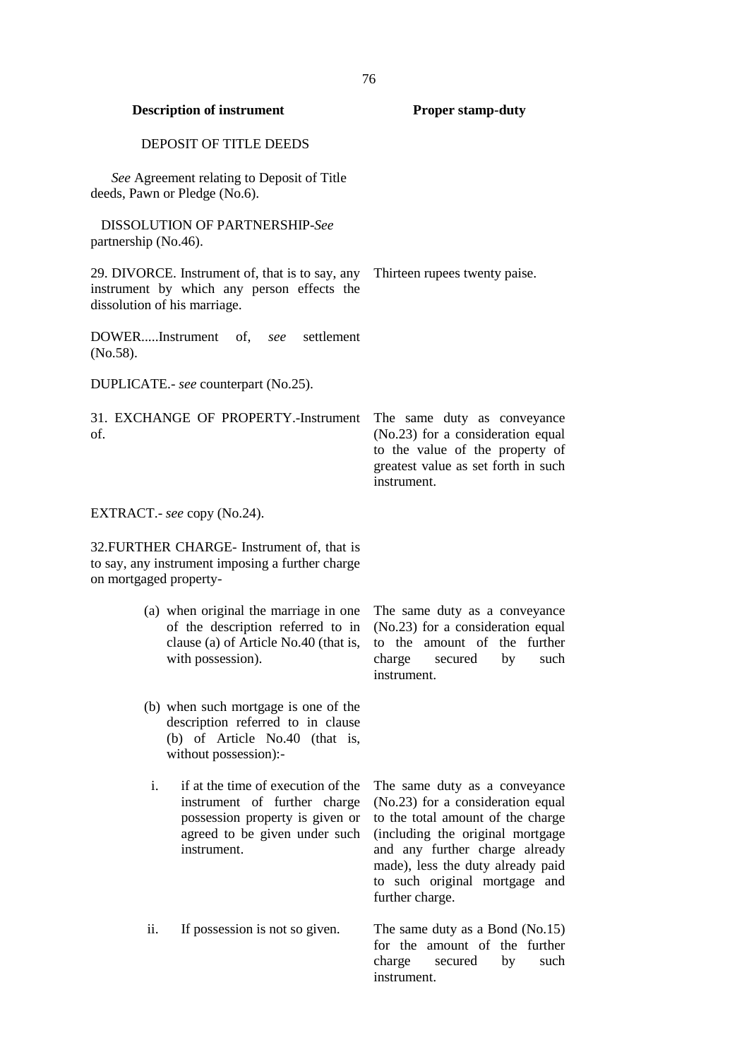| Description of instrument | Proper stamp-duty |
| --- | --- |
| DEPOSIT OF TITLE DEEDS | |
| *See* Agreement relating to Deposit of Title deeds, Pawn or Pledge (No.6). | |
| DISSOLUTION OF PARTNERSHIP-*See* partnership (No.46). | |
| 29. DIVORCE. Instrument of, that is to say, any instrument by which any person effects the dissolution of his marriage. | Thirteen rupees twenty paise. |
| DOWER.....Instrument of, *see* settlement (No.58). | |
| DUPLICATE.- *see* counterpart (No.25). | |
| 31. EXCHANGE OF PROPERTY.-Instrument of. | The same duty as conveyance (No.23) for a consideration equal to the value of the property of greatest value as set forth in such instrument. |
| EXTRACT.- *see* copy (No.24). | |
| 32.FURTHER CHARGE- Instrument of, that is to say, any instrument imposing a further charge on mortgaged property- | |
| (a) when original the marriage in one of the description referred to in clause (a) of Article No.40 (that is, with possession). | The same duty as a conveyance (No.23) for a consideration equal to the amount of the further charge secured by such instrument. |
| (b) when such mortgage is one of the description referred to in clause (b) of Article No.40 (that is, without possession):- | |
| i. if at the time of execution of the instrument of further charge possession property is given or agreed to be given under such instrument. | The same duty as a conveyance (No.23) for a consideration equal to the total amount of the charge (including the original mortgage and any further charge already made), less the duty already paid to such original mortgage and further charge. |
| ii. If possession is not so given. | The same duty as a Bond (No.15) for the amount of the further charge secured by such instrument. |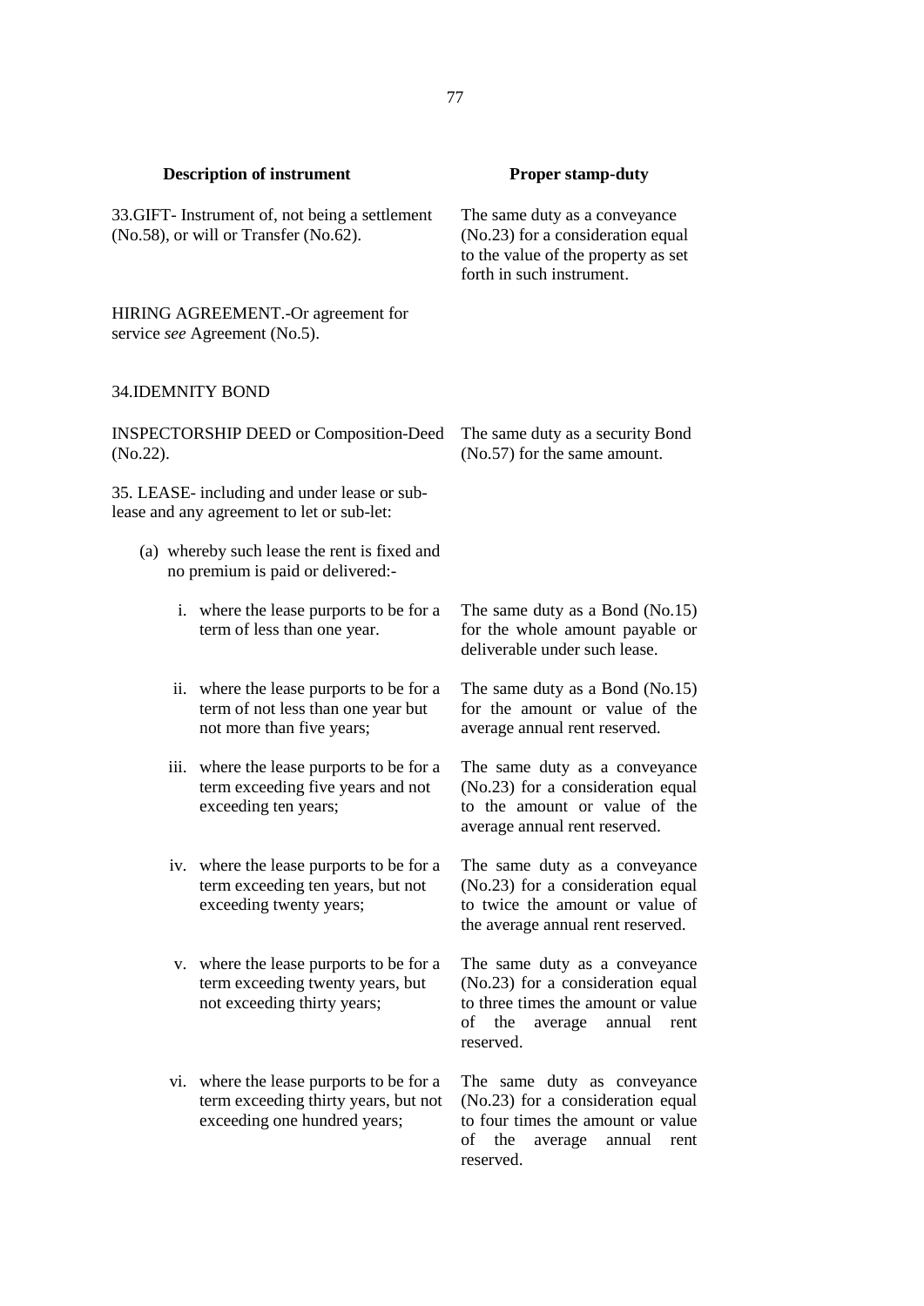| Description of instrument | Proper stamp-duty |
|---|---|
| 33.GIFT- Instrument of, not being a settlement (No.58), or will or Transfer (No.62). | The same duty as a conveyance (No.23) for a consideration equal to the value of the property as set forth in such instrument. |
| HIRING AGREEMENT.-Or agreement for service *see* Agreement (No.5). | |
| 34.IDEMNITY BOND | |
| INSPECTORSHIP DEED or Composition-Deed (No.22). | The same duty as a security Bond (No.57) for the same amount. |
| 35. LEASE- including and under lease or sub-lease and any agreement to let or sub-let: | |
| (a) whereby such lease the rent is fixed and no premium is paid or delivered:- | |
| i. where the lease purports to be for a term of less than one year. | The same duty as a Bond (No.15) for the whole amount payable or deliverable under such lease. |
| ii. where the lease purports to be for a term of not less than one year but not more than five years; | The same duty as a Bond (No.15) for the amount or value of the average annual rent reserved. |
| iii. where the lease purports to be for a term exceeding five years and not exceeding ten years; | The same duty as a conveyance (No.23) for a consideration equal to the amount or value of the average annual rent reserved. |
| iv. where the lease purports to be for a term exceeding ten years, but not exceeding twenty years; | The same duty as a conveyance (No.23) for a consideration equal to twice the amount or value of the average annual rent reserved. |
| v. where the lease purports to be for a term exceeding twenty years, but not exceeding thirty years; | The same duty as a conveyance (No.23) for a consideration equal to three times the amount or value of the average annual rent reserved. |
| vi. where the lease purports to be for a term exceeding thirty years, but not exceeding one hundred years; | The same duty as conveyance (No.23) for a consideration equal to four times the amount or value of the average annual rent reserved. |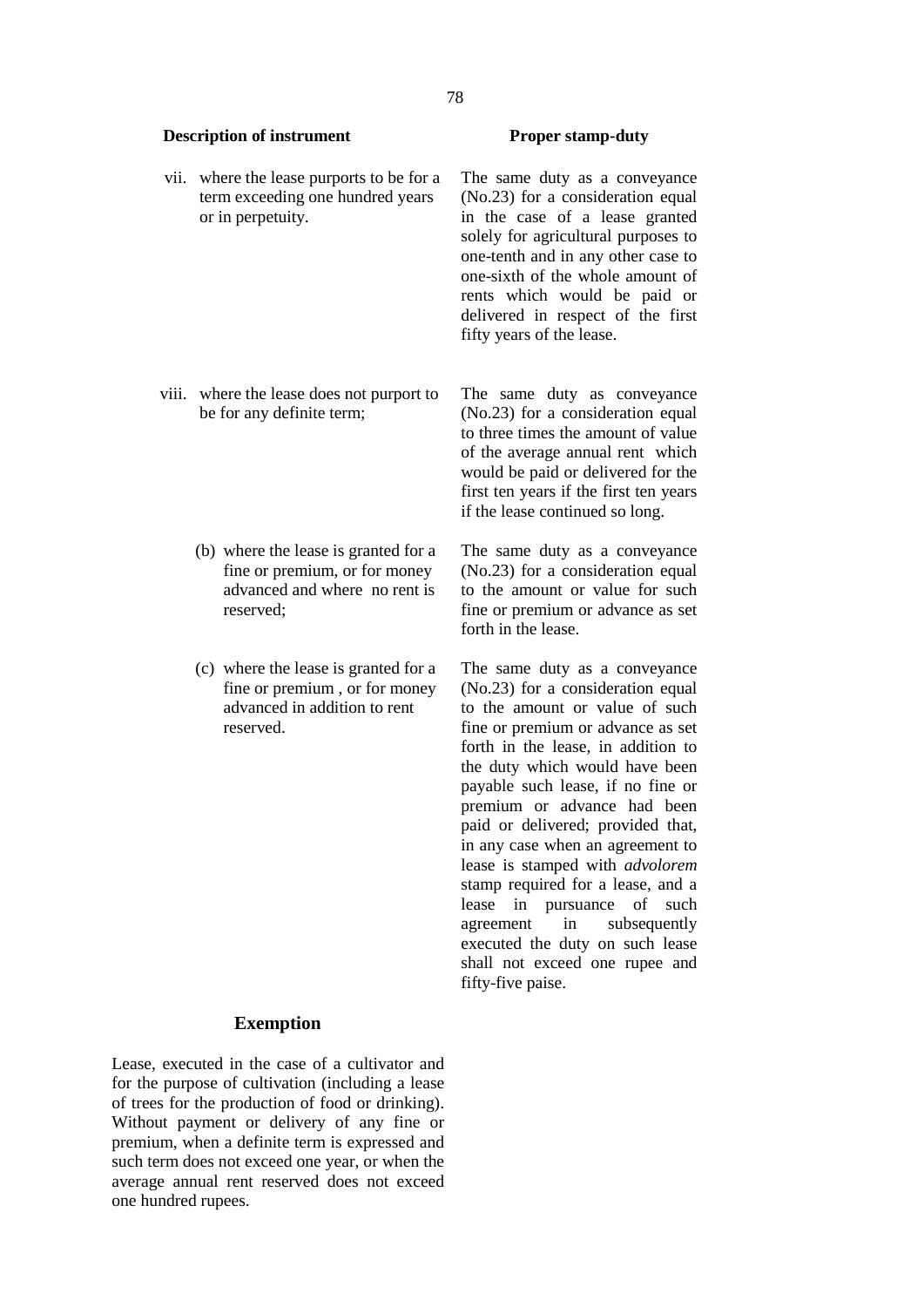| Description of instrument | Proper stamp-duty |
|---|---|
| vii. where the lease purports to be for a term exceeding one hundred years or in perpetuity. | The same duty as a conveyance (No.23) for a consideration equal in the case of a lease granted solely for agricultural purposes to one-tenth and in any other case to one-sixth of the whole amount of rents which would be paid or delivered in respect of the first fifty years of the lease. |
| viii. where the lease does not purport to be for any definite term; | The same duty as conveyance (No.23) for a consideration equal to three times the amount of value of the average annual rent which would be paid or delivered for the first ten years if the first ten years if the lease continued so long. |
| (b) where the lease is granted for a fine or premium, or for money advanced and where no rent is reserved; | The same duty as a conveyance (No.23) for a consideration equal to the amount or value for such fine or premium or advance as set forth in the lease. |
| (c) where the lease is granted for a fine or premium , or for money advanced in addition to rent reserved. | The same duty as a conveyance (No.23) for a consideration equal to the amount or value of such fine or premium or advance as set forth in the lease, in addition to the duty which would have been payable such lease, if no fine or premium or advance had been paid or delivered; provided that, in any case when an agreement to lease is stamped with *advolorem* stamp required for a lease, and a lease in pursuance of such agreement in subsequently executed the duty on such lease shall not exceed one rupee and fifty-five paise. |

**Exemption**

Lease, executed in the case of a cultivator and for the purpose of cultivation (including a lease of trees for the production of food or drinking). Without payment or delivery of any fine or premium, when a definite term is expressed and such term does not exceed one year, or when the average annual rent reserved does not exceed one hundred rupees.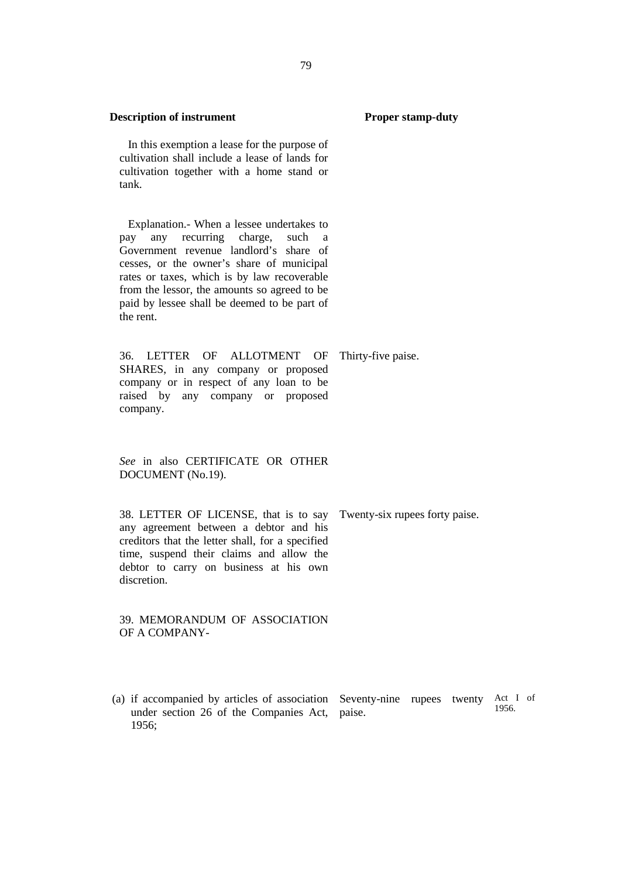| Description of instrument | Proper stamp-duty | |
|---|---|---|
| In this exemption a lease for the purpose of cultivation shall include a lease of lands for cultivation together with a home stand or tank. | | |
| Explanation.- When a lessee undertakes to pay any recurring charge, such a Government revenue landlord's share of cesses, or the owner's share of municipal rates or taxes, which is by law recoverable from the lessor, the amounts so agreed to be paid by lessee shall be deemed to be part of the rent. | | |
| 36. LETTER OF ALLOTMENT OF SHARES, in any company or proposed company or in respect of any loan to be raised by any company or proposed company. | Thirty-five paise. | |
| *See* in also CERTIFICATE OR OTHER DOCUMENT (No.19). | | |
| 38. LETTER OF LICENSE, that is to say any agreement between a debtor and his creditors that the letter shall, for a specified time, suspend their claims and allow the debtor to carry on business at his own discretion. | Twenty-six rupees forty paise. | |
| 39. MEMORANDUM OF ASSOCIATION OF A COMPANY- | | |
| (a) if accompanied by articles of association under section 26 of the Companies Act, 1956; | Seventy-nine rupees twenty paise. | Act I of 1956. |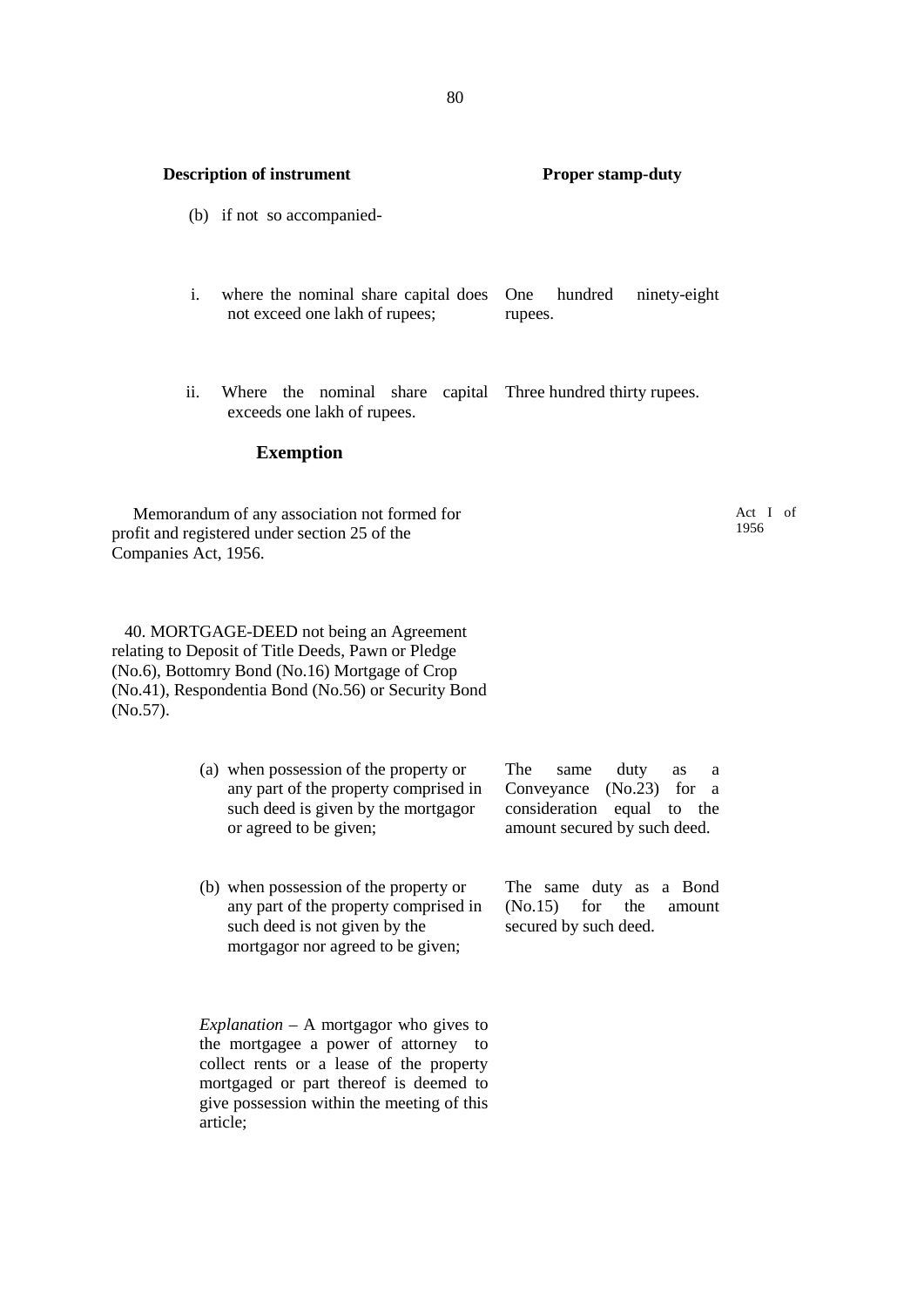| Description of instrument | Proper stamp-duty |
|---|---|
| (b) if not so accompanied- | |
| i. where the nominal share capital does not exceed one lakh of rupees; | One hundred ninety-eight rupees. |
| ii. Where the nominal share capital exceeds one lakh of rupees. | Three hundred thirty rupees. |

**Exemption**

Memorandum of any association not formed for profit and registered under section 25 of the Companies Act, 1956.

Act I of 1956

40. MORTGAGE-DEED not being an Agreement relating to Deposit of Title Deeds, Pawn or Pledge (No.6), Bottomry Bond (No.16) Mortgage of Crop (No.41), Respondentia Bond (No.56) or Security Bond (No.57).

| Description of instrument | Proper stamp-duty |
|---|---|
| (a) when possession of the property or any part of the property comprised in such deed is given by the mortgagor or agreed to be given; | The same duty as a Conveyance (No.23) for a consideration equal to the amount secured by such deed. |
| (b) when possession of the property or any part of the property comprised in such deed is not given by the mortgagor nor agreed to be given; | The same duty as a Bond (No.15) for the amount secured by such deed. |

*Explanation* – A mortgagor who gives to the mortgagee a power of attorney to collect rents or a lease of the property mortgaged or part thereof is deemed to give possession within the meeting of this article;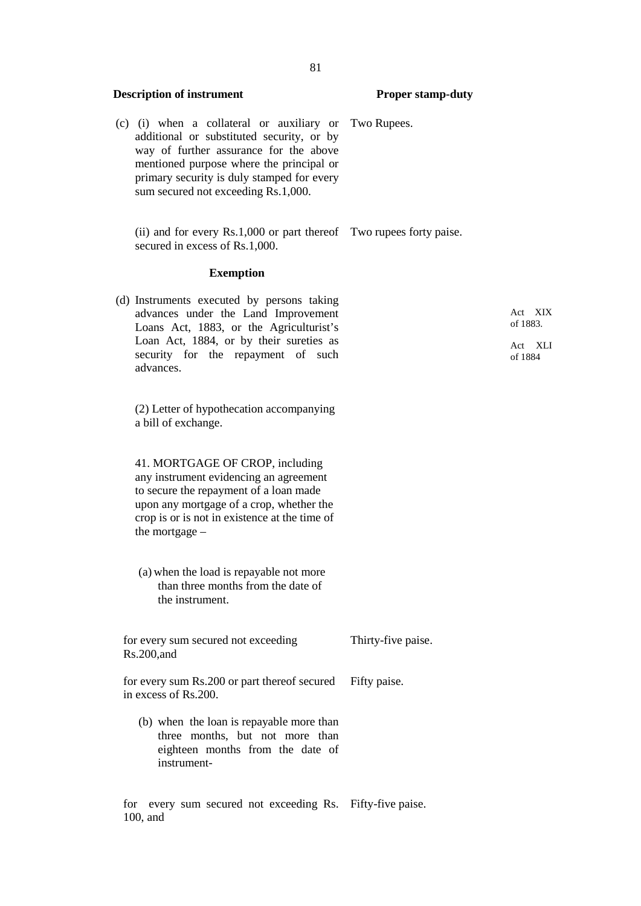| Description of instrument | Proper stamp-duty |
|---|---|
| (c) (i) when a collateral or auxiliary or additional or substituted security, or by way of further assurance for the above mentioned purpose where the principal or primary security is duly stamped for every sum secured not exceeding Rs.1,000. | Two Rupees. |
| (ii) and for every Rs.1,000 or part thereof secured in excess of Rs.1,000. | Two rupees forty paise. |

**Exemption**

(d) Instruments executed by persons taking advances under the Land Improvement Loans Act, 1883, or the Agriculturist's Loan Act, 1884, or by their sureties as security for the repayment of such advances.

Act XIX of 1883.

Act XLI of 1884

(2) Letter of hypothecation accompanying a bill of exchange.

41. MORTGAGE OF CROP, including any instrument evidencing an agreement to secure the repayment of a loan made upon any mortgage of a crop, whether the crop is or is not in existence at the time of the mortgage –

(a) when the load is repayable not more than three months from the date of the instrument.

| Description of instrument | Proper stamp-duty |
|---|---|
| for every sum secured not exceeding Rs.200,and | Thirty-five paise. |
| for every sum Rs.200 or part thereof secured in excess of Rs.200. | Fifty paise. |

(b) when the loan is repayable more than three months, but not more than eighteen months from the date of instrument-

| Description of instrument | Proper stamp-duty |
|---|---|
| for every sum secured not exceeding Rs. 100, and | Fifty-five paise. |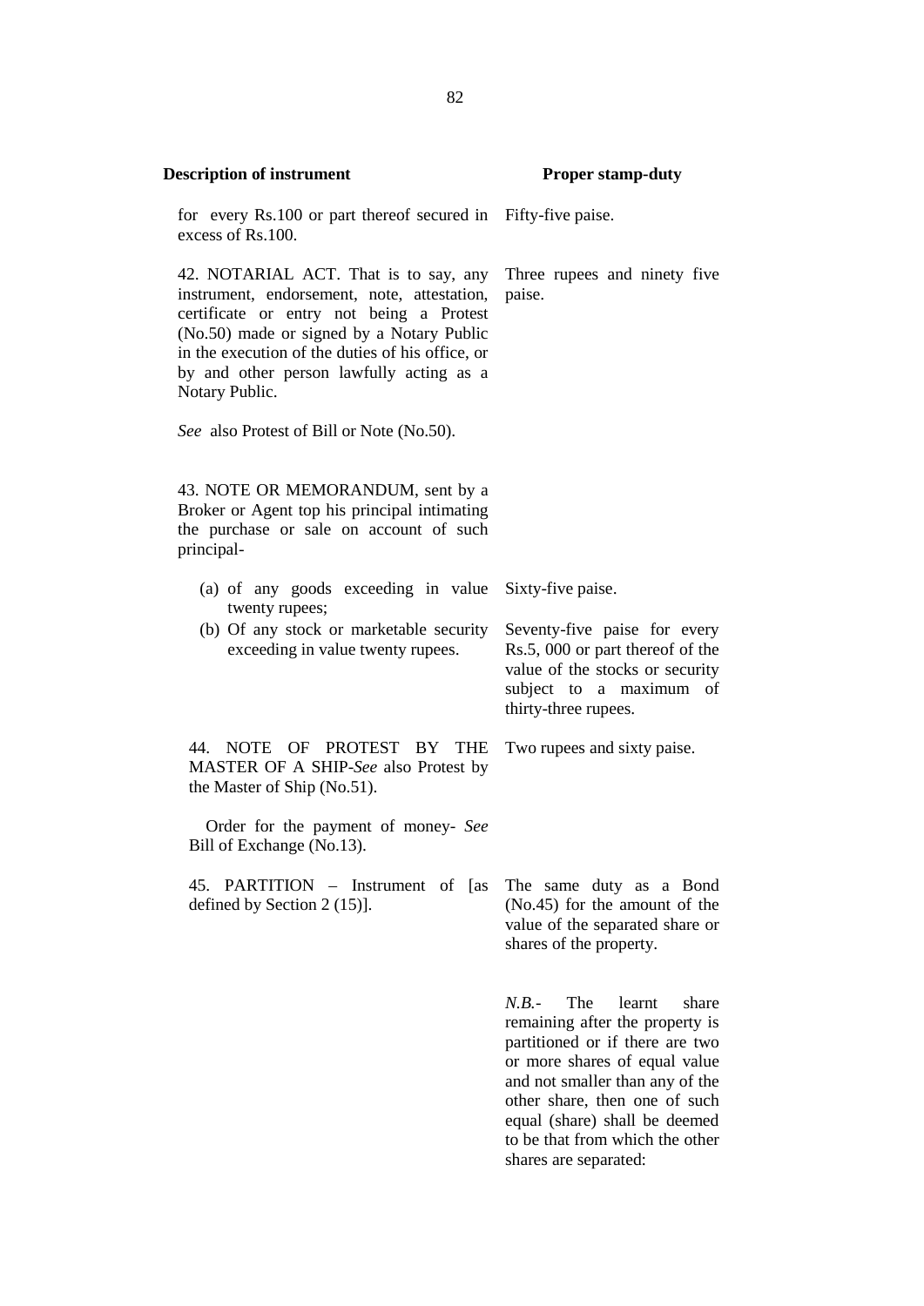| Description of instrument | Proper stamp-duty |
|---|---|
| for every Rs.100 or part thereof secured in excess of Rs.100. | Fifty-five paise. |
| 42. NOTARIAL ACT. That is to say, any instrument, endorsement, note, attestation, certificate or entry not being a Protest (No.50) made or signed by a Notary Public in the execution of the duties of his office, or by and other person lawfully acting as a Notary Public. | Three rupees and ninety five paise. |
| *See* also Protest of Bill or Note (No.50). | |
| 43. NOTE OR MEMORANDUM, sent by a Broker or Agent top his principal intimating the purchase or sale on account of such principal- | |
| (a) of any goods exceeding in value twenty rupees; | Sixty-five paise. |
| (b) Of any stock or marketable security exceeding in value twenty rupees. | Seventy-five paise for every Rs.5, 000 or part thereof of the value of the stocks or security subject to a maximum of thirty-three rupees. |
| 44. NOTE OF PROTEST BY THE MASTER OF A SHIP-*See* also Protest by the Master of Ship (No.51). | Two rupees and sixty paise. |
| Order for the payment of money- *See* Bill of Exchange (No.13). | |
| 45. PARTITION – Instrument of [as defined by Section 2 (15)]. | The same duty as a Bond (No.45) for the amount of the value of the separated share or shares of the property. |
| | *N.B.*- The learnt share remaining after the property is partitioned or if there are two or more shares of equal value and not smaller than any of the other share, then one of such equal (share) shall be deemed to be that from which the other shares are separated: |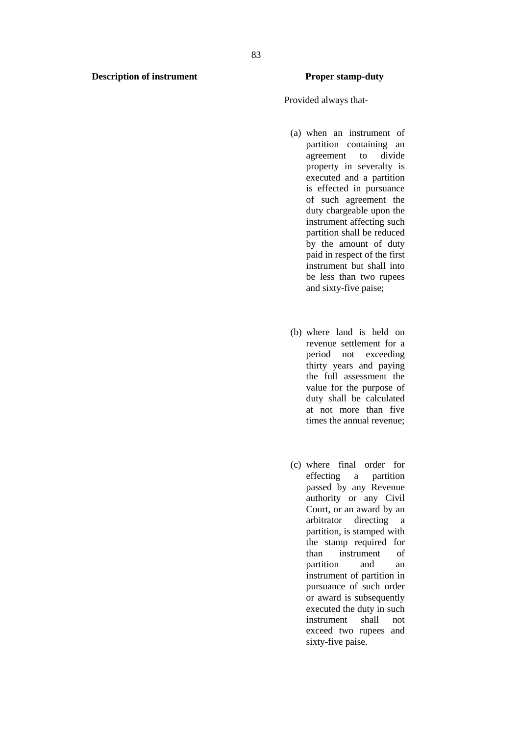| Description of instrument | Proper stamp-duty |
|---|---|
| | Provided always that- |
| | (a) when an instrument of partition containing an agreement to divide property in severalty is executed and a partition is effected in pursuance of such agreement the duty chargeable upon the instrument affecting such partition shall be reduced by the amount of duty paid in respect of the first instrument but shall into be less than two rupees and sixty-five paise; |
| | (b) where land is held on revenue settlement for a period not exceeding thirty years and paying the full assessment the value for the purpose of duty shall be calculated at not more than five times the annual revenue; |
| | (c) where final order for effecting a partition passed by any Revenue authority or any Civil Court, or an award by an arbitrator directing a partition, is stamped with the stamp required for than instrument of partition and an instrument of partition in pursuance of such order or award is subsequently executed the duty in such instrument shall not exceed two rupees and sixty-five paise. |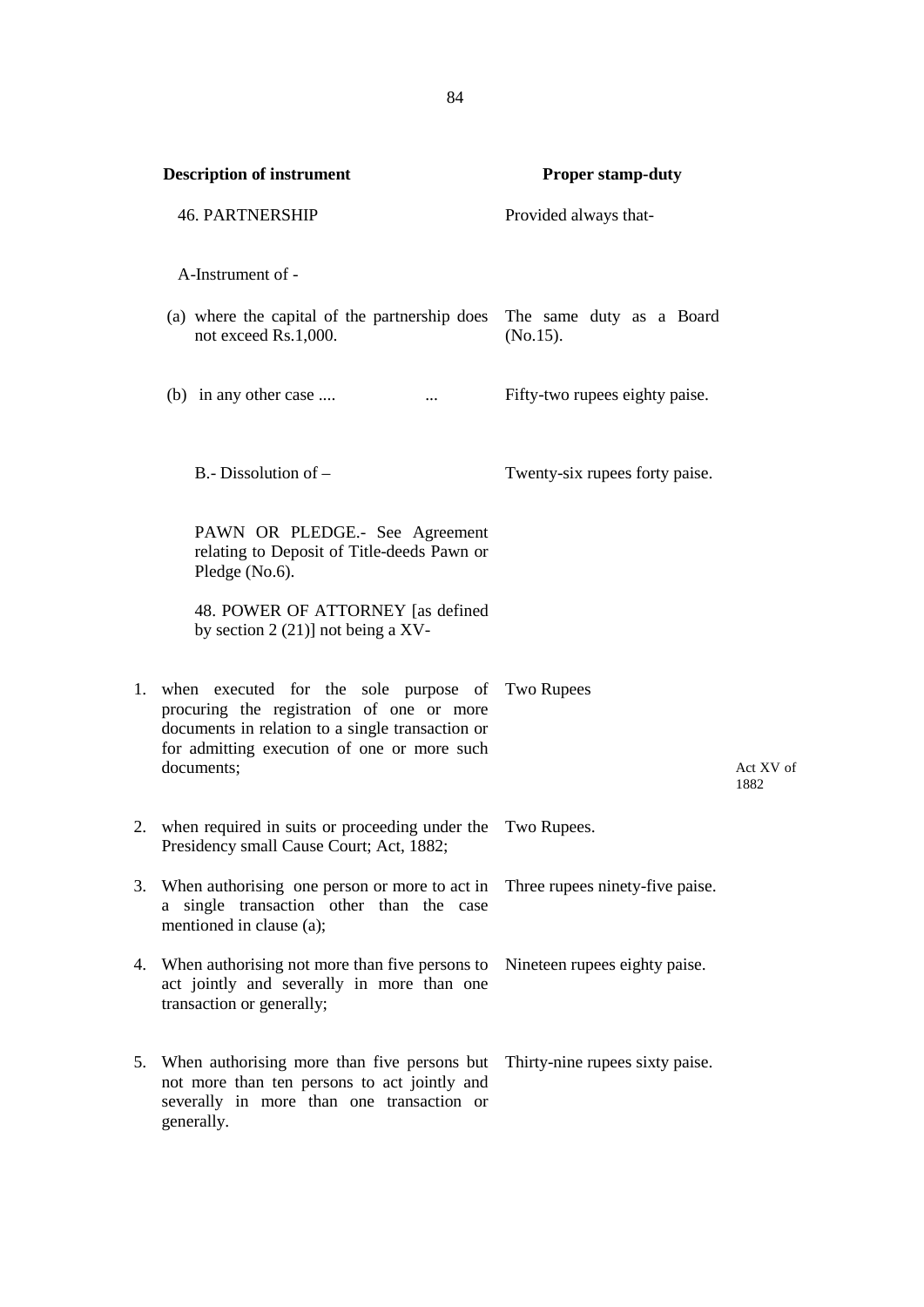| Description of instrument | Proper stamp-duty |
|---|---|
| 46. PARTNERSHIP | Provided always that- |
| A-Instrument of - | |
| (a) where the capital of the partnership does not exceed Rs.1,000. | The same duty as a Board (No.15). |
| (b) in any other case .... ... | Fifty-two rupees eighty paise. |
| B.- Dissolution of – | Twenty-six rupees forty paise. |
| PAWN OR PLEDGE.- See Agreement relating to Deposit of Title-deeds Pawn or Pledge (No.6). | |
| 48. POWER OF ATTORNEY [as defined by section 2 (21)] not being a XV- | |
| 1. when executed for the sole purpose of procuring the registration of one or more documents in relation to a single transaction or for admitting execution of one or more such documents; | Two Rupees |
| 2. when required in suits or proceeding under the Presidency small Cause Court; Act, 1882; | Two Rupees. |
| 3. When authorising one person or more to act in a single transaction other than the case mentioned in clause (a); | Three rupees ninety-five paise. |
| 4. When authorising not more than five persons to act jointly and severally in more than one transaction or generally; | Nineteen rupees eighty paise. |
| 5. When authorising more than five persons but not more than ten persons to act jointly and severally in more than one transaction or generally. | Thirty-nine rupees sixty paise. |

Act XV of 1882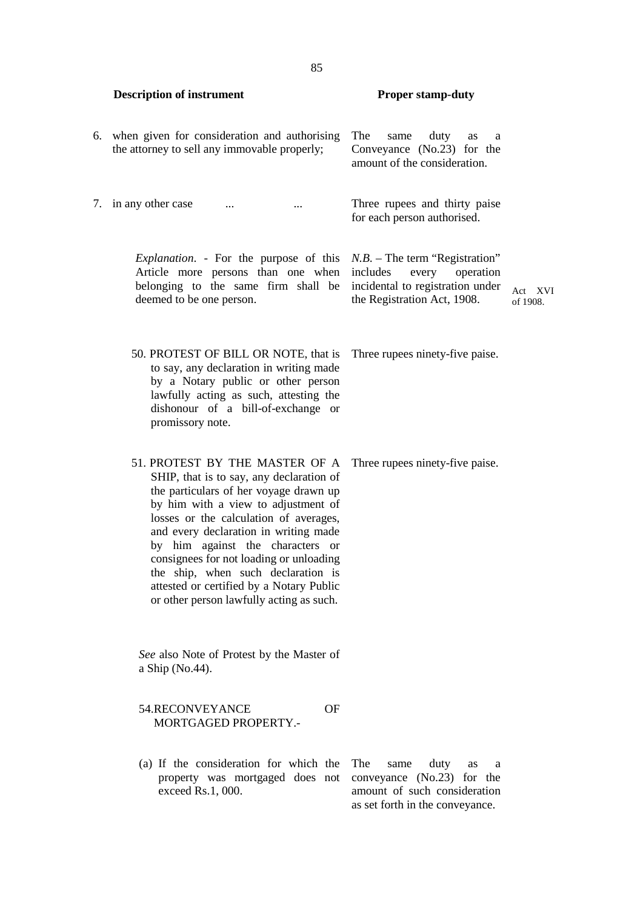| Description of instrument | Proper stamp-duty | |
|---|---|---|
| 6. when given for consideration and authorising the attorney to sell any immovable properly; | The same duty as a Conveyance (No.23) for the amount of the consideration. | |
| 7. in any other case ... ... | Three rupees and thirty paise for each person authorised. | |
| *Explanation*. - For the purpose of this Article more persons than one when belonging to the same firm shall be deemed to be one person. | *N.B.* – The term "Registration" includes every operation incidental to registration under the Registration Act, 1908. | Act XVI of 1908. |
| 50. PROTEST OF BILL OR NOTE, that is to say, any declaration in writing made by a Notary public or other person lawfully acting as such, attesting the dishonour of a bill-of-exchange or promissory note. | Three rupees ninety-five paise. | |
| 51. PROTEST BY THE MASTER OF A SHIP, that is to say, any declaration of the particulars of her voyage drawn up by him with a view to adjustment of losses or the calculation of averages, and every declaration in writing made by him against the characters or consignees for not loading or unloading the ship, when such declaration is attested or certified by a Notary Public or other person lawfully acting as such. | Three rupees ninety-five paise. | |
| *See* also Note of Protest by the Master of a Ship (No.44). | | |
| 54.RECONVEYANCE OF MORTGAGED PROPERTY.- | | |
| (a) If the consideration for which the property was mortgaged does not exceed Rs.1, 000. | The same duty as a conveyance (No.23) for the amount of such consideration as set forth in the conveyance. | |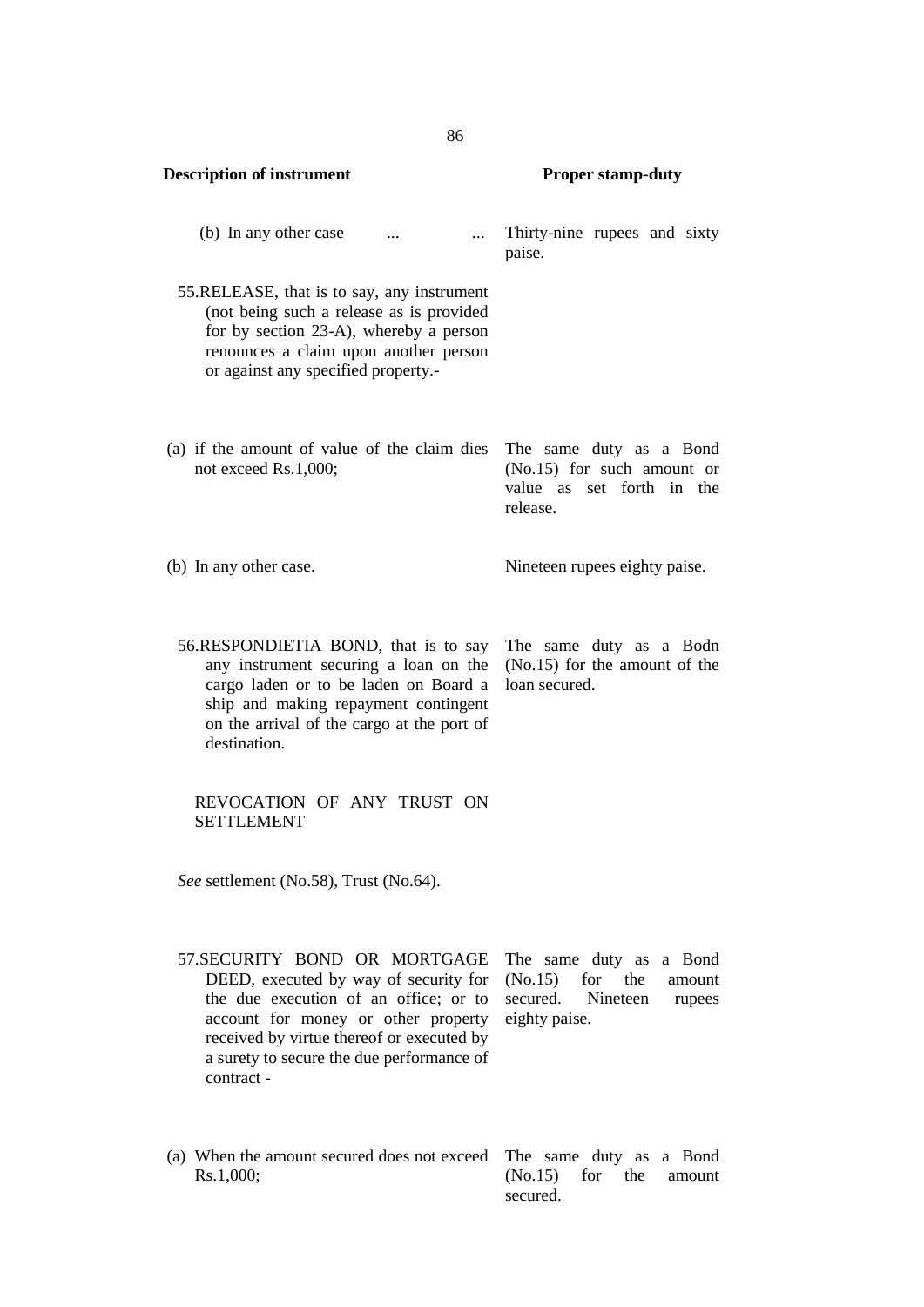| Description of instrument | Proper stamp-duty |
|---|---|
| (b) In any other case ... ... | Thirty-nine rupees and sixty paise. |
| 55.RELEASE, that is to say, any instrument (not being such a release as is provided for by section 23-A), whereby a person renounces a claim upon another person or against any specified property.- | |
| (a) if the amount of value of the claim dies not exceed Rs.1,000; | The same duty as a Bond (No.15) for such amount or value as set forth in the release. |
| (b) In any other case. | Nineteen rupees eighty paise. |
| 56.RESPONDIETIA BOND, that is to say any instrument securing a loan on the cargo laden or to be laden on Board a ship and making repayment contingent on the arrival of the cargo at the port of destination. | The same duty as a Bodn (No.15) for the amount of the loan secured. |
| REVOCATION OF ANY TRUST ON SETTLEMENT | |
| *See* settlement (No.58), Trust (No.64). | |
| 57.SECURITY BOND OR MORTGAGE DEED, executed by way of security for the due execution of an office; or to account for money or other property received by virtue thereof or executed by a surety to secure the due performance of contract - | The same duty as a Bond (No.15) for the amount secured. Nineteen rupees eighty paise. |
| (a) When the amount secured does not exceed Rs.1,000; | The same duty as a Bond (No.15) for the amount secured. |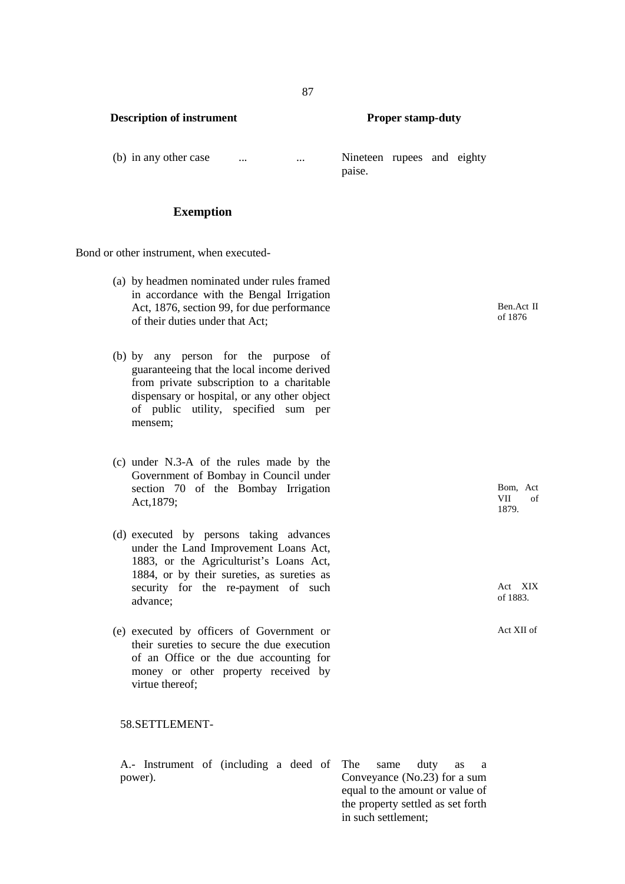| Description of instrument | Proper stamp-duty | |
|---|---|---|
| (b) in any other case ... ... | Nineteen rupees and eighty paise. | |

### Exemption

Bond or other instrument, when executed-

| | | |
|---|---|---|
| (a) by headmen nominated under rules framed in accordance with the Bengal Irrigation Act, 1876, section 99, for due performance of their duties under that Act; | | Ben.Act II of 1876 |
| (b) by any person for the purpose of guaranteeing that the local income derived from private subscription to a charitable dispensary or hospital, or any other object of public utility, specified sum per mensem; | | |
| (c) under N.3-A of the rules made by the Government of Bombay in Council under section 70 of the Bombay Irrigation Act,1879; | | Bom, Act VII of 1879. |
| (d) executed by persons taking advances under the Land Improvement Loans Act, 1883, or the Agriculturist's Loans Act, 1884, or by their sureties, as sureties as security for the re-payment of such advance; | | Act XIX of 1883. Act XII of |
| (e) executed by officers of Government or their sureties to secure the due execution of an Office or the due accounting for money or other property received by virtue thereof; | | |

58.SETTLEMENT-

| | | |
|---|---|---|
| A.- Instrument of (including a deed of power). | The same duty as a Conveyance (No.23) for a sum equal to the amount or value of the property settled as set forth in such settlement; | |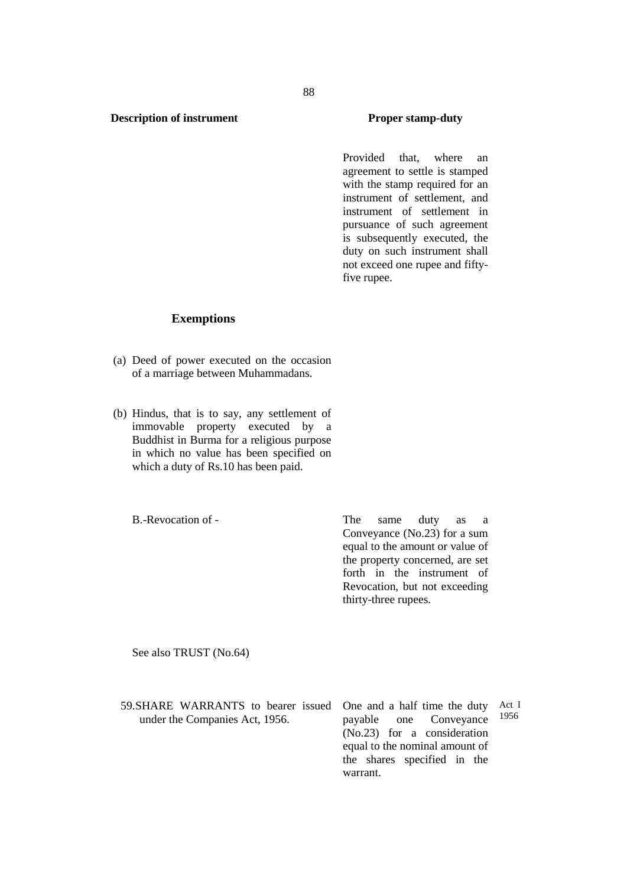| Description of instrument | Proper stamp-duty | |
|---|---|---|
| | Provided that, where an agreement to settle is stamped with the stamp required for an instrument of settlement, and instrument of settlement in pursuance of such agreement is subsequently executed, the duty on such instrument shall not exceed one rupee and fifty-five rupee. | |

**Exemptions**

(a) Deed of power executed on the occasion of a marriage between Muhammadans.

(b) Hindus, that is to say, any settlement of immovable property executed by a Buddhist in Burma for a religious purpose in which no value has been specified on which a duty of Rs.10 has been paid.

| Description of instrument | Proper stamp-duty | |
|---|---|---|
| B.-Revocation of - | The same duty as a Conveyance (No.23) for a sum equal to the amount or value of the property concerned, are set forth in the instrument of Revocation, but not exceeding thirty-three rupees. | |
| See also TRUST (No.64) | | |
| 59.SHARE WARRANTS to bearer issued under the Companies Act, 1956. | One and a half time the duty payable one Conveyance (No.23) for a consideration equal to the nominal amount of the shares specified in the warrant. | Act I 1956 |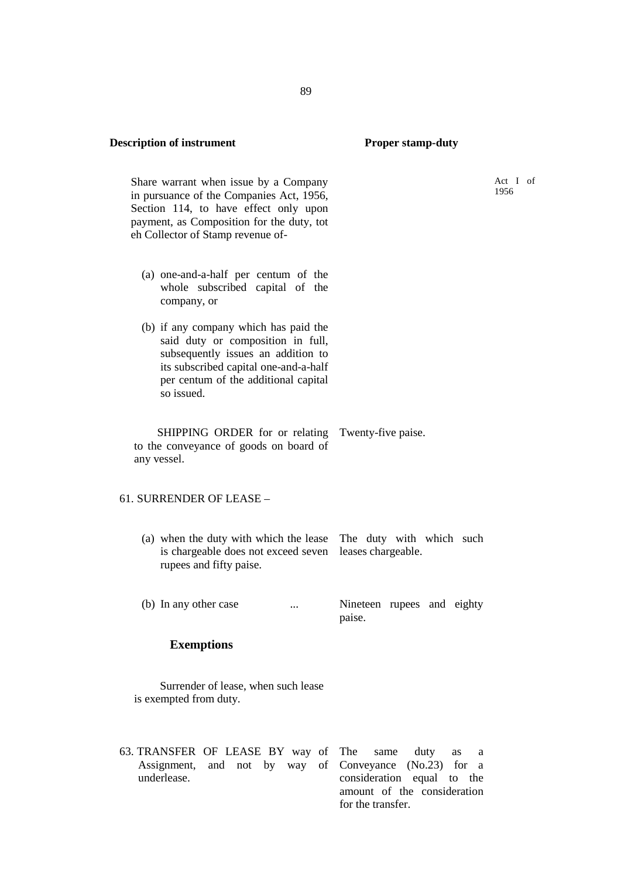| Description of instrument | Proper stamp-duty |
|---|---|
| Share warrant when issue by a Company in pursuance of the Companies Act, 1956, Section 114, to have effect only upon payment, as Composition for the duty, tot eh Collector of Stamp revenue of- | |
| (a) one-and-a-half per centum of the whole subscribed capital of the company, or | |
| (b) if any company which has paid the said duty or composition in full, subsequently issues an addition to its subscribed capital one-and-a-half per centum of the additional capital so issued. | |
| SHIPPING ORDER for or relating to the conveyance of goods on board of any vessel. | Twenty-five paise. |
| 61. SURRENDER OF LEASE – | |
| (a) when the duty with which the lease is chargeable does not exceed seven rupees and fifty paise. | The duty with which such leases chargeable. |
| (b) In any other case ... | Nineteen rupees and eighty paise. |
| **Exemptions** | |
| Surrender of lease, when such lease is exempted from duty. | |
| 63. TRANSFER OF LEASE BY way of Assignment, and not by way of underlease. | The same duty as a Conveyance (No.23) for a consideration equal to the amount of the consideration for the transfer. |

Act I of 1956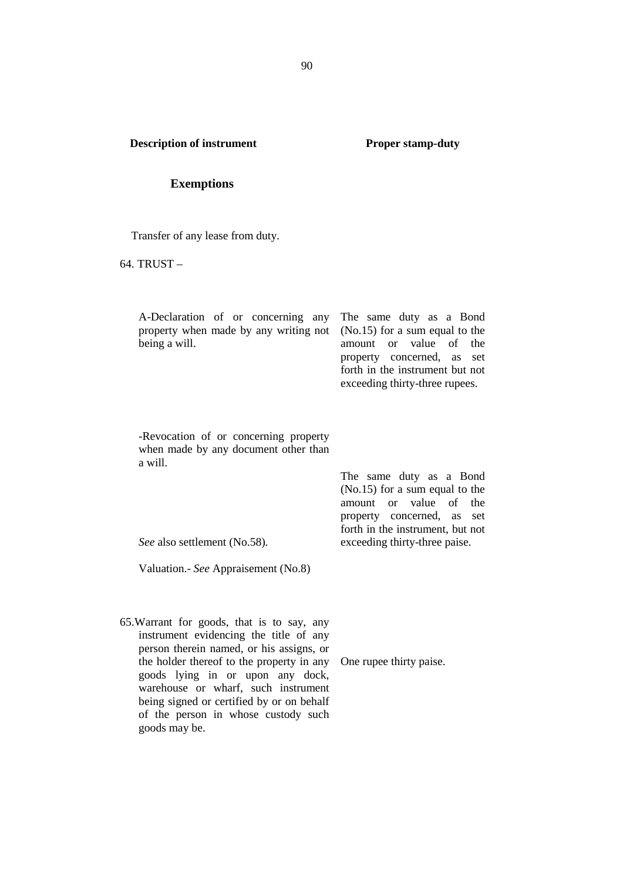| Description of instrument | Proper stamp-duty |
|---|---|
| **Exemptions** | |
| Transfer of any lease from duty. | |
| 64. TRUST – | |
| A-Declaration of or concerning any property when made by any writing not being a will. | The same duty as a Bond (No.15) for a sum equal to the amount or value of the property concerned, as set forth in the instrument but not exceeding thirty-three rupees. |
| -Revocation of or concerning property when made by any document other than a will. | The same duty as a Bond (No.15) for a sum equal to the amount or value of the property concerned, as set forth in the instrument, but not exceeding thirty-three paise. |
| *See* also settlement (No.58). | |
| Valuation.- *See* Appraisement (No.8) | |
| 65.Warrant for goods, that is to say, any instrument evidencing the title of any person therein named, or his assigns, or the holder thereof to the property in any goods lying in or upon any dock, warehouse or wharf, such instrument being signed or certified by or on behalf of the person in whose custody such goods may be. | One rupee thirty paise. |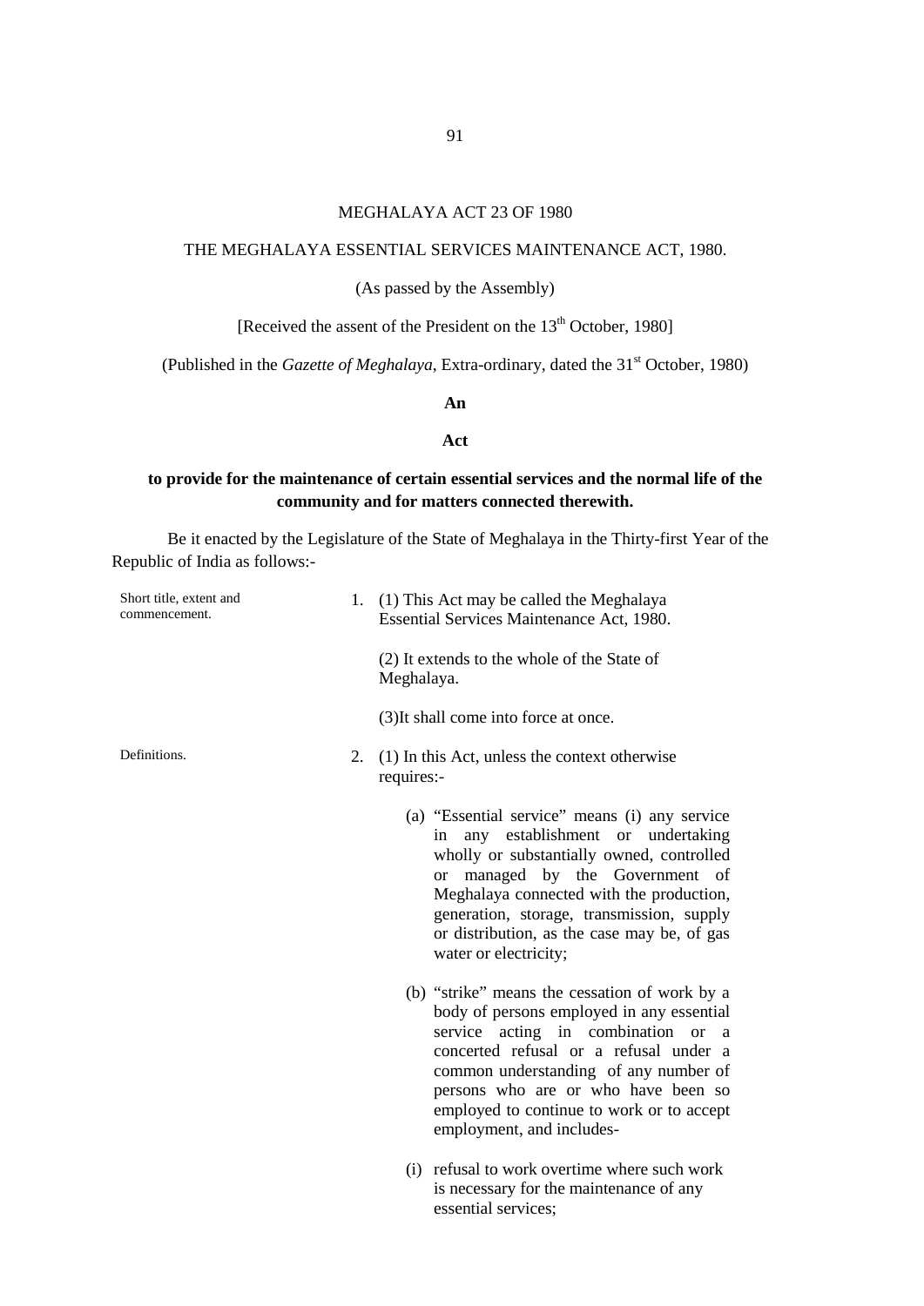# MEGHALAYA ACT 23 OF 1980

## THE MEGHALAYA ESSENTIAL SERVICES MAINTENANCE ACT, 1980.

(As passed by the Assembly)

[Received the assent of the President on the 13th October, 1980]

(Published in the *Gazette of Meghalaya*, Extra-ordinary, dated the 31st October, 1980)

**An**

**Act**

**to provide for the maintenance of certain essential services and the normal life of the community and for matters connected therewith.**

Be it enacted by the Legislature of the State of Meghalaya in the Thirty-first Year of the Republic of India as follows:-

Short title, extent and commencement.

1. (1) This Act may be called the Meghalaya Essential Services Maintenance Act, 1980.

   (2) It extends to the whole of the State of Meghalaya.

   (3)It shall come into force at once.

Definitions.

2. (1) In this Act, unless the context otherwise requires:-

   (a) "Essential service" means (i) any service in any establishment or undertaking wholly or substantially owned, controlled or managed by the Government of Meghalaya connected with the production, generation, storage, transmission, supply or distribution, as the case may be, of gas water or electricity;

   (b) "strike" means the cessation of work by a body of persons employed in any essential service acting in combination or a concerted refusal or a refusal under a common understanding of any number of persons who are or who have been so employed to continue to work or to accept employment, and includes-

   (i) refusal to work overtime where such work is necessary for the maintenance of any essential services;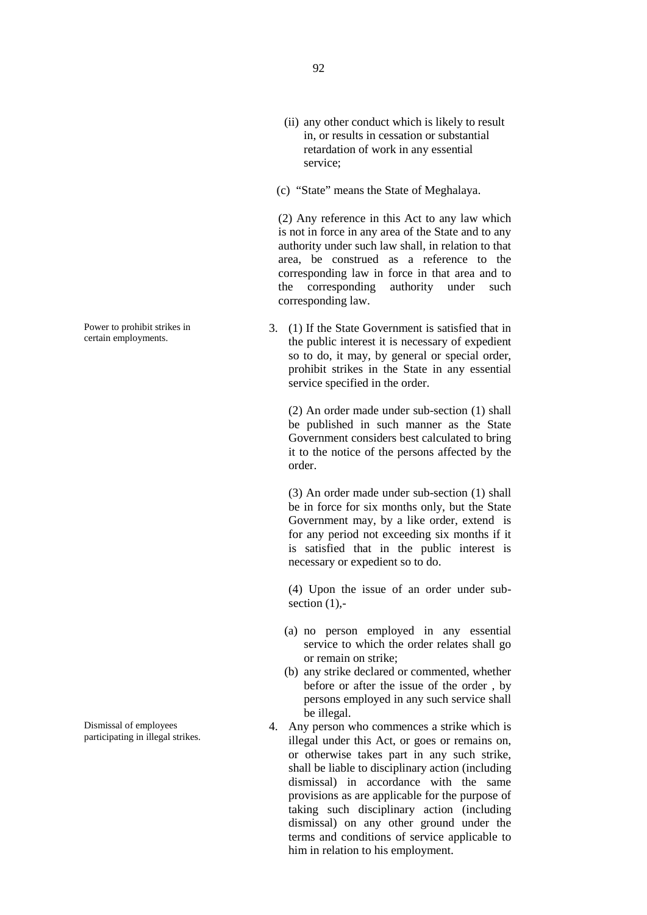(ii) any other conduct which is likely to result in, or results in cessation or substantial retardation of work in any essential service;

(c) "State" means the State of Meghalaya.

(2) Any reference in this Act to any law which is not in force in any area of the State and to any authority under such law shall, in relation to that area, be construed as a reference to the corresponding law in force in that area and to the corresponding authority under such corresponding law.

*Power to prohibit strikes in certain employments.*

3. (1) If the State Government is satisfied that in the public interest it is necessary of expedient so to do, it may, by general or special order, prohibit strikes in the State in any essential service specified in the order.

(2) An order made under sub-section (1) shall be published in such manner as the State Government considers best calculated to bring it to the notice of the persons affected by the order.

(3) An order made under sub-section (1) shall be in force for six months only, but the State Government may, by a like order, extend is for any period not exceeding six months if it is satisfied that in the public interest is necessary or expedient so to do.

(4) Upon the issue of an order under sub-section (1),-

(a) no person employed in any essential service to which the order relates shall go or remain on strike;

(b) any strike declared or commented, whether before or after the issue of the order , by persons employed in any such service shall be illegal.

*Dismissal of employees participating in illegal strikes.*

4. Any person who commences a strike which is illegal under this Act, or goes or remains on, or otherwise takes part in any such strike, shall be liable to disciplinary action (including dismissal) in accordance with the same provisions as are applicable for the purpose of taking such disciplinary action (including dismissal) on any other ground under the terms and conditions of service applicable to him in relation to his employment.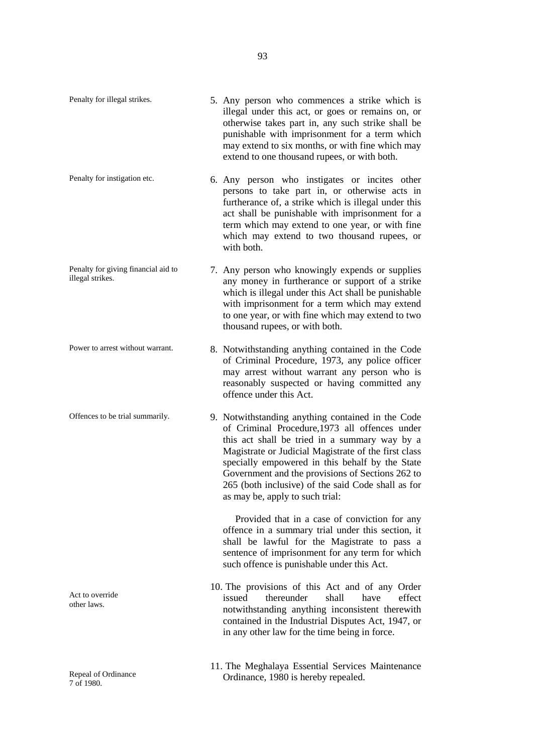Penalty for illegal strikes.

5. Any person who commences a strike which is illegal under this act, or goes or remains on, or otherwise takes part in, any such strike shall be punishable with imprisonment for a term which may extend to six months, or with fine which may extend to one thousand rupees, or with both.

Penalty for instigation etc.

6. Any person who instigates or incites other persons to take part in, or otherwise acts in furtherance of, a strike which is illegal under this act shall be punishable with imprisonment for a term which may extend to one year, or with fine which may extend to two thousand rupees, or with both.

Penalty for giving financial aid to illegal strikes.

7. Any person who knowingly expends or supplies any money in furtherance or support of a strike which is illegal under this Act shall be punishable with imprisonment for a term which may extend to one year, or with fine which may extend to two thousand rupees, or with both.

Power to arrest without warrant.

8. Notwithstanding anything contained in the Code of Criminal Procedure, 1973, any police officer may arrest without warrant any person who is reasonably suspected or having committed any offence under this Act.

Offences to be trial summarily.

9. Notwithstanding anything contained in the Code of Criminal Procedure,1973 all offences under this act shall be tried in a summary way by a Magistrate or Judicial Magistrate of the first class specially empowered in this behalf by the State Government and the provisions of Sections 262 to 265 (both inclusive) of the said Code shall as for as may be, apply to such trial:

Provided that in a case of conviction for any offence in a summary trial under this section, it shall be lawful for the Magistrate to pass a sentence of imprisonment for any term for which such offence is punishable under this Act.

Act to override other laws.

10. The provisions of this Act and of any Order issued thereunder shall have effect notwithstanding anything inconsistent therewith contained in the Industrial Disputes Act, 1947, or in any other law for the time being in force.

Repeal of Ordinance 7 of 1980.

11. The Meghalaya Essential Services Maintenance Ordinance, 1980 is hereby repealed.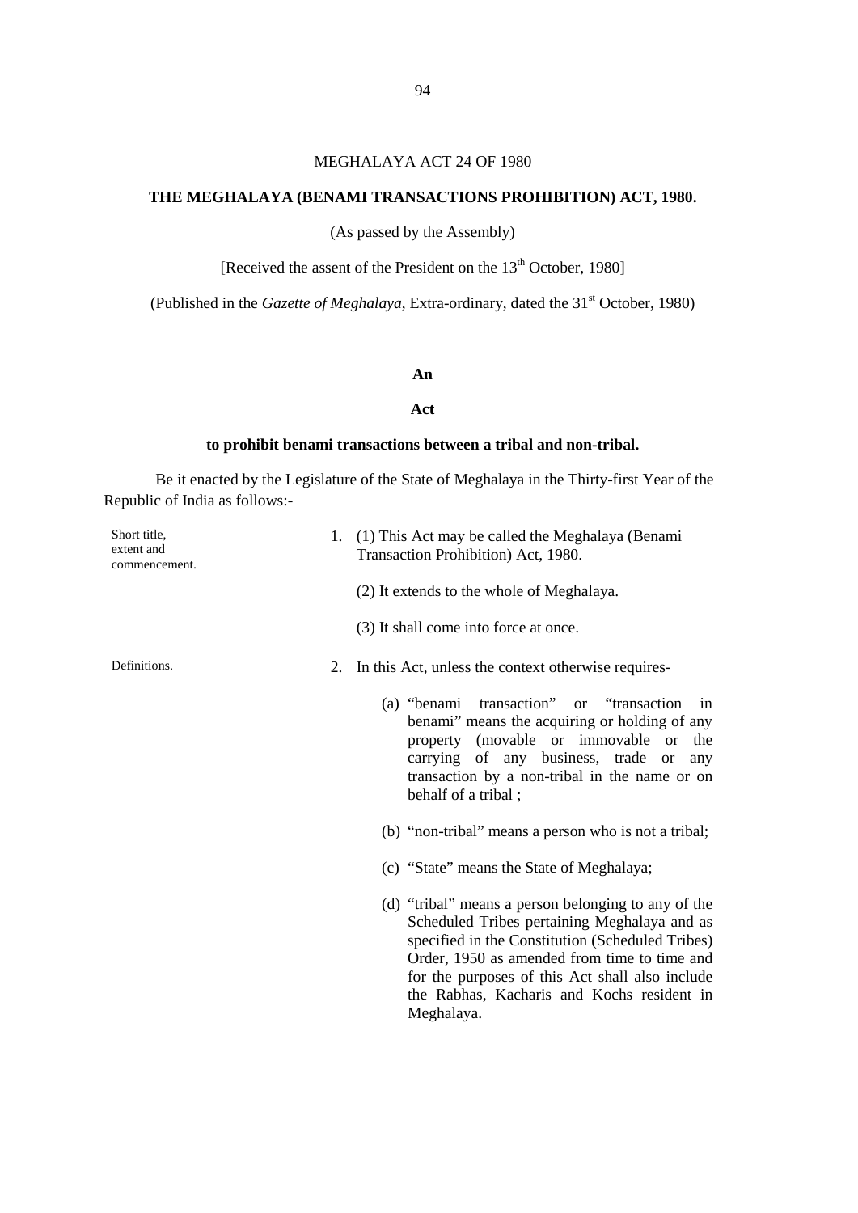MEGHALAYA ACT 24 OF 1980

## THE MEGHALAYA (BENAMI TRANSACTIONS PROHIBITION) ACT, 1980.

(As passed by the Assembly)

[Received the assent of the President on the 13th October, 1980]

(Published in the *Gazette of Meghalaya*, Extra-ordinary, dated the 31st October, 1980)

**An**

**Act**

**to prohibit benami transactions between a tribal and non-tribal.**

Be it enacted by the Legislature of the State of Meghalaya in the Thirty-first Year of the Republic of India as follows:-

Short title, extent and commencement.

1. (1) This Act may be called the Meghalaya (Benami Transaction Prohibition) Act, 1980.

   (2) It extends to the whole of Meghalaya.

   (3) It shall come into force at once.

Definitions.

2. In this Act, unless the context otherwise requires-

   (a) "benami transaction" or "transaction in benami" means the acquiring or holding of any property (movable or immovable or the carrying of any business, trade or any transaction by a non-tribal in the name or on behalf of a tribal ;

   (b) "non-tribal" means a person who is not a tribal;

   (c) "State" means the State of Meghalaya;

   (d) "tribal" means a person belonging to any of the Scheduled Tribes pertaining Meghalaya and as specified in the Constitution (Scheduled Tribes) Order, 1950 as amended from time to time and for the purposes of this Act shall also include the Rabhas, Kacharis and Kochs resident in Meghalaya.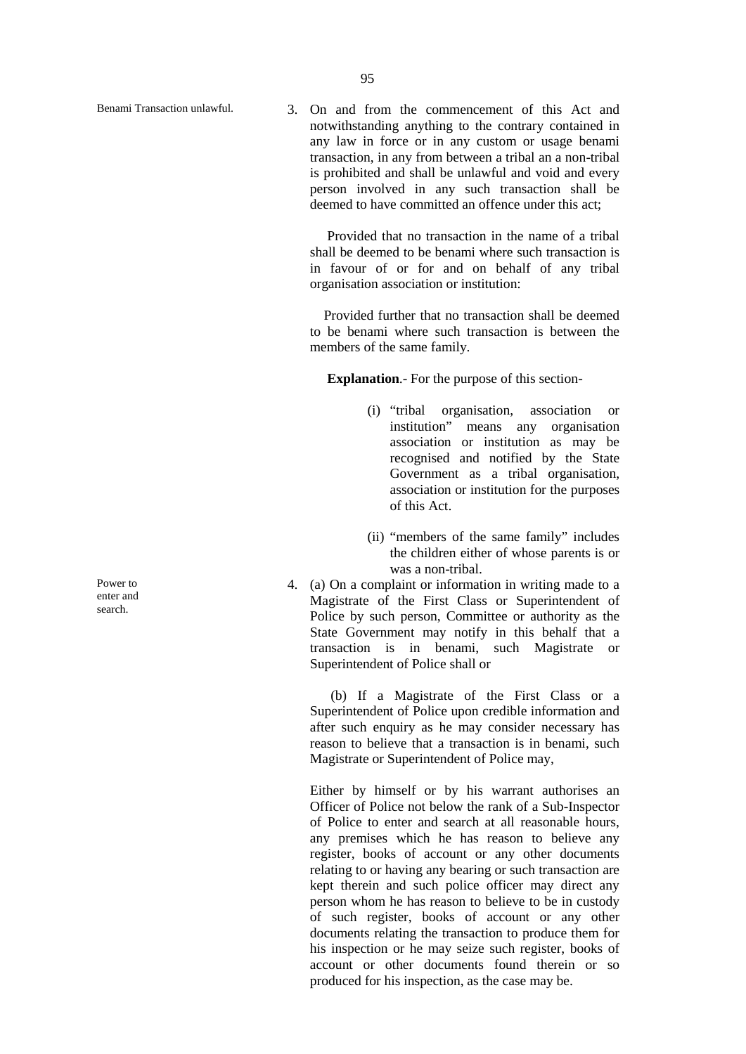Benami Transaction unlawful.

3. On and from the commencement of this Act and notwithstanding anything to the contrary contained in any law in force or in any custom or usage benami transaction, in any from between a tribal an a non-tribal is prohibited and shall be unlawful and void and every person involved in any such transaction shall be deemed to have committed an offence under this act;

Provided that no transaction in the name of a tribal shall be deemed to be benami where such transaction is in favour of or for and on behalf of any tribal organisation association or institution:

Provided further that no transaction shall be deemed to be benami where such transaction is between the members of the same family.

**Explanation**.- For the purpose of this section-

(i) "tribal organisation, association or institution" means any organisation association or institution as may be recognised and notified by the State Government as a tribal organisation, association or institution for the purposes of this Act.

(ii) "members of the same family" includes the children either of whose parents is or was a non-tribal.

Power to enter and search.

4. (a) On a complaint or information in writing made to a Magistrate of the First Class or Superintendent of Police by such person, Committee or authority as the State Government may notify in this behalf that a transaction is in benami, such Magistrate or Superintendent of Police shall or

(b) If a Magistrate of the First Class or a Superintendent of Police upon credible information and after such enquiry as he may consider necessary has reason to believe that a transaction is in benami, such Magistrate or Superintendent of Police may,

Either by himself or by his warrant authorises an Officer of Police not below the rank of a Sub-Inspector of Police to enter and search at all reasonable hours, any premises which he has reason to believe any register, books of account or any other documents relating to or having any bearing or such transaction are kept therein and such police officer may direct any person whom he has reason to believe to be in custody of such register, books of account or any other documents relating the transaction to produce them for his inspection or he may seize such register, books of account or other documents found therein or so produced for his inspection, as the case may be.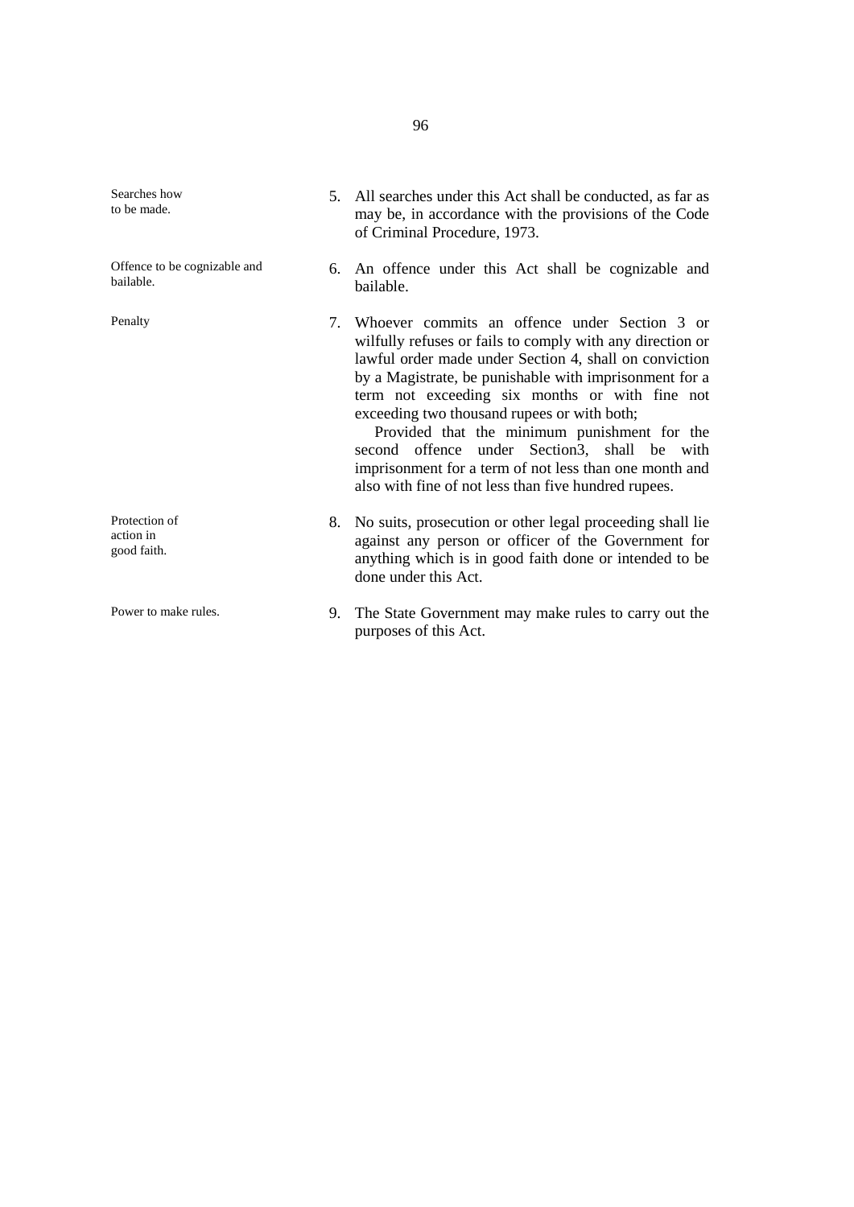**Searches how to be made.**

5. All searches under this Act shall be conducted, as far as may be, in accordance with the provisions of the Code of Criminal Procedure, 1973.

**Offence to be cognizable and bailable.**

6. An offence under this Act shall be cognizable and bailable.

**Penalty**

7. Whoever commits an offence under Section 3 or wilfully refuses or fails to comply with any direction or lawful order made under Section 4, shall on conviction by a Magistrate, be punishable with imprisonment for a term not exceeding six months or with fine not exceeding two thousand rupees or with both;

   Provided that the minimum punishment for the second offence under Section3, shall be with imprisonment for a term of not less than one month and also with fine of not less than five hundred rupees.

**Protection of action in good faith.**

8. No suits, prosecution or other legal proceeding shall lie against any person or officer of the Government for anything which is in good faith done or intended to be done under this Act.

**Power to make rules.**

9. The State Government may make rules to carry out the purposes of this Act.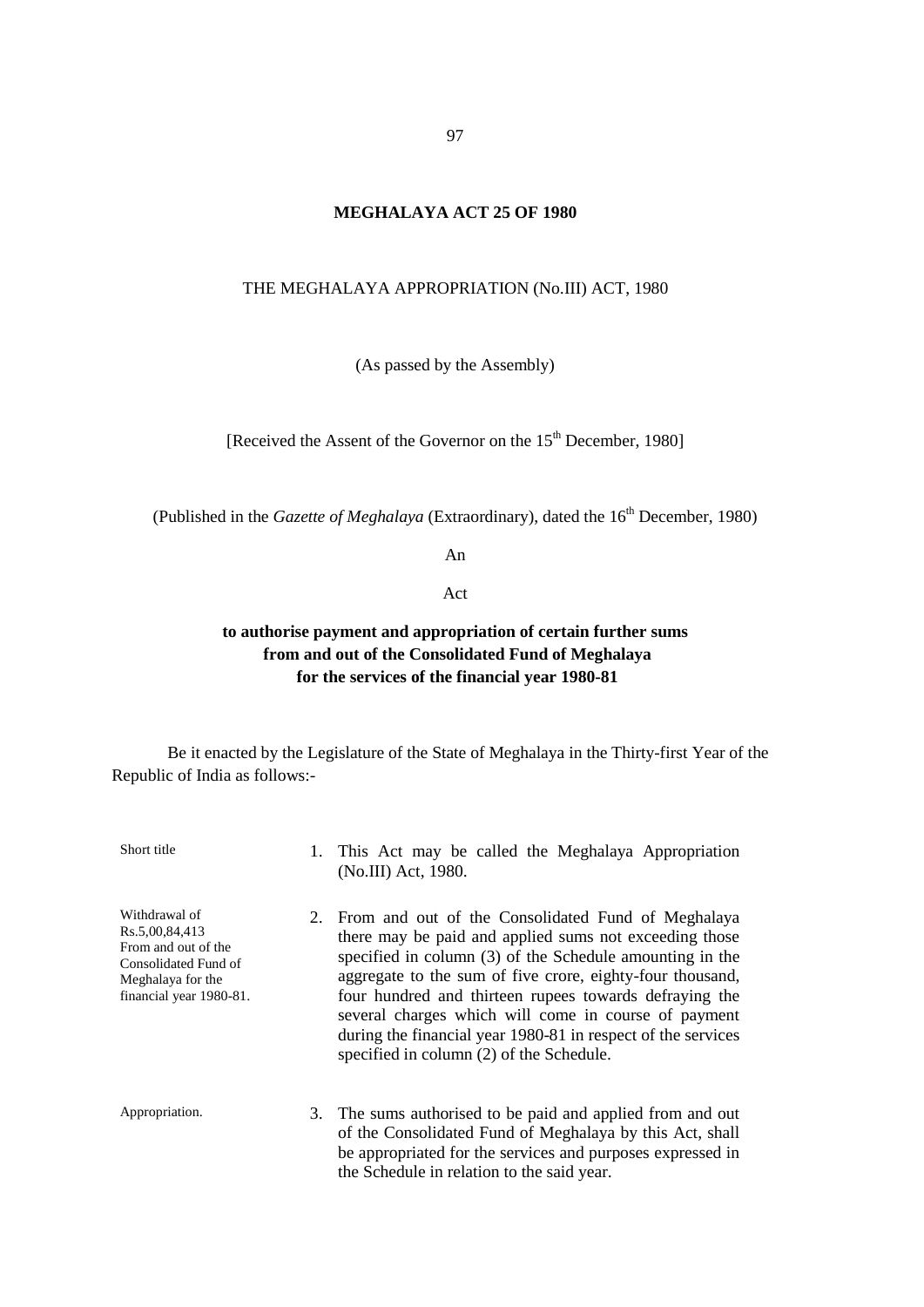# MEGHALAYA ACT 25 OF 1980

THE MEGHALAYA APPROPRIATION (No.III) ACT, 1980

(As passed by the Assembly)

[Received the Assent of the Governor on the 15th December, 1980]

(Published in the *Gazette of Meghalaya* (Extraordinary), dated the 16th December, 1980)

An

Act

**to authorise payment and appropriation of certain further sums from and out of the Consolidated Fund of Meghalaya for the services of the financial year 1980-81**

Be it enacted by the Legislature of the State of Meghalaya in the Thirty-first Year of the Republic of India as follows:-

Short title

1. This Act may be called the Meghalaya Appropriation (No.III) Act, 1980.

Withdrawal of Rs.5,00,84,413 From and out of the Consolidated Fund of Meghalaya for the financial year 1980-81.

2. From and out of the Consolidated Fund of Meghalaya there may be paid and applied sums not exceeding those specified in column (3) of the Schedule amounting in the aggregate to the sum of five crore, eighty-four thousand, four hundred and thirteen rupees towards defraying the several charges which will come in course of payment during the financial year 1980-81 in respect of the services specified in column (2) of the Schedule.

Appropriation.

3. The sums authorised to be paid and applied from and out of the Consolidated Fund of Meghalaya by this Act, shall be appropriated for the services and purposes expressed in the Schedule in relation to the said year.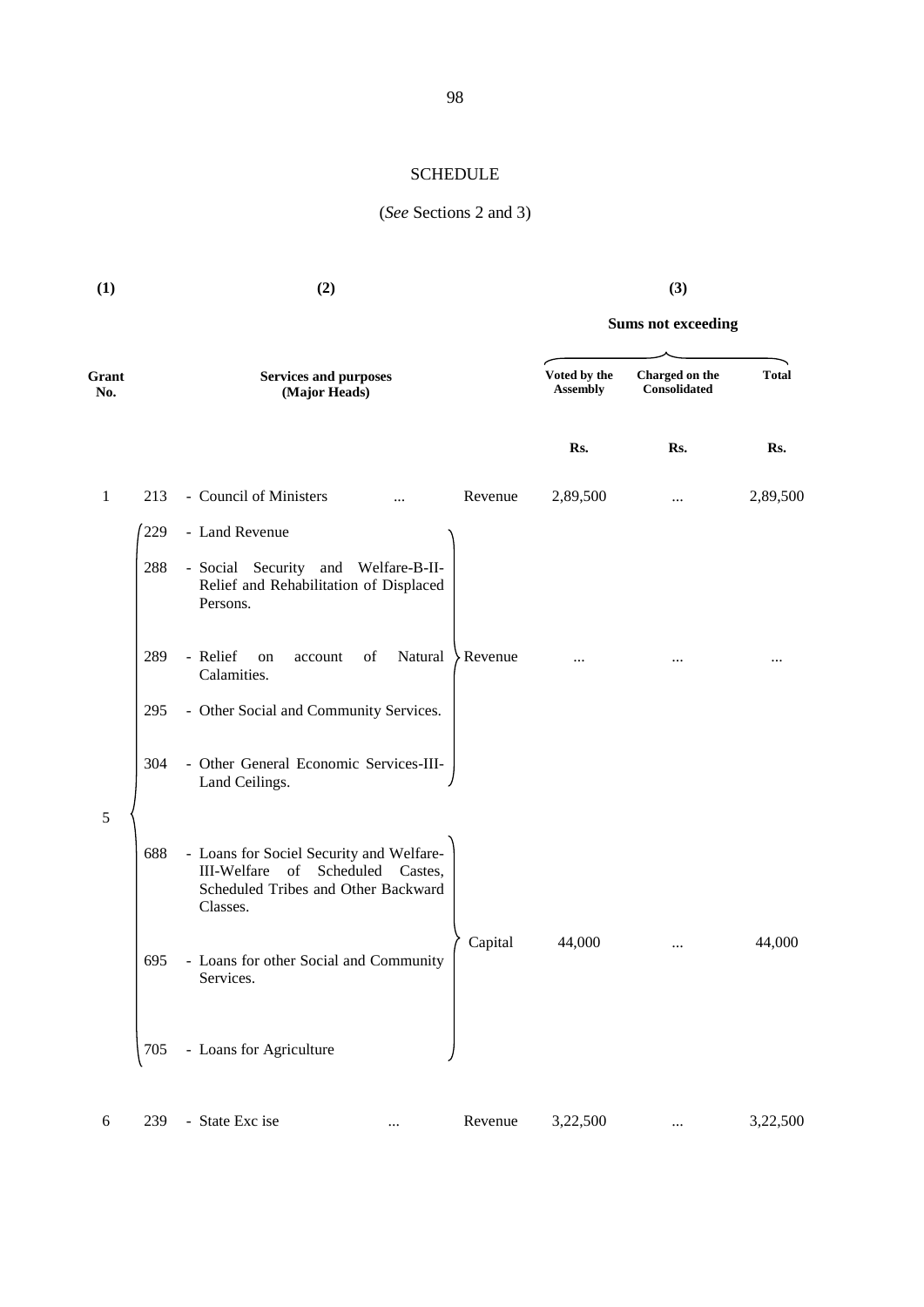# SCHEDULE

(*See* Sections 2 and 3)

| (1) | | (2) | | (3) | | |
|---|---|---|---|---|---|---|
| | | | | Sums not exceeding | | |
| Grant No. | | Services and purposes (Major Heads) | | Voted by the Assembly | Charged on the Consolidated | Total |
| | | | | Rs. | Rs. | Rs. |
| 1 | 213 | - Council of Ministers ... | Revenue | 2,89,500 | ... | 2,89,500 |
| 5 | 229 | - Land Revenue | Revenue | ... | ... | ... |
| | 288 | - Social Security and Welfare-B-II-Relief and Rehabilitation of Displaced Persons. | | | | |
| | 289 | - Relief on account of Natural Calamities. | | | | |
| | 295 | - Other Social and Community Services. | | | | |
| | 304 | - Other General Economic Services-III-Land Ceilings. | | | | |
| | 688 | - Loans for Sociel Security and Welfare-III-Welfare of Scheduled Castes, Scheduled Tribes and Other Backward Classes. | Capital | 44,000 | ... | 44,000 |
| | 695 | - Loans for other Social and Community Services. | | | | |
| | 705 | - Loans for Agriculture | | | | |
| 6 | 239 | - State Exc ise ... | Revenue | 3,22,500 | ... | 3,22,500 |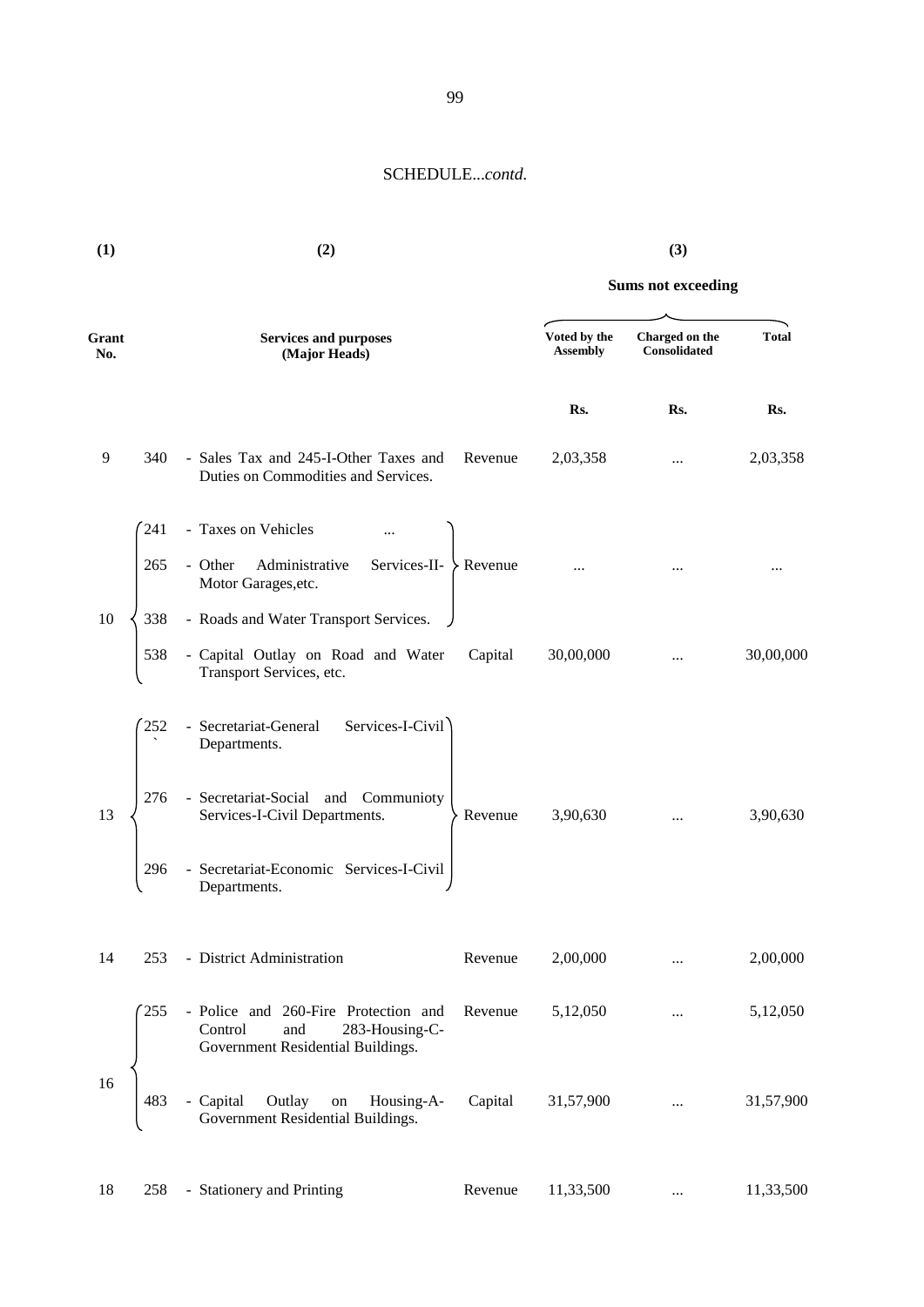SCHEDULE...*contd.*

| (1) | | (2) | | (3) | | |
|---|---|---|---|---|---|---|
| | | | | Sums not exceeding | | |
| Grant No. | | Services and purposes (Major Heads) | | Voted by the Assembly | Charged on the Consolidated | Total |
| | | | | Rs. | Rs. | Rs. |
| 9 | 340 | - Sales Tax and 245-I-Other Taxes and Duties on Commodities and Services. | Revenue | 2,03,358 | ... | 2,03,358 |
| 10 | 241 | - Taxes on Vehicles ... | Revenue | ... | ... | ... |
| | 265 | - Other Administrative Services-II-Motor Garages,etc. | | | | |
| | 338 | - Roads and Water Transport Services. | | | | |
| | 538 | - Capital Outlay on Road and Water Transport Services, etc. | Capital | 30,00,000 | ... | 30,00,000 |
| 13 | 252 | - Secretariat-General Services-I-Civil Departments. | Revenue | 3,90,630 | ... | 3,90,630 |
| | 276 | - Secretariat-Social and Communioty Services-I-Civil Departments. | | | | |
| | 296 | - Secretariat-Economic Services-I-Civil Departments. | | | | |
| 14 | 253 | - District Administration | Revenue | 2,00,000 | ... | 2,00,000 |
| 16 | 255 | - Police and 260-Fire Protection and Control and 283-Housing-C-Government Residential Buildings. | Revenue | 5,12,050 | ... | 5,12,050 |
| | 483 | - Capital Outlay on Housing-A-Government Residential Buildings. | Capital | 31,57,900 | ... | 31,57,900 |
| 18 | 258 | - Stationery and Printing | Revenue | 11,33,500 | ... | 11,33,500 |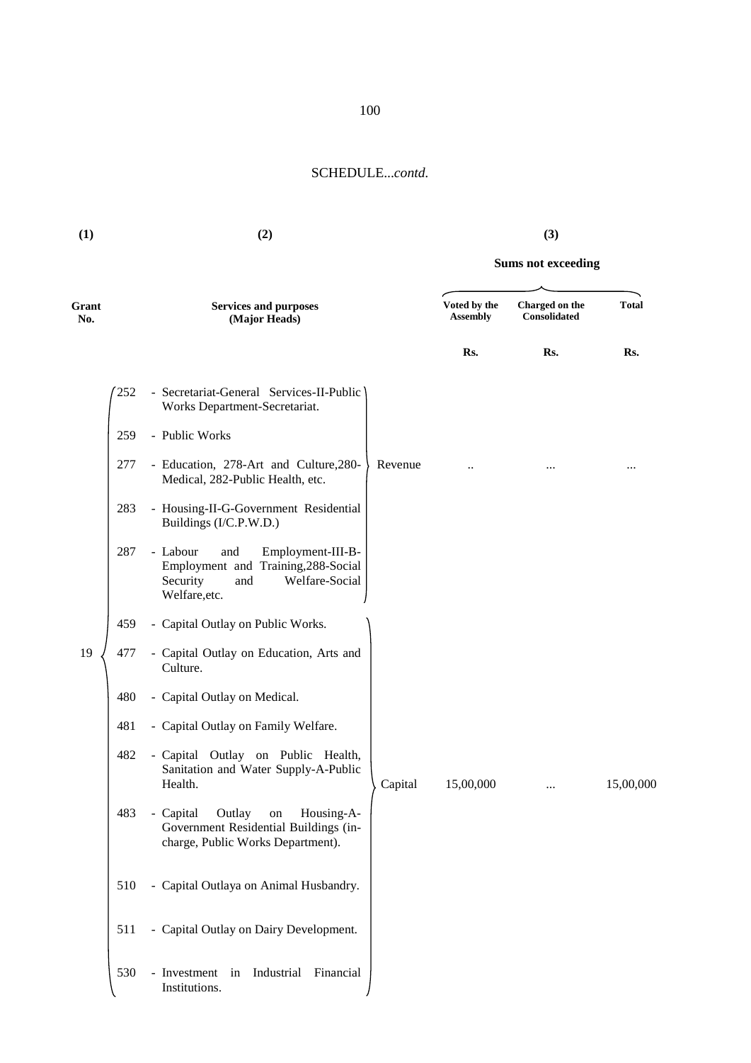SCHEDULE...*contd.*

| (1) | (2) | | (3) | | |
|---|---|---|---|---|---|
| | | | Sums not exceeding | | |
| Grant No. | Services and purposes (Major Heads) | | Voted by the Assembly | Charged on the Consolidated | Total |
| | | | Rs. | Rs. | Rs. |
| 19 | 252 - Secretariat-General Services-II-Public Works Department-Secretariat.<br>259 - Public Works<br>277 - Education, 278-Art and Culture,280-Medical, 282-Public Health, etc.<br>283 - Housing-II-G-Government Residential Buildings (I/C.P.W.D.)<br>287 - Labour and Employment-III-B-Employment and Training,288-Social Security and Welfare-Social Welfare,etc. | Revenue | .. | ... | ... |
| | 459 - Capital Outlay on Public Works.<br>477 - Capital Outlay on Education, Arts and Culture.<br>480 - Capital Outlay on Medical.<br>481 - Capital Outlay on Family Welfare.<br>482 - Capital Outlay on Public Health, Sanitation and Water Supply-A-Public Health.<br>483 - Capital Outlay on Housing-A-Government Residential Buildings (in-charge, Public Works Department).<br>510 - Capital Outlaya on Animal Husbandry.<br>511 - Capital Outlay on Dairy Development.<br>530 - Investment in Industrial Financial Institutions. | Capital | 15,00,000 | ... | 15,00,000 |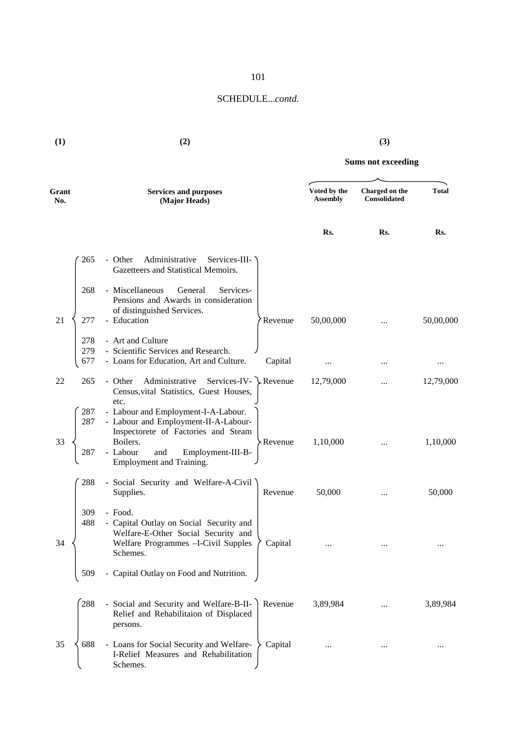SCHEDULE...*contd.*

| (1) | (2) | | (3) | | |
|---|---|---|---|---|---|
| | | | Sums not exceeding | | |
| Grant No. | Services and purposes (Major Heads) | | Voted by the Assembly | Charged on the Consolidated | Total |
| | | | Rs. | Rs. | Rs. |
| 21 | 265 - Other Administrative Services-III-Gazetteers and Statistical Memoirs.<br>268 - Miscellaneous General Services-Pensions and Awards in consideration of distinguished Services.<br>277 - Education<br>278 - Art and Culture<br>279 - Scientific Services and Research. | Revenue | 50,00,000 | ... | 50,00,000 |
| | 677 - Loans for Education, Art and Culture. | Capital | ... | ... | ... |
| 22 | 265 - Other Administrative Services-IV-Census,vital Statistics, Guest Houses, etc. | Revenue | 12,79,000 | ... | 12,79,000 |
| 33 | 287 - Labour and Employment-I-A-Labour.<br>287 - Labour and Employment-II-A-Labour-Inspectorete of Factories and Steam Boilers.<br>287 - Labour and Employment-III-B-Employment and Training. | Revenue | 1,10,000 | ... | 1,10,000 |
| 34 | 288 - Social Security and Welfare-A-Civil Supplies. | Revenue | 50,000 | ... | 50,000 |
| | 309 - Food.<br>488 - Capital Outlay on Social Security and Welfare-E-Other Social Security and Welfare Programmes –I-Civil Supples Schemes.<br>509 - Capital Outlay on Food and Nutrition. | Capital | ... | ... | ... |
| 35 | 288 - Social and Security and Welfare-B-II-Relief and Rehabilitaion of Displaced persons. | Revenue | 3,89,984 | ... | 3,89,984 |
| | 688 - Loans for Social Security and Welfare-I-Relief Measures and Rehabilitation Schemes. | Capital | ... | ... | ... |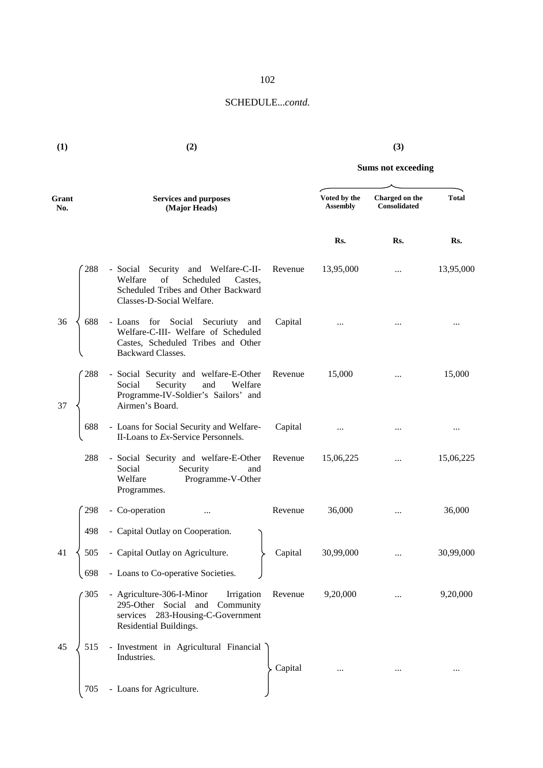SCHEDULE...*contd.*

| (1) | | (2) | | (3) | | |
|---|---|---|---|---|---|---|
| | | | | Sums not exceeding | | |
| Grant No. | | Services and purposes (Major Heads) | | Voted by the Assembly | Charged on the Consolidated | Total |
| | | | | Rs. | Rs. | Rs. |
| 36 | 288 | - Social Security and Welfare-C-II- Welfare of Scheduled Castes, Scheduled Tribes and Other Backward Classes-D-Social Welfare. | Revenue | 13,95,000 | ... | 13,95,000 |
| | 688 | - Loans for Social Securiuty and Welfare-C-III- Welfare of Scheduled Castes, Scheduled Tribes and Other Backward Classes. | Capital | ... | ... | ... |
| 37 | 288 | - Social Security and welfare-E-Other Social Security and Welfare Programme-IV-Soldier's Sailors' and Airmen's Board. | Revenue | 15,000 | ... | 15,000 |
| | 688 | - Loans for Social Security and Welfare-II-Loans to *Ex*-Service Personnels. | Capital | ... | ... | ... |
| | 288 | - Social Security and welfare-E-Other Social Security and Welfare Programme-V-Other Programmes. | Revenue | 15,06,225 | ... | 15,06,225 |
| 41 | 298 | - Co-operation ... | Revenue | 36,000 | ... | 36,000 |
| | 498 | - Capital Outlay on Cooperation. | | | | |
| | 505 | - Capital Outlay on Agriculture. | Capital | 30,99,000 | ... | 30,99,000 |
| | 698 | - Loans to Co-operative Societies. | | | | |
| 45 | 305 | - Agriculture-306-I-Minor Irrigation 295-Other Social and Community services 283-Housing-C-Government Residential Buildings. | Revenue | 9,20,000 | ... | 9,20,000 |
| | 515 | - Investment in Agricultural Financial Industries. | Capital | ... | ... | ... |
| | 705 | - Loans for Agriculture. | | | | |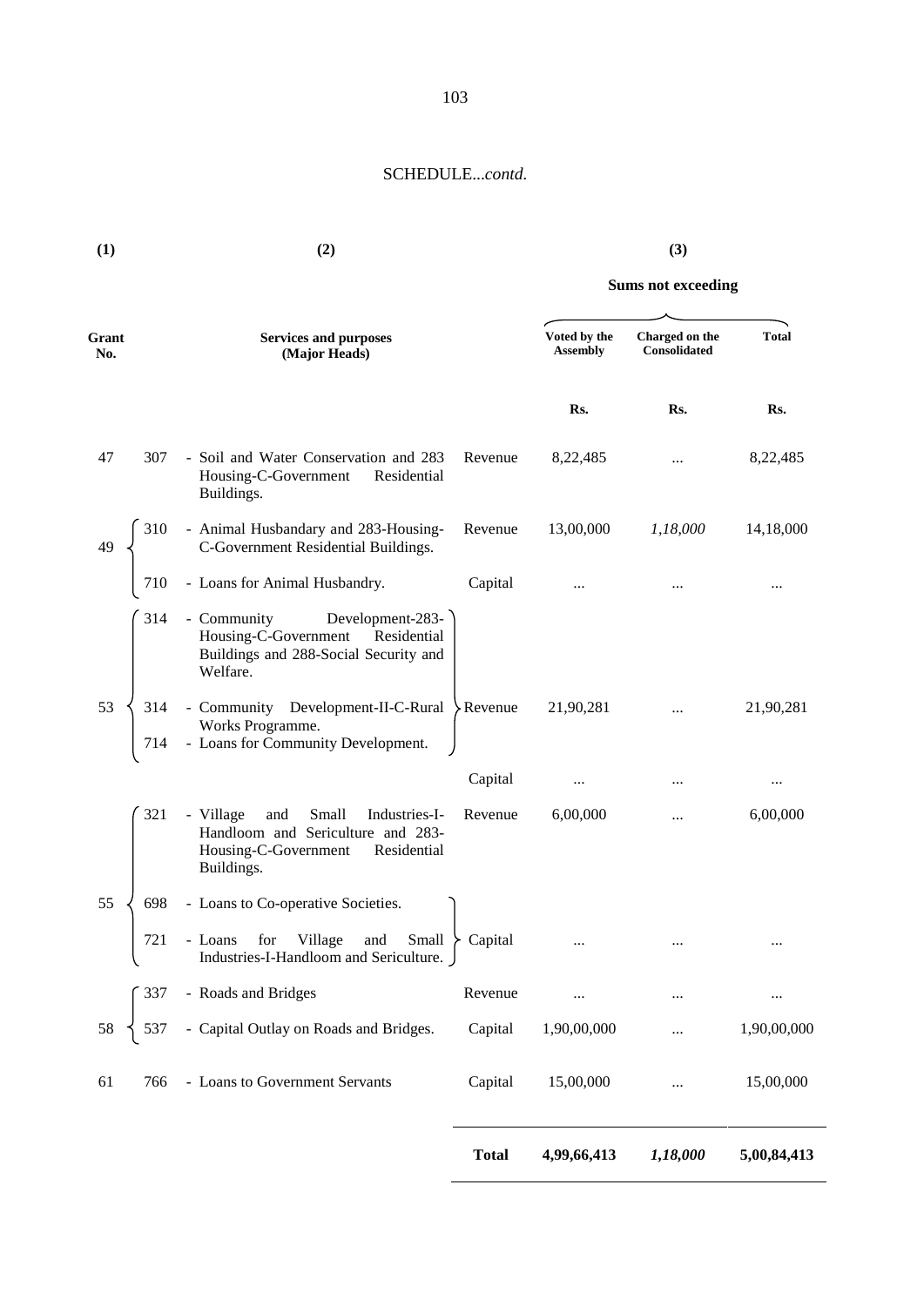SCHEDULE...*contd.*

| (1) | | (2) | | (3) | | |
|---|---|---|---|---|---|---|
| | | | | **Sums not exceeding** | | |
| **Grant No.** | | **Services and purposes (Major Heads)** | | **Voted by the Assembly** | **Charged on the Consolidated** | **Total** |
| | | | | **Rs.** | **Rs.** | **Rs.** |
| 47 | 307 | - Soil and Water Conservation and 283 Housing-C-Government Residential Buildings. | Revenue | 8,22,485 | ... | 8,22,485 |
| 49 | 310 | - Animal Husbandary and 283-Housing-C-Government Residential Buildings. | Revenue | 13,00,000 | *1,18,000* | 14,18,000 |
| | 710 | - Loans for Animal Husbandry. | Capital | ... | ... | ... |
| 53 | 314 | - Community Development-283-Housing-C-Government Residential Buildings and 288-Social Security and Welfare. | | | | |
| | 314 | - Community Development-II-C-Rural Works Programme. | Revenue | 21,90,281 | ... | 21,90,281 |
| | 714 | - Loans for Community Development. | | | | |
| | | | Capital | ... | ... | ... |
| 55 | 321 | - Village and Small Industries-I-Handloom and Sericulture and 283-Housing-C-Government Residential Buildings. | Revenue | 6,00,000 | ... | 6,00,000 |
| | 698 | - Loans to Co-operative Societies. | | | | |
| | 721 | - Loans for Village and Small Industries-I-Handloom and Sericulture. | Capital | ... | ... | ... |
| 58 | 337 | - Roads and Bridges | Revenue | ... | ... | ... |
| | 537 | - Capital Outlay on Roads and Bridges. | Capital | 1,90,00,000 | ... | 1,90,00,000 |
| 61 | 766 | - Loans to Government Servants | Capital | 15,00,000 | ... | 15,00,000 |
| | | | **Total** | **4,99,66,413** | ***1,18,000*** | **5,00,84,413** |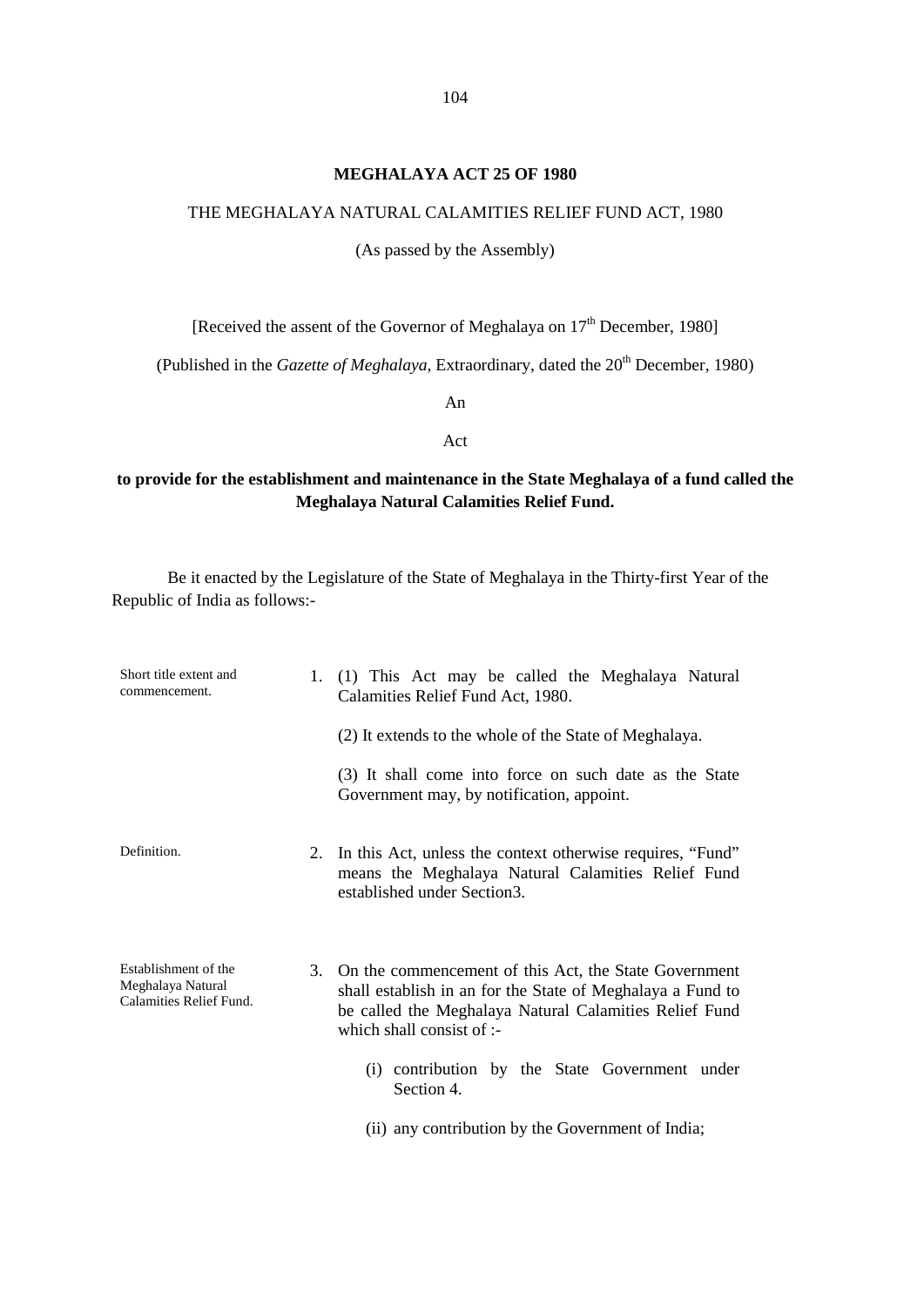# MEGHALAYA ACT 25 OF 1980

THE MEGHALAYA NATURAL CALAMITIES RELIEF FUND ACT, 1980

(As passed by the Assembly)

[Received the assent of the Governor of Meghalaya on 17th December, 1980]

(Published in the *Gazette of Meghalaya*, Extraordinary, dated the 20th December, 1980)

An

Act

**to provide for the establishment and maintenance in the State Meghalaya of a fund called the Meghalaya Natural Calamities Relief Fund.**

Be it enacted by the Legislature of the State of Meghalaya in the Thirty-first Year of the Republic of India as follows:-

*Short title extent and commencement.*

1. (1) This Act may be called the Meghalaya Natural Calamities Relief Fund Act, 1980.

   (2) It extends to the whole of the State of Meghalaya.

   (3) It shall come into force on such date as the State Government may, by notification, appoint.

*Definition.*

2. In this Act, unless the context otherwise requires, "Fund" means the Meghalaya Natural Calamities Relief Fund established under Section3.

*Establishment of the Meghalaya Natural Calamities Relief Fund.*

3. On the commencement of this Act, the State Government shall establish in an for the State of Meghalaya a Fund to be called the Meghalaya Natural Calamities Relief Fund which shall consist of :-

   (i) contribution by the State Government under Section 4.

   (ii) any contribution by the Government of India;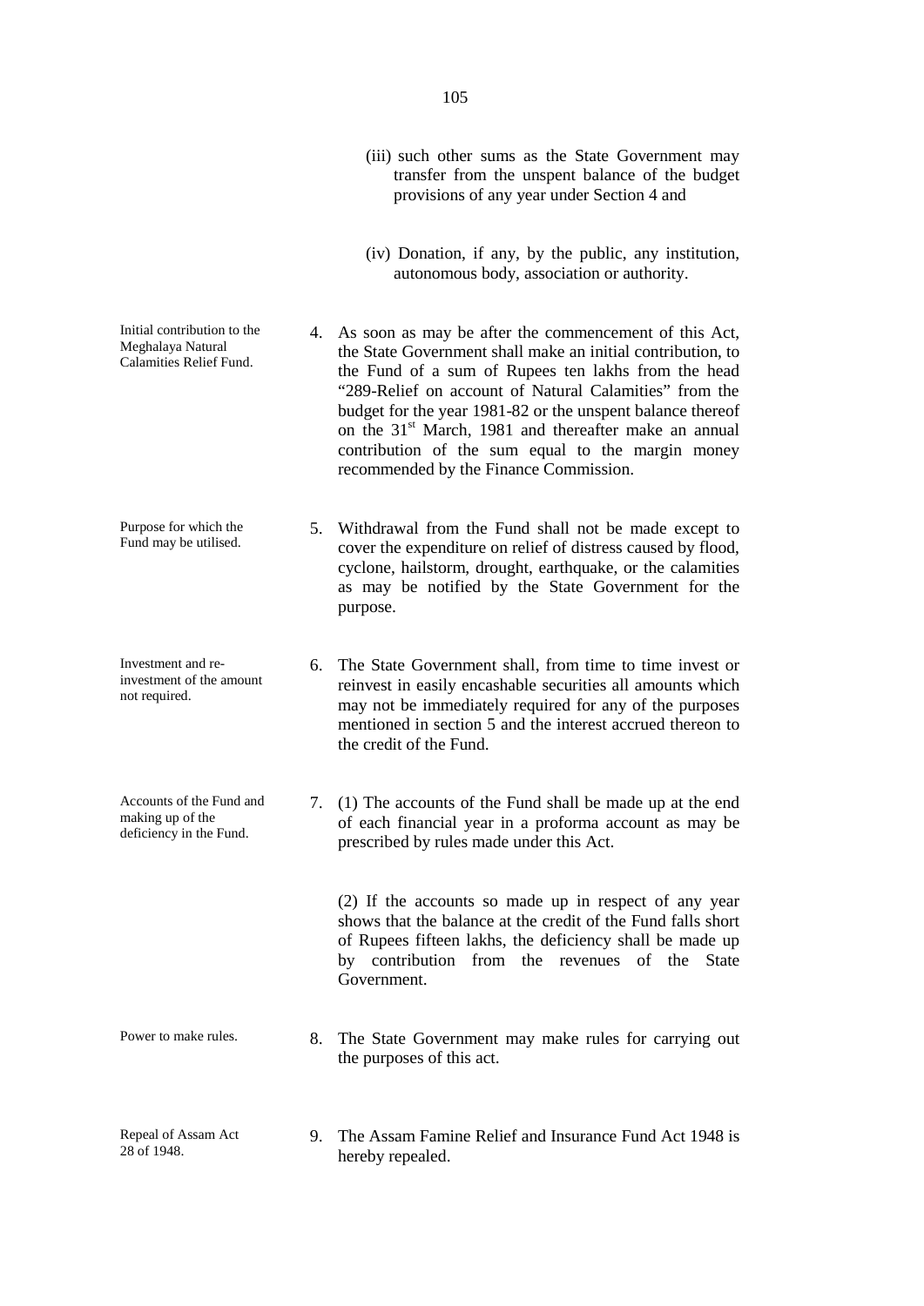(iii) such other sums as the State Government may transfer from the unspent balance of the budget provisions of any year under Section 4 and

(iv) Donation, if any, by the public, any institution, autonomous body, association or authority.

*Initial contribution to the Meghalaya Natural Calamities Relief Fund.*

4. As soon as may be after the commencement of this Act, the State Government shall make an initial contribution, to the Fund of a sum of Rupees ten lakhs from the head "289-Relief on account of Natural Calamities" from the budget for the year 1981-82 or the unspent balance thereof on the 31st March, 1981 and thereafter make an annual contribution of the sum equal to the margin money recommended by the Finance Commission.

*Purpose for which the Fund may be utilised.*

5. Withdrawal from the Fund shall not be made except to cover the expenditure on relief of distress caused by flood, cyclone, hailstorm, drought, earthquake, or the calamities as may be notified by the State Government for the purpose.

*Investment and re-investment of the amount not required.*

6. The State Government shall, from time to time invest or reinvest in easily encashable securities all amounts which may not be immediately required for any of the purposes mentioned in section 5 and the interest accrued thereon to the credit of the Fund.

*Accounts of the Fund and making up of the deficiency in the Fund.*

7. (1) The accounts of the Fund shall be made up at the end of each financial year in a proforma account as may be prescribed by rules made under this Act.

(2) If the accounts so made up in respect of any year shows that the balance at the credit of the Fund falls short of Rupees fifteen lakhs, the deficiency shall be made up by contribution from the revenues of the State Government.

*Power to make rules.*

8. The State Government may make rules for carrying out the purposes of this act.

*Repeal of Assam Act 28 of 1948.*

9. The Assam Famine Relief and Insurance Fund Act 1948 is hereby repealed.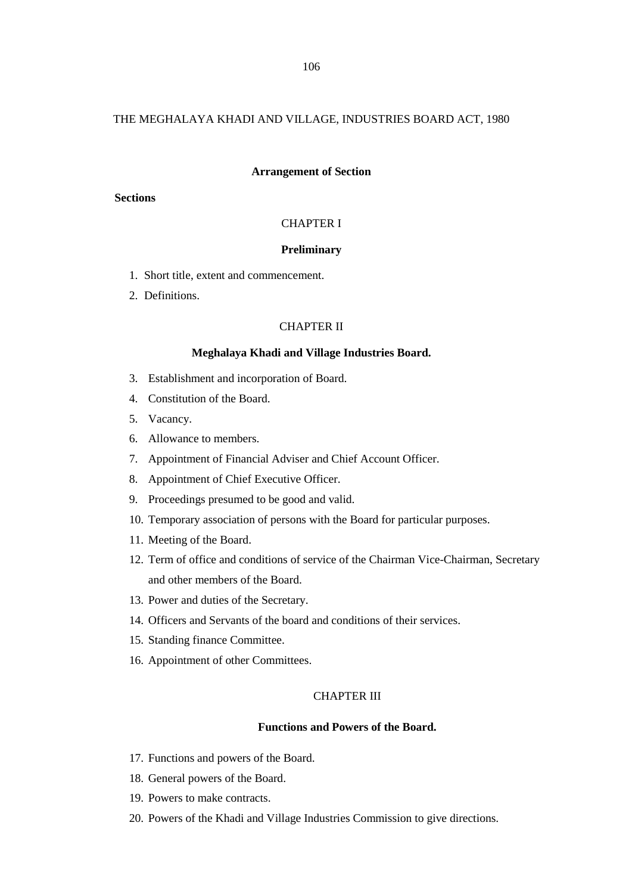THE MEGHALAYA KHADI AND VILLAGE, INDUSTRIES BOARD ACT, 1980

**Arrangement of Section**

**Sections**

CHAPTER I

**Preliminary**

1. Short title, extent and commencement.
2. Definitions.

CHAPTER II

**Meghalaya Khadi and Village Industries Board.**

3. Establishment and incorporation of Board.
4. Constitution of the Board.
5. Vacancy.
6. Allowance to members.
7. Appointment of Financial Adviser and Chief Account Officer.
8. Appointment of Chief Executive Officer.
9. Proceedings presumed to be good and valid.
10. Temporary association of persons with the Board for particular purposes.
11. Meeting of the Board.
12. Term of office and conditions of service of the Chairman Vice-Chairman, Secretary and other members of the Board.
13. Power and duties of the Secretary.
14. Officers and Servants of the board and conditions of their services.
15. Standing finance Committee.
16. Appointment of other Committees.

CHAPTER III

**Functions and Powers of the Board.**

17. Functions and powers of the Board.
18. General powers of the Board.
19. Powers to make contracts.
20. Powers of the Khadi and Village Industries Commission to give directions.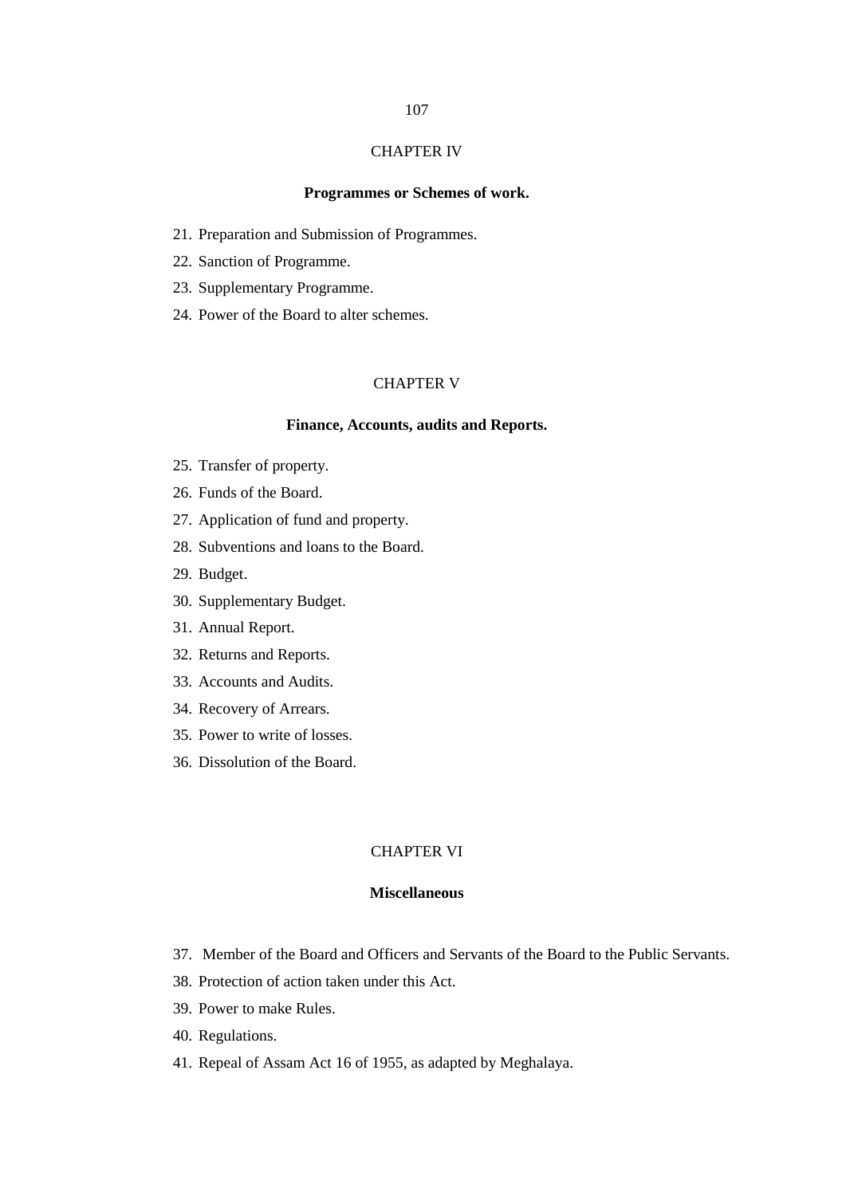## CHAPTER IV

### Programmes or Schemes of work.

21. Preparation and Submission of Programmes.
22. Sanction of Programme.
23. Supplementary Programme.
24. Power of the Board to alter schemes.

## CHAPTER V

### Finance, Accounts, audits and Reports.

25. Transfer of property.
26. Funds of the Board.
27. Application of fund and property.
28. Subventions and loans to the Board.
29. Budget.
30. Supplementary Budget.
31. Annual Report.
32. Returns and Reports.
33. Accounts and Audits.
34. Recovery of Arrears.
35. Power to write of losses.
36. Dissolution of the Board.

## CHAPTER VI

### Miscellaneous

37. Member of the Board and Officers and Servants of the Board to the Public Servants.
38. Protection of action taken under this Act.
39. Power to make Rules.
40. Regulations.
41. Repeal of Assam Act 16 of 1955, as adapted by Meghalaya.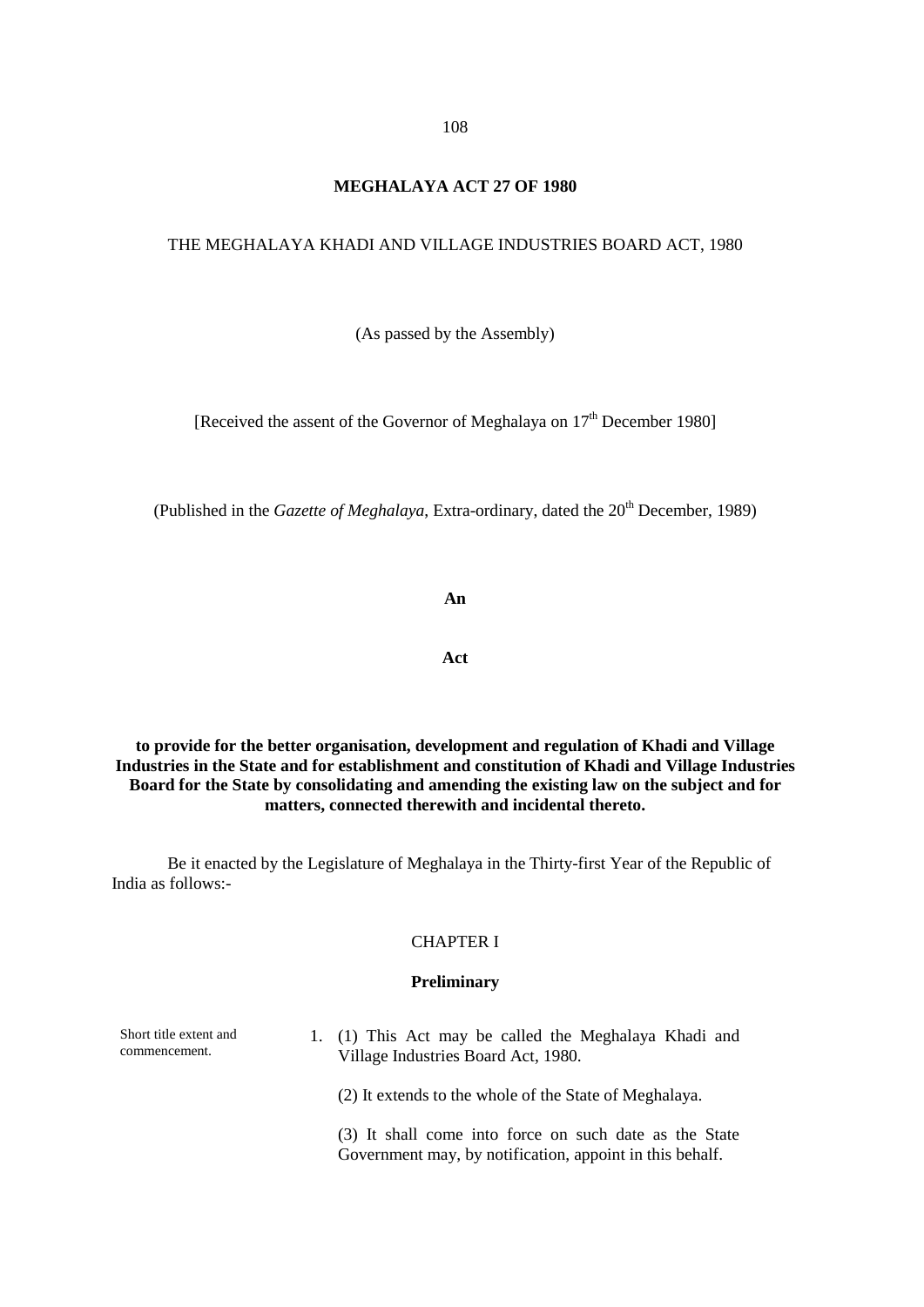# MEGHALAYA ACT 27 OF 1980

THE MEGHALAYA KHADI AND VILLAGE INDUSTRIES BOARD ACT, 1980

(As passed by the Assembly)

[Received the assent of the Governor of Meghalaya on 17th December 1980]

(Published in the *Gazette of Meghalaya*, Extra-ordinary, dated the 20th December, 1989)

**An**

**Act**

**to provide for the better organisation, development and regulation of Khadi and Village Industries in the State and for establishment and constitution of Khadi and Village Industries Board for the State by consolidating and amending the existing law on the subject and for matters, connected therewith and incidental thereto.**

Be it enacted by the Legislature of Meghalaya in the Thirty-first Year of the Republic of India as follows:-

## CHAPTER I

### Preliminary

Short title extent and commencement.

1. (1) This Act may be called the Meghalaya Khadi and Village Industries Board Act, 1980.

   (2) It extends to the whole of the State of Meghalaya.

   (3) It shall come into force on such date as the State Government may, by notification, appoint in this behalf.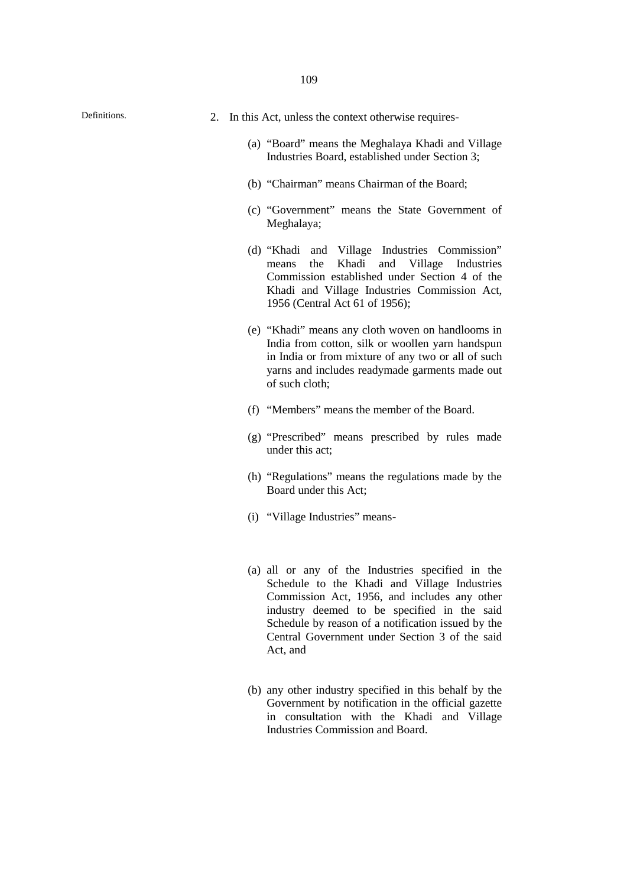Definitions.

2. In this Act, unless the context otherwise requires-

   (a) "Board" means the Meghalaya Khadi and Village Industries Board, established under Section 3;

   (b) "Chairman" means Chairman of the Board;

   (c) "Government" means the State Government of Meghalaya;

   (d) "Khadi and Village Industries Commission" means the Khadi and Village Industries Commission established under Section 4 of the Khadi and Village Industries Commission Act, 1956 (Central Act 61 of 1956);

   (e) "Khadi" means any cloth woven on handlooms in India from cotton, silk or woollen yarn handspun in India or from mixture of any two or all of such yarns and includes readymade garments made out of such cloth;

   (f) "Members" means the member of the Board.

   (g) "Prescribed" means prescribed by rules made under this act;

   (h) "Regulations" means the regulations made by the Board under this Act;

   (i) "Village Industries" means-

   (a) all or any of the Industries specified in the Schedule to the Khadi and Village Industries Commission Act, 1956, and includes any other industry deemed to be specified in the said Schedule by reason of a notification issued by the Central Government under Section 3 of the said Act, and

   (b) any other industry specified in this behalf by the Government by notification in the official gazette in consultation with the Khadi and Village Industries Commission and Board.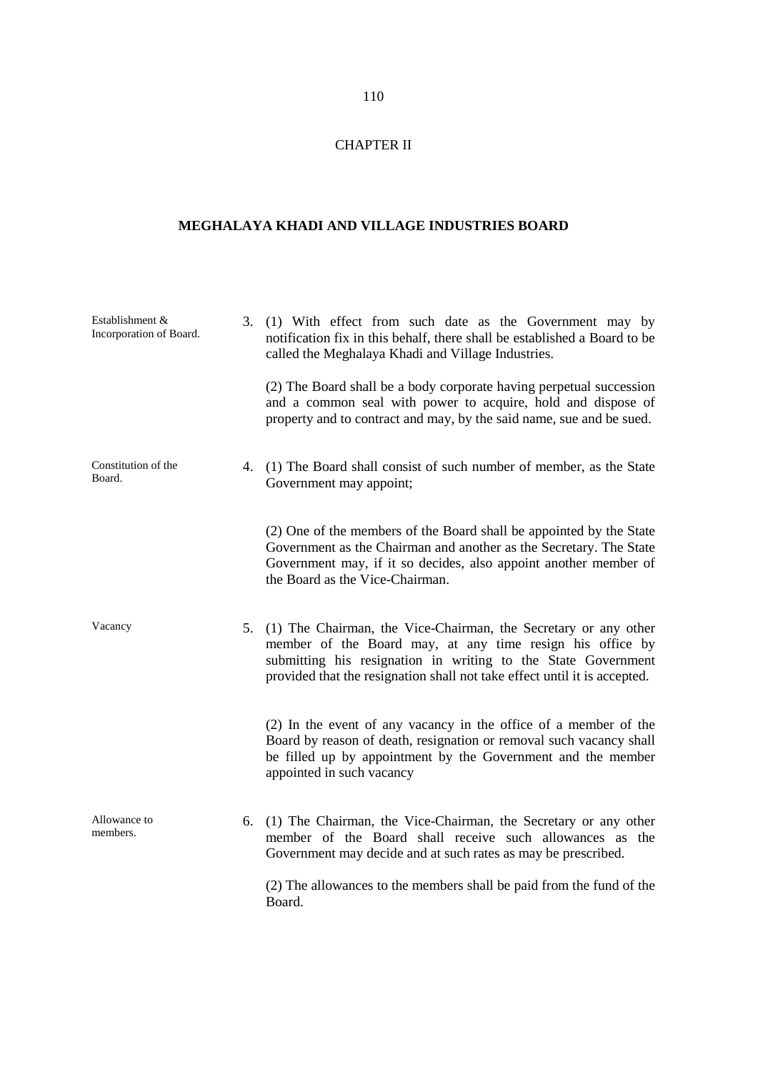## CHAPTER II

### MEGHALAYA KHADI AND VILLAGE INDUSTRIES BOARD

Establishment & Incorporation of Board.

3. (1) With effect from such date as the Government may by notification fix in this behalf, there shall be established a Board to be called the Meghalaya Khadi and Village Industries.

(2) The Board shall be a body corporate having perpetual succession and a common seal with power to acquire, hold and dispose of property and to contract and may, by the said name, sue and be sued.

Constitution of the Board.

4. (1) The Board shall consist of such number of member, as the State Government may appoint;

(2) One of the members of the Board shall be appointed by the State Government as the Chairman and another as the Secretary. The State Government may, if it so decides, also appoint another member of the Board as the Vice-Chairman.

Vacancy

5. (1) The Chairman, the Vice-Chairman, the Secretary or any other member of the Board may, at any time resign his office by submitting his resignation in writing to the State Government provided that the resignation shall not take effect until it is accepted.

(2) In the event of any vacancy in the office of a member of the Board by reason of death, resignation or removal such vacancy shall be filled up by appointment by the Government and the member appointed in such vacancy

Allowance to members.

6. (1) The Chairman, the Vice-Chairman, the Secretary or any other member of the Board shall receive such allowances as the Government may decide and at such rates as may be prescribed.

(2) The allowances to the members shall be paid from the fund of the Board.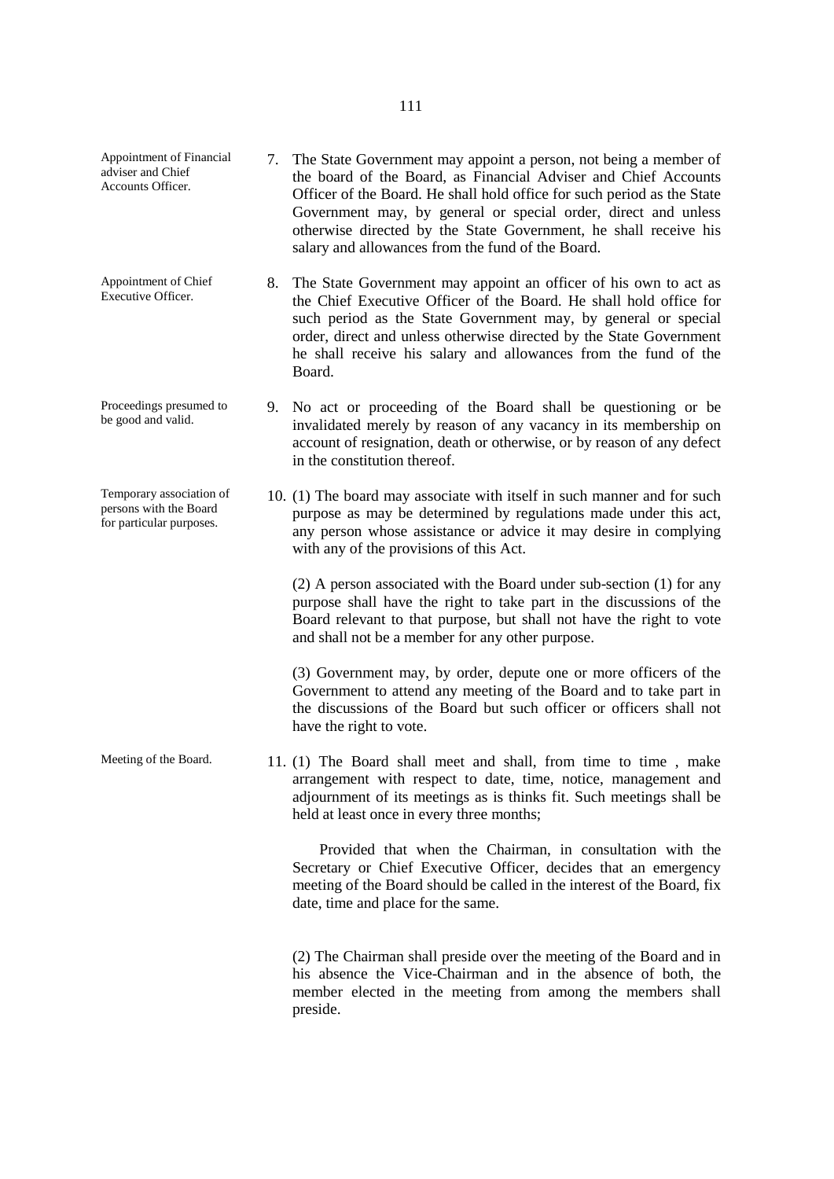**Appointment of Financial adviser and Chief Accounts Officer.**

7. The State Government may appoint a person, not being a member of the board of the Board, as Financial Adviser and Chief Accounts Officer of the Board. He shall hold office for such period as the State Government may, by general or special order, direct and unless otherwise directed by the State Government, he shall receive his salary and allowances from the fund of the Board.

**Appointment of Chief Executive Officer.**

8. The State Government may appoint an officer of his own to act as the Chief Executive Officer of the Board. He shall hold office for such period as the State Government may, by general or special order, direct and unless otherwise directed by the State Government he shall receive his salary and allowances from the fund of the Board.

**Proceedings presumed to be good and valid.**

9. No act or proceeding of the Board shall be questioning or be invalidated merely by reason of any vacancy in its membership on account of resignation, death or otherwise, or by reason of any defect in the constitution thereof.

**Temporary association of persons with the Board for particular purposes.**

10. (1) The board may associate with itself in such manner and for such purpose as may be determined by regulations made under this act, any person whose assistance or advice it may desire in complying with any of the provisions of this Act.

(2) A person associated with the Board under sub-section (1) for any purpose shall have the right to take part in the discussions of the Board relevant to that purpose, but shall not have the right to vote and shall not be a member for any other purpose.

(3) Government may, by order, depute one or more officers of the Government to attend any meeting of the Board and to take part in the discussions of the Board but such officer or officers shall not have the right to vote.

**Meeting of the Board.**

11. (1) The Board shall meet and shall, from time to time , make arrangement with respect to date, time, notice, management and adjournment of its meetings as is thinks fit. Such meetings shall be held at least once in every three months;

Provided that when the Chairman, in consultation with the Secretary or Chief Executive Officer, decides that an emergency meeting of the Board should be called in the interest of the Board, fix date, time and place for the same.

(2) The Chairman shall preside over the meeting of the Board and in his absence the Vice-Chairman and in the absence of both, the member elected in the meeting from among the members shall preside.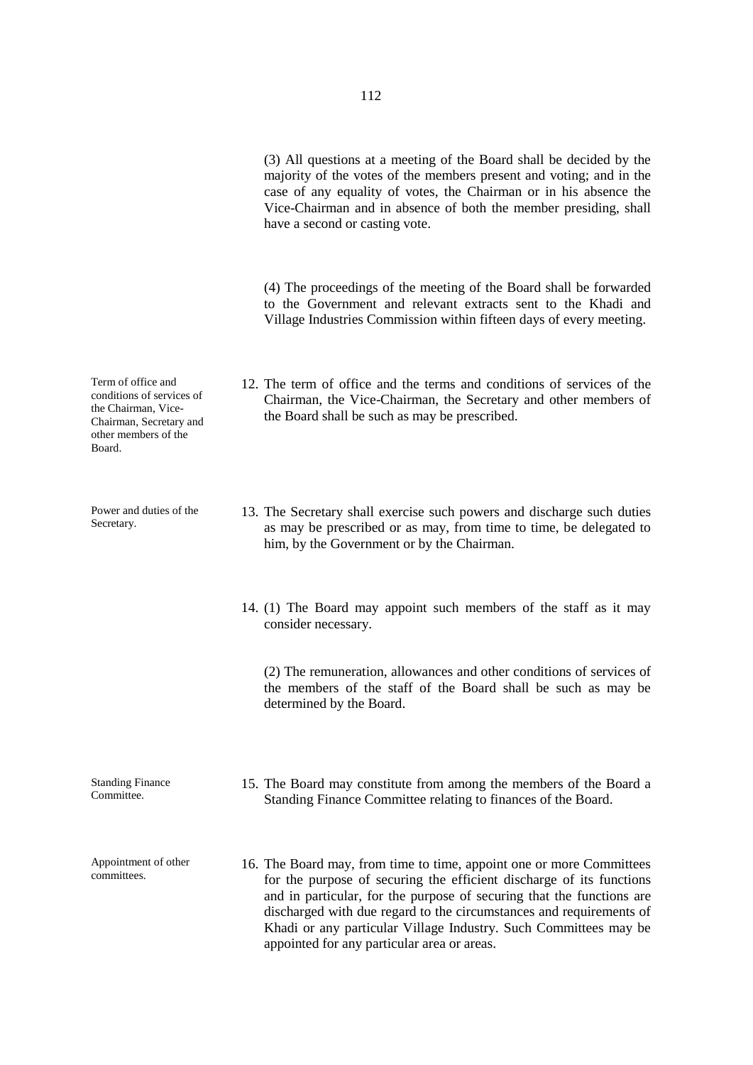(3) All questions at a meeting of the Board shall be decided by the majority of the votes of the members present and voting; and in the case of any equality of votes, the Chairman or in his absence the Vice-Chairman and in absence of both the member presiding, shall have a second or casting vote.

(4) The proceedings of the meeting of the Board shall be forwarded to the Government and relevant extracts sent to the Khadi and Village Industries Commission within fifteen days of every meeting.

*Term of office and conditions of services of the Chairman, Vice-Chairman, Secretary and other members of the Board.*

12. The term of office and the terms and conditions of services of the Chairman, the Vice-Chairman, the Secretary and other members of the Board shall be such as may be prescribed.

*Power and duties of the Secretary.*

13. The Secretary shall exercise such powers and discharge such duties as may be prescribed or as may, from time to time, be delegated to him, by the Government or by the Chairman.

14. (1) The Board may appoint such members of the staff as it may consider necessary.

(2) The remuneration, allowances and other conditions of services of the members of the staff of the Board shall be such as may be determined by the Board.

*Standing Finance Committee.*

15. The Board may constitute from among the members of the Board a Standing Finance Committee relating to finances of the Board.

*Appointment of other committees.*

16. The Board may, from time to time, appoint one or more Committees for the purpose of securing the efficient discharge of its functions and in particular, for the purpose of securing that the functions are discharged with due regard to the circumstances and requirements of Khadi or any particular Village Industry. Such Committees may be appointed for any particular area or areas.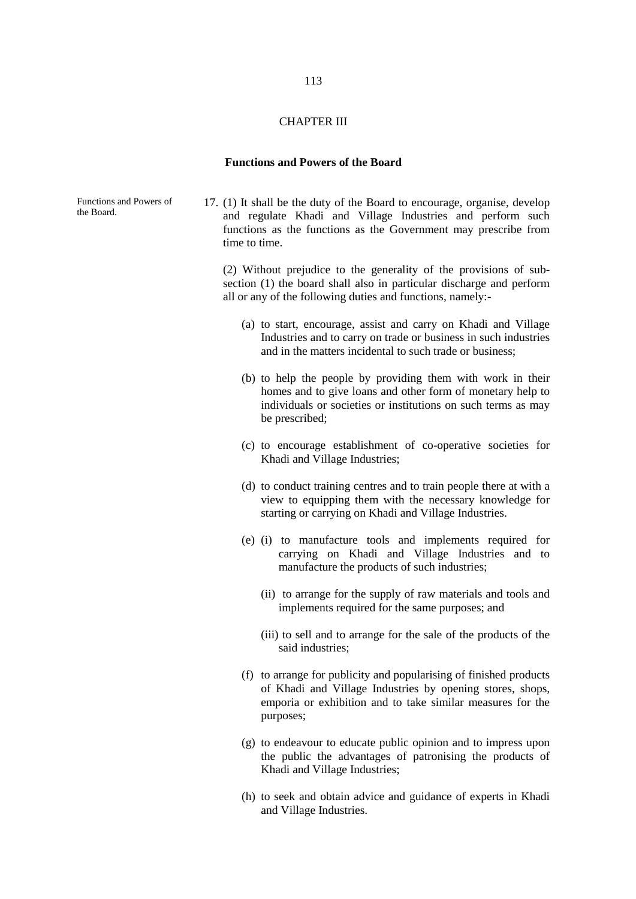CHAPTER III

## Functions and Powers of the Board

Functions and Powers of the Board.

17. (1) It shall be the duty of the Board to encourage, organise, develop and regulate Khadi and Village Industries and perform such functions as the functions as the Government may prescribe from time to time.

(2) Without prejudice to the generality of the provisions of sub-section (1) the board shall also in particular discharge and perform all or any of the following duties and functions, namely:-

(a) to start, encourage, assist and carry on Khadi and Village Industries and to carry on trade or business in such industries and in the matters incidental to such trade or business;

(b) to help the people by providing them with work in their homes and to give loans and other form of monetary help to individuals or societies or institutions on such terms as may be prescribed;

(c) to encourage establishment of co-operative societies for Khadi and Village Industries;

(d) to conduct training centres and to train people there at with a view to equipping them with the necessary knowledge for starting or carrying on Khadi and Village Industries.

(e) (i) to manufacture tools and implements required for carrying on Khadi and Village Industries and to manufacture the products of such industries;

(ii) to arrange for the supply of raw materials and tools and implements required for the same purposes; and

(iii) to sell and to arrange for the sale of the products of the said industries;

(f) to arrange for publicity and popularising of finished products of Khadi and Village Industries by opening stores, shops, emporia or exhibition and to take similar measures for the purposes;

(g) to endeavour to educate public opinion and to impress upon the public the advantages of patronising the products of Khadi and Village Industries;

(h) to seek and obtain advice and guidance of experts in Khadi and Village Industries.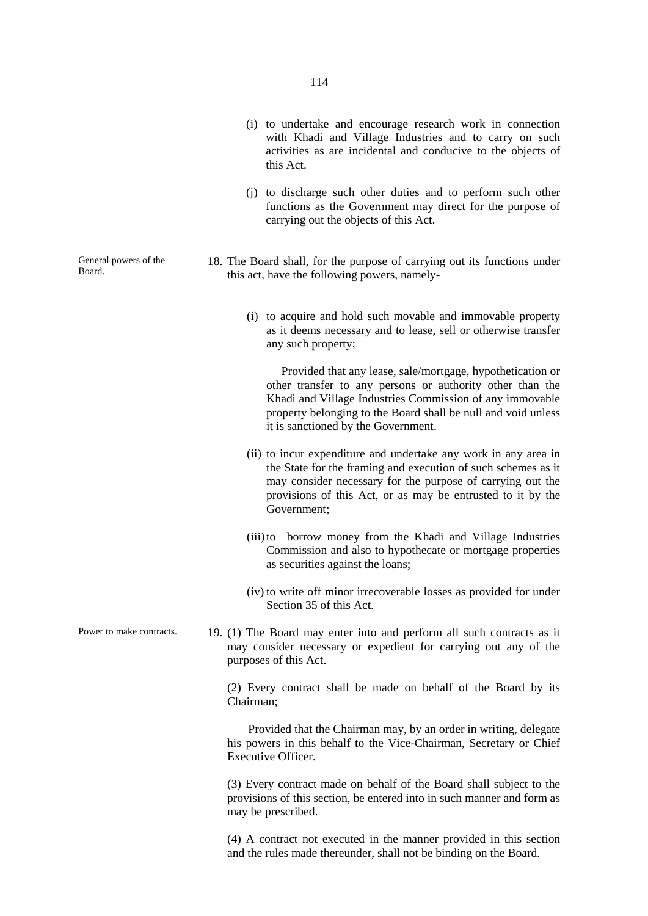(i) to undertake and encourage research work in connection with Khadi and Village Industries and to carry on such activities as are incidental and conducive to the objects of this Act.

(j) to discharge such other duties and to perform such other functions as the Government may direct for the purpose of carrying out the objects of this Act.

General powers of the Board.

18. The Board shall, for the purpose of carrying out its functions under this act, have the following powers, namely-

(i) to acquire and hold such movable and immovable property as it deems necessary and to lease, sell or otherwise transfer any such property;

Provided that any lease, sale/mortgage, hypothetication or other transfer to any persons or authority other than the Khadi and Village Industries Commission of any immovable property belonging to the Board shall be null and void unless it is sanctioned by the Government.

(ii) to incur expenditure and undertake any work in any area in the State for the framing and execution of such schemes as it may consider necessary for the purpose of carrying out the provisions of this Act, or as may be entrusted to it by the Government;

(iii) to borrow money from the Khadi and Village Industries Commission and also to hypothecate or mortgage properties as securities against the loans;

(iv) to write off minor irrecoverable losses as provided for under Section 35 of this Act.

Power to make contracts.

19. (1) The Board may enter into and perform all such contracts as it may consider necessary or expedient for carrying out any of the purposes of this Act.

(2) Every contract shall be made on behalf of the Board by its Chairman;

Provided that the Chairman may, by an order in writing, delegate his powers in this behalf to the Vice-Chairman, Secretary or Chief Executive Officer.

(3) Every contract made on behalf of the Board shall subject to the provisions of this section, be entered into in such manner and form as may be prescribed.

(4) A contract not executed in the manner provided in this section and the rules made thereunder, shall not be binding on the Board.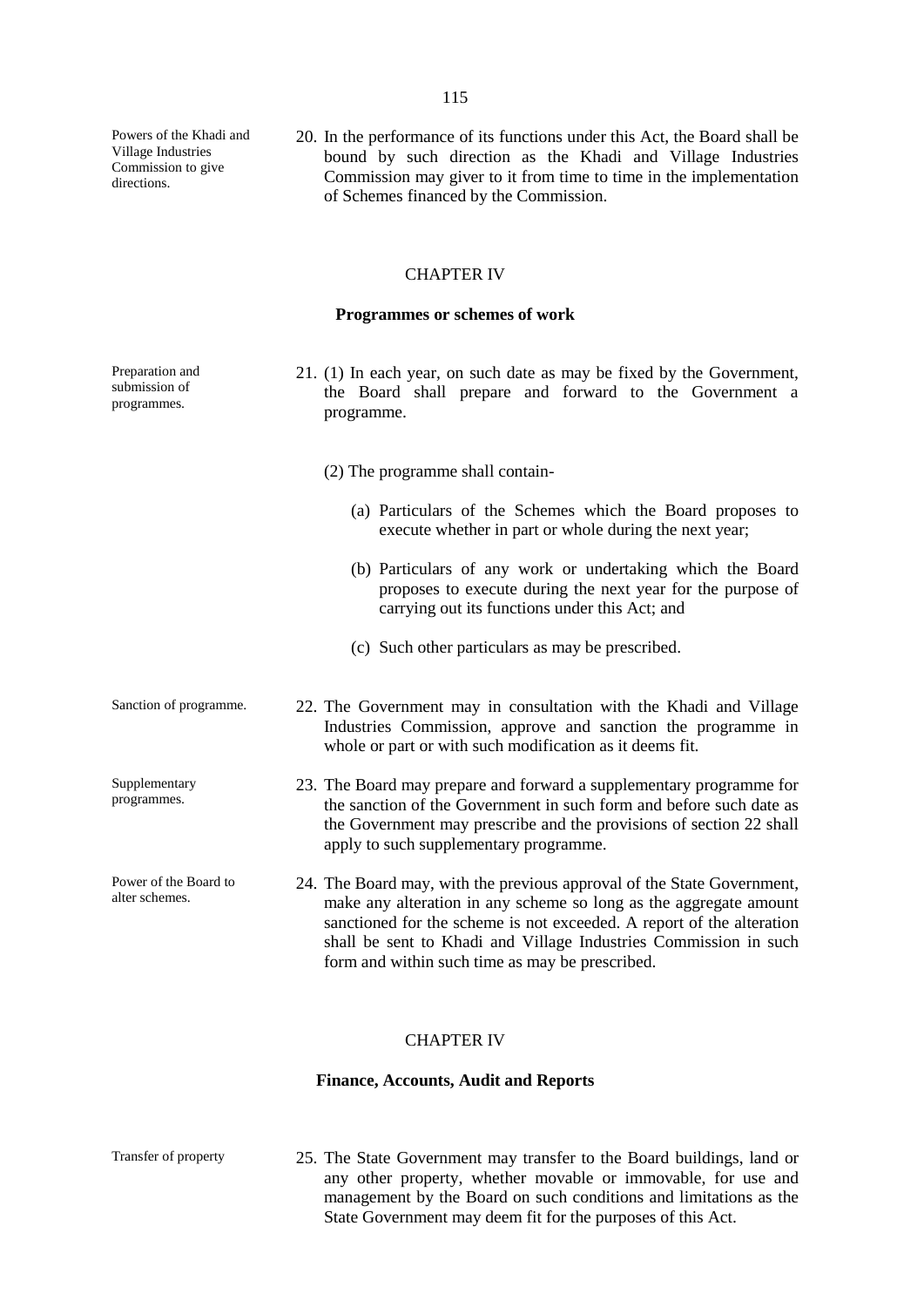Powers of the Khadi and Village Industries Commission to give directions.

20. In the performance of its functions under this Act, the Board shall be bound by such direction as the Khadi and Village Industries Commission may giver to it from time to time in the implementation of Schemes financed by the Commission.

## CHAPTER IV

### Programmes or schemes of work

Preparation and submission of programmes.

21. (1) In each year, on such date as may be fixed by the Government, the Board shall prepare and forward to the Government a programme.

(2) The programme shall contain-

(a) Particulars of the Schemes which the Board proposes to execute whether in part or whole during the next year;

(b) Particulars of any work or undertaking which the Board proposes to execute during the next year for the purpose of carrying out its functions under this Act; and

(c) Such other particulars as may be prescribed.

Sanction of programme.

22. The Government may in consultation with the Khadi and Village Industries Commission, approve and sanction the programme in whole or part or with such modification as it deems fit.

Supplementary programmes.

23. The Board may prepare and forward a supplementary programme for the sanction of the Government in such form and before such date as the Government may prescribe and the provisions of section 22 shall apply to such supplementary programme.

Power of the Board to alter schemes.

24. The Board may, with the previous approval of the State Government, make any alteration in any scheme so long as the aggregate amount sanctioned for the scheme is not exceeded. A report of the alteration shall be sent to Khadi and Village Industries Commission in such form and within such time as may be prescribed.

## CHAPTER IV

### Finance, Accounts, Audit and Reports

Transfer of property

25. The State Government may transfer to the Board buildings, land or any other property, whether movable or immovable, for use and management by the Board on such conditions and limitations as the State Government may deem fit for the purposes of this Act.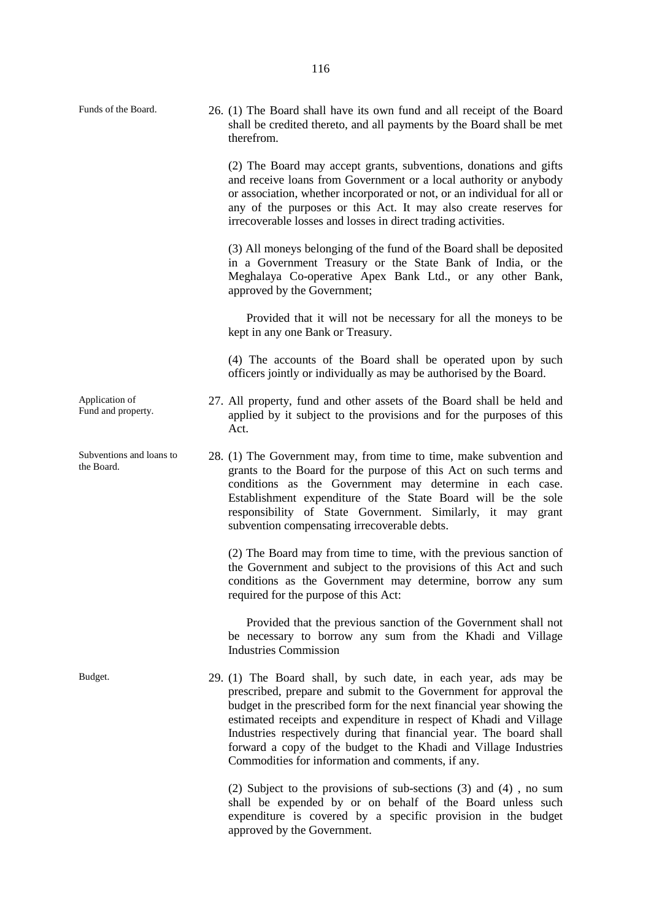**Funds of the Board.**

26. (1) The Board shall have its own fund and all receipt of the Board shall be credited thereto, and all payments by the Board shall be met therefrom.

(2) The Board may accept grants, subventions, donations and gifts and receive loans from Government or a local authority or anybody or association, whether incorporated or not, or an individual for all or any of the purposes or this Act. It may also create reserves for irrecoverable losses and losses in direct trading activities.

(3) All moneys belonging of the fund of the Board shall be deposited in a Government Treasury or the State Bank of India, or the Meghalaya Co-operative Apex Bank Ltd., or any other Bank, approved by the Government;

Provided that it will not be necessary for all the moneys to be kept in any one Bank or Treasury.

(4) The accounts of the Board shall be operated upon by such officers jointly or individually as may be authorised by the Board.

**Application of Fund and property.**

27. All property, fund and other assets of the Board shall be held and applied by it subject to the provisions and for the purposes of this Act.

**Subventions and loans to the Board.**

28. (1) The Government may, from time to time, make subvention and grants to the Board for the purpose of this Act on such terms and conditions as the Government may determine in each case. Establishment expenditure of the State Board will be the sole responsibility of State Government. Similarly, it may grant subvention compensating irrecoverable debts.

(2) The Board may from time to time, with the previous sanction of the Government and subject to the provisions of this Act and such conditions as the Government may determine, borrow any sum required for the purpose of this Act:

Provided that the previous sanction of the Government shall not be necessary to borrow any sum from the Khadi and Village Industries Commission

**Budget.**

29. (1) The Board shall, by such date, in each year, ads may be prescribed, prepare and submit to the Government for approval the budget in the prescribed form for the next financial year showing the estimated receipts and expenditure in respect of Khadi and Village Industries respectively during that financial year. The board shall forward a copy of the budget to the Khadi and Village Industries Commodities for information and comments, if any.

(2) Subject to the provisions of sub-sections (3) and (4) , no sum shall be expended by or on behalf of the Board unless such expenditure is covered by a specific provision in the budget approved by the Government.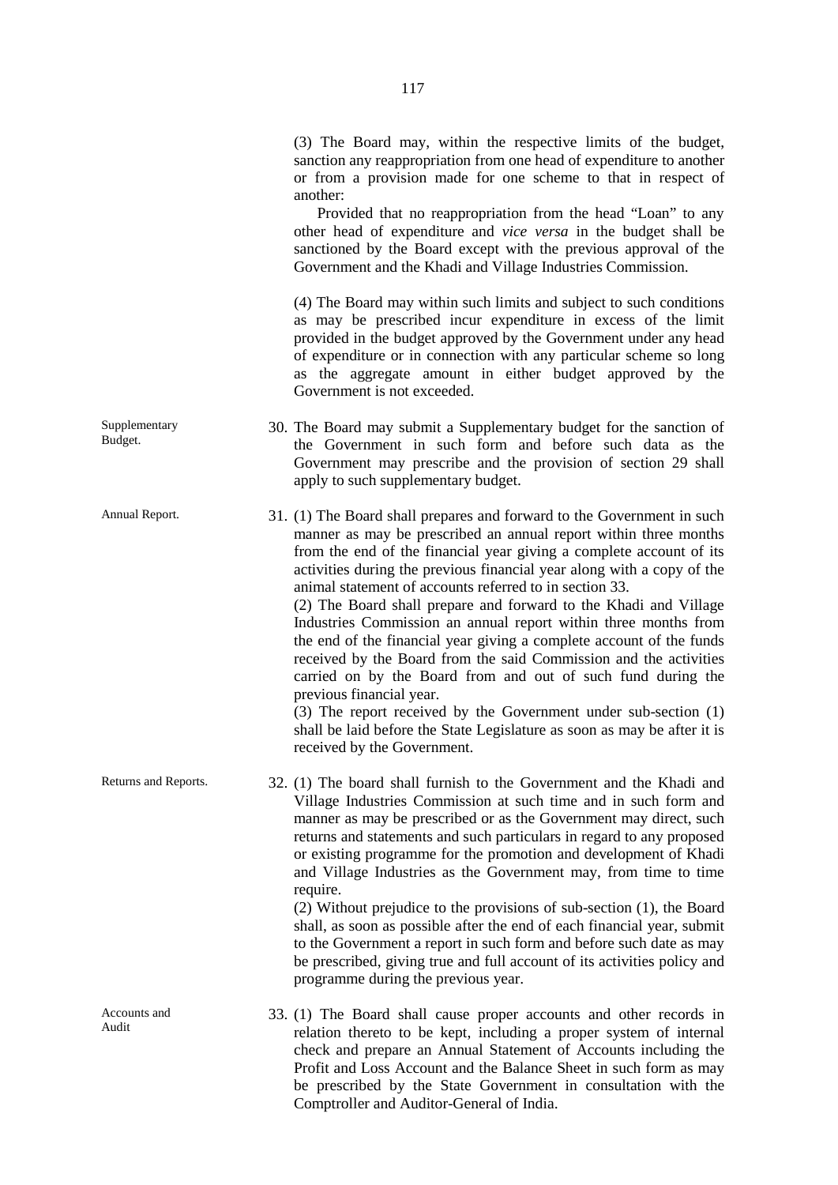(3) The Board may, within the respective limits of the budget, sanction any reappropriation from one head of expenditure to another or from a provision made for one scheme to that in respect of another:

Provided that no reappropriation from the head "Loan" to any other head of expenditure and *vice versa* in the budget shall be sanctioned by the Board except with the previous approval of the Government and the Khadi and Village Industries Commission.

(4) The Board may within such limits and subject to such conditions as may be prescribed incur expenditure in excess of the limit provided in the budget approved by the Government under any head of expenditure or in connection with any particular scheme so long as the aggregate amount in either budget approved by the Government is not exceeded.

Supplementary Budget.

30. The Board may submit a Supplementary budget for the sanction of the Government in such form and before such data as the Government may prescribe and the provision of section 29 shall apply to such supplementary budget.

Annual Report.

31. (1) The Board shall prepares and forward to the Government in such manner as may be prescribed an annual report within three months from the end of the financial year giving a complete account of its activities during the previous financial year along with a copy of the animal statement of accounts referred to in section 33.

(2) The Board shall prepare and forward to the Khadi and Village Industries Commission an annual report within three months from the end of the financial year giving a complete account of the funds received by the Board from the said Commission and the activities carried on by the Board from and out of such fund during the previous financial year.

(3) The report received by the Government under sub-section (1) shall be laid before the State Legislature as soon as may be after it is received by the Government.

Returns and Reports.

32. (1) The board shall furnish to the Government and the Khadi and Village Industries Commission at such time and in such form and manner as may be prescribed or as the Government may direct, such returns and statements and such particulars in regard to any proposed or existing programme for the promotion and development of Khadi and Village Industries as the Government may, from time to time require.

(2) Without prejudice to the provisions of sub-section (1), the Board shall, as soon as possible after the end of each financial year, submit to the Government a report in such form and before such date as may be prescribed, giving true and full account of its activities policy and programme during the previous year.

Accounts and Audit

33. (1) The Board shall cause proper accounts and other records in relation thereto to be kept, including a proper system of internal check and prepare an Annual Statement of Accounts including the Profit and Loss Account and the Balance Sheet in such form as may be prescribed by the State Government in consultation with the Comptroller and Auditor-General of India.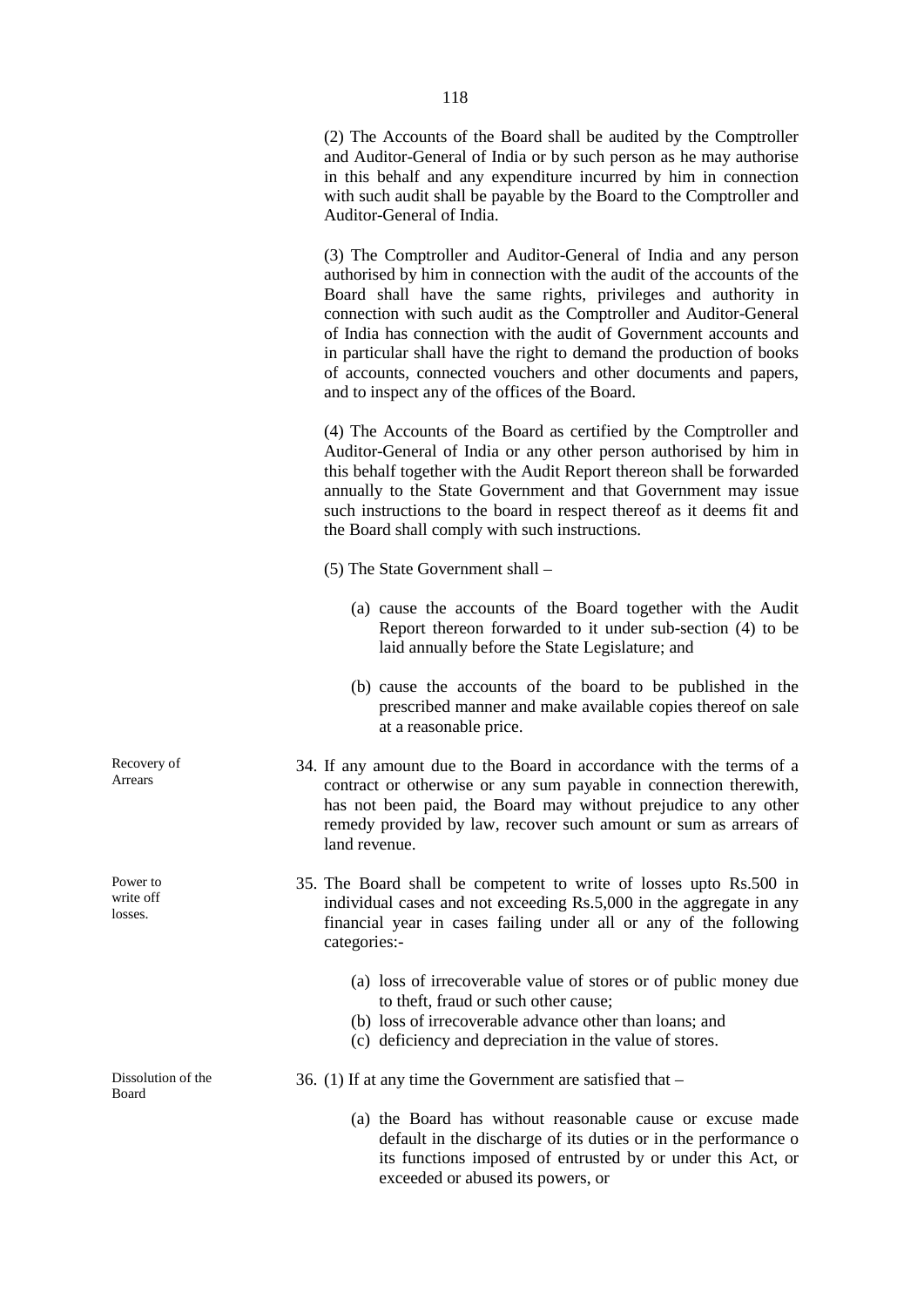(2) The Accounts of the Board shall be audited by the Comptroller and Auditor-General of India or by such person as he may authorise in this behalf and any expenditure incurred by him in connection with such audit shall be payable by the Board to the Comptroller and Auditor-General of India.

(3) The Comptroller and Auditor-General of India and any person authorised by him in connection with the audit of the accounts of the Board shall have the same rights, privileges and authority in connection with such audit as the Comptroller and Auditor-General of India has connection with the audit of Government accounts and in particular shall have the right to demand the production of books of accounts, connected vouchers and other documents and papers, and to inspect any of the offices of the Board.

(4) The Accounts of the Board as certified by the Comptroller and Auditor-General of India or any other person authorised by him in this behalf together with the Audit Report thereon shall be forwarded annually to the State Government and that Government may issue such instructions to the board in respect thereof as it deems fit and the Board shall comply with such instructions.

(5) The State Government shall –

(a) cause the accounts of the Board together with the Audit Report thereon forwarded to it under sub-section (4) to be laid annually before the State Legislature; and

(b) cause the accounts of the board to be published in the prescribed manner and make available copies thereof on sale at a reasonable price.

Recovery of Arrears

34. If any amount due to the Board in accordance with the terms of a contract or otherwise or any sum payable in connection therewith, has not been paid, the Board may without prejudice to any other remedy provided by law, recover such amount or sum as arrears of land revenue.

Power to write off losses.

35. The Board shall be competent to write of losses upto Rs.500 in individual cases and not exceeding Rs.5,000 in the aggregate in any financial year in cases failing under all or any of the following categories:-

(a) loss of irrecoverable value of stores or of public money due to theft, fraud or such other cause;
(b) loss of irrecoverable advance other than loans; and
(c) deficiency and depreciation in the value of stores.

Dissolution of the Board

36. (1) If at any time the Government are satisfied that –

(a) the Board has without reasonable cause or excuse made default in the discharge of its duties or in the performance o its functions imposed of entrusted by or under this Act, or exceeded or abused its powers, or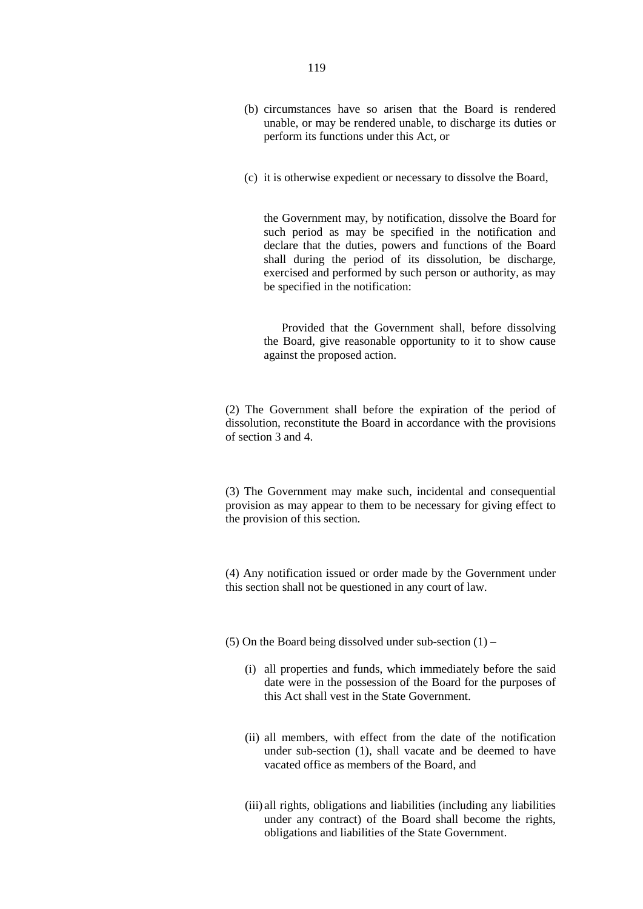(b) circumstances have so arisen that the Board is rendered unable, or may be rendered unable, to discharge its duties or perform its functions under this Act, or

(c) it is otherwise expedient or necessary to dissolve the Board,

the Government may, by notification, dissolve the Board for such period as may be specified in the notification and declare that the duties, powers and functions of the Board shall during the period of its dissolution, be discharge, exercised and performed by such person or authority, as may be specified in the notification:

Provided that the Government shall, before dissolving the Board, give reasonable opportunity to it to show cause against the proposed action.

(2) The Government shall before the expiration of the period of dissolution, reconstitute the Board in accordance with the provisions of section 3 and 4.

(3) The Government may make such, incidental and consequential provision as may appear to them to be necessary for giving effect to the provision of this section.

(4) Any notification issued or order made by the Government under this section shall not be questioned in any court of law.

(5) On the Board being dissolved under sub-section (1) –

(i) all properties and funds, which immediately before the said date were in the possession of the Board for the purposes of this Act shall vest in the State Government.

(ii) all members, with effect from the date of the notification under sub-section (1), shall vacate and be deemed to have vacated office as members of the Board, and

(iii) all rights, obligations and liabilities (including any liabilities under any contract) of the Board shall become the rights, obligations and liabilities of the State Government.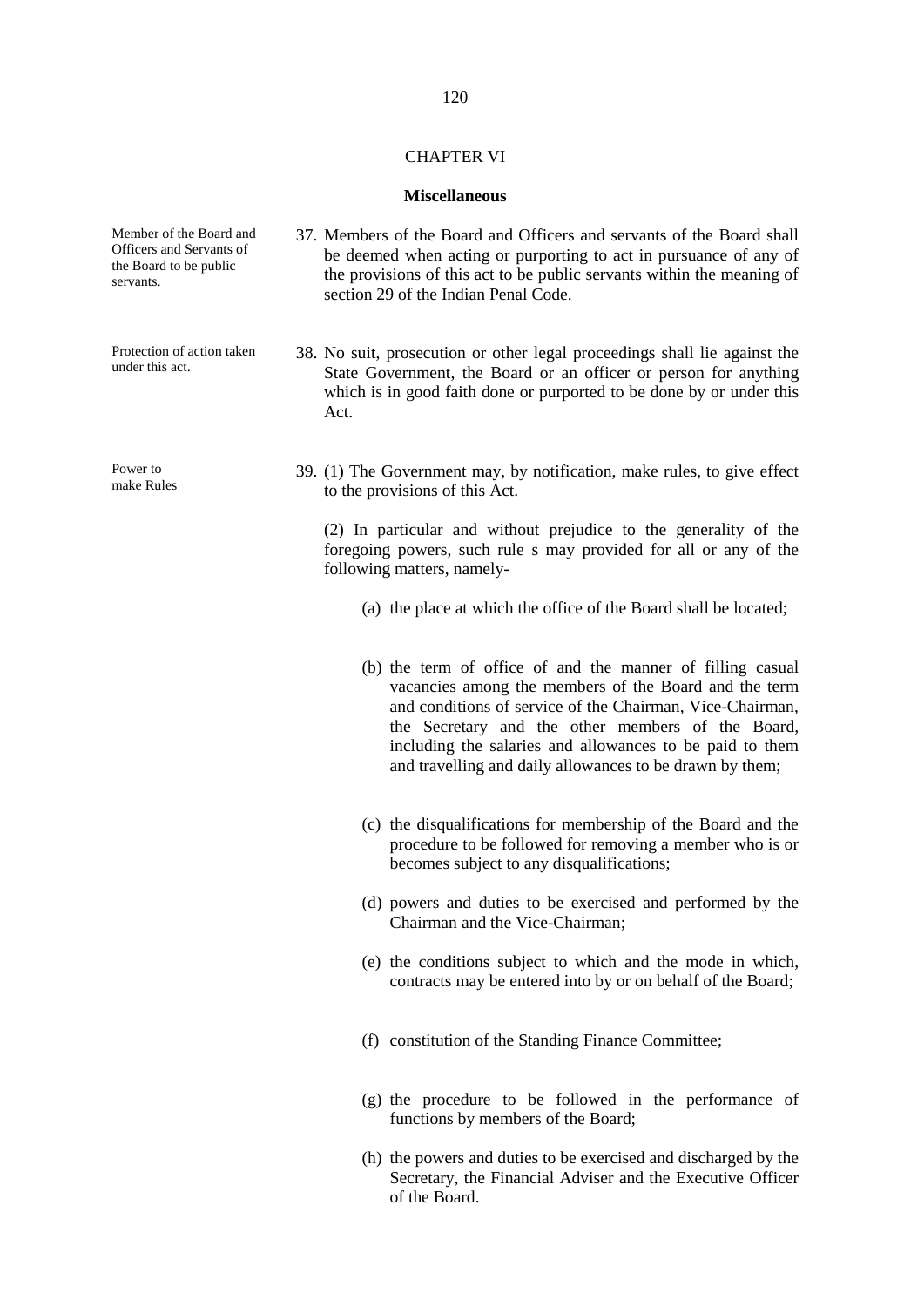## CHAPTER VI

### Miscellaneous

Member of the Board and Officers and Servants of the Board to be public servants.

37. Members of the Board and Officers and servants of the Board shall be deemed when acting or purporting to act in pursuance of any of the provisions of this act to be public servants within the meaning of section 29 of the Indian Penal Code.

Protection of action taken under this act.

38. No suit, prosecution or other legal proceedings shall lie against the State Government, the Board or an officer or person for anything which is in good faith done or purported to be done by or under this Act.

Power to make Rules

39. (1) The Government may, by notification, make rules, to give effect to the provisions of this Act.

(2) In particular and without prejudice to the generality of the foregoing powers, such rule s may provided for all or any of the following matters, namely-

(a) the place at which the office of the Board shall be located;

(b) the term of office of and the manner of filling casual vacancies among the members of the Board and the term and conditions of service of the Chairman, Vice-Chairman, the Secretary and the other members of the Board, including the salaries and allowances to be paid to them and travelling and daily allowances to be drawn by them;

(c) the disqualifications for membership of the Board and the procedure to be followed for removing a member who is or becomes subject to any disqualifications;

(d) powers and duties to be exercised and performed by the Chairman and the Vice-Chairman;

(e) the conditions subject to which and the mode in which, contracts may be entered into by or on behalf of the Board;

(f) constitution of the Standing Finance Committee;

(g) the procedure to be followed in the performance of functions by members of the Board;

(h) the powers and duties to be exercised and discharged by the Secretary, the Financial Adviser and the Executive Officer of the Board.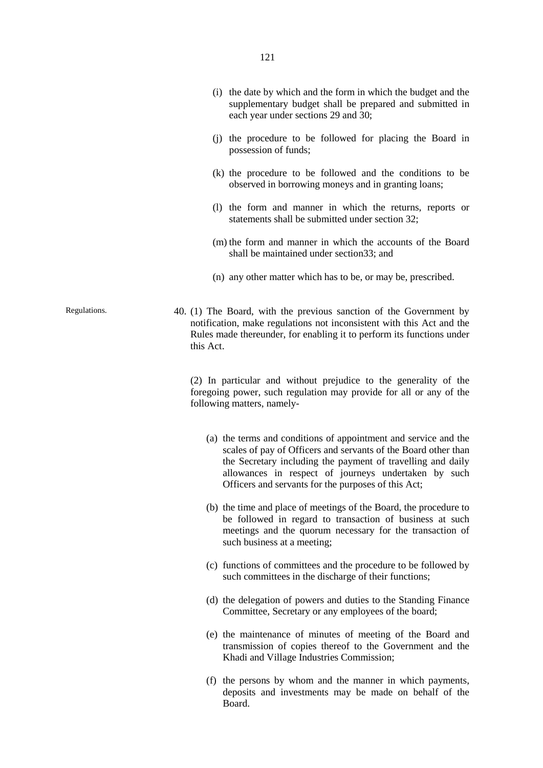(i) the date by which and the form in which the budget and the supplementary budget shall be prepared and submitted in each year under sections 29 and 30;

(j) the procedure to be followed for placing the Board in possession of funds;

(k) the procedure to be followed and the conditions to be observed in borrowing moneys and in granting loans;

(l) the form and manner in which the returns, reports or statements shall be submitted under section 32;

(m) the form and manner in which the accounts of the Board shall be maintained under section33; and

(n) any other matter which has to be, or may be, prescribed.

Regulations.

40. (1) The Board, with the previous sanction of the Government by notification, make regulations not inconsistent with this Act and the Rules made thereunder, for enabling it to perform its functions under this Act.

(2) In particular and without prejudice to the generality of the foregoing power, such regulation may provide for all or any of the following matters, namely-

(a) the terms and conditions of appointment and service and the scales of pay of Officers and servants of the Board other than the Secretary including the payment of travelling and daily allowances in respect of journeys undertaken by such Officers and servants for the purposes of this Act;

(b) the time and place of meetings of the Board, the procedure to be followed in regard to transaction of business at such meetings and the quorum necessary for the transaction of such business at a meeting;

(c) functions of committees and the procedure to be followed by such committees in the discharge of their functions;

(d) the delegation of powers and duties to the Standing Finance Committee, Secretary or any employees of the board;

(e) the maintenance of minutes of meeting of the Board and transmission of copies thereof to the Government and the Khadi and Village Industries Commission;

(f) the persons by whom and the manner in which payments, deposits and investments may be made on behalf of the Board.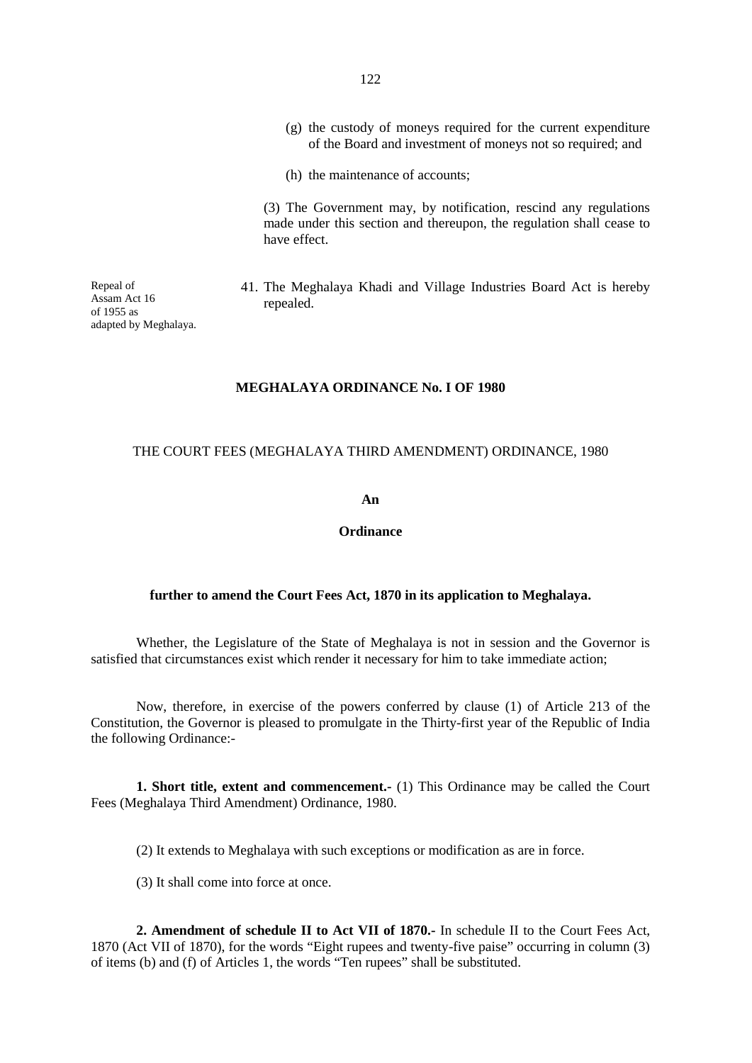(g) the custody of moneys required for the current expenditure of the Board and investment of moneys not so required; and

(h) the maintenance of accounts;

(3) The Government may, by notification, rescind any regulations made under this section and thereupon, the regulation shall cease to have effect.

Repeal of Assam Act 16 of 1955 as adapted by Meghalaya.

41. The Meghalaya Khadi and Village Industries Board Act is hereby repealed.

## MEGHALAYA ORDINANCE No. I OF 1980

### THE COURT FEES (MEGHALAYA THIRD AMENDMENT) ORDINANCE, 1980

**An**

**Ordinance**

**further to amend the Court Fees Act, 1870 in its application to Meghalaya.**

Whether, the Legislature of the State of Meghalaya is not in session and the Governor is satisfied that circumstances exist which render it necessary for him to take immediate action;

Now, therefore, in exercise of the powers conferred by clause (1) of Article 213 of the Constitution, the Governor is pleased to promulgate in the Thirty-first year of the Republic of India the following Ordinance:-

**1. Short title, extent and commencement.-** (1) This Ordinance may be called the Court Fees (Meghalaya Third Amendment) Ordinance, 1980.

(2) It extends to Meghalaya with such exceptions or modification as are in force.

(3) It shall come into force at once.

**2. Amendment of schedule II to Act VII of 1870.-** In schedule II to the Court Fees Act, 1870 (Act VII of 1870), for the words "Eight rupees and twenty-five paise" occurring in column (3) of items (b) and (f) of Articles 1, the words "Ten rupees" shall be substituted.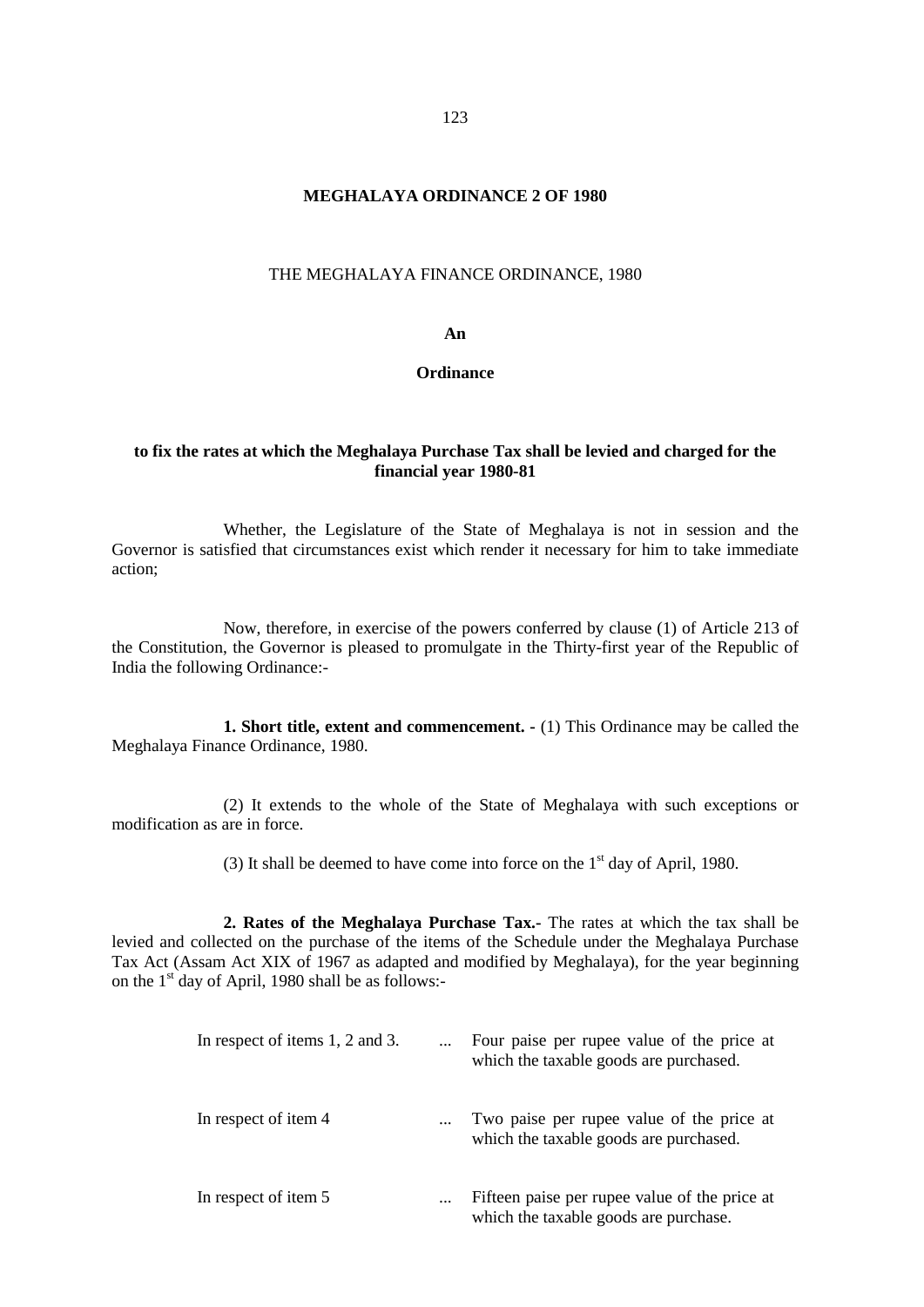# MEGHALAYA ORDINANCE 2 OF 1980

THE MEGHALAYA FINANCE ORDINANCE, 1980

**An**

**Ordinance**

**to fix the rates at which the Meghalaya Purchase Tax shall be levied and charged for the financial year 1980-81**

Whether, the Legislature of the State of Meghalaya is not in session and the Governor is satisfied that circumstances exist which render it necessary for him to take immediate action;

Now, therefore, in exercise of the powers conferred by clause (1) of Article 213 of the Constitution, the Governor is pleased to promulgate in the Thirty-first year of the Republic of India the following Ordinance:-

**1. Short title, extent and commencement.** - (1) This Ordinance may be called the Meghalaya Finance Ordinance, 1980.

(2) It extends to the whole of the State of Meghalaya with such exceptions or modification as are in force.

(3) It shall be deemed to have come into force on the 1st day of April, 1980.

**2. Rates of the Meghalaya Purchase Tax.**- The rates at which the tax shall be levied and collected on the purchase of the items of the Schedule under the Meghalaya Purchase Tax Act (Assam Act XIX of 1967 as adapted and modified by Meghalaya), for the year beginning on the 1st day of April, 1980 shall be as follows:-

| | | |
|---|---|---|
| In respect of items 1, 2 and 3. | ... | Four paise per rupee value of the price at which the taxable goods are purchased. |
| In respect of item 4 | ... | Two paise per rupee value of the price at which the taxable goods are purchased. |
| In respect of item 5 | ... | Fifteen paise per rupee value of the price at which the taxable goods are purchase. |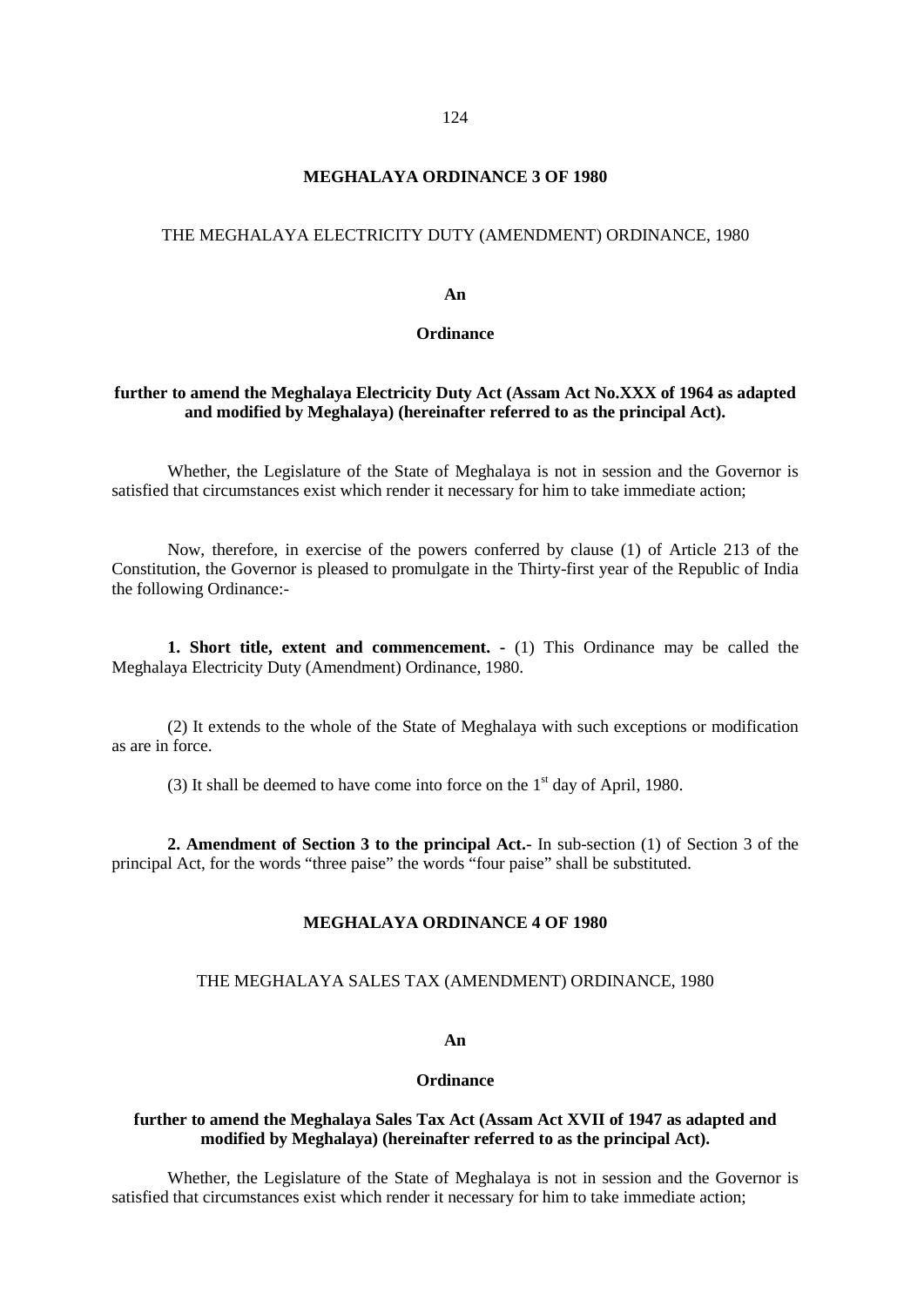## MEGHALAYA ORDINANCE 3 OF 1980

THE MEGHALAYA ELECTRICITY DUTY (AMENDMENT) ORDINANCE, 1980

**An**

**Ordinance**

**further to amend the Meghalaya Electricity Duty Act (Assam Act No.XXX of 1964 as adapted and modified by Meghalaya) (hereinafter referred to as the principal Act).**

Whether, the Legislature of the State of Meghalaya is not in session and the Governor is satisfied that circumstances exist which render it necessary for him to take immediate action;

Now, therefore, in exercise of the powers conferred by clause (1) of Article 213 of the Constitution, the Governor is pleased to promulgate in the Thirty-first year of the Republic of India the following Ordinance:-

**1. Short title, extent and commencement. -** (1) This Ordinance may be called the Meghalaya Electricity Duty (Amendment) Ordinance, 1980.

(2) It extends to the whole of the State of Meghalaya with such exceptions or modification as are in force.

(3) It shall be deemed to have come into force on the 1st day of April, 1980.

**2. Amendment of Section 3 to the principal Act.-** In sub-section (1) of Section 3 of the principal Act, for the words "three paise" the words "four paise" shall be substituted.

## MEGHALAYA ORDINANCE 4 OF 1980

THE MEGHALAYA SALES TAX (AMENDMENT) ORDINANCE, 1980

**An**

**Ordinance**

**further to amend the Meghalaya Sales Tax Act (Assam Act XVII of 1947 as adapted and modified by Meghalaya) (hereinafter referred to as the principal Act).**

Whether, the Legislature of the State of Meghalaya is not in session and the Governor is satisfied that circumstances exist which render it necessary for him to take immediate action;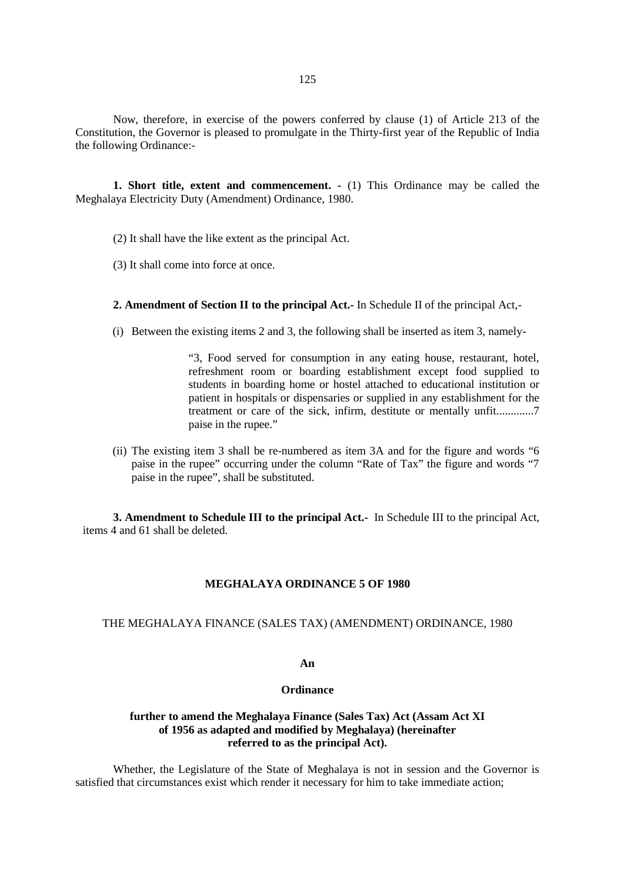Now, therefore, in exercise of the powers conferred by clause (1) of Article 213 of the Constitution, the Governor is pleased to promulgate in the Thirty-first year of the Republic of India the following Ordinance:-

**1. Short title, extent and commencement. -** (1) This Ordinance may be called the Meghalaya Electricity Duty (Amendment) Ordinance, 1980.

(2) It shall have the like extent as the principal Act.

(3) It shall come into force at once.

**2. Amendment of Section II to the principal Act.-** In Schedule II of the principal Act,-

(i) Between the existing items 2 and 3, the following shall be inserted as item 3, namely-

> "3, Food served for consumption in any eating house, restaurant, hotel, refreshment room or boarding establishment except food supplied to students in boarding home or hostel attached to educational institution or patient in hospitals or dispensaries or supplied in any establishment for the treatment or care of the sick, infirm, destitute or mentally unfit.............7 paise in the rupee."

(ii) The existing item 3 shall be re-numbered as item 3A and for the figure and words "6 paise in the rupee" occurring under the column "Rate of Tax" the figure and words "7 paise in the rupee", shall be substituted.

**3. Amendment to Schedule III to the principal Act.-** In Schedule III to the principal Act, items 4 and 61 shall be deleted.

## MEGHALAYA ORDINANCE 5 OF 1980

### THE MEGHALAYA FINANCE (SALES TAX) (AMENDMENT) ORDINANCE, 1980

**An**

**Ordinance**

**further to amend the Meghalaya Finance (Sales Tax) Act (Assam Act XI of 1956 as adapted and modified by Meghalaya) (hereinafter referred to as the principal Act).**

Whether, the Legislature of the State of Meghalaya is not in session and the Governor is satisfied that circumstances exist which render it necessary for him to take immediate action;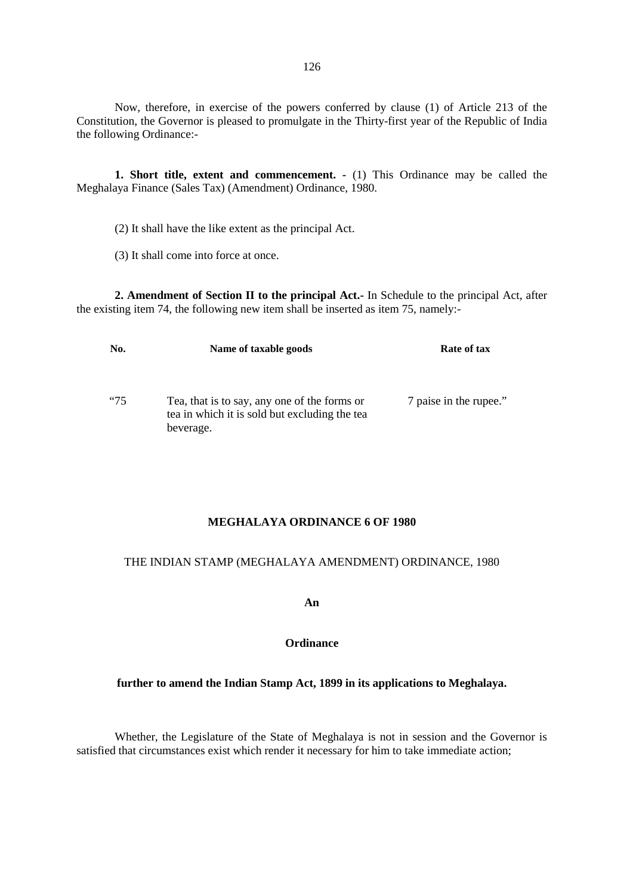Now, therefore, in exercise of the powers conferred by clause (1) of Article 213 of the Constitution, the Governor is pleased to promulgate in the Thirty-first year of the Republic of India the following Ordinance:-

**1. Short title, extent and commencement.** - (1) This Ordinance may be called the Meghalaya Finance (Sales Tax) (Amendment) Ordinance, 1980.

(2) It shall have the like extent as the principal Act.

(3) It shall come into force at once.

**2. Amendment of Section II to the principal Act.-** In Schedule to the principal Act, after the existing item 74, the following new item shall be inserted as item 75, namely:-

| No. | Name of taxable goods | Rate of tax |
|---|---|---|
| "75 | Tea, that is to say, any one of the forms or tea in which it is sold but excluding the tea beverage. | 7 paise in the rupee." |

## MEGHALAYA ORDINANCE 6 OF 1980

THE INDIAN STAMP (MEGHALAYA AMENDMENT) ORDINANCE, 1980

**An**

**Ordinance**

**further to amend the Indian Stamp Act, 1899 in its applications to Meghalaya.**

Whether, the Legislature of the State of Meghalaya is not in session and the Governor is satisfied that circumstances exist which render it necessary for him to take immediate action;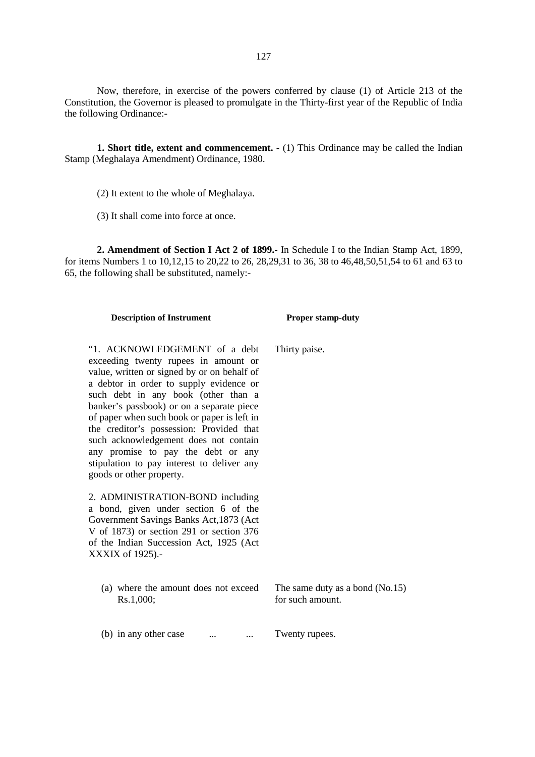Now, therefore, in exercise of the powers conferred by clause (1) of Article 213 of the Constitution, the Governor is pleased to promulgate in the Thirty-first year of the Republic of India the following Ordinance:-

**1. Short title, extent and commencement. -** (1) This Ordinance may be called the Indian Stamp (Meghalaya Amendment) Ordinance, 1980.

(2) It extent to the whole of Meghalaya.

(3) It shall come into force at once.

**2. Amendment of Section I Act 2 of 1899.-** In Schedule I to the Indian Stamp Act, 1899, for items Numbers 1 to 10,12,15 to 20,22 to 26, 28,29,31 to 36, 38 to 46,48,50,51,54 to 61 and 63 to 65, the following shall be substituted, namely:-

| **Description of Instrument** | **Proper stamp-duty** |
|---|---|
| "1. ACKNOWLEDGEMENT of a debt exceeding twenty rupees in amount or value, written or signed by or on behalf of a debtor in order to supply evidence or such debt in any book (other than a banker's passbook) or on a separate piece of paper when such book or paper is left in the creditor's possession: Provided that such acknowledgement does not contain any promise to pay the debt or any stipulation to pay interest to deliver any goods or other property. | Thirty paise. |
| 2. ADMINISTRATION-BOND including a bond, given under section 6 of the Government Savings Banks Act,1873 (Act V of 1873) or section 291 or section 376 of the Indian Succession Act, 1925 (Act XXXIX of 1925).- | |
| (a) where the amount does not exceed Rs.1,000; | The same duty as a bond (No.15) for such amount. |
| (b) in any other case ... ... | Twenty rupees. |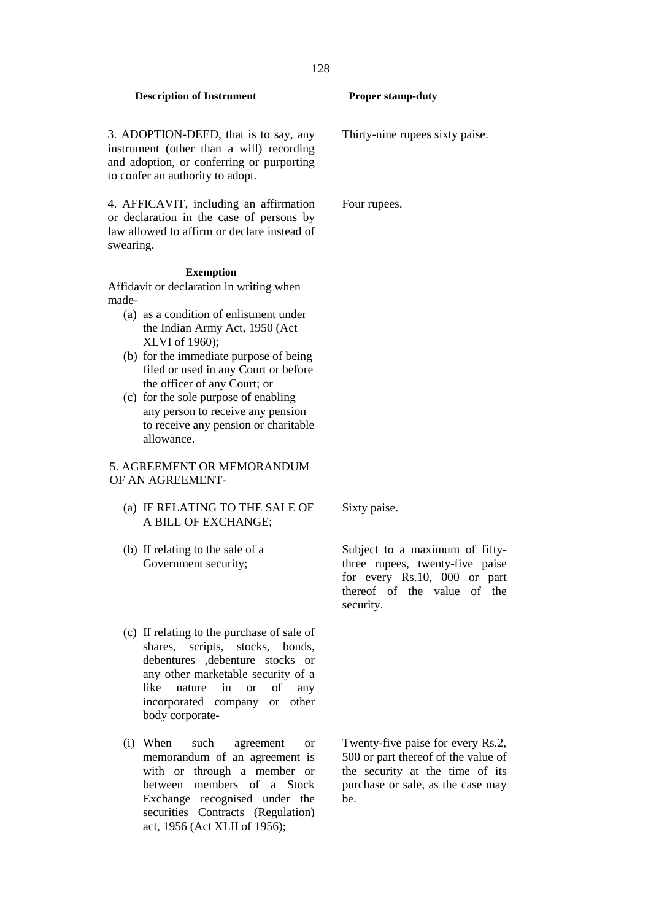| Description of Instrument | Proper stamp-duty |
|---|---|
| 3. ADOPTION-DEED, that is to say, any instrument (other than a will) recording and adoption, or conferring or purporting to confer an authority to adopt. | Thirty-nine rupees sixty paise. |
| 4. AFFICAVIT, including an affirmation or declaration in the case of persons by law allowed to affirm or declare instead of swearing. | Four rupees. |
| **Exemption**<br>Affidavit or declaration in writing when made-<br>(a) as a condition of enlistment under the Indian Army Act, 1950 (Act XLVI of 1960);<br>(b) for the immediate purpose of being filed or used in any Court or before the officer of any Court; or<br>(c) for the sole purpose of enabling any person to receive any pension to receive any pension or charitable allowance. | |
| 5. AGREEMENT OR MEMORANDUM OF AN AGREEMENT- | |
| (a) IF RELATING TO THE SALE OF A BILL OF EXCHANGE; | Sixty paise. |
| (b) If relating to the sale of a Government security; | Subject to a maximum of fifty-three rupees, twenty-five paise for every Rs.10, 000 or part thereof of the value of the security. |
| (c) If relating to the purchase of sale of shares, scripts, stocks, bonds, debentures ,debenture stocks or any other marketable security of a like nature in or of any incorporated company or other body corporate- | |
| (i) When such agreement or memorandum of an agreement is with or through a member or between members of a Stock Exchange recognised under the securities Contracts (Regulation) act, 1956 (Act XLII of 1956); | Twenty-five paise for every Rs.2, 500 or part thereof of the value of the security at the time of its purchase or sale, as the case may be. |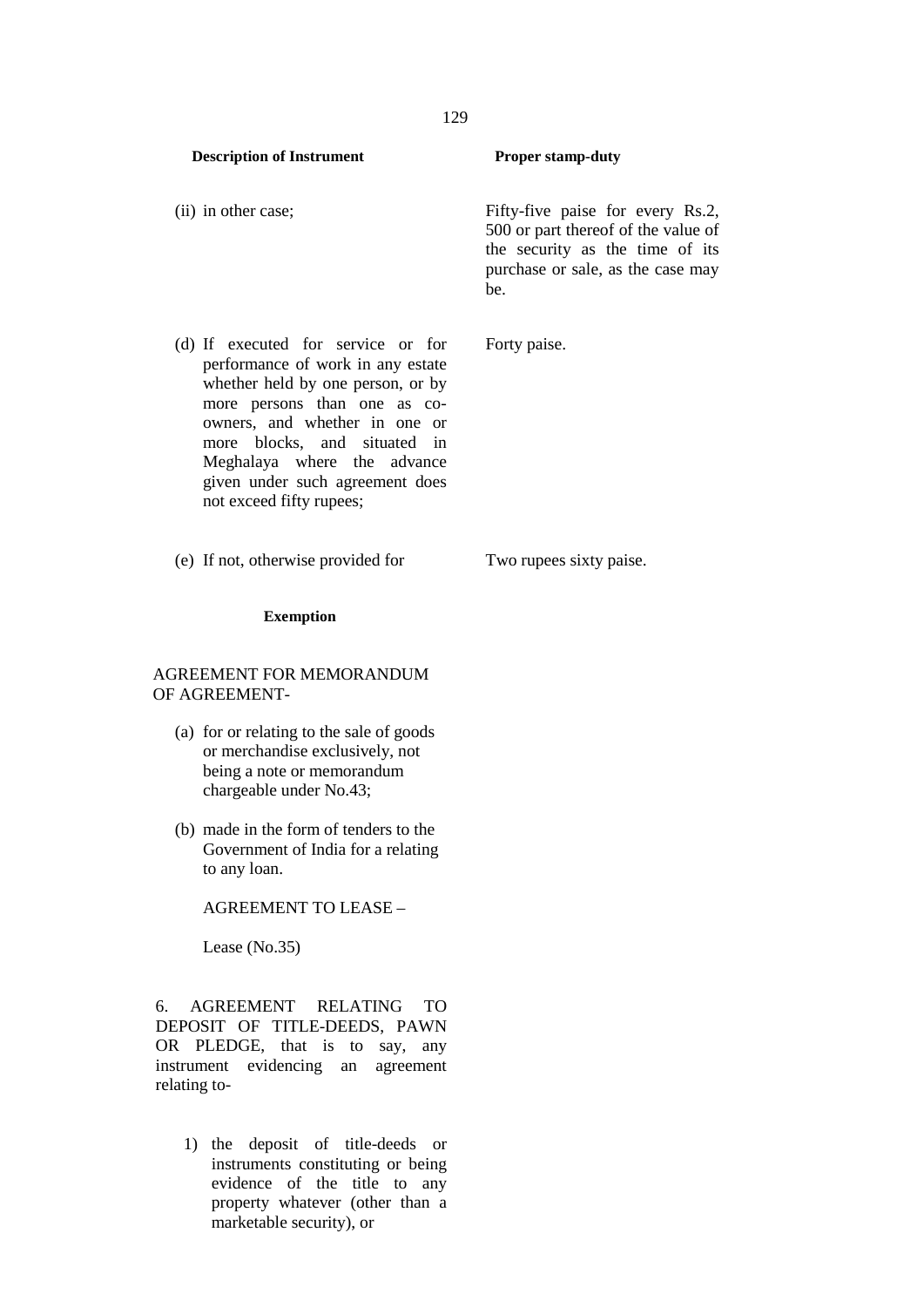| Description of Instrument | Proper stamp-duty |
|---|---|
| (ii) in other case; | Fifty-five paise for every Rs.2, 500 or part thereof of the value of the security as the time of its purchase or sale, as the case may be. |
| (d) If executed for service or for performance of work in any estate whether held by one person, or by more persons than one as co-owners, and whether in one or more blocks, and situated in Meghalaya where the advance given under such agreement does not exceed fifty rupees; | Forty paise. |
| (e) If not, otherwise provided for | Two rupees sixty paise. |

**Exemption**

AGREEMENT FOR MEMORANDUM OF AGREEMENT-

(a) for or relating to the sale of goods or merchandise exclusively, not being a note or memorandum chargeable under No.43;

(b) made in the form of tenders to the Government of India for a relating to any loan.

AGREEMENT TO LEASE –

Lease (No.35)

6. AGREEMENT RELATING TO DEPOSIT OF TITLE-DEEDS, PAWN OR PLEDGE, that is to say, any instrument evidencing an agreement relating to-

1) the deposit of title-deeds or instruments constituting or being evidence of the title to any property whatever (other than a marketable security), or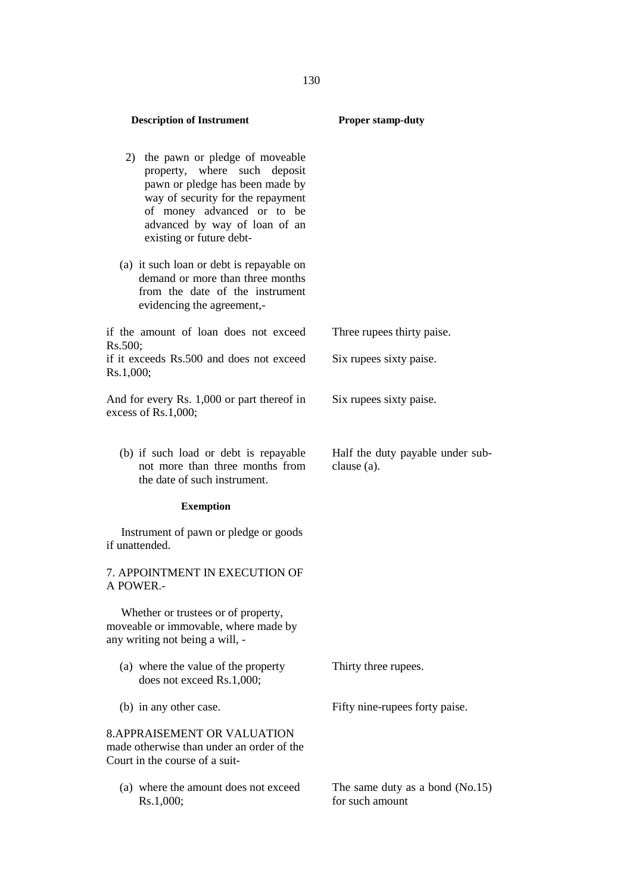| Description of Instrument | Proper stamp-duty |
|---|---|
| 2) the pawn or pledge of moveable property, where such deposit pawn or pledge has been made by way of security for the repayment of money advanced or to be advanced by way of loan of an existing or future debt- | |
| (a) it such loan or debt is repayable on demand or more than three months from the date of the instrument evidencing the agreement,- | |
| if the amount of loan does not exceed Rs.500; | Three rupees thirty paise. |
| if it exceeds Rs.500 and does not exceed Rs.1,000; | Six rupees sixty paise. |
| And for every Rs. 1,000 or part thereof in excess of Rs.1,000; | Six rupees sixty paise. |
| (b) if such load or debt is repayable not more than three months from the date of such instrument. | Half the duty payable under sub-clause (a). |

**Exemption**

Instrument of pawn or pledge or goods if unattended.

7. APPOINTMENT IN EXECUTION OF A POWER.-

Whether or trustees or of property, moveable or immovable, where made by any writing not being a will, -

| Description of Instrument | Proper stamp-duty |
|---|---|
| (a) where the value of the property does not exceed Rs.1,000; | Thirty three rupees. |
| (b) in any other case. | Fifty nine-rupees forty paise. |

8.APPRAISEMENT OR VALUATION made otherwise than under an order of the Court in the course of a suit-

| Description of Instrument | Proper stamp-duty |
|---|---|
| (a) where the amount does not exceed Rs.1,000; | The same duty as a bond (No.15) for such amount |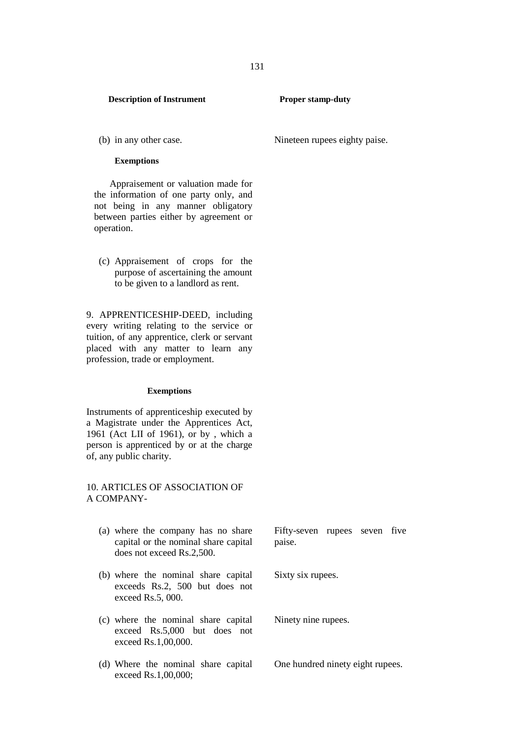| Description of Instrument | Proper stamp-duty |
|---|---|
| (b) in any other case. | Nineteen rupees eighty paise. |
| **Exemptions** | |
| Appraisement or valuation made for the information of one party only, and not being in any manner obligatory between parties either by agreement or operation. | |
| (c) Appraisement of crops for the purpose of ascertaining the amount to be given to a landlord as rent. | |
| 9. APPRENTICESHIP-DEED, including every writing relating to the service or tuition, of any apprentice, clerk or servant placed with any matter to learn any profession, trade or employment. | |
| **Exemptions** | |
| Instruments of apprenticeship executed by a Magistrate under the Apprentices Act, 1961 (Act LII of 1961), or by , which a person is apprenticed by or at the charge of, any public charity. | |
| 10. ARTICLES OF ASSOCIATION OF A COMPANY- | |
| (a) where the company has no share capital or the nominal share capital does not exceed Rs.2,500. | Fifty-seven rupees seven five paise. |
| (b) where the nominal share capital exceeds Rs.2, 500 but does not exceed Rs.5, 000. | Sixty six rupees. |
| (c) where the nominal share capital exceed Rs.5,000 but does not exceed Rs.1,00,000. | Ninety nine rupees. |
| (d) Where the nominal share capital exceed Rs.1,00,000; | One hundred ninety eight rupees. |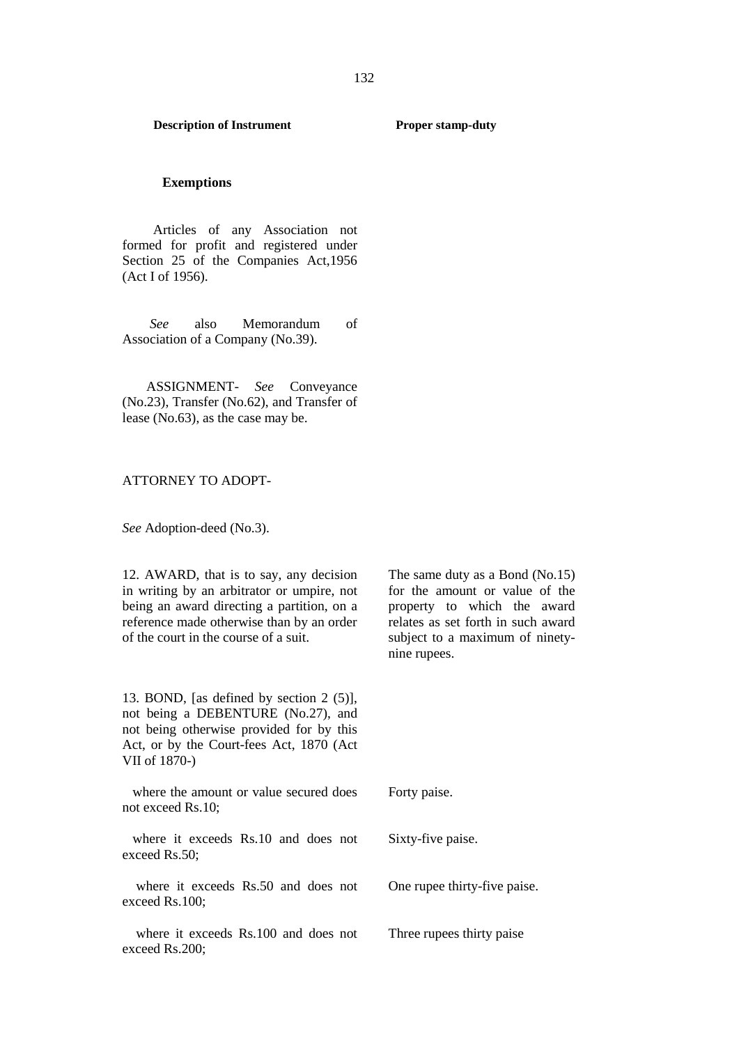| Description of Instrument | Proper stamp-duty |
|---|---|
| **Exemptions** | |
| Articles of any Association not formed for profit and registered under Section 25 of the Companies Act,1956 (Act I of 1956). | |
| *See* also Memorandum of Association of a Company (No.39). | |
| ASSIGNMENT- *See* Conveyance (No.23), Transfer (No.62), and Transfer of lease (No.63), as the case may be. | |
| ATTORNEY TO ADOPT- | |
| *See* Adoption-deed (No.3). | |
| 12. AWARD, that is to say, any decision in writing by an arbitrator or umpire, not being an award directing a partition, on a reference made otherwise than by an order of the court in the course of a suit. | The same duty as a Bond (No.15) for the amount or value of the property to which the award relates as set forth in such award subject to a maximum of ninety-nine rupees. |
| 13. BOND, [as defined by section 2 (5)], not being a DEBENTURE (No.27), and not being otherwise provided for by this Act, or by the Court-fees Act, 1870 (Act VII of 1870-) | |
| where the amount or value secured does not exceed Rs.10; | Forty paise. |
| where it exceeds Rs.10 and does not exceed Rs.50; | Sixty-five paise. |
| where it exceeds Rs.50 and does not exceed Rs.100; | One rupee thirty-five paise. |
| where it exceeds Rs.100 and does not exceed Rs.200; | Three rupees thirty paise |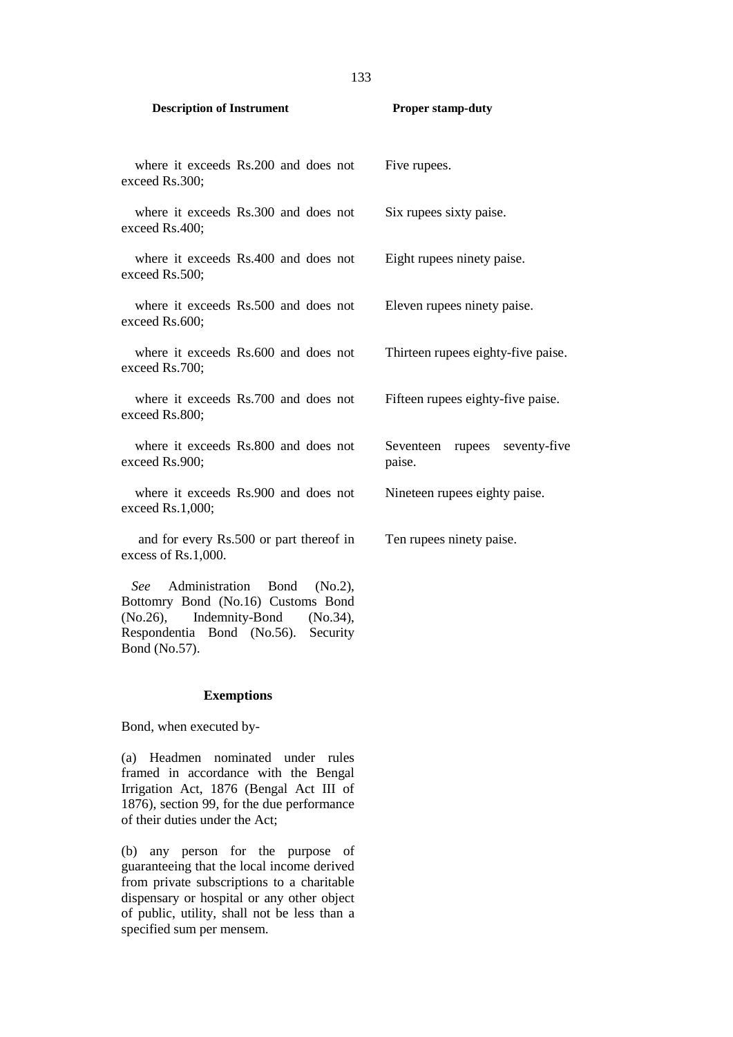| Description of Instrument | Proper stamp-duty |
|---|---|
| where it exceeds Rs.200 and does not exceed Rs.300; | Five rupees. |
| where it exceeds Rs.300 and does not exceed Rs.400; | Six rupees sixty paise. |
| where it exceeds Rs.400 and does not exceed Rs.500; | Eight rupees ninety paise. |
| where it exceeds Rs.500 and does not exceed Rs.600; | Eleven rupees ninety paise. |
| where it exceeds Rs.600 and does not exceed Rs.700; | Thirteen rupees eighty-five paise. |
| where it exceeds Rs.700 and does not exceed Rs.800; | Fifteen rupees eighty-five paise. |
| where it exceeds Rs.800 and does not exceed Rs.900; | Seventeen rupees seventy-five paise. |
| where it exceeds Rs.900 and does not exceed Rs.1,000; | Nineteen rupees eighty paise. |
| and for every Rs.500 or part thereof in excess of Rs.1,000. | Ten rupees ninety paise. |

*See* Administration Bond (No.2), Bottomry Bond (No.16) Customs Bond (No.26), Indemnity-Bond (No.34), Respondentia Bond (No.56). Security Bond (No.57).

**Exemptions**

Bond, when executed by-

(a) Headmen nominated under rules framed in accordance with the Bengal Irrigation Act, 1876 (Bengal Act III of 1876), section 99, for the due performance of their duties under the Act;

(b) any person for the purpose of guaranteeing that the local income derived from private subscriptions to a charitable dispensary or hospital or any other object of public, utility, shall not be less than a specified sum per mensem.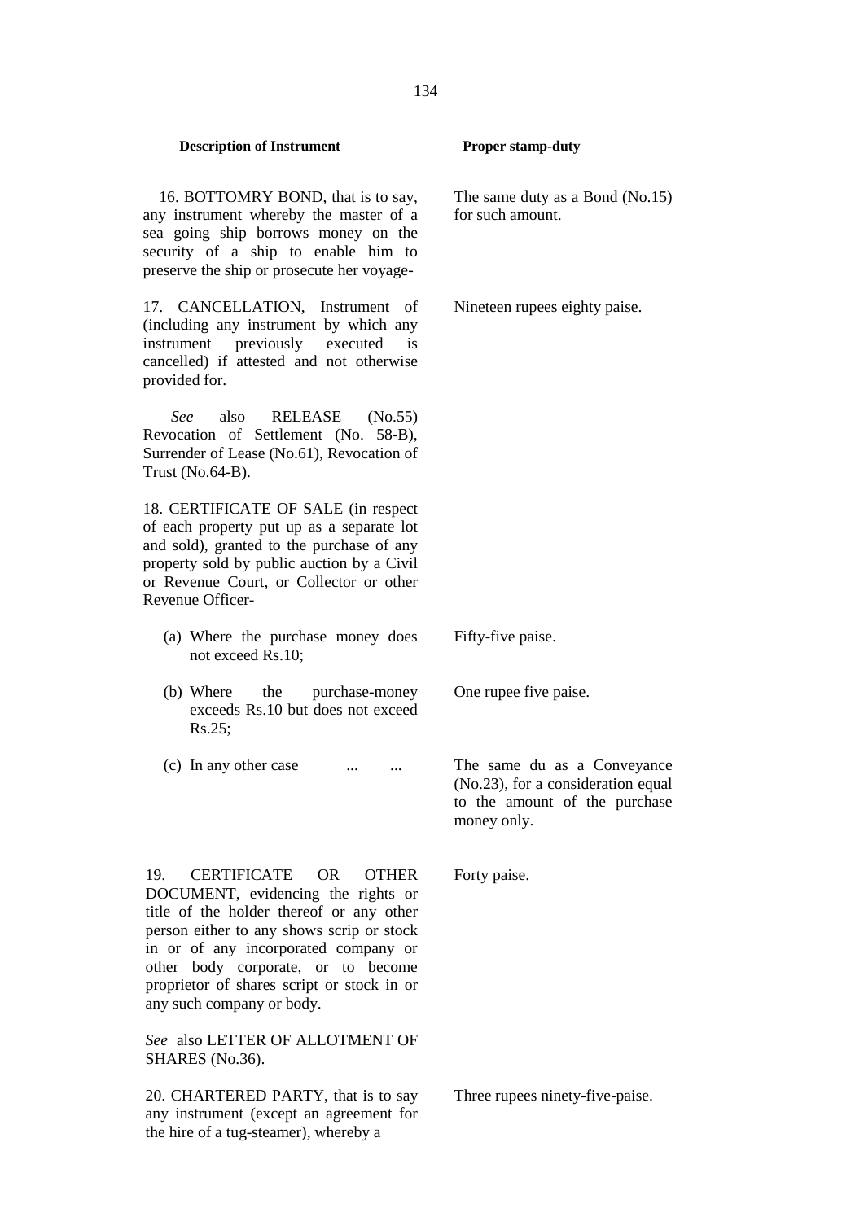| Description of Instrument | Proper stamp-duty |
|---|---|
| 16. BOTTOMRY BOND, that is to say, any instrument whereby the master of a sea going ship borrows money on the security of a ship to enable him to preserve the ship or prosecute her voyage- | The same duty as a Bond (No.15) for such amount. |
| 17. CANCELLATION, Instrument of (including any instrument by which any instrument previously executed is cancelled) if attested and not otherwise provided for. | Nineteen rupees eighty paise. |
| *See* also RELEASE (No.55) Revocation of Settlement (No. 58-B), Surrender of Lease (No.61), Revocation of Trust (No.64-B). | |
| 18. CERTIFICATE OF SALE (in respect of each property put up as a separate lot and sold), granted to the purchase of any property sold by public auction by a Civil or Revenue Court, or Collector or other Revenue Officer- | |
| (a) Where the purchase money does not exceed Rs.10; | Fifty-five paise. |
| (b) Where the purchase-money exceeds Rs.10 but does not exceed Rs.25; | One rupee five paise. |
| (c) In any other case ... ... | The same du as a Conveyance (No.23), for a consideration equal to the amount of the purchase money only. |
| 19. CERTIFICATE OR OTHER DOCUMENT, evidencing the rights or title of the holder thereof or any other person either to any shows scrip or stock in or of any incorporated company or other body corporate, or to become proprietor of shares script or stock in or any such company or body. | Forty paise. |
| *See* also LETTER OF ALLOTMENT OF SHARES (No.36). | |
| 20. CHARTERED PARTY, that is to say any instrument (except an agreement for the hire of a tug-steamer), whereby a | Three rupees ninety-five-paise. |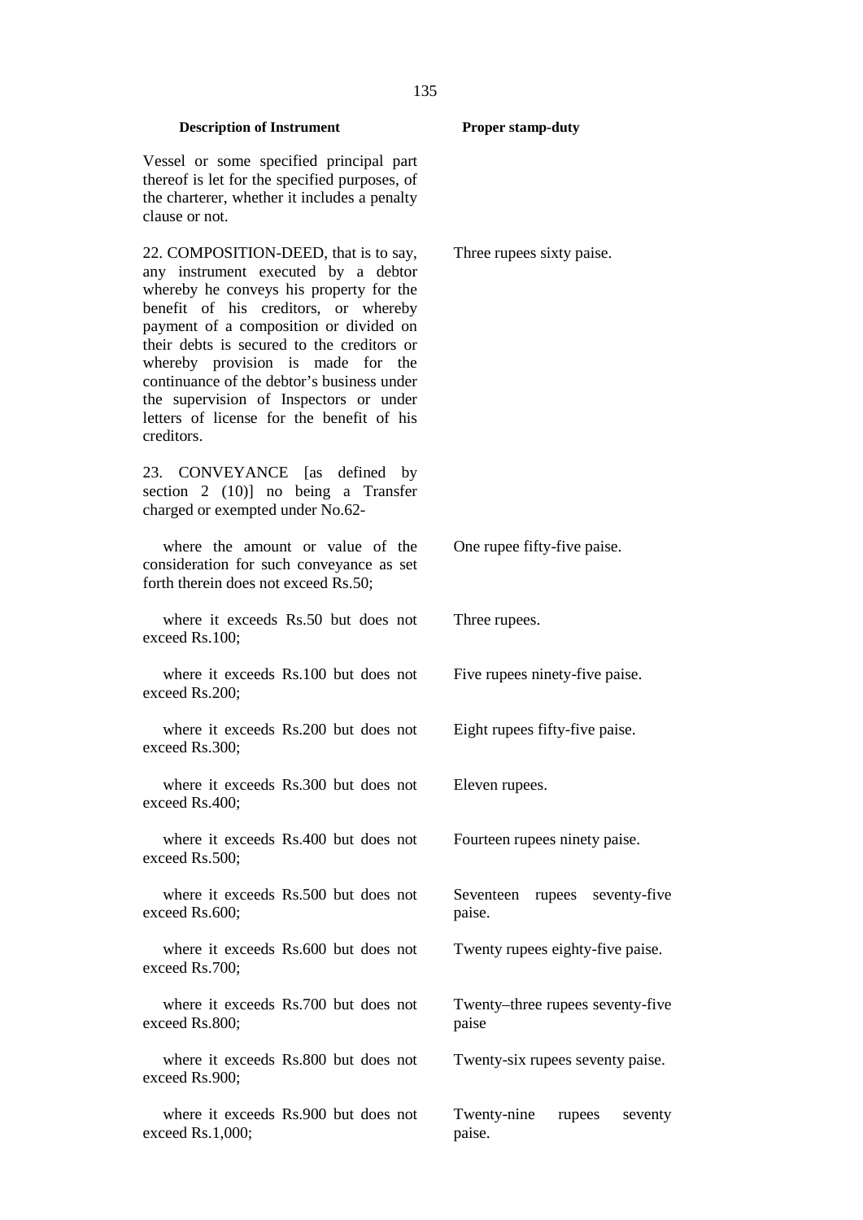| Description of Instrument | Proper stamp-duty |
|---|---|
| Vessel or some specified principal part thereof is let for the specified purposes, of the charterer, whether it includes a penalty clause or not. | |
| 22. COMPOSITION-DEED, that is to say, any instrument executed by a debtor whereby he conveys his property for the benefit of his creditors, or whereby payment of a composition or divided on their debts is secured to the creditors or whereby provision is made for the continuance of the debtor's business under the supervision of Inspectors or under letters of license for the benefit of his creditors. | Three rupees sixty paise. |
| 23. CONVEYANCE [as defined by section 2 (10)] no being a Transfer charged or exempted under No.62- | |
| where the amount or value of the consideration for such conveyance as set forth therein does not exceed Rs.50; | One rupee fifty-five paise. |
| where it exceeds Rs.50 but does not exceed Rs.100; | Three rupees. |
| where it exceeds Rs.100 but does not exceed Rs.200; | Five rupees ninety-five paise. |
| where it exceeds Rs.200 but does not exceed Rs.300; | Eight rupees fifty-five paise. |
| where it exceeds Rs.300 but does not exceed Rs.400; | Eleven rupees. |
| where it exceeds Rs.400 but does not exceed Rs.500; | Fourteen rupees ninety paise. |
| where it exceeds Rs.500 but does not exceed Rs.600; | Seventeen rupees seventy-five paise. |
| where it exceeds Rs.600 but does not exceed Rs.700; | Twenty rupees eighty-five paise. |
| where it exceeds Rs.700 but does not exceed Rs.800; | Twenty–three rupees seventy-five paise |
| where it exceeds Rs.800 but does not exceed Rs.900; | Twenty-six rupees seventy paise. |
| where it exceeds Rs.900 but does not exceed Rs.1,000; | Twenty-nine rupees seventy paise. |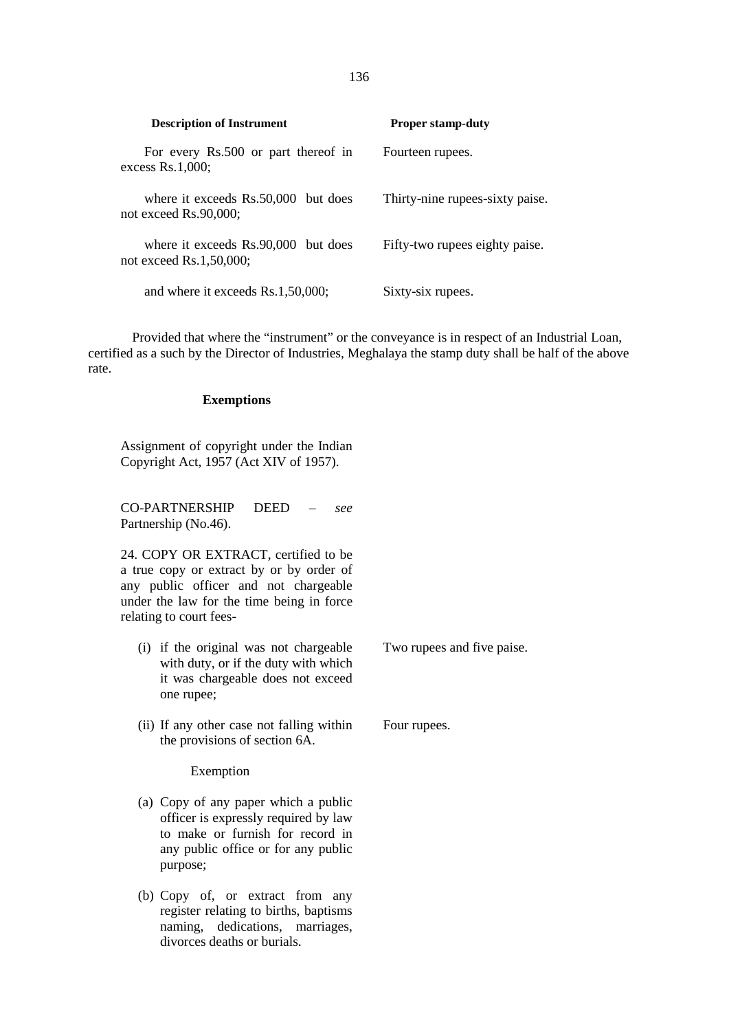| Description of Instrument | Proper stamp-duty |
|---|---|
| For every Rs.500 or part thereof in excess Rs.1,000; | Fourteen rupees. |
| where it exceeds Rs.50,000 but does not exceed Rs.90,000; | Thirty-nine rupees-sixty paise. |
| where it exceeds Rs.90,000 but does not exceed Rs.1,50,000; | Fifty-two rupees eighty paise. |
| and where it exceeds Rs.1,50,000; | Sixty-six rupees. |

Provided that where the "instrument" or the conveyance is in respect of an Industrial Loan, certified as a such by the Director of Industries, Meghalaya the stamp duty shall be half of the above rate.

**Exemptions**

Assignment of copyright under the Indian Copyright Act, 1957 (Act XIV of 1957).

CO-PARTNERSHIP DEED – *see* Partnership (No.46).

| Description of Instrument | Proper stamp-duty |
|---|---|
| 24. COPY OR EXTRACT, certified to be a true copy or extract by or by order of any public officer and not chargeable under the law for the time being in force relating to court fees- | |
| (i) if the original was not chargeable with duty, or if the duty with which it was chargeable does not exceed one rupee; | Two rupees and five paise. |
| (ii) If any other case not falling within the provisions of section 6A. | Four rupees. |

Exemption

(a) Copy of any paper which a public officer is expressly required by law to make or furnish for record in any public office or for any public purpose;

(b) Copy of, or extract from any register relating to births, baptisms naming, dedications, marriages, divorces deaths or burials.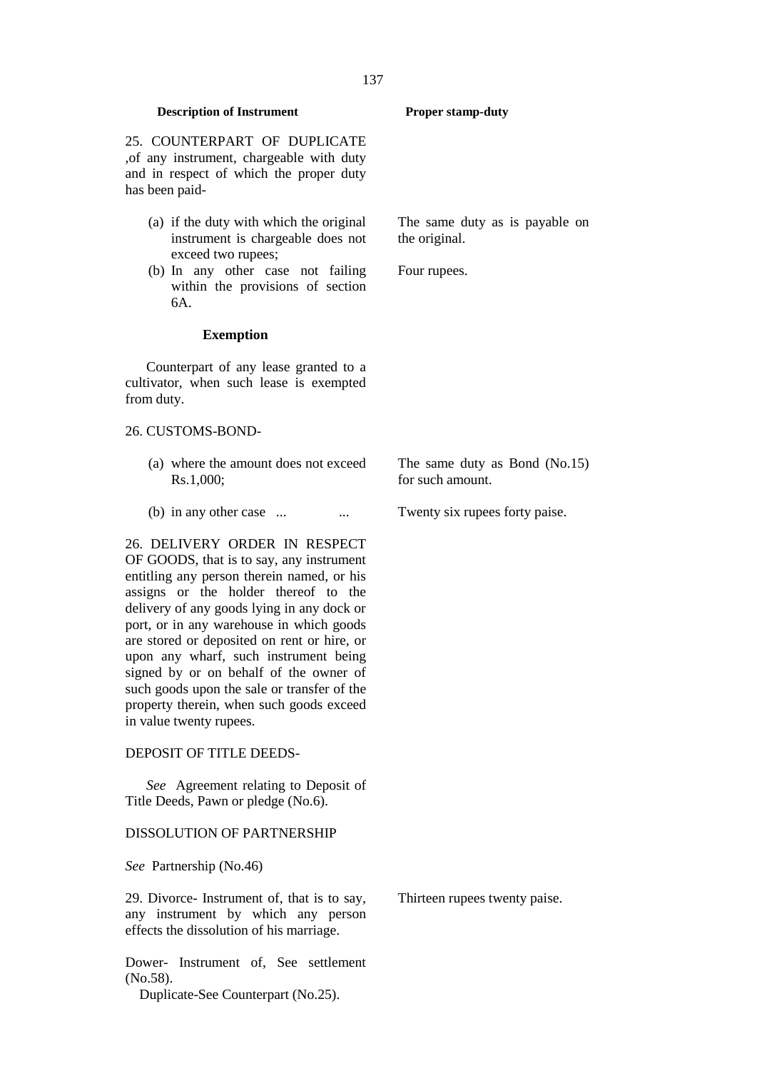| Description of Instrument | Proper stamp-duty |
|---|---|
| 25. COUNTERPART OF DUPLICATE ,of any instrument, chargeable with duty and in respect of which the proper duty has been paid- | |
| (a) if the duty with which the original instrument is chargeable does not exceed two rupees; | The same duty as is payable on the original. |
| (b) In any other case not failing within the provisions of section 6A. | Four rupees. |
| **Exemption** | |
| Counterpart of any lease granted to a cultivator, when such lease is exempted from duty. | |
| 26. CUSTOMS-BOND- | |
| (a) where the amount does not exceed Rs.1,000; | The same duty as Bond (No.15) for such amount. |
| (b) in any other case ... ... | Twenty six rupees forty paise. |
| 26. DELIVERY ORDER IN RESPECT OF GOODS, that is to say, any instrument entitling any person therein named, or his assigns or the holder thereof to the delivery of any goods lying in any dock or port, or in any warehouse in which goods are stored or deposited on rent or hire, or upon any wharf, such instrument being signed by or on behalf of the owner of such goods upon the sale or transfer of the property therein, when such goods exceed in value twenty rupees. | |
| DEPOSIT OF TITLE DEEDS- | |
| *See* Agreement relating to Deposit of Title Deeds, Pawn or pledge (No.6). | |
| DISSOLUTION OF PARTNERSHIP | |
| *See* Partnership (No.46) | |
| 29. Divorce- Instrument of, that is to say, any instrument by which any person effects the dissolution of his marriage. | Thirteen rupees twenty paise. |
| Dower- Instrument of, See settlement (No.58). | |
| Duplicate-See Counterpart (No.25). | |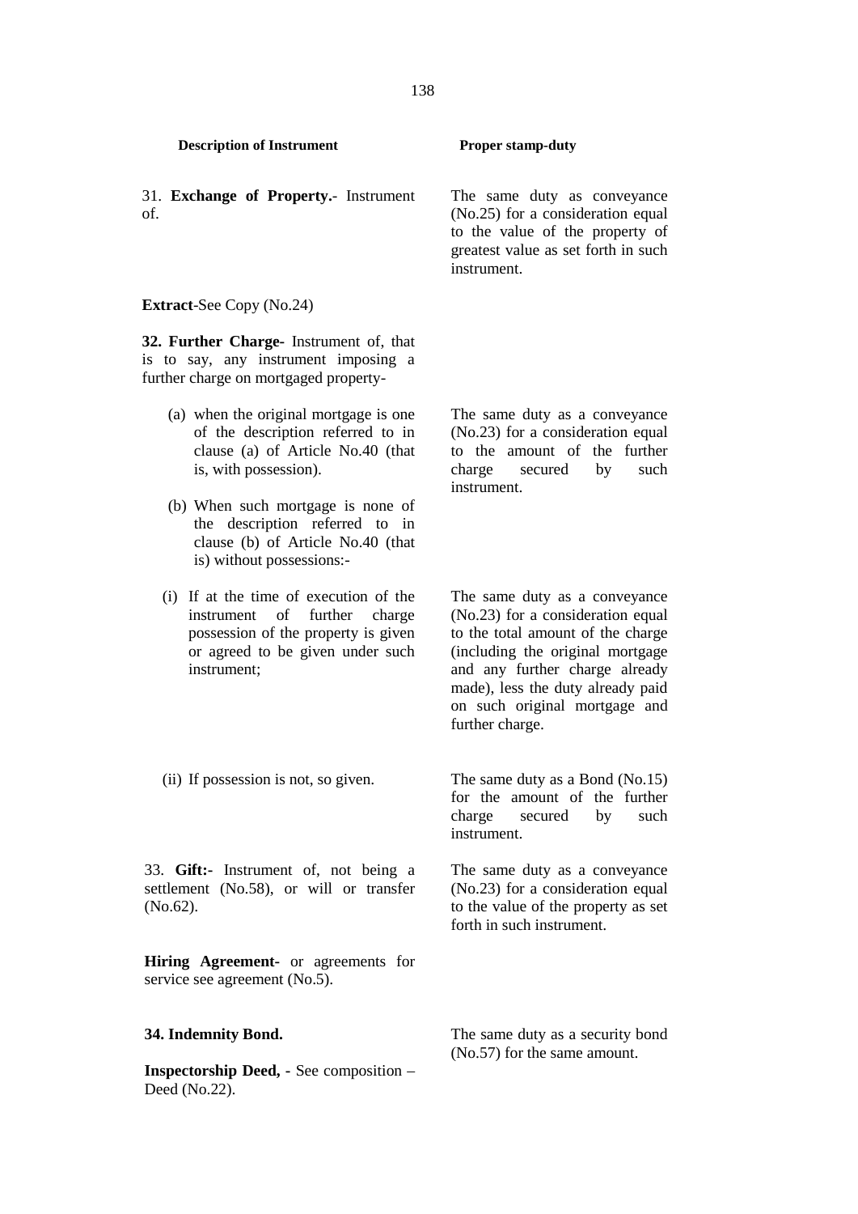| Description of Instrument | Proper stamp-duty |
|---|---|
| 31. **Exchange of Property.-** Instrument of. | The same duty as conveyance (No.25) for a consideration equal to the value of the property of greatest value as set forth in such instrument. |
| **Extract**-See Copy (No.24) | |
| **32. Further Charge-** Instrument of, that is to say, any instrument imposing a further charge on mortgaged property- | |
| (a) when the original mortgage is one of the description referred to in clause (a) of Article No.40 (that is, with possession). | The same duty as a conveyance (No.23) for a consideration equal to the amount of the further charge secured by such instrument. |
| (b) When such mortgage is none of the description referred to in clause (b) of Article No.40 (that is) without possessions:- | |
| (i) If at the time of execution of the instrument of further charge possession of the property is given or agreed to be given under such instrument; | The same duty as a conveyance (No.23) for a consideration equal to the total amount of the charge (including the original mortgage and any further charge already made), less the duty already paid on such original mortgage and further charge. |
| (ii) If possession is not, so given. | The same duty as a Bond (No.15) for the amount of the further charge secured by such instrument. |
| 33. **Gift:-** Instrument of, not being a settlement (No.58), or will or transfer (No.62). | The same duty as a conveyance (No.23) for a consideration equal to the value of the property as set forth in such instrument. |
| **Hiring Agreement**- or agreements for service see agreement (No.5). | |
| **34. Indemnity Bond.** | The same duty as a security bond (No.57) for the same amount. |
| **Inspectorship Deed, -** See composition – Deed (No.22). | |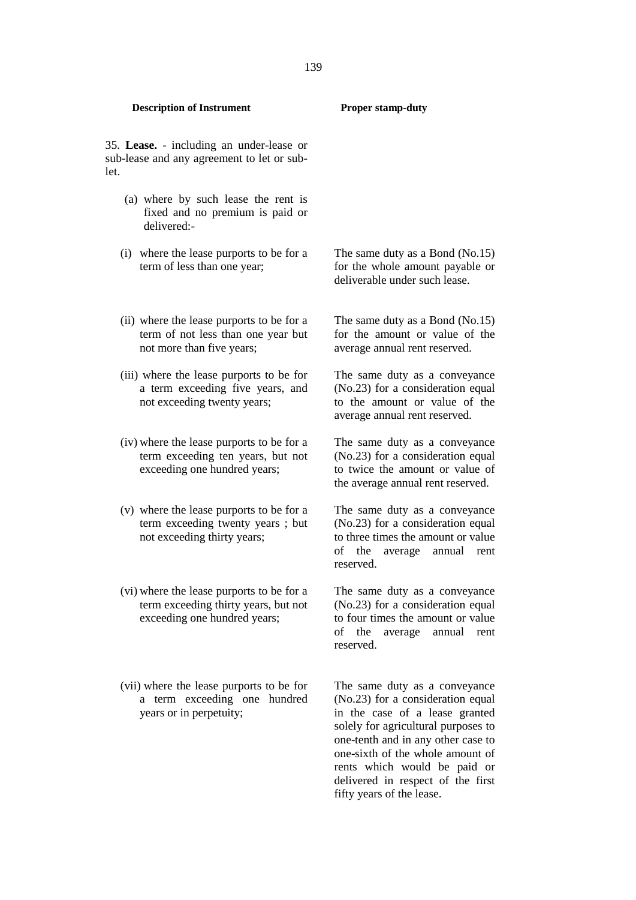| Description of Instrument | Proper stamp-duty |
|---|---|
| 35. **Lease.** - including an under-lease or sub-lease and any agreement to let or sub-let. | |
| (a) where by such lease the rent is fixed and no premium is paid or delivered:- | |
| (i) where the lease purports to be for a term of less than one year; | The same duty as a Bond (No.15) for the whole amount payable or deliverable under such lease. |
| (ii) where the lease purports to be for a term of not less than one year but not more than five years; | The same duty as a Bond (No.15) for the amount or value of the average annual rent reserved. |
| (iii) where the lease purports to be for a term exceeding five years, and not exceeding twenty years; | The same duty as a conveyance (No.23) for a consideration equal to the amount or value of the average annual rent reserved. |
| (iv) where the lease purports to be for a term exceeding ten years, but not exceeding one hundred years; | The same duty as a conveyance (No.23) for a consideration equal to twice the amount or value of the average annual rent reserved. |
| (v) where the lease purports to be for a term exceeding twenty years ; but not exceeding thirty years; | The same duty as a conveyance (No.23) for a consideration equal to three times the amount or value of the average annual rent reserved. |
| (vi) where the lease purports to be for a term exceeding thirty years, but not exceeding one hundred years; | The same duty as a conveyance (No.23) for a consideration equal to four times the amount or value of the average annual rent reserved. |
| (vii) where the lease purports to be for a term exceeding one hundred years or in perpetuity; | The same duty as a conveyance (No.23) for a consideration equal in the case of a lease granted solely for agricultural purposes to one-tenth and in any other case to one-sixth of the whole amount of rents which would be paid or delivered in respect of the first fifty years of the lease. |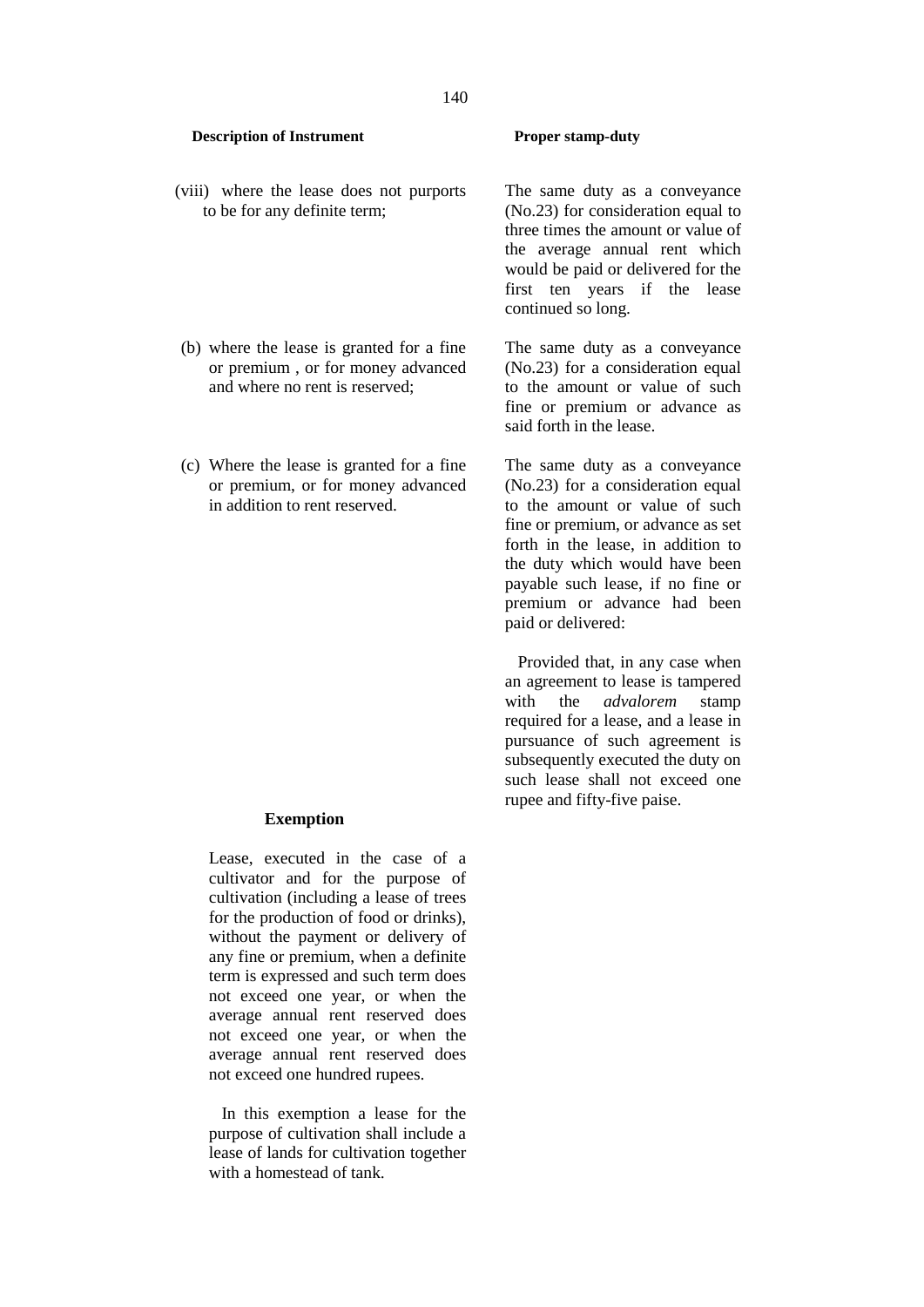| Description of Instrument | Proper stamp-duty |
|---|---|
| (viii) where the lease does not purports to be for any definite term; | The same duty as a conveyance (No.23) for consideration equal to three times the amount or value of the average annual rent which would be paid or delivered for the first ten years if the lease continued so long. |
| (b) where the lease is granted for a fine or premium , or for money advanced and where no rent is reserved; | The same duty as a conveyance (No.23) for a consideration equal to the amount or value of such fine or premium or advance as said forth in the lease. |
| (c) Where the lease is granted for a fine or premium, or for money advanced in addition to rent reserved. | The same duty as a conveyance (No.23) for a consideration equal to the amount or value of such fine or premium, or advance as set forth in the lease, in addition to the duty which would have been payable such lease, if no fine or premium or advance had been paid or delivered:<br><br>Provided that, in any case when an agreement to lease is tampered with the *advalorem* stamp required for a lease, and a lease in pursuance of such agreement is subsequently executed the duty on such lease shall not exceed one rupee and fifty-five paise. |

**Exemption**

Lease, executed in the case of a cultivator and for the purpose of cultivation (including a lease of trees for the production of food or drinks), without the payment or delivery of any fine or premium, when a definite term is expressed and such term does not exceed one year, or when the average annual rent reserved does not exceed one year, or when the average annual rent reserved does not exceed one hundred rupees.

In this exemption a lease for the purpose of cultivation shall include a lease of lands for cultivation together with a homestead of tank.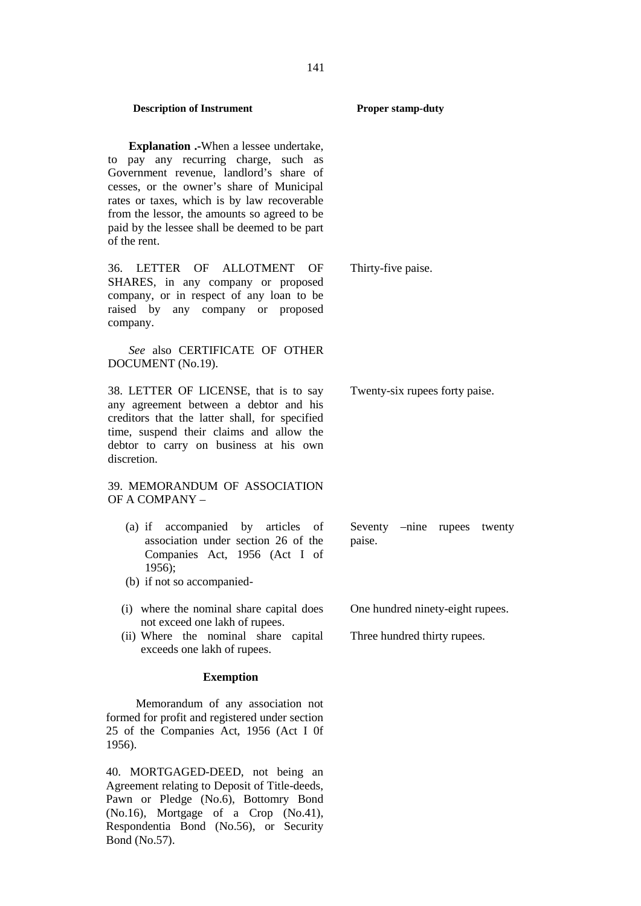| Description of Instrument | Proper stamp-duty |
| --- | --- |
| **Explanation .-**When a lessee undertake, to pay any recurring charge, such as Government revenue, landlord's share of cesses, or the owner's share of Municipal rates or taxes, which is by law recoverable from the lessor, the amounts so agreed to be paid by the lessee shall be deemed to be part of the rent. | |
| 36. LETTER OF ALLOTMENT OF SHARES, in any company or proposed company, or in respect of any loan to be raised by any company or proposed company. | Thirty-five paise. |
| *See* also CERTIFICATE OF OTHER DOCUMENT (No.19). | |
| 38. LETTER OF LICENSE, that is to say any agreement between a debtor and his creditors that the latter shall, for specified time, suspend their claims and allow the debtor to carry on business at his own discretion. | Twenty-six rupees forty paise. |
| 39. MEMORANDUM OF ASSOCIATION OF A COMPANY – | |
| (a) if accompanied by articles of association under section 26 of the Companies Act, 1956 (Act I of 1956); | Seventy –nine rupees twenty paise. |
| (b) if not so accompanied- | |
| (i) where the nominal share capital does not exceed one lakh of rupees. | One hundred ninety-eight rupees. |
| (ii) Where the nominal share capital exceeds one lakh of rupees. | Three hundred thirty rupees. |
| **Exemption** | |
| Memorandum of any association not formed for profit and registered under section 25 of the Companies Act, 1956 (Act I 0f 1956). | |
| 40. MORTGAGED-DEED, not being an Agreement relating to Deposit of Title-deeds, Pawn or Pledge (No.6), Bottomry Bond (No.16), Mortgage of a Crop (No.41), Respondentia Bond (No.56), or Security Bond (No.57). | |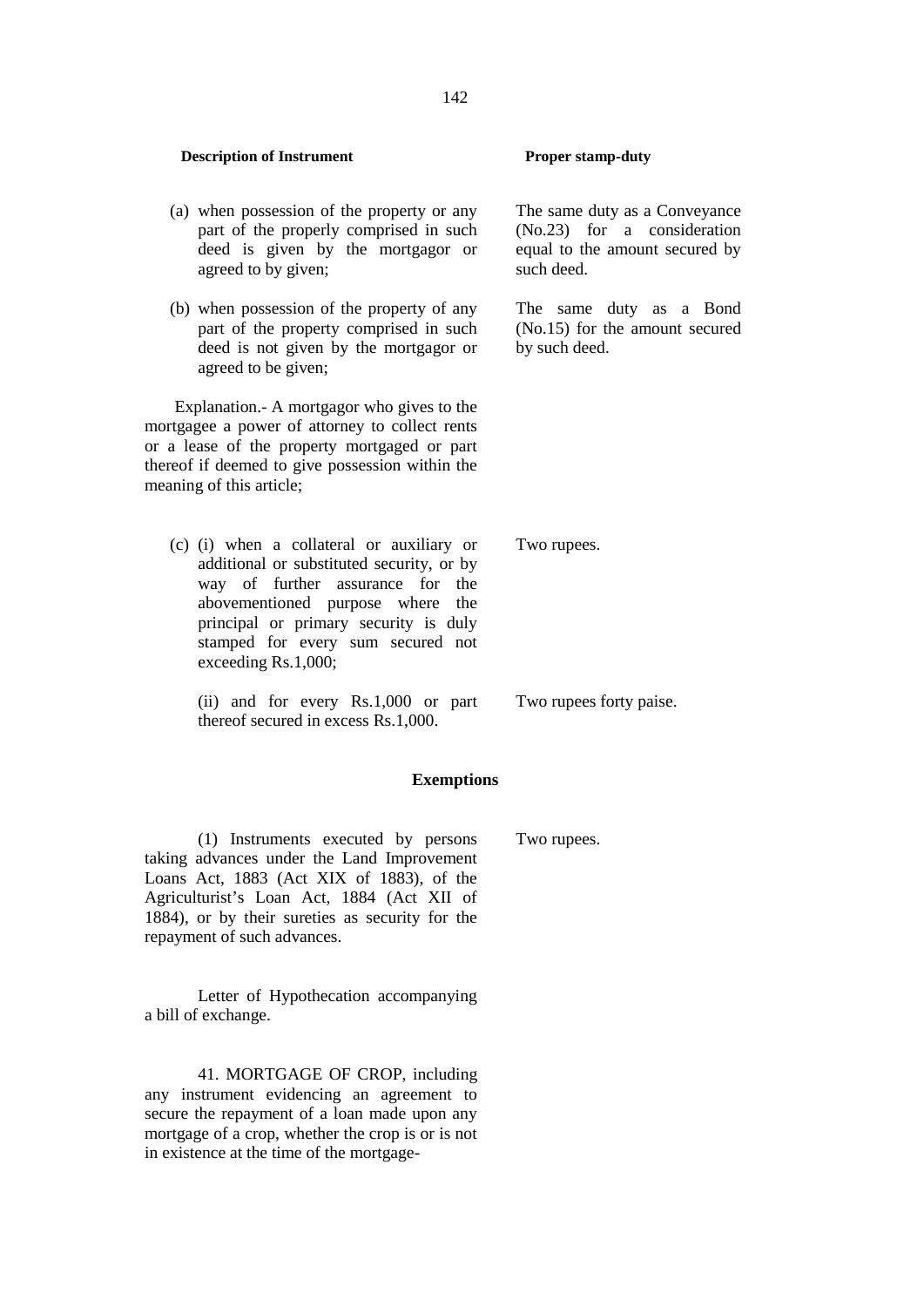| Description of Instrument | Proper stamp-duty |
|---|---|
| (a) when possession of the property or any part of the properly comprised in such deed is given by the mortgagor or agreed to by given; | The same duty as a Conveyance (No.23) for a consideration equal to the amount secured by such deed. |
| (b) when possession of the property of any part of the property comprised in such deed is not given by the mortgagor or agreed to be given; | The same duty as a Bond (No.15) for the amount secured by such deed. |
| Explanation.- A mortgagor who gives to the mortgagee a power of attorney to collect rents or a lease of the property mortgaged or part thereof if deemed to give possession within the meaning of this article; | |
| (c) (i) when a collateral or auxiliary or additional or substituted security, or by way of further assurance for the abovementioned purpose where the principal or primary security is duly stamped for every sum secured not exceeding Rs.1,000; | Two rupees. |
| (ii) and for every Rs.1,000 or part thereof secured in excess Rs.1,000. | Two rupees forty paise. |

**Exemptions**

| | |
|---|---|
| (1) Instruments executed by persons taking advances under the Land Improvement Loans Act, 1883 (Act XIX of 1883), of the Agriculturist's Loan Act, 1884 (Act XII of 1884), or by their sureties as security for the repayment of such advances. | Two rupees. |
| Letter of Hypothecation accompanying a bill of exchange. | |
| 41. MORTGAGE OF CROP, including any instrument evidencing an agreement to secure the repayment of a loan made upon any mortgage of a crop, whether the crop is or is not in existence at the time of the mortgage- | |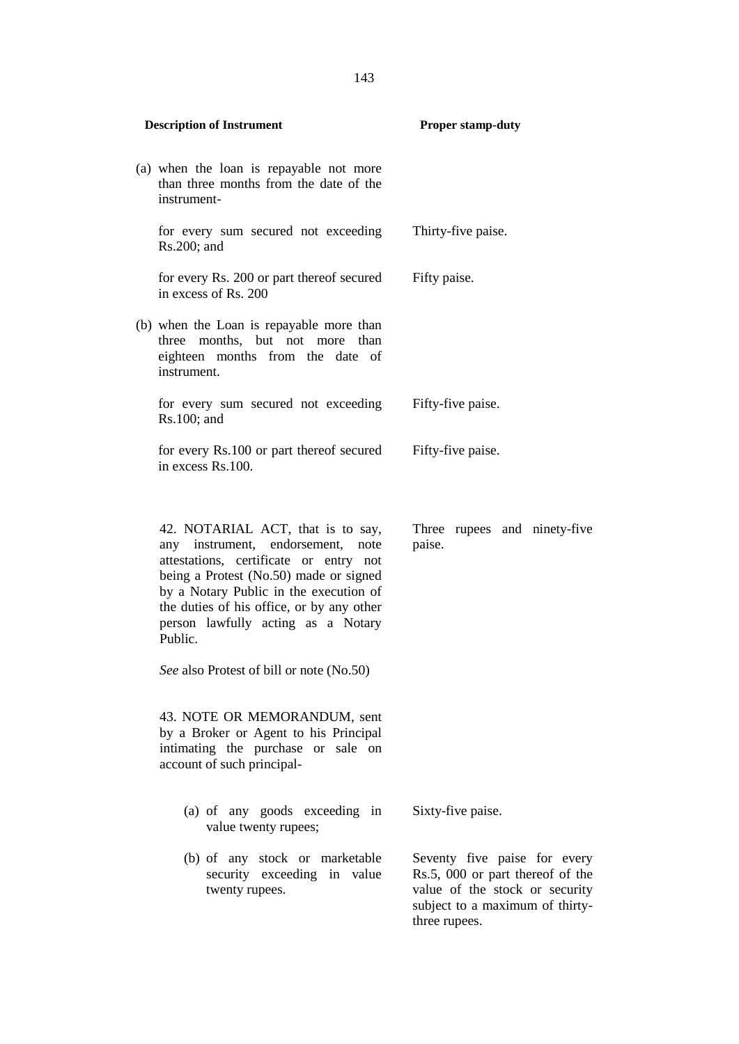| Description of Instrument | Proper stamp-duty |
|---|---|
| (a) when the loan is repayable not more than three months from the date of the instrument- | |
| for every sum secured not exceeding Rs.200; and | Thirty-five paise. |
| for every Rs. 200 or part thereof secured in excess of Rs. 200 | Fifty paise. |
| (b) when the Loan is repayable more than three months, but not more than eighteen months from the date of instrument. | |
| for every sum secured not exceeding Rs.100; and | Fifty-five paise. |
| for every Rs.100 or part thereof secured in excess Rs.100. | Fifty-five paise. |
| 42. NOTARIAL ACT, that is to say, any instrument, endorsement, note attestations, certificate or entry not being a Protest (No.50) made or signed by a Notary Public in the execution of the duties of his office, or by any other person lawfully acting as a Notary Public. | Three rupees and ninety-five paise. |
| *See* also Protest of bill or note (No.50) | |
| 43. NOTE OR MEMORANDUM, sent by a Broker or Agent to his Principal intimating the purchase or sale on account of such principal- | |
| (a) of any goods exceeding in value twenty rupees; | Sixty-five paise. |
| (b) of any stock or marketable security exceeding in value twenty rupees. | Seventy five paise for every Rs.5, 000 or part thereof of the value of the stock or security subject to a maximum of thirty-three rupees. |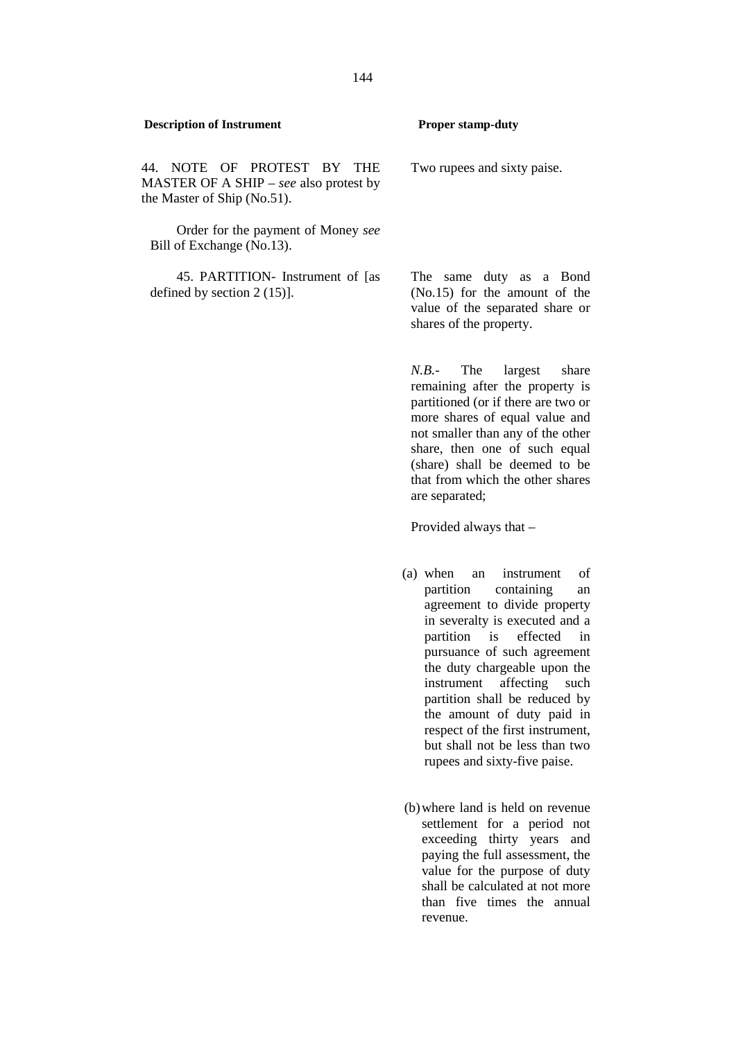| Description of Instrument | Proper stamp-duty |
|---|---|
| 44. NOTE OF PROTEST BY THE MASTER OF A SHIP – *see* also protest by the Master of Ship (No.51). | Two rupees and sixty paise. |
| Order for the payment of Money *see* Bill of Exchange (No.13). | |
| 45. PARTITION- Instrument of [as defined by section 2 (15)]. | The same duty as a Bond (No.15) for the amount of the value of the separated share or shares of the property.<br><br>*N.B.*- The largest share remaining after the property is partitioned (or if there are two or more shares of equal value and not smaller than any of the other share, then one of such equal (share) shall be deemed to be that from which the other shares are separated;<br><br>Provided always that –<br><br>(a) when an instrument of partition containing an agreement to divide property in severalty is executed and a partition is effected in pursuance of such agreement the duty chargeable upon the instrument affecting such partition shall be reduced by the amount of duty paid in respect of the first instrument, but shall not be less than two rupees and sixty-five paise.<br><br>(b) where land is held on revenue settlement for a period not exceeding thirty years and paying the full assessment, the value for the purpose of duty shall be calculated at not more than five times the annual revenue. |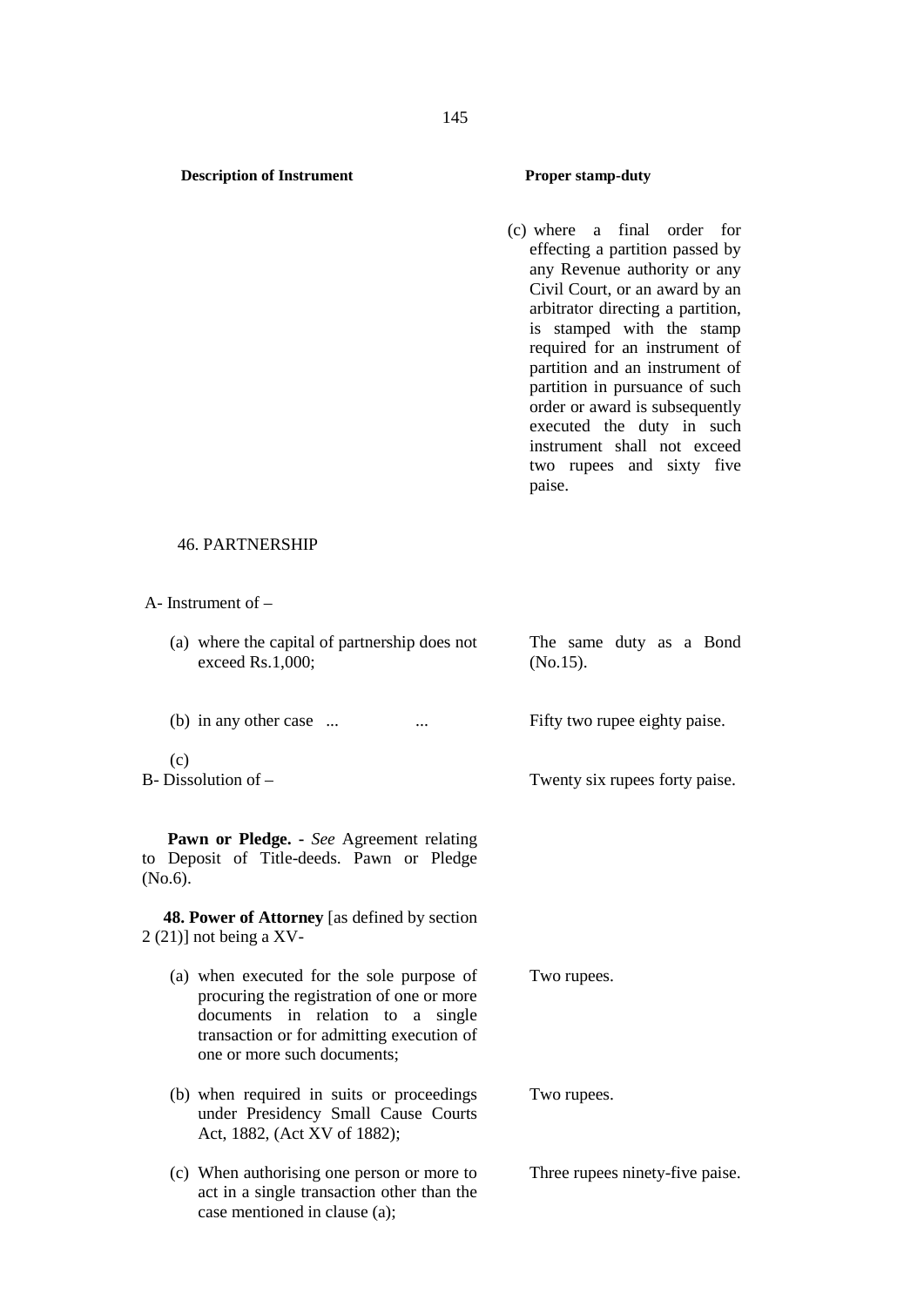| Description of Instrument | Proper stamp-duty |
|---|---|
| | (c) where a final order for effecting a partition passed by any Revenue authority or any Civil Court, or an award by an arbitrator directing a partition, is stamped with the stamp required for an instrument of partition and an instrument of partition in pursuance of such order or award is subsequently executed the duty in such instrument shall not exceed two rupees and sixty five paise. |
| 46. PARTNERSHIP | |
| A- Instrument of – | |
| (a) where the capital of partnership does not exceed Rs.1,000; | The same duty as a Bond (No.15). |
| (b) in any other case ... ... | Fifty two rupee eighty paise. |
| (c) | |
| B- Dissolution of – | Twenty six rupees forty paise. |
| **Pawn or Pledge.** - *See* Agreement relating to Deposit of Title-deeds. Pawn or Pledge (No.6). | |
| **48. Power of Attorney** [as defined by section 2 (21)] not being a XV- | |
| (a) when executed for the sole purpose of procuring the registration of one or more documents in relation to a single transaction or for admitting execution of one or more such documents; | Two rupees. |
| (b) when required in suits or proceedings under Presidency Small Cause Courts Act, 1882, (Act XV of 1882); | Two rupees. |
| (c) When authorising one person or more to act in a single transaction other than the case mentioned in clause (a); | Three rupees ninety-five paise. |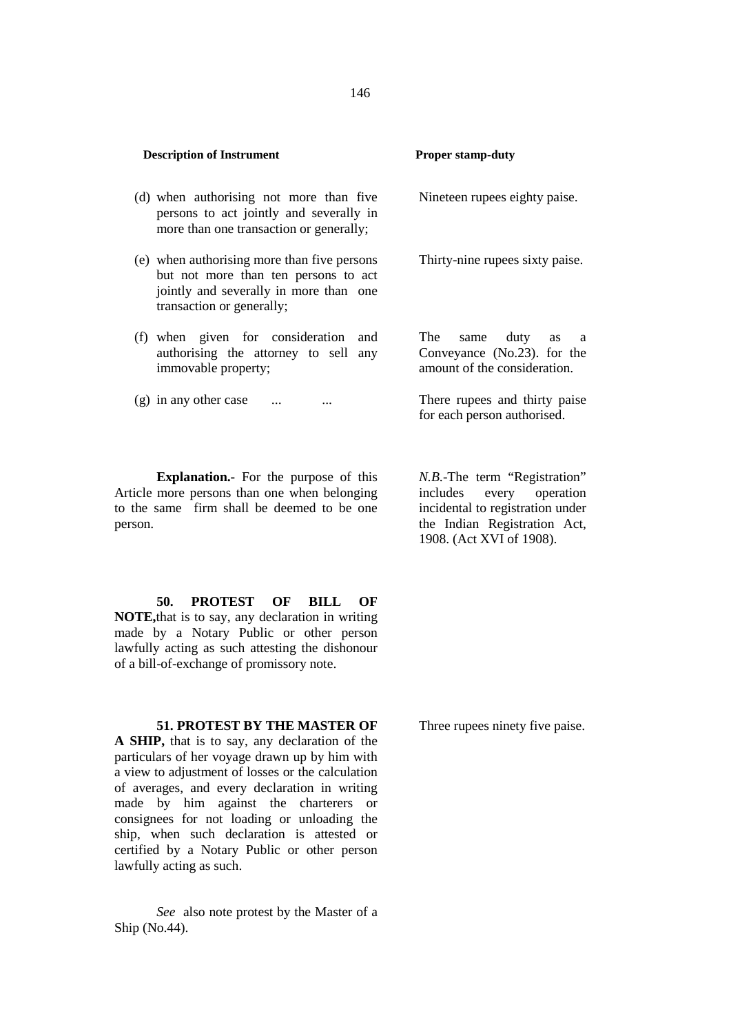| Description of Instrument | Proper stamp-duty |
|---|---|
| (d) when authorising not more than five persons to act jointly and severally in more than one transaction or generally; | Nineteen rupees eighty paise. |
| (e) when authorising more than five persons but not more than ten persons to act jointly and severally in more than one transaction or generally; | Thirty-nine rupees sixty paise. |
| (f) when given for consideration and authorising the attorney to sell any immovable property; | The same duty as a Conveyance (No.23). for the amount of the consideration. |
| (g) in any other case ... ... | There rupees and thirty paise for each person authorised. |
| **Explanation.-** For the purpose of this Article more persons than one when belonging to the same firm shall be deemed to be one person. | *N.B.*-The term "Registration" includes every operation incidental to registration under the Indian Registration Act, 1908. (Act XVI of 1908). |
| **50. PROTEST OF BILL OF NOTE,** that is to say, any declaration in writing made by a Notary Public or other person lawfully acting as such attesting the dishonour of a bill-of-exchange of promissory note. | |
| **51. PROTEST BY THE MASTER OF A SHIP,** that is to say, any declaration of the particulars of her voyage drawn up by him with a view to adjustment of losses or the calculation of averages, and every declaration in writing made by him against the charterers or consignees for not loading or unloading the ship, when such declaration is attested or certified by a Notary Public or other person lawfully acting as such. | Three rupees ninety five paise. |
| *See* also note protest by the Master of a Ship (No.44). | |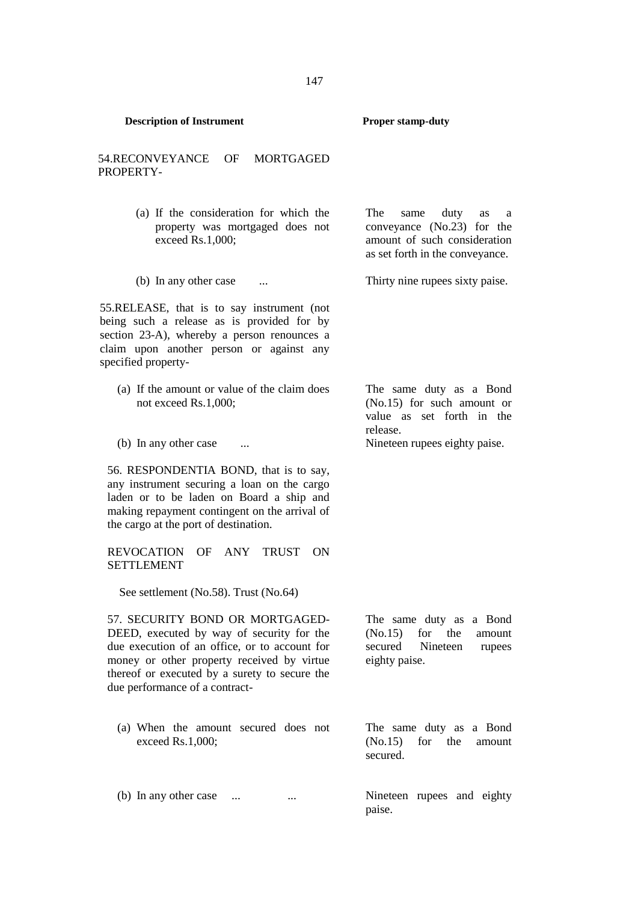| Description of Instrument | Proper stamp-duty |
|---|---|
| 54.RECONVEYANCE OF MORTGAGED PROPERTY- | |
| (a) If the consideration for which the property was mortgaged does not exceed Rs.1,000; | The same duty as a conveyance (No.23) for the amount of such consideration as set forth in the conveyance. |
| (b) In any other case ... | Thirty nine rupees sixty paise. |
| 55.RELEASE, that is to say instrument (not being such a release as is provided for by section 23-A), whereby a person renounces a claim upon another person or against any specified property- | |
| (a) If the amount or value of the claim does not exceed Rs.1,000; | The same duty as a Bond (No.15) for such amount or value as set forth in the release. |
| (b) In any other case ... | Nineteen rupees eighty paise. |
| 56. RESPONDENTIA BOND, that is to say, any instrument securing a loan on the cargo laden or to be laden on Board a ship and making repayment contingent on the arrival of the cargo at the port of destination. | |
| REVOCATION OF ANY TRUST ON SETTLEMENT | |
| See settlement (No.58). Trust (No.64) | |
| 57. SECURITY BOND OR MORTGAGED-DEED, executed by way of security for the due execution of an office, or to account for money or other property received by virtue thereof or executed by a surety to secure the due performance of a contract- | The same duty as a Bond (No.15) for the amount secured Nineteen rupees eighty paise. |
| (a) When the amount secured does not exceed Rs.1,000; | The same duty as a Bond (No.15) for the amount secured. |
| (b) In any other case ... ... | Nineteen rupees and eighty paise. |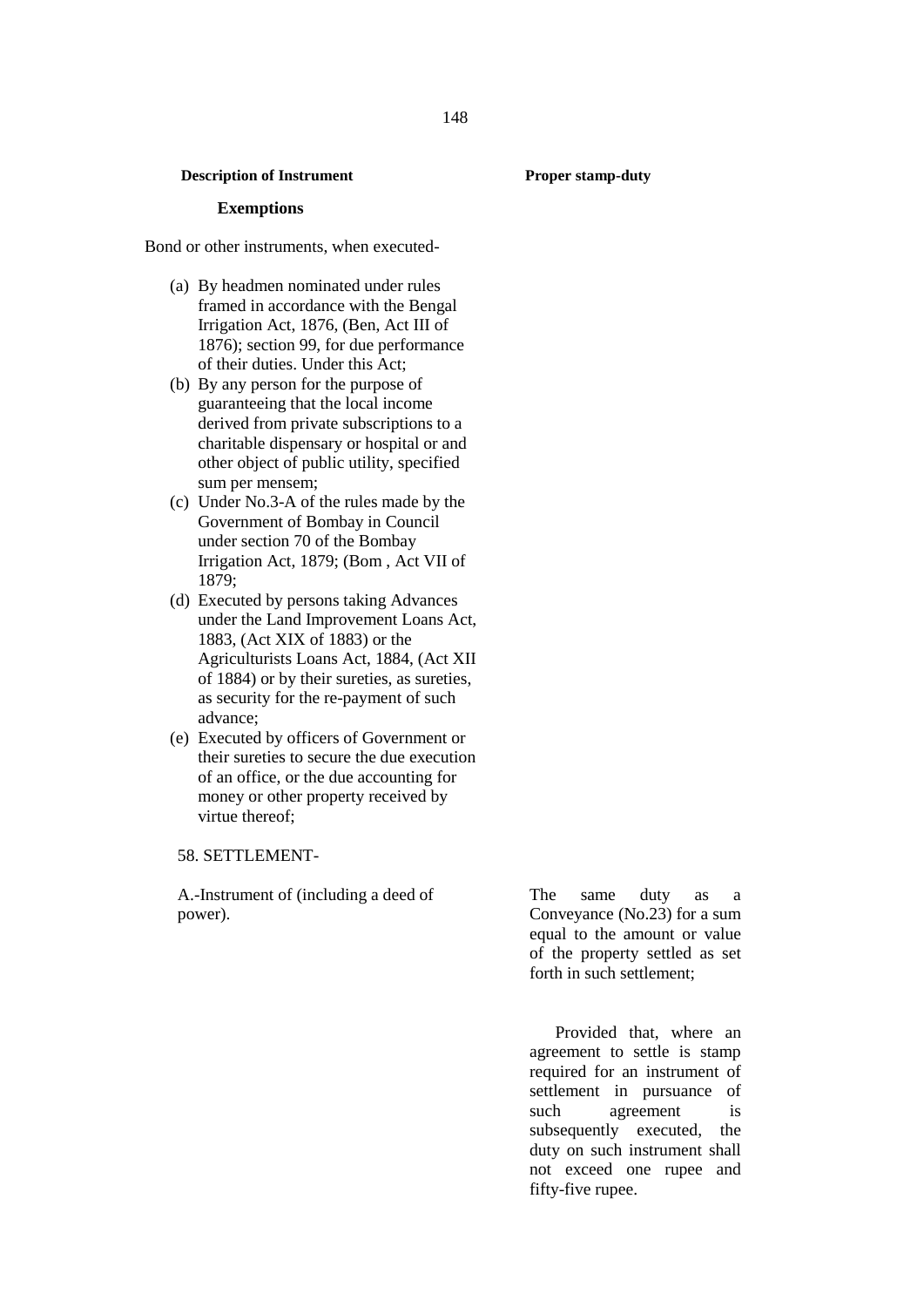| Description of Instrument | Proper stamp-duty |
|---|---|
| **Exemptions** | |
| Bond or other instruments, when executed- | |
| (a) By headmen nominated under rules framed in accordance with the Bengal Irrigation Act, 1876, (Ben, Act III of 1876); section 99, for due performance of their duties. Under this Act; | |
| (b) By any person for the purpose of guaranteeing that the local income derived from private subscriptions to a charitable dispensary or hospital or and other object of public utility, specified sum per mensem; | |
| (c) Under No.3-A of the rules made by the Government of Bombay in Council under section 70 of the Bombay Irrigation Act, 1879; (Bom , Act VII of 1879; | |
| (d) Executed by persons taking Advances under the Land Improvement Loans Act, 1883, (Act XIX of 1883) or the Agriculturists Loans Act, 1884, (Act XII of 1884) or by their sureties, as sureties, as security for the re-payment of such advance; | |
| (e) Executed by officers of Government or their sureties to secure the due execution of an office, or the due accounting for money or other property received by virtue thereof; | |
| 58. SETTLEMENT- | |
| A.-Instrument of (including a deed of power). | The same duty as a Conveyance (No.23) for a sum equal to the amount or value of the property settled as set forth in such settlement; |
| | Provided that, where an agreement to settle is stamp required for an instrument of settlement in pursuance of such agreement is subsequently executed, the duty on such instrument shall not exceed one rupee and fifty-five rupee. |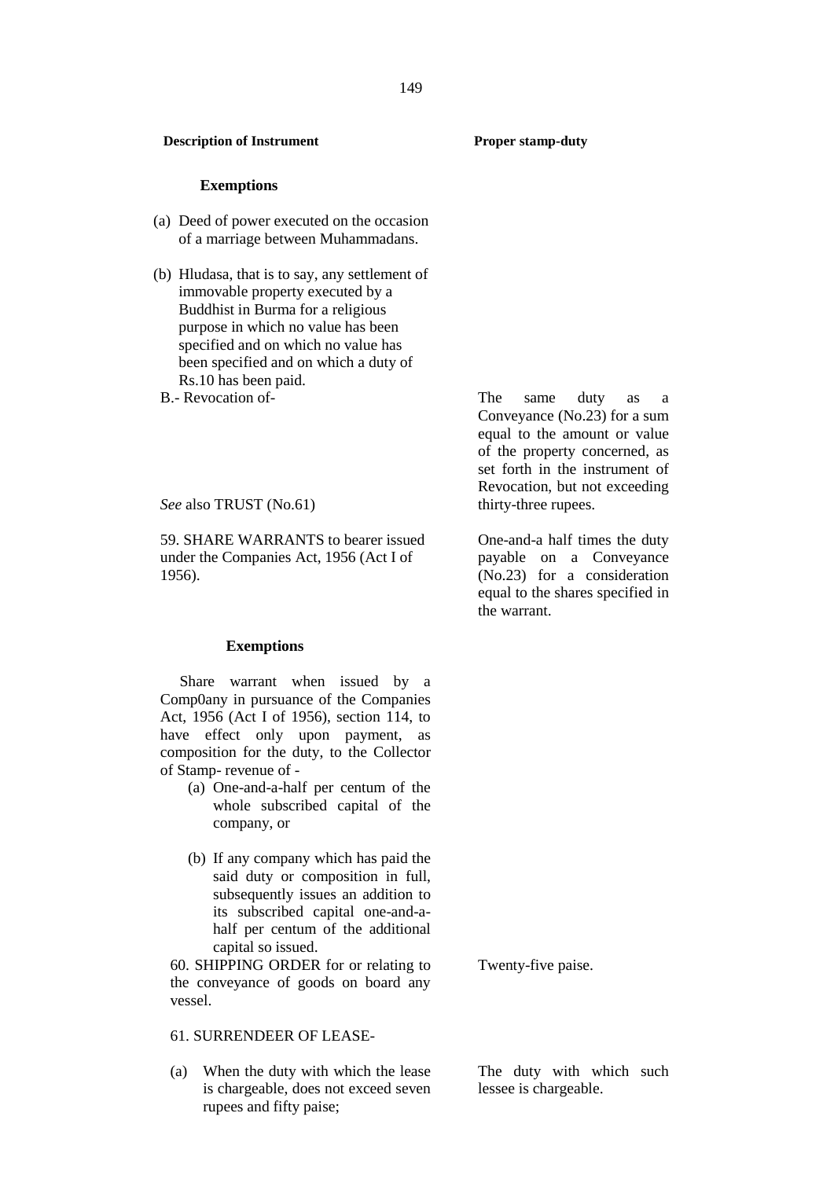| Description of Instrument | Proper stamp-duty |
|---|---|
| **Exemptions** | |
| (a) Deed of power executed on the occasion of a marriage between Muhammadans. | |
| (b) Hludasa, that is to say, any settlement of immovable property executed by a Buddhist in Burma for a religious purpose in which no value has been specified and on which no value has been specified and on which a duty of Rs.10 has been paid. | |
| B.- Revocation of-<br><br>*See* also TRUST (No.61) | The same duty as a Conveyance (No.23) for a sum equal to the amount or value of the property concerned, as set forth in the instrument of Revocation, but not exceeding thirty-three rupees. |
| 59. SHARE WARRANTS to bearer issued under the Companies Act, 1956 (Act I of 1956). | One-and-a half times the duty payable on a Conveyance (No.23) for a consideration equal to the shares specified in the warrant. |
| **Exemptions** | |
| Share warrant when issued by a Comp0any in pursuance of the Companies Act, 1956 (Act I of 1956), section 114, to have effect only upon payment, as composition for the duty, to the Collector of Stamp- revenue of -<br>(a) One-and-a-half per centum of the whole subscribed capital of the company, or<br>(b) If any company which has paid the said duty or composition in full, subsequently issues an addition to its subscribed capital one-and-a-half per centum of the additional capital so issued. | |
| 60. SHIPPING ORDER for or relating to the conveyance of goods on board any vessel. | Twenty-five paise. |
| 61. SURRENDEER OF LEASE- | |
| (a) When the duty with which the lease is chargeable, does not exceed seven rupees and fifty paise; | The duty with which such lessee is chargeable. |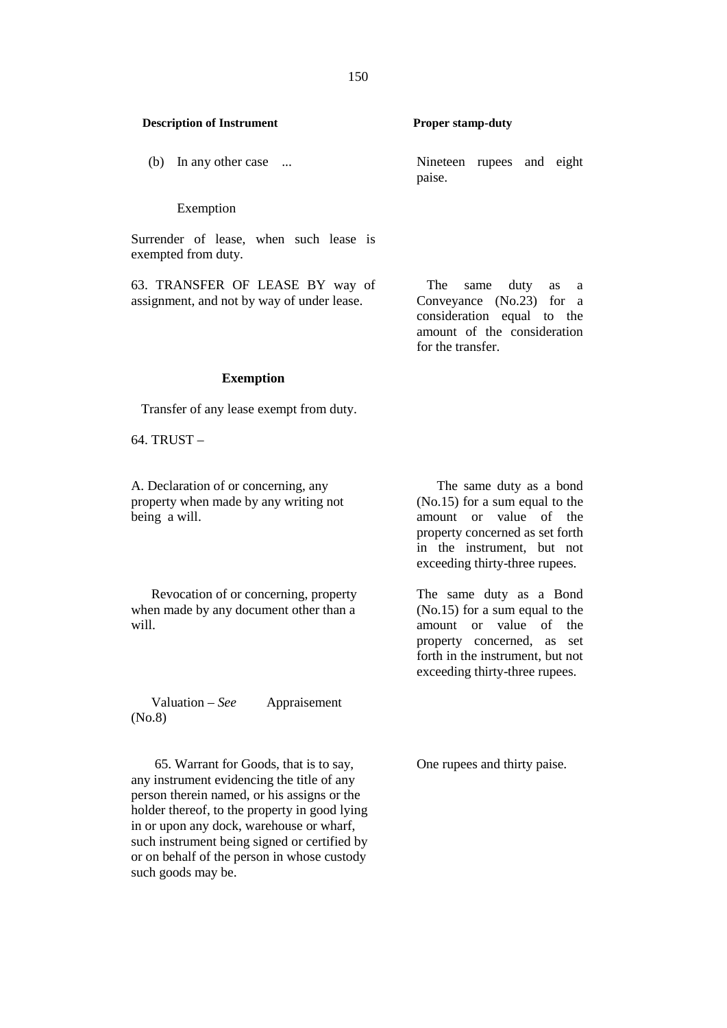| Description of Instrument | Proper stamp-duty |
|---|---|
| (b) In any other case ... | Nineteen rupees and eight paise. |
| Exemption | |
| Surrender of lease, when such lease is exempted from duty. | |
| 63. TRANSFER OF LEASE BY way of assignment, and not by way of under lease. | The same duty as a Conveyance (No.23) for a consideration equal to the amount of the consideration for the transfer. |
| **Exemption** | |
| Transfer of any lease exempt from duty. | |
| 64. TRUST – | |
| A. Declaration of or concerning, any property when made by any writing not being a will. | The same duty as a bond (No.15) for a sum equal to the amount or value of the property concerned as set forth in the instrument, but not exceeding thirty-three rupees. |
| Revocation of or concerning, property when made by any document other than a will. | The same duty as a Bond (No.15) for a sum equal to the amount or value of the property concerned, as set forth in the instrument, but not exceeding thirty-three rupees. |
| Valuation – *See* Appraisement (No.8) | |
| 65. Warrant for Goods, that is to say, any instrument evidencing the title of any person therein named, or his assigns or the holder thereof, to the property in good lying in or upon any dock, warehouse or wharf, such instrument being signed or certified by or on behalf of the person in whose custody such goods may be. | One rupees and thirty paise. |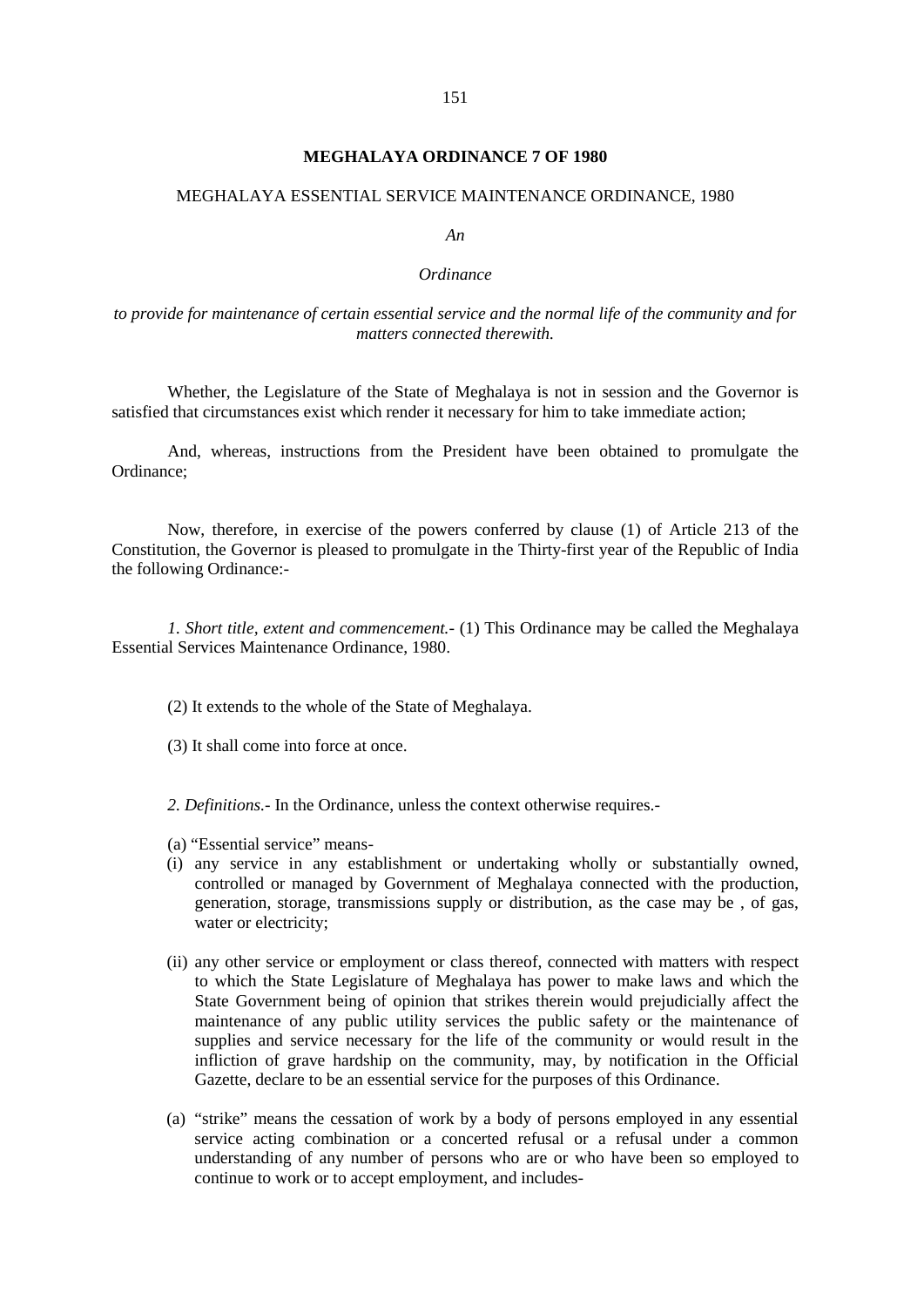## MEGHALAYA ORDINANCE 7 OF 1980

MEGHALAYA ESSENTIAL SERVICE MAINTENANCE ORDINANCE, 1980

*An*

*Ordinance*

*to provide for maintenance of certain essential service and the normal life of the community and for matters connected therewith.*

Whether, the Legislature of the State of Meghalaya is not in session and the Governor is satisfied that circumstances exist which render it necessary for him to take immediate action;

And, whereas, instructions from the President have been obtained to promulgate the Ordinance;

Now, therefore, in exercise of the powers conferred by clause (1) of Article 213 of the Constitution, the Governor is pleased to promulgate in the Thirty-first year of the Republic of India the following Ordinance:-

*1. Short title, extent and commencement.-* (1) This Ordinance may be called the Meghalaya Essential Services Maintenance Ordinance, 1980.

(2) It extends to the whole of the State of Meghalaya.

(3) It shall come into force at once.

*2. Definitions.-* In the Ordinance, unless the context otherwise requires.-

(a) "Essential service" means-

(i) any service in any establishment or undertaking wholly or substantially owned, controlled or managed by Government of Meghalaya connected with the production, generation, storage, transmissions supply or distribution, as the case may be , of gas, water or electricity;

(ii) any other service or employment or class thereof, connected with matters with respect to which the State Legislature of Meghalaya has power to make laws and which the State Government being of opinion that strikes therein would prejudicially affect the maintenance of any public utility services the public safety or the maintenance of supplies and service necessary for the life of the community or would result in the infliction of grave hardship on the community, may, by notification in the Official Gazette, declare to be an essential service for the purposes of this Ordinance.

(a) "strike" means the cessation of work by a body of persons employed in any essential service acting combination or a concerted refusal or a refusal under a common understanding of any number of persons who are or who have been so employed to continue to work or to accept employment, and includes-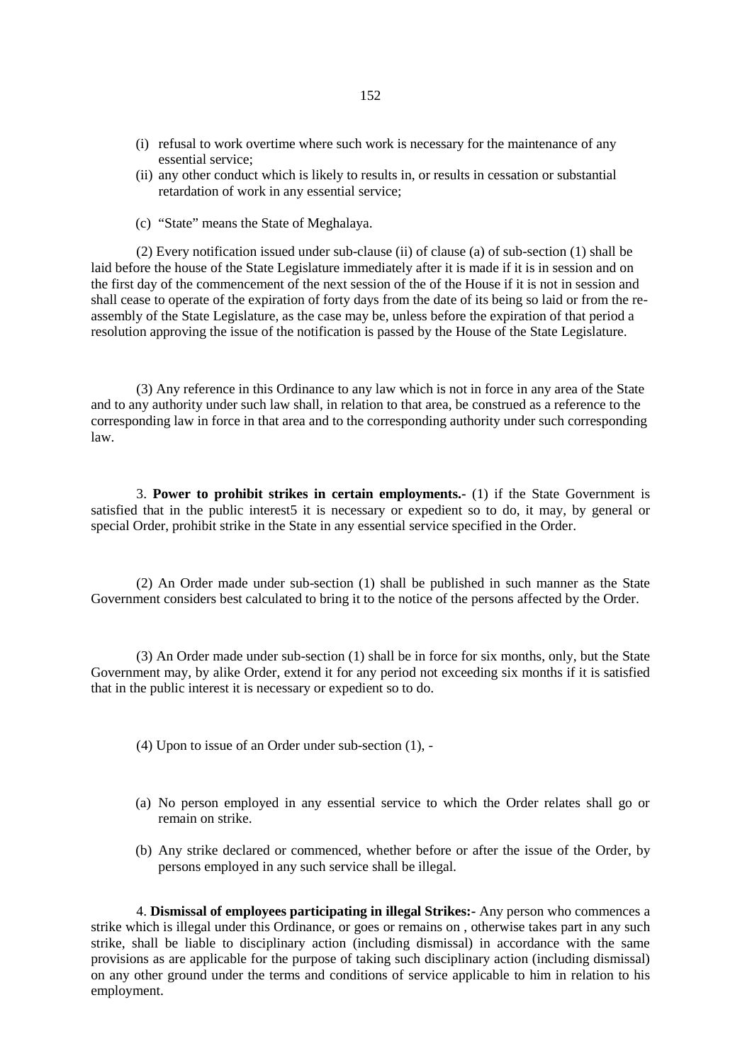(i) refusal to work overtime where such work is necessary for the maintenance of any essential service;

(ii) any other conduct which is likely to results in, or results in cessation or substantial retardation of work in any essential service;

(c) "State" means the State of Meghalaya.

(2) Every notification issued under sub-clause (ii) of clause (a) of sub-section (1) shall be laid before the house of the State Legislature immediately after it is made if it is in session and on the first day of the commencement of the next session of the of the House if it is not in session and shall cease to operate of the expiration of forty days from the date of its being so laid or from the re-assembly of the State Legislature, as the case may be, unless before the expiration of that period a resolution approving the issue of the notification is passed by the House of the State Legislature.

(3) Any reference in this Ordinance to any law which is not in force in any area of the State and to any authority under such law shall, in relation to that area, be construed as a reference to the corresponding law in force in that area and to the corresponding authority under such corresponding law.

3. **Power to prohibit strikes in certain employments.-** (1) if the State Government is satisfied that in the public interest5 it is necessary or expedient so to do, it may, by general or special Order, prohibit strike in the State in any essential service specified in the Order.

(2) An Order made under sub-section (1) shall be published in such manner as the State Government considers best calculated to bring it to the notice of the persons affected by the Order.

(3) An Order made under sub-section (1) shall be in force for six months, only, but the State Government may, by alike Order, extend it for any period not exceeding six months if it is satisfied that in the public interest it is necessary or expedient so to do.

(4) Upon to issue of an Order under sub-section (1), -

(a) No person employed in any essential service to which the Order relates shall go or remain on strike.

(b) Any strike declared or commenced, whether before or after the issue of the Order, by persons employed in any such service shall be illegal.

4. **Dismissal of employees participating in illegal Strikes:-** Any person who commences a strike which is illegal under this Ordinance, or goes or remains on , otherwise takes part in any such strike, shall be liable to disciplinary action (including dismissal) in accordance with the same provisions as are applicable for the purpose of taking such disciplinary action (including dismissal) on any other ground under the terms and conditions of service applicable to him in relation to his employment.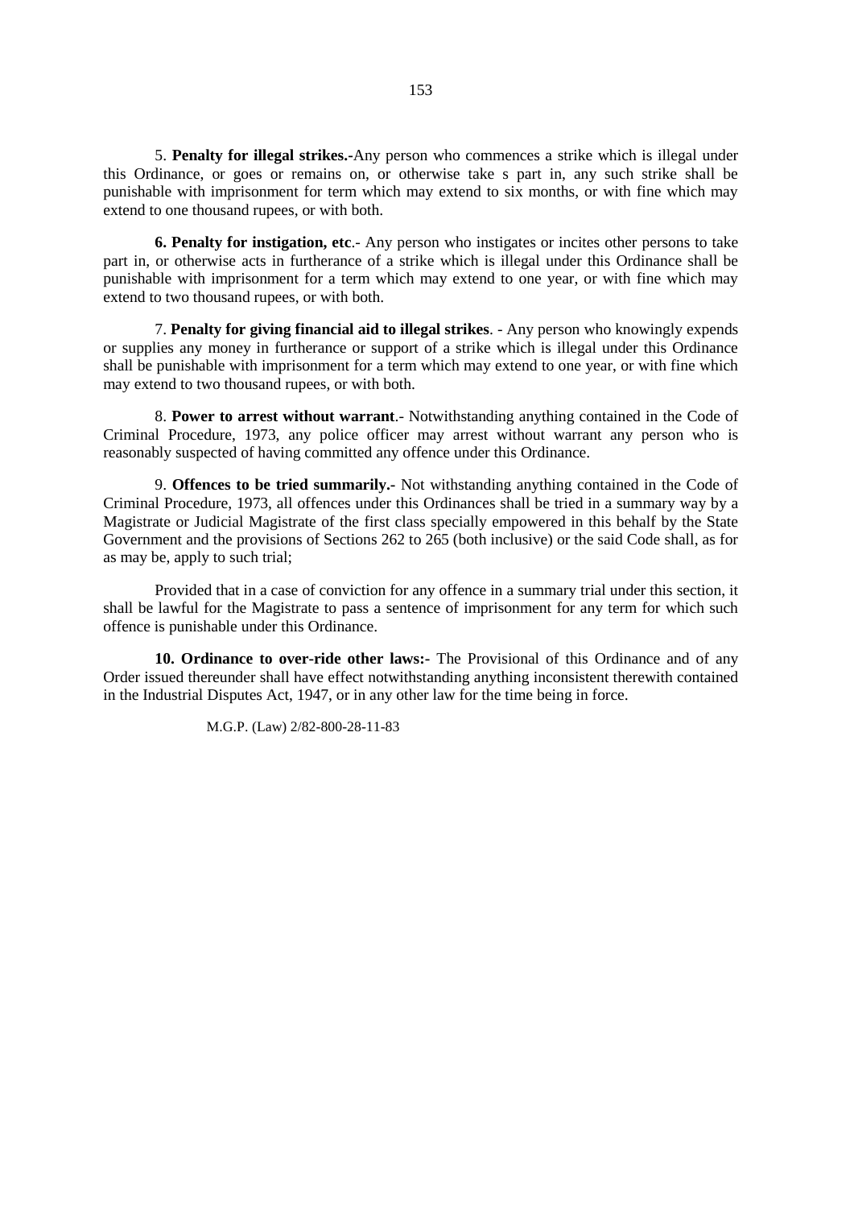5. **Penalty for illegal strikes.-**Any person who commences a strike which is illegal under this Ordinance, or goes or remains on, or otherwise take s part in, any such strike shall be punishable with imprisonment for term which may extend to six months, or with fine which may extend to one thousand rupees, or with both.

**6. Penalty for instigation, etc**.- Any person who instigates or incites other persons to take part in, or otherwise acts in furtherance of a strike which is illegal under this Ordinance shall be punishable with imprisonment for a term which may extend to one year, or with fine which may extend to two thousand rupees, or with both.

7. **Penalty for giving financial aid to illegal strikes**. - Any person who knowingly expends or supplies any money in furtherance or support of a strike which is illegal under this Ordinance shall be punishable with imprisonment for a term which may extend to one year, or with fine which may extend to two thousand rupees, or with both.

8. **Power to arrest without warrant**.- Notwithstanding anything contained in the Code of Criminal Procedure, 1973, any police officer may arrest without warrant any person who is reasonably suspected of having committed any offence under this Ordinance.

9. **Offences to be tried summarily.-** Not withstanding anything contained in the Code of Criminal Procedure, 1973, all offences under this Ordinances shall be tried in a summary way by a Magistrate or Judicial Magistrate of the first class specially empowered in this behalf by the State Government and the provisions of Sections 262 to 265 (both inclusive) or the said Code shall, as for as may be, apply to such trial;

Provided that in a case of conviction for any offence in a summary trial under this section, it shall be lawful for the Magistrate to pass a sentence of imprisonment for any term for which such offence is punishable under this Ordinance.

**10. Ordinance to over-ride other laws:-** The Provisional of this Ordinance and of any Order issued thereunder shall have effect notwithstanding anything inconsistent therewith contained in the Industrial Disputes Act, 1947, or in any other law for the time being in force.

M.G.P. (Law) 2/82-800-28-11-83